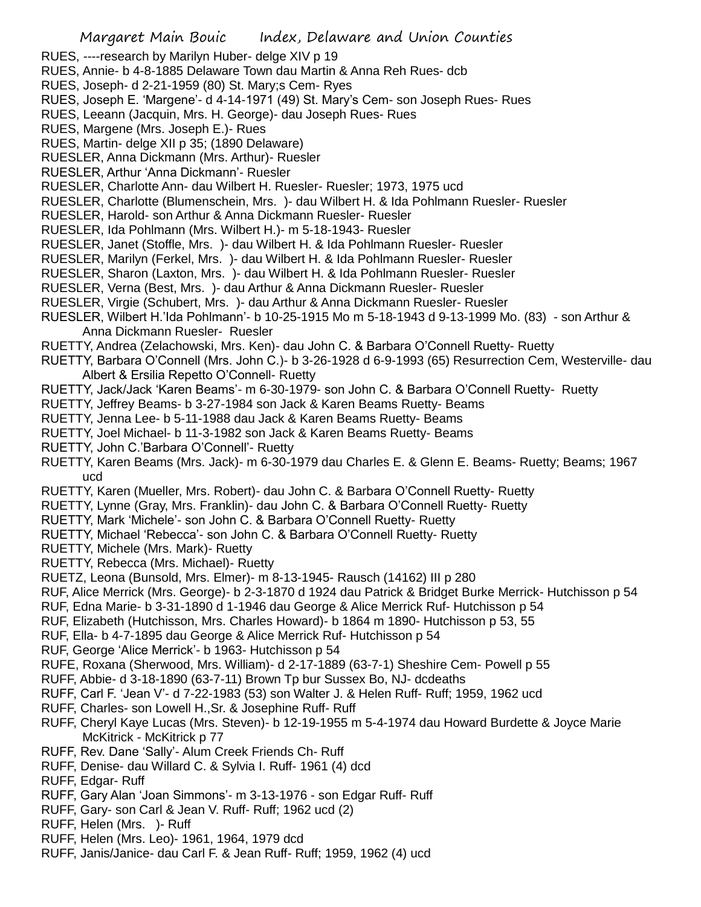RUES, ----research by Marilyn Huber- delge XIV p 19
RUES, Annie- b 4-8-1885 Delaware Town dau Martin & Anna Reh Rues- dcb
RUES, Joseph- d 2-21-1959 (80) St. Mary;s Cem- Ryes
RUES, Joseph E. 'Margene'- d 4-14-1971 (49) St. Mary's Cem- son Joseph Rues- Rues
RUES, Leeann (Jacquin, Mrs. H. George)- dau Joseph Rues- Rues
RUES, Margene (Mrs. Joseph E.)- Rues
RUES, Martin- delge XII p 35; (1890 Delaware)
RUESLER, Anna Dickmann (Mrs. Arthur)- Ruesler
RUESLER, Arthur 'Anna Dickmann'- Ruesler
RUESLER, Charlotte Ann- dau Wilbert H. Ruesler- Ruesler; 1973, 1975 ucd
RUESLER, Charlotte (Blumenschein, Mrs. )- dau Wilbert H. & Ida Pohlmann Ruesler- Ruesler
RUESLER, Harold- son Arthur & Anna Dickmann Ruesler- Ruesler
RUESLER, Ida Pohlmann (Mrs. Wilbert H.)- m 5-18-1943- Ruesler
RUESLER, Janet (Stoffle, Mrs. )- dau Wilbert H. & Ida Pohlmann Ruesler- Ruesler
RUESLER, Marilyn (Ferkel, Mrs. )- dau Wilbert H. & Ida Pohlmann Ruesler- Ruesler
RUESLER, Sharon (Laxton, Mrs. )- dau Wilbert H. & Ida Pohlmann Ruesler- Ruesler
RUESLER, Verna (Best, Mrs. )- dau Arthur & Anna Dickmann Ruesler- Ruesler
RUESLER, Virgie (Schubert, Mrs. )- dau Arthur & Anna Dickmann Ruesler- Ruesler
RUESLER, Wilbert H.'Ida Pohlmann'- b 10-25-1915 Mo m 5-18-1943 d 9-13-1999 Mo. (83) - son Arthur & Anna Dickmann Ruesler- Ruesler
RUETTY, Andrea (Zelachowski, Mrs. Ken)- dau John C. & Barbara O'Connell Ruetty- Ruetty
RUETTY, Barbara O'Connell (Mrs. John C.)- b 3-26-1928 d 6-9-1993 (65) Resurrection Cem, Westerville- dau Albert & Ersilia Repetto O'Connell- Ruetty
RUETTY, Jack/Jack 'Karen Beams'- m 6-30-1979- son John C. & Barbara O'Connell Ruetty- Ruetty
RUETTY, Jeffrey Beams- b 3-27-1984 son Jack & Karen Beams Ruetty- Beams
RUETTY, Jenna Lee- b 5-11-1988 dau Jack & Karen Beams Ruetty- Beams
RUETTY, Joel Michael- b 11-3-1982 son Jack & Karen Beams Ruetty- Beams
RUETTY, John C.'Barbara O'Connell'- Ruetty
RUETTY, Karen Beams (Mrs. Jack)- m 6-30-1979 dau Charles E. & Glenn E. Beams- Ruetty; Beams; 1967 ucd
RUETTY, Karen (Mueller, Mrs. Robert)- dau John C. & Barbara O'Connell Ruetty- Ruetty
RUETTY, Lynne (Gray, Mrs. Franklin)- dau John C. & Barbara O'Connell Ruetty- Ruetty
RUETTY, Mark 'Michele'- son John C. & Barbara O'Connell Ruetty- Ruetty
RUETTY, Michael 'Rebecca'- son John C. & Barbara O'Connell Ruetty- Ruetty
RUETTY, Michele (Mrs. Mark)- Ruetty
RUETTY, Rebecca (Mrs. Michael)- Ruetty
RUETZ, Leona (Bunsold, Mrs. Elmer)- m 8-13-1945- Rausch (14162) III p 280
RUF, Alice Merrick (Mrs. George)- b 2-3-1870 d 1924 dau Patrick & Bridget Burke Merrick- Hutchisson p 54
RUF, Edna Marie- b 3-31-1890 d 1-1946 dau George & Alice Merrick Ruf- Hutchisson p 54
RUF, Elizabeth (Hutchisson, Mrs. Charles Howard)- b 1864 m 1890- Hutchisson p 53, 55
RUF, Ella- b 4-7-1895 dau George & Alice Merrick Ruf- Hutchisson p 54
RUF, George 'Alice Merrick'- b 1963- Hutchisson p 54
RUFE, Roxana (Sherwood, Mrs. William)- d 2-17-1889 (63-7-1) Sheshire Cem- Powell p 55
RUFF, Abbie- d 3-18-1890 (63-7-11) Brown Tp bur Sussex Bo, NJ- dcdeaths
RUFF, Carl F. 'Jean V'- d 7-22-1983 (53) son Walter J. & Helen Ruff- Ruff; 1959, 1962 ucd
RUFF, Charles- son Lowell H.,Sr. & Josephine Ruff- Ruff
RUFF, Cheryl Kaye Lucas (Mrs. Steven)- b 12-19-1955 m 5-4-1974 dau Howard Burdette & Joyce Marie McKitrick - McKitrick p 77
RUFF, Rev. Dane 'Sally'- Alum Creek Friends Ch- Ruff
RUFF, Denise- dau Willard C. & Sylvia I. Ruff- 1961 (4) dcd
RUFF, Edgar- Ruff
RUFF, Gary Alan 'Joan Simmons'- m 3-13-1976 - son Edgar Ruff- Ruff
RUFF, Gary- son Carl & Jean V. Ruff- Ruff; 1962 ucd (2)
RUFF, Helen (Mrs. )- Ruff
RUFF, Helen (Mrs. Leo)- 1961, 1964, 1979 dcd
RUFF, Janis/Janice- dau Carl F. & Jean Ruff- Ruff; 1959, 1962 (4) ucd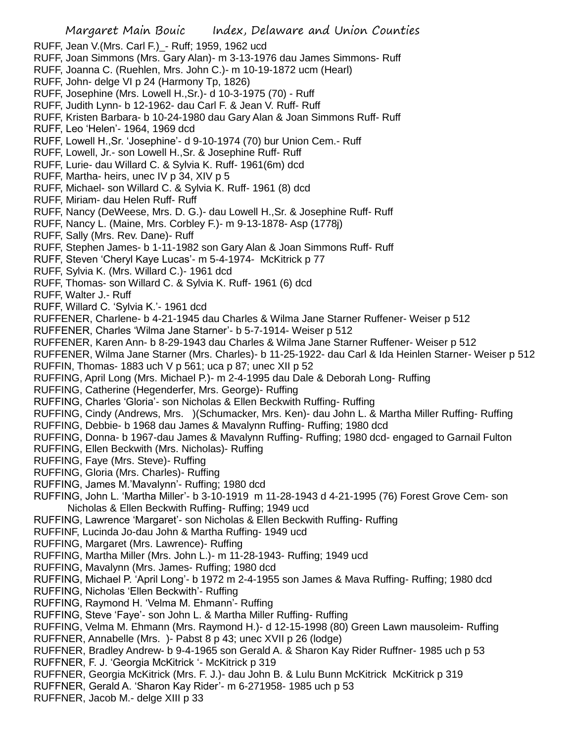RUFF, Jean V.(Mrs. Carl F.)_- Ruff; 1959, 1962 ucd
RUFF, Joan Simmons (Mrs. Gary Alan)- m 3-13-1976 dau James Simmons- Ruff
RUFF, Joanna C. (Ruehlen, Mrs. John C.)- m 10-19-1872 ucm (Hearl)
RUFF, John- delge VI p 24 (Harmony Tp, 1826)
RUFF, Josephine (Mrs. Lowell H.,Sr.)- d 10-3-1975 (70) - Ruff
RUFF, Judith Lynn- b 12-1962- dau Carl F. & Jean V. Ruff- Ruff
RUFF, Kristen Barbara- b 10-24-1980 dau Gary Alan & Joan Simmons Ruff- Ruff
RUFF, Leo 'Helen'- 1964, 1969 dcd
RUFF, Lowell H.,Sr. 'Josephine'- d 9-10-1974 (70) bur Union Cem.- Ruff
RUFF, Lowell, Jr.- son Lowell H.,Sr. & Josephine Ruff- Ruff
RUFF, Lurie- dau Willard C. & Sylvia K. Ruff- 1961(6m) dcd
RUFF, Martha- heirs, unec IV p 34, XIV p 5
RUFF, Michael- son Willard C. & Sylvia K. Ruff- 1961 (8) dcd
RUFF, Miriam- dau Helen Ruff- Ruff
RUFF, Nancy (DeWeese, Mrs. D. G.)- dau Lowell H.,Sr. & Josephine Ruff- Ruff
RUFF, Nancy L. (Maine, Mrs. Corbley F.)- m 9-13-1878- Asp (1778j)
RUFF, Sally (Mrs. Rev. Dane)- Ruff
RUFF, Stephen James- b 1-11-1982 son Gary Alan & Joan Simmons Ruff- Ruff
RUFF, Steven 'Cheryl Kaye Lucas'- m 5-4-1974- McKitrick p 77
RUFF, Sylvia K. (Mrs. Willard C.)- 1961 dcd
RUFF, Thomas- son Willard C. & Sylvia K. Ruff- 1961 (6) dcd
RUFF, Walter J.- Ruff
RUFF, Willard C. 'Sylvia K.'- 1961 dcd
RUFFENER, Charlene- b 4-21-1945 dau Charles & Wilma Jane Starner Ruffener- Weiser p 512
RUFFENER, Charles 'Wilma Jane Starner'- b 5-7-1914- Weiser p 512
RUFFENER, Karen Ann- b 8-29-1943 dau Charles & Wilma Jane Starner Ruffener- Weiser p 512
RUFFENER, Wilma Jane Starner (Mrs. Charles)- b 11-25-1922- dau Carl & Ida Heinlen Starner- Weiser p 512
RUFFIN, Thomas- 1883 uch V p 561; uca p 87; unec XII p 52
RUFFING, April Long (Mrs. Michael P.)- m 2-4-1995 dau Dale & Deborah Long- Ruffing
RUFFING, Catherine (Hegenderfer, Mrs. George)- Ruffing
RUFFING, Charles 'Gloria'- son Nicholas & Ellen Beckwith Ruffing- Ruffing
RUFFING, Cindy (Andrews, Mrs. )(Schumacker, Mrs. Ken)- dau John L. & Martha Miller Ruffing- Ruffing
RUFFING, Debbie- b 1968 dau James & Mavalynn Ruffing- Ruffing; 1980 dcd
RUFFING, Donna- b 1967-dau James & Mavalynn Ruffing- Ruffing; 1980 dcd- engaged to Garnail Fulton
RUFFING, Ellen Beckwith (Mrs. Nicholas)- Ruffing
RUFFING, Faye (Mrs. Steve)- Ruffing
RUFFING, Gloria (Mrs. Charles)- Ruffing
RUFFING, James M.'Mavalynn'- Ruffing; 1980 dcd
RUFFING, John L. 'Martha Miller'- b 3-10-1919 m 11-28-1943 d 4-21-1995 (76) Forest Grove Cem- son Nicholas & Ellen Beckwith Ruffing- Ruffing; 1949 ucd
RUFFING, Lawrence 'Margaret'- son Nicholas & Ellen Beckwith Ruffing- Ruffing
RUFFINF, Lucinda Jo-dau John & Martha Ruffing- 1949 ucd
RUFFING, Margaret (Mrs. Lawrence)- Ruffing
RUFFING, Martha Miller (Mrs. John L.)- m 11-28-1943- Ruffing; 1949 ucd
RUFFING, Mavalynn (Mrs. James- Ruffing; 1980 dcd
RUFFING, Michael P. 'April Long'- b 1972 m 2-4-1955 son James & Mava Ruffing- Ruffing; 1980 dcd
RUFFING, Nicholas 'Ellen Beckwith'- Ruffing
RUFFING, Raymond H. 'Velma M. Ehmann'- Ruffing
RUFFING, Steve 'Faye'- son John L. & Martha Miller Ruffing- Ruffing
RUFFING, Velma M. Ehmann (Mrs. Raymond H.)- d 12-15-1998 (80) Green Lawn mausoleim- Ruffing
RUFFNER, Annabelle (Mrs. )- Pabst 8 p 43; unec XVII p 26 (lodge)
RUFFNER, Bradley Andrew- b 9-4-1965 son Gerald A. & Sharon Kay Rider Ruffner- 1985 uch p 53
RUFFNER, F. J. 'Georgia McKitrick '- McKitrick p 319
RUFFNER, Georgia McKitrick (Mrs. F. J.)- dau John B. & Lulu Bunn McKitrick McKitrick p 319
RUFFNER, Gerald A. 'Sharon Kay Rider'- m 6-271958- 1985 uch p 53
RUFFNER, Jacob M.- delge XIII p 33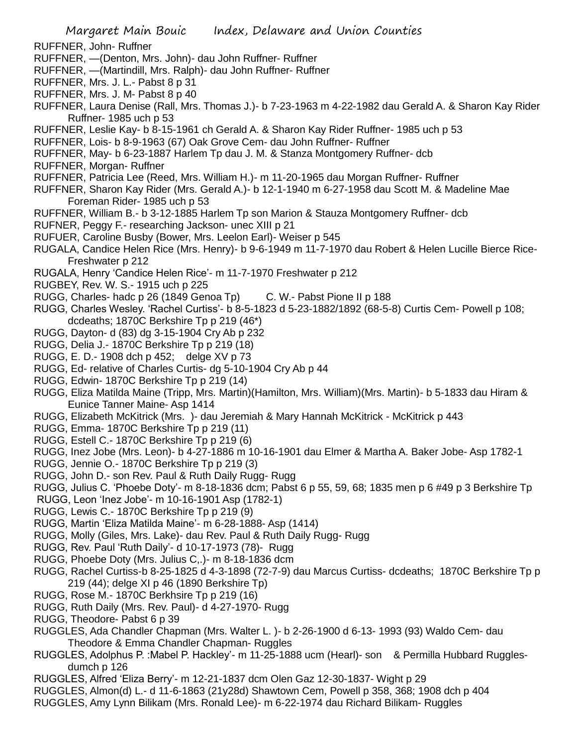RUFFNER, John- Ruffner
RUFFNER, —(Denton, Mrs. John)- dau John Ruffner- Ruffner
RUFFNER, —(Martindill, Mrs. Ralph)- dau John Ruffner- Ruffner
RUFFNER, Mrs. J. L.- Pabst 8 p 31
RUFFNER, Mrs. J. M- Pabst 8 p 40
RUFFNER, Laura Denise (Rall, Mrs. Thomas J.)- b 7-23-1963 m 4-22-1982 dau Gerald A. & Sharon Kay Rider Ruffner- 1985 uch p 53
RUFFNER, Leslie Kay- b 8-15-1961 ch Gerald A. & Sharon Kay Rider Ruffner- 1985 uch p 53
RUFFNER, Lois- b 8-9-1963 (67) Oak Grove Cem- dau John Ruffner- Ruffner
RUFFNER, May- b 6-23-1887 Harlem Tp dau J. M. & Stanza Montgomery Ruffner- dcb
RUFFNER, Morgan- Ruffner
RUFFNER, Patricia Lee (Reed, Mrs. William H.)- m 11-20-1965 dau Morgan Ruffner- Ruffner
RUFFNER, Sharon Kay Rider (Mrs. Gerald A.)- b 12-1-1940 m 6-27-1958 dau Scott M. & Madeline Mae Foreman Rider- 1985 uch p 53
RUFFNER, William B.- b 3-12-1885 Harlem Tp son Marion & Stauza Montgomery Ruffner- dcb
RUFNER, Peggy F.- researching Jackson- unec XIII p 21
RUFUER, Caroline Busby (Bower, Mrs. Leelon Earl)- Weiser p 545
RUGALA, Candice Helen Rice (Mrs. Henry)- b 9-6-1949 m 11-7-1970 dau Robert & Helen Lucille Bierce Rice- Freshwater p 212
RUGALA, Henry 'Candice Helen Rice'- m 11-7-1970 Freshwater p 212
RUGBEY, Rev. W. S.- 1915 uch p 225
RUGG, Charles- hadc p 26 (1849 Genoa Tp) C. W.- Pabst Pione II p 188
RUGG, Charles Wesley. 'Rachel Curtiss'- b 8-5-1823 d 5-23-1882/1892 (68-5-8) Curtis Cem- Powell p 108; dcdeaths; 1870C Berkshire Tp p 219 (46*)
RUGG, Dayton- d (83) dg 3-15-1904 Cry Ab p 232
RUGG, Delia J.- 1870C Berkshire Tp p 219 (18)
RUGG, E. D.- 1908 dch p 452; delge XV p 73
RUGG, Ed- relative of Charles Curtis- dg 5-10-1904 Cry Ab p 44
RUGG, Edwin- 1870C Berkshire Tp p 219 (14)
RUGG, Eliza Matilda Maine (Tripp, Mrs. Martin)(Hamilton, Mrs. William)(Mrs. Martin)- b 5-1833 dau Hiram & Eunice Tanner Maine- Asp 1414
RUGG, Elizabeth McKitrick (Mrs. )- dau Jeremiah & Mary Hannah McKitrick - McKitrick p 443
RUGG, Emma- 1870C Berkshire Tp p 219 (11)
RUGG, Estell C.- 1870C Berkshire Tp p 219 (6)
RUGG, Inez Jobe (Mrs. Leon)- b 4-27-1886 m 10-16-1901 dau Elmer & Martha A. Baker Jobe- Asp 1782-1
RUGG, Jennie O.- 1870C Berkshire Tp p 219 (3)
RUGG, John D.- son Rev. Paul & Ruth Daily Rugg- Rugg
RUGG, Julius C. 'Phoebe Doty'- m 8-18-1836 dcm; Pabst 6 p 55, 59, 68; 1835 men p 6 #49 p 3 Berkshire Tp
RUGG, Leon 'Inez Jobe'- m 10-16-1901 Asp (1782-1)
RUGG, Lewis C.- 1870C Berkshire Tp p 219 (9)
RUGG, Martin 'Eliza Matilda Maine'- m 6-28-1888- Asp (1414)
RUGG, Molly (Giles, Mrs. Lake)- dau Rev. Paul & Ruth Daily Rugg- Rugg
RUGG, Rev. Paul 'Ruth Daily'- d 10-17-1973 (78)- Rugg
RUGG, Phoebe Doty (Mrs. Julius C,.)- m 8-18-1836 dcm
RUGG, Rachel Curtiss-b 8-25-1825 d 4-3-1898 (72-7-9) dau Marcus Curtiss- dcdeaths; 1870C Berkshire Tp p 219 (44); delge XI p 46 (1890 Berkshire Tp)
RUGG, Rose M.- 1870C Berkhsire Tp p 219 (16)
RUGG, Ruth Daily (Mrs. Rev. Paul)- d 4-27-1970- Rugg
RUGG, Theodore- Pabst 6 p 39
RUGGLES, Ada Chandler Chapman (Mrs. Walter L. )- b 2-26-1900 d 6-13- 1993 (93) Waldo Cem- dau Theodore & Emma Chandler Chapman- Ruggles
RUGGLES, Adolphus P. :Mabel P. Hackley'- m 11-25-1888 ucm (Hearl)- son & Permilla Hubbard Ruggles- dumch p 126
RUGGLES, Alfred 'Eliza Berry'- m 12-21-1837 dcm Olen Gaz 12-30-1837- Wight p 29
RUGGLES, Almon(d) L.- d 11-6-1863 (21y28d) Shawtown Cem, Powell p 358, 368; 1908 dch p 404
RUGGLES, Amy Lynn Bilikam (Mrs. Ronald Lee)- m 6-22-1974 dau Richard Bilikam- Ruggles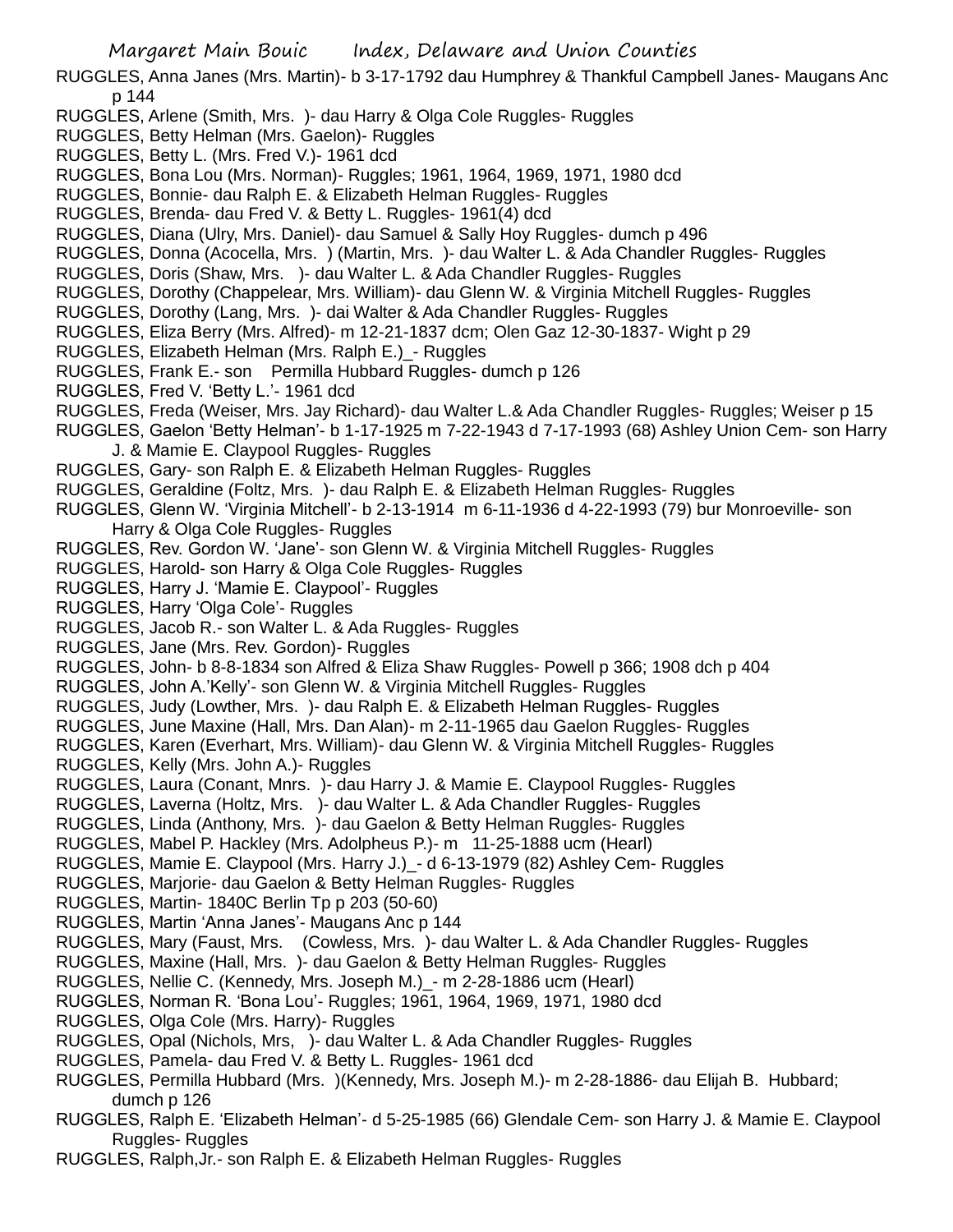RUGGLES, Anna Janes (Mrs. Martin)- b 3-17-1792 dau Humphrey & Thankful Campbell Janes- Maugans Anc p 144

RUGGLES, Arlene (Smith, Mrs. )- dau Harry & Olga Cole Ruggles- Ruggles

RUGGLES, Betty Helman (Mrs. Gaelon)- Ruggles

RUGGLES, Betty L. (Mrs. Fred V.)- 1961 dcd

RUGGLES, Bona Lou (Mrs. Norman)- Ruggles; 1961, 1964, 1969, 1971, 1980 dcd

RUGGLES, Bonnie- dau Ralph E. & Elizabeth Helman Ruggles- Ruggles

RUGGLES, Brenda- dau Fred V. & Betty L. Ruggles- 1961(4) dcd

RUGGLES, Diana (Ulry, Mrs. Daniel)- dau Samuel & Sally Hoy Ruggles- dumch p 496

RUGGLES, Donna (Acocella, Mrs. ) (Martin, Mrs. )- dau Walter L. & Ada Chandler Ruggles- Ruggles

RUGGLES, Doris (Shaw, Mrs. )- dau Walter L. & Ada Chandler Ruggles- Ruggles

RUGGLES, Dorothy (Chappelear, Mrs. William)- dau Glenn W. & Virginia Mitchell Ruggles- Ruggles

RUGGLES, Dorothy (Lang, Mrs. )- dai Walter & Ada Chandler Ruggles- Ruggles

RUGGLES, Eliza Berry (Mrs. Alfred)- m 12-21-1837 dcm; Olen Gaz 12-30-1837- Wight p 29

RUGGLES, Elizabeth Helman (Mrs. Ralph E.)_- Ruggles

RUGGLES, Frank E.- son Permilla Hubbard Ruggles- dumch p 126

RUGGLES, Fred V. 'Betty L.'- 1961 dcd

RUGGLES, Freda (Weiser, Mrs. Jay Richard)- dau Walter L.& Ada Chandler Ruggles- Ruggles; Weiser p 15

RUGGLES, Gaelon 'Betty Helman'- b 1-17-1925 m 7-22-1943 d 7-17-1993 (68) Ashley Union Cem- son Harry J. & Mamie E. Claypool Ruggles- Ruggles

RUGGLES, Gary- son Ralph E. & Elizabeth Helman Ruggles- Ruggles

RUGGLES, Geraldine (Foltz, Mrs. )- dau Ralph E. & Elizabeth Helman Ruggles- Ruggles

RUGGLES, Glenn W. 'Virginia Mitchell'- b 2-13-1914 m 6-11-1936 d 4-22-1993 (79) bur Monroeville- son Harry & Olga Cole Ruggles- Ruggles

RUGGLES, Rev. Gordon W. 'Jane'- son Glenn W. & Virginia Mitchell Ruggles- Ruggles

RUGGLES, Harold- son Harry & Olga Cole Ruggles- Ruggles

RUGGLES, Harry J. 'Mamie E. Claypool'- Ruggles

RUGGLES, Harry 'Olga Cole'- Ruggles

RUGGLES, Jacob R.- son Walter L. & Ada Ruggles- Ruggles

RUGGLES, Jane (Mrs. Rev. Gordon)- Ruggles

RUGGLES, John- b 8-8-1834 son Alfred & Eliza Shaw Ruggles- Powell p 366; 1908 dch p 404

RUGGLES, John A.'Kelly'- son Glenn W. & Virginia Mitchell Ruggles- Ruggles

RUGGLES, Judy (Lowther, Mrs. )- dau Ralph E. & Elizabeth Helman Ruggles- Ruggles

RUGGLES, June Maxine (Hall, Mrs. Dan Alan)- m 2-11-1965 dau Gaelon Ruggles- Ruggles

RUGGLES, Karen (Everhart, Mrs. William)- dau Glenn W. & Virginia Mitchell Ruggles- Ruggles

RUGGLES, Kelly (Mrs. John A.)- Ruggles

RUGGLES, Laura (Conant, Mnrs. )- dau Harry J. & Mamie E. Claypool Ruggles- Ruggles

RUGGLES, Laverna (Holtz, Mrs. )- dau Walter L. & Ada Chandler Ruggles- Ruggles

RUGGLES, Linda (Anthony, Mrs. )- dau Gaelon & Betty Helman Ruggles- Ruggles

RUGGLES, Mabel P. Hackley (Mrs. Adolpheus P.)- m 11-25-1888 ucm (Hearl)

RUGGLES, Mamie E. Claypool (Mrs. Harry J.)_- d 6-13-1979 (82) Ashley Cem- Ruggles

RUGGLES, Marjorie- dau Gaelon & Betty Helman Ruggles- Ruggles

RUGGLES, Martin- 1840C Berlin Tp p 203 (50-60)

RUGGLES, Martin 'Anna Janes'- Maugans Anc p 144

RUGGLES, Mary (Faust, Mrs. (Cowless, Mrs. )- dau Walter L. & Ada Chandler Ruggles- Ruggles

RUGGLES, Maxine (Hall, Mrs. )- dau Gaelon & Betty Helman Ruggles- Ruggles

RUGGLES, Nellie C. (Kennedy, Mrs. Joseph M.)_- m 2-28-1886 ucm (Hearl)

RUGGLES, Norman R. 'Bona Lou'- Ruggles; 1961, 1964, 1969, 1971, 1980 dcd

RUGGLES, Olga Cole (Mrs. Harry)- Ruggles

RUGGLES, Opal (Nichols, Mrs, )- dau Walter L. & Ada Chandler Ruggles- Ruggles

RUGGLES, Pamela- dau Fred V. & Betty L. Ruggles- 1961 dcd

RUGGLES, Permilla Hubbard (Mrs. )(Kennedy, Mrs. Joseph M.)- m 2-28-1886- dau Elijah B. Hubbard; dumch p 126

RUGGLES, Ralph E. 'Elizabeth Helman'- d 5-25-1985 (66) Glendale Cem- son Harry J. & Mamie E. Claypool Ruggles- Ruggles

RUGGLES, Ralph,Jr.- son Ralph E. & Elizabeth Helman Ruggles- Ruggles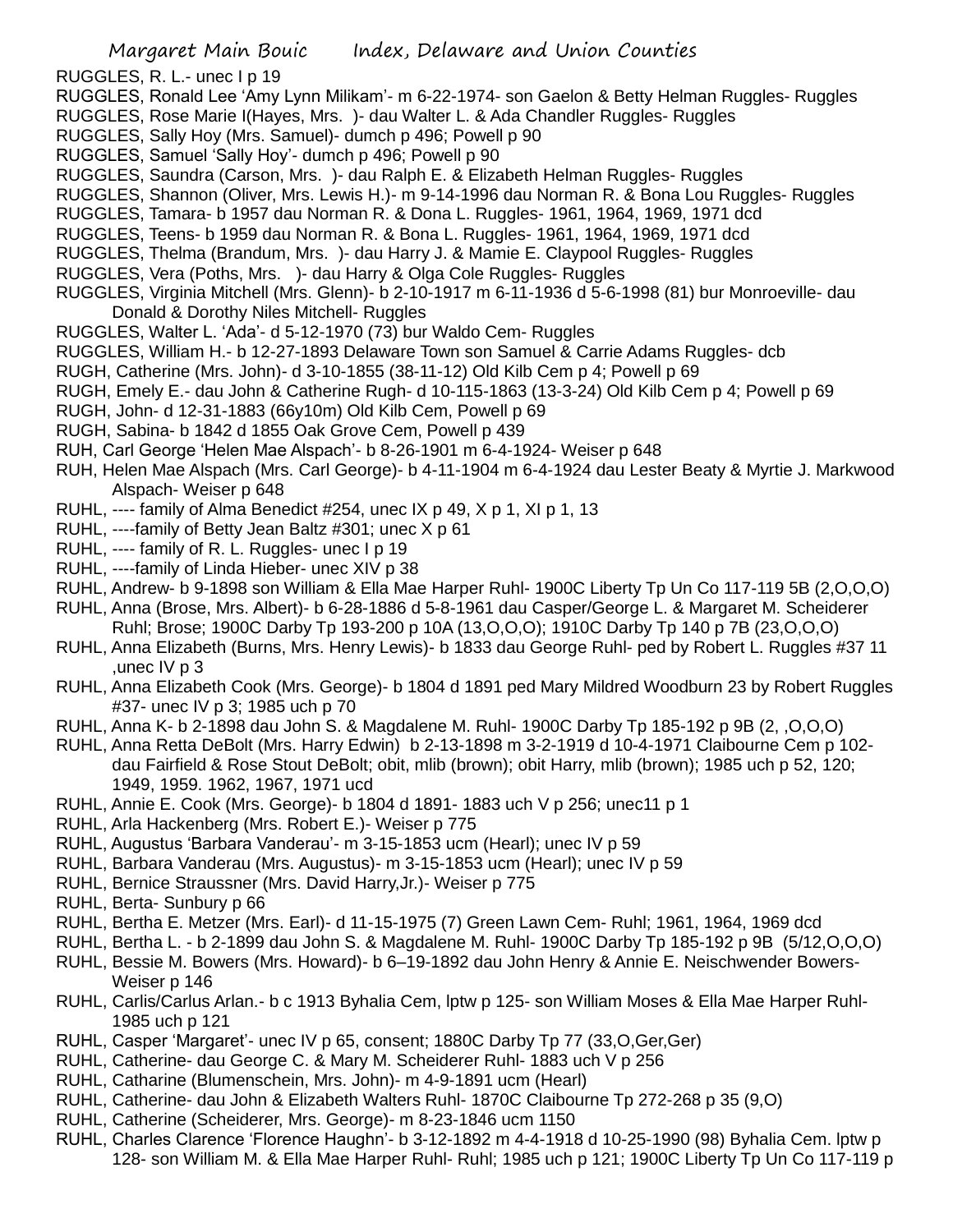RUGGLES, R. L.- unec I p 19

RUGGLES, Ronald Lee 'Amy Lynn Milikam'- m 6-22-1974- son Gaelon & Betty Helman Ruggles- Ruggles

RUGGLES, Rose Marie I(Hayes, Mrs. )- dau Walter L. & Ada Chandler Ruggles- Ruggles

RUGGLES, Sally Hoy (Mrs. Samuel)- dumch p 496; Powell p 90

RUGGLES, Samuel 'Sally Hoy'- dumch p 496; Powell p 90

RUGGLES, Saundra (Carson, Mrs. )- dau Ralph E. & Elizabeth Helman Ruggles- Ruggles

RUGGLES, Shannon (Oliver, Mrs. Lewis H.)- m 9-14-1996 dau Norman R. & Bona Lou Ruggles- Ruggles

RUGGLES, Tamara- b 1957 dau Norman R. & Dona L. Ruggles- 1961, 1964, 1969, 1971 dcd

RUGGLES, Teens- b 1959 dau Norman R. & Bona L. Ruggles- 1961, 1964, 1969, 1971 dcd

RUGGLES, Thelma (Brandum, Mrs. )- dau Harry J. & Mamie E. Claypool Ruggles- Ruggles

RUGGLES, Vera (Poths, Mrs. )- dau Harry & Olga Cole Ruggles- Ruggles

RUGGLES, Virginia Mitchell (Mrs. Glenn)- b 2-10-1917 m 6-11-1936 d 5-6-1998 (81) bur Monroeville- dau Donald & Dorothy Niles Mitchell- Ruggles

RUGGLES, Walter L. 'Ada'- d 5-12-1970 (73) bur Waldo Cem- Ruggles

RUGGLES, William H.- b 12-27-1893 Delaware Town son Samuel & Carrie Adams Ruggles- dcb

RUGH, Catherine (Mrs. John)- d 3-10-1855 (38-11-12) Old Kilb Cem p 4; Powell p 69

RUGH, Emely E.- dau John & Catherine Rugh- d 10-115-1863 (13-3-24) Old Kilb Cem p 4; Powell p 69

RUGH, John- d 12-31-1883 (66y10m) Old Kilb Cem, Powell p 69

RUGH, Sabina- b 1842 d 1855 Oak Grove Cem, Powell p 439

RUH, Carl George 'Helen Mae Alspach'- b 8-26-1901 m 6-4-1924- Weiser p 648

RUH, Helen Mae Alspach (Mrs. Carl George)- b 4-11-1904 m 6-4-1924 dau Lester Beaty & Myrtie J. Markwood Alspach- Weiser p 648

RUHL, ---- family of Alma Benedict #254, unec IX p 49, X p 1, XI p 1, 13

RUHL, ----family of Betty Jean Baltz #301; unec X p 61

RUHL, ---- family of R. L. Ruggles- unec I p 19

RUHL, ----family of Linda Hieber- unec XIV p 38

RUHL, Andrew- b 9-1898 son William & Ella Mae Harper Ruhl- 1900C Liberty Tp Un Co 117-119 5B (2,O,O,O)

RUHL, Anna (Brose, Mrs. Albert)- b 6-28-1886 d 5-8-1961 dau Casper/George L. & Margaret M. Scheiderer Ruhl; Brose; 1900C Darby Tp 193-200 p 10A (13,O,O,O); 1910C Darby Tp 140 p 7B (23,O,O,O)

RUHL, Anna Elizabeth (Burns, Mrs. Henry Lewis)- b 1833 dau George Ruhl- ped by Robert L. Ruggles #37 11 ,unec IV p 3

RUHL, Anna Elizabeth Cook (Mrs. George)- b 1804 d 1891 ped Mary Mildred Woodburn 23 by Robert Ruggles #37- unec IV p 3; 1985 uch p 70

RUHL, Anna K- b 2-1898 dau John S. & Magdalene M. Ruhl- 1900C Darby Tp 185-192 p 9B (2, ,O,O,O)

RUHL, Anna Retta DeBolt (Mrs. Harry Edwin) b 2-13-1898 m 3-2-1919 d 10-4-1971 Claibourne Cem p 102- dau Fairfield & Rose Stout DeBolt; obit, mlib (brown); obit Harry, mlib (brown); 1985 uch p 52, 120; 1949, 1959. 1962, 1967, 1971 ucd

RUHL, Annie E. Cook (Mrs. George)- b 1804 d 1891- 1883 uch V p 256; unec11 p 1

RUHL, Arla Hackenberg (Mrs. Robert E.)- Weiser p 775

RUHL, Augustus 'Barbara Vanderau'- m 3-15-1853 ucm (Hearl); unec IV p 59

RUHL, Barbara Vanderau (Mrs. Augustus)- m 3-15-1853 ucm (Hearl); unec IV p 59

RUHL, Bernice Straussner (Mrs. David Harry,Jr.)- Weiser p 775

RUHL, Berta- Sunbury p 66

RUHL, Bertha E. Metzer (Mrs. Earl)- d 11-15-1975 (7) Green Lawn Cem- Ruhl; 1961, 1964, 1969 dcd

RUHL, Bertha L. - b 2-1899 dau John S. & Magdalene M. Ruhl- 1900C Darby Tp 185-192 p 9B (5/12,O,O,O)

RUHL, Bessie M. Bowers (Mrs. Howard)- b 6–19-1892 dau John Henry & Annie E. Neischwender Bowers- Weiser p 146

RUHL, Carlis/Carlus Arlan.- b c 1913 Byhalia Cem, lptw p 125- son William Moses & Ella Mae Harper Ruhl- 1985 uch p 121

RUHL, Casper 'Margaret'- unec IV p 65, consent; 1880C Darby Tp 77 (33,O,Ger,Ger)

RUHL, Catherine- dau George C. & Mary M. Scheiderer Ruhl- 1883 uch V p 256

RUHL, Catharine (Blumenschein, Mrs. John)- m 4-9-1891 ucm (Hearl)

RUHL, Catherine- dau John & Elizabeth Walters Ruhl- 1870C Claibourne Tp 272-268 p 35 (9,O)

RUHL, Catherine (Scheiderer, Mrs. George)- m 8-23-1846 ucm 1150

RUHL, Charles Clarence 'Florence Haughn'- b 3-12-1892 m 4-4-1918 d 10-25-1990 (98) Byhalia Cem. lptw p 128- son William M. & Ella Mae Harper Ruhl- Ruhl; 1985 uch p 121; 1900C Liberty Tp Un Co 117-119 p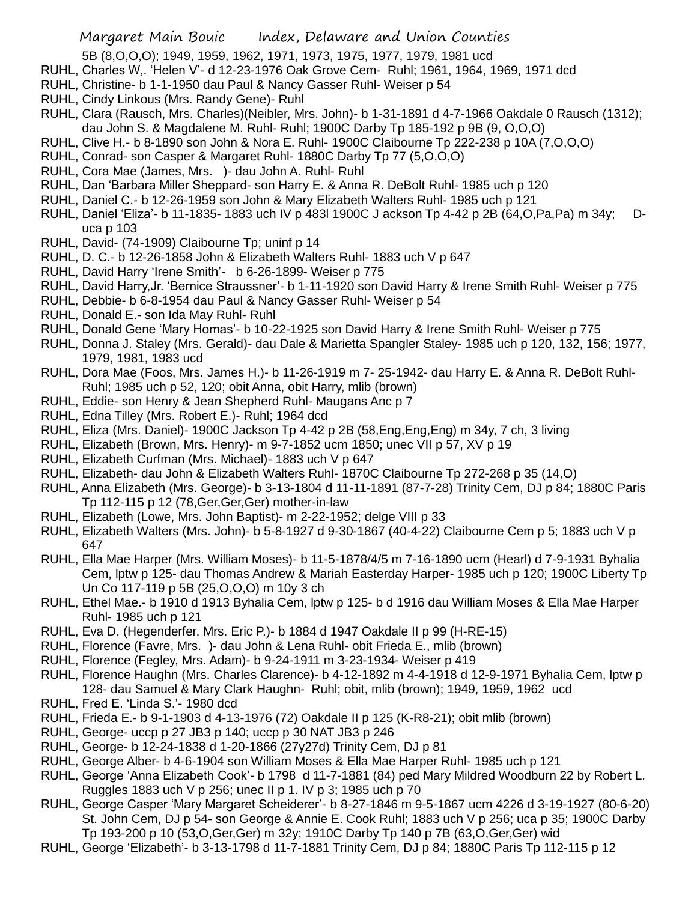5B (8,O,O,O); 1949, 1959, 1962, 1971, 1973, 1975, 1977, 1979, 1981 ucd

RUHL, Charles W,. 'Helen V'- d 12-23-1976 Oak Grove Cem- Ruhl; 1961, 1964, 1969, 1971 dcd

RUHL, Christine- b 1-1-1950 dau Paul & Nancy Gasser Ruhl- Weiser p 54

RUHL, Cindy Linkous (Mrs. Randy Gene)- Ruhl

RUHL, Clara (Rausch, Mrs. Charles)(Neibler, Mrs. John)- b 1-31-1891 d 4-7-1966 Oakdale 0 Rausch (1312); dau John S. & Magdalene M. Ruhl- Ruhl; 1900C Darby Tp 185-192 p 9B (9, O,O,O)

RUHL, Clive H.- b 8-1890 son John & Nora E. Ruhl- 1900C Claibourne Tp 222-238 p 10A (7,O,O,O)

RUHL, Conrad- son Casper & Margaret Ruhl- 1880C Darby Tp 77 (5,O,O,O)

RUHL, Cora Mae (James, Mrs. )- dau John A. Ruhl- Ruhl

RUHL, Dan 'Barbara Miller Sheppard- son Harry E. & Anna R. DeBolt Ruhl- 1985 uch p 120

RUHL, Daniel C.- b 12-26-1959 son John & Mary Elizabeth Walters Ruhl- 1985 uch p 121

RUHL, Daniel 'Eliza'- b 11-1835- 1883 uch IV p 483l 1900C J ackson Tp 4-42 p 2B (64,O,Pa,Pa) m 34y; D-uca p 103

RUHL, David- (74-1909) Claibourne Tp; uninf p 14

RUHL, D. C.- b 12-26-1858 John & Elizabeth Walters Ruhl- 1883 uch V p 647

RUHL, David Harry 'Irene Smith'- b 6-26-1899- Weiser p 775

RUHL, David Harry,Jr. 'Bernice Straussner'- b 1-11-1920 son David Harry & Irene Smith Ruhl- Weiser p 775

RUHL, Debbie- b 6-8-1954 dau Paul & Nancy Gasser Ruhl- Weiser p 54

RUHL, Donald E.- son Ida May Ruhl- Ruhl

RUHL, Donald Gene 'Mary Homas'- b 10-22-1925 son David Harry & Irene Smith Ruhl- Weiser p 775

RUHL, Donna J. Staley (Mrs. Gerald)- dau Dale & Marietta Spangler Staley- 1985 uch p 120, 132, 156; 1977, 1979, 1981, 1983 ucd

RUHL, Dora Mae (Foos, Mrs. James H.)- b 11-26-1919 m 7- 25-1942- dau Harry E. & Anna R. DeBolt Ruhl- Ruhl; 1985 uch p 52, 120; obit Anna, obit Harry, mlib (brown)

RUHL, Eddie- son Henry & Jean Shepherd Ruhl- Maugans Anc p 7

RUHL, Edna Tilley (Mrs. Robert E.)- Ruhl; 1964 dcd

RUHL, Eliza (Mrs. Daniel)- 1900C Jackson Tp 4-42 p 2B (58,Eng,Eng,Eng) m 34y, 7 ch, 3 living

RUHL, Elizabeth (Brown, Mrs. Henry)- m 9-7-1852 ucm 1850; unec VII p 57, XV p 19

RUHL, Elizabeth Curfman (Mrs. Michael)- 1883 uch V p 647

RUHL, Elizabeth- dau John & Elizabeth Walters Ruhl- 1870C Claibourne Tp 272-268 p 35 (14,O)

RUHL, Anna Elizabeth (Mrs. George)- b 3-13-1804 d 11-11-1891 (87-7-28) Trinity Cem, DJ p 84; 1880C Paris Tp 112-115 p 12 (78,Ger,Ger,Ger) mother-in-law

RUHL, Elizabeth (Lowe, Mrs. John Baptist)- m 2-22-1952; delge VIII p 33

RUHL, Elizabeth Walters (Mrs. John)- b 5-8-1927 d 9-30-1867 (40-4-22) Claibourne Cem p 5; 1883 uch V p 647

RUHL, Ella Mae Harper (Mrs. William Moses)- b 11-5-1878/4/5 m 7-16-1890 ucm (Hearl) d 7-9-1931 Byhalia Cem, lptw p 125- dau Thomas Andrew & Mariah Easterday Harper- 1985 uch p 120; 1900C Liberty Tp Un Co 117-119 p 5B (25,O,O,O) m 10y 3 ch

RUHL, Ethel Mae.- b 1910 d 1913 Byhalia Cem, lptw p 125- b d 1916 dau William Moses & Ella Mae Harper Ruhl- 1985 uch p 121

RUHL, Eva D. (Hegenderfer, Mrs. Eric P.)- b 1884 d 1947 Oakdale II p 99 (H-RE-15)

RUHL, Florence (Favre, Mrs. )- dau John & Lena Ruhl- obit Frieda E., mlib (brown)

RUHL, Florence (Fegley, Mrs. Adam)- b 9-24-1911 m 3-23-1934- Weiser p 419

RUHL, Florence Haughn (Mrs. Charles Clarence)- b 4-12-1892 m 4-4-1918 d 12-9-1971 Byhalia Cem, lptw p 128- dau Samuel & Mary Clark Haughn- Ruhl; obit, mlib (brown); 1949, 1959, 1962 ucd

RUHL, Fred E. 'Linda S.'- 1980 dcd

RUHL, Frieda E.- b 9-1-1903 d 4-13-1976 (72) Oakdale II p 125 (K-R8-21); obit mlib (brown)

RUHL, George- uccp p 27 JB3 p 140; uccp p 30 NAT JB3 p 246

RUHL, George- b 12-24-1838 d 1-20-1866 (27y27d) Trinity Cem, DJ p 81

RUHL, George Alber- b 4-6-1904 son William Moses & Ella Mae Harper Ruhl- 1985 uch p 121

RUHL, George 'Anna Elizabeth Cook'- b 1798 d 11-7-1881 (84) ped Mary Mildred Woodburn 22 by Robert L. Ruggles 1883 uch V p 256; unec II p 1. IV p 3; 1985 uch p 70

RUHL, George Casper 'Mary Margaret Scheiderer'- b 8-27-1846 m 9-5-1867 ucm 4226 d 3-19-1927 (80-6-20) St. John Cem, DJ p 54- son George & Annie E. Cook Ruhl; 1883 uch V p 256; uca p 35; 1900C Darby Tp 193-200 p 10 (53,O,Ger,Ger) m 32y; 1910C Darby Tp 140 p 7B (63,O,Ger,Ger) wid

RUHL, George 'Elizabeth'- b 3-13-1798 d 11-7-1881 Trinity Cem, DJ p 84; 1880C Paris Tp 112-115 p 12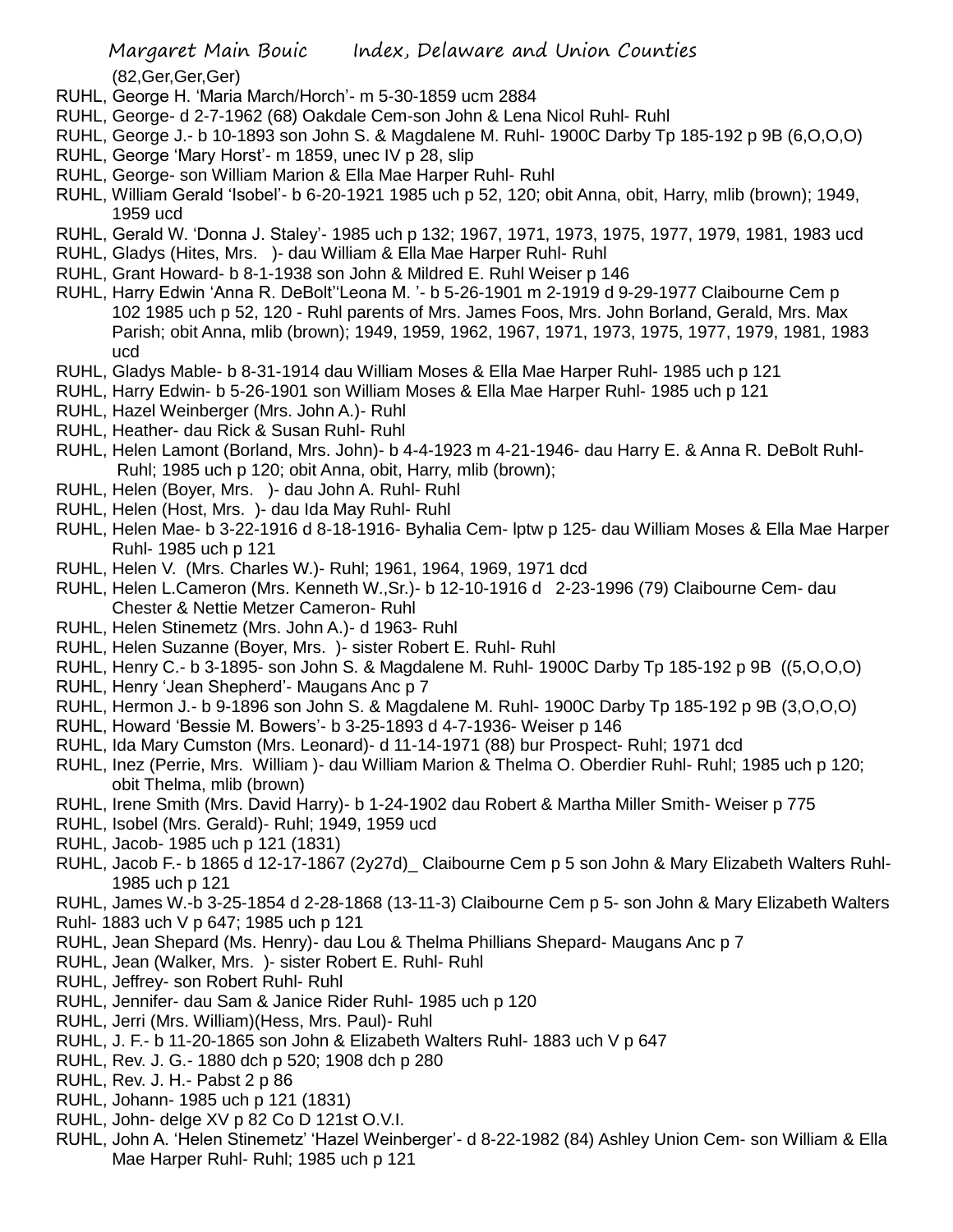(82,Ger,Ger,Ger)

RUHL, George H. 'Maria March/Horch'- m 5-30-1859 ucm 2884

RUHL, George- d 2-7-1962 (68) Oakdale Cem-son John & Lena Nicol Ruhl- Ruhl

RUHL, George J.- b 10-1893 son John S. & Magdalene M. Ruhl- 1900C Darby Tp 185-192 p 9B (6,O,O,O)

RUHL, George 'Mary Horst'- m 1859, unec IV p 28, slip

RUHL, George- son William Marion & Ella Mae Harper Ruhl- Ruhl

RUHL, William Gerald 'Isobel'- b 6-20-1921 1985 uch p 52, 120; obit Anna, obit, Harry, mlib (brown); 1949, 1959 ucd

RUHL, Gerald W. 'Donna J. Staley'- 1985 uch p 132; 1967, 1971, 1973, 1975, 1977, 1979, 1981, 1983 ucd

RUHL, Gladys (Hites, Mrs. )- dau William & Ella Mae Harper Ruhl- Ruhl

RUHL, Grant Howard- b 8-1-1938 son John & Mildred E. Ruhl Weiser p 146

RUHL, Harry Edwin 'Anna R. DeBolt''Leona M. '- b 5-26-1901 m 2-1919 d 9-29-1977 Claibourne Cem p 102 1985 uch p 52, 120 - Ruhl parents of Mrs. James Foos, Mrs. John Borland, Gerald, Mrs. Max Parish; obit Anna, mlib (brown); 1949, 1959, 1962, 1967, 1971, 1973, 1975, 1977, 1979, 1981, 1983 ucd

RUHL, Gladys Mable- b 8-31-1914 dau William Moses & Ella Mae Harper Ruhl- 1985 uch p 121

RUHL, Harry Edwin- b 5-26-1901 son William Moses & Ella Mae Harper Ruhl- 1985 uch p 121

RUHL, Hazel Weinberger (Mrs. John A.)- Ruhl

RUHL, Heather- dau Rick & Susan Ruhl- Ruhl

RUHL, Helen Lamont (Borland, Mrs. John)- b 4-4-1923 m 4-21-1946- dau Harry E. & Anna R. DeBolt Ruhl- Ruhl; 1985 uch p 120; obit Anna, obit, Harry, mlib (brown);

RUHL, Helen (Boyer, Mrs. )- dau John A. Ruhl- Ruhl

RUHL, Helen (Host, Mrs. )- dau Ida May Ruhl- Ruhl

RUHL, Helen Mae- b 3-22-1916 d 8-18-1916- Byhalia Cem- lptw p 125- dau William Moses & Ella Mae Harper Ruhl- 1985 uch p 121

RUHL, Helen V. (Mrs. Charles W.)- Ruhl; 1961, 1964, 1969, 1971 dcd

RUHL, Helen L.Cameron (Mrs. Kenneth W.,Sr.)- b 12-10-1916 d 2-23-1996 (79) Claibourne Cem- dau Chester & Nettie Metzer Cameron- Ruhl

RUHL, Helen Stinemetz (Mrs. John A.)- d 1963- Ruhl

RUHL, Helen Suzanne (Boyer, Mrs. )- sister Robert E. Ruhl- Ruhl

RUHL, Henry C.- b 3-1895- son John S. & Magdalene M. Ruhl- 1900C Darby Tp 185-192 p 9B ((5,O,O,O)

RUHL, Henry 'Jean Shepherd'- Maugans Anc p 7

RUHL, Hermon J.- b 9-1896 son John S. & Magdalene M. Ruhl- 1900C Darby Tp 185-192 p 9B (3,O,O,O)

RUHL, Howard 'Bessie M. Bowers'- b 3-25-1893 d 4-7-1936- Weiser p 146

RUHL, Ida Mary Cumston (Mrs. Leonard)- d 11-14-1971 (88) bur Prospect- Ruhl; 1971 dcd

RUHL, Inez (Perrie, Mrs. William )- dau William Marion & Thelma O. Oberdier Ruhl- Ruhl; 1985 uch p 120; obit Thelma, mlib (brown)

RUHL, Irene Smith (Mrs. David Harry)- b 1-24-1902 dau Robert & Martha Miller Smith- Weiser p 775

RUHL, Isobel (Mrs. Gerald)- Ruhl; 1949, 1959 ucd

RUHL, Jacob- 1985 uch p 121 (1831)

RUHL, Jacob F.- b 1865 d 12-17-1867 (2y27d)_ Claibourne Cem p 5 son John & Mary Elizabeth Walters Ruhl- 1985 uch p 121

RUHL, James W.-b 3-25-1854 d 2-28-1868 (13-11-3) Claibourne Cem p 5- son John & Mary Elizabeth Walters Ruhl- 1883 uch V p 647; 1985 uch p 121

RUHL, Jean Shepard (Ms. Henry)- dau Lou & Thelma Phillians Shepard- Maugans Anc p 7

RUHL, Jean (Walker, Mrs. )- sister Robert E. Ruhl- Ruhl

RUHL, Jeffrey- son Robert Ruhl- Ruhl

RUHL, Jennifer- dau Sam & Janice Rider Ruhl- 1985 uch p 120

RUHL, Jerri (Mrs. William)(Hess, Mrs. Paul)- Ruhl

RUHL, J. F.- b 11-20-1865 son John & Elizabeth Walters Ruhl- 1883 uch V p 647

RUHL, Rev. J. G.- 1880 dch p 520; 1908 dch p 280

RUHL, Rev. J. H.- Pabst 2 p 86

RUHL, Johann- 1985 uch p 121 (1831)

RUHL, John- delge XV p 82 Co D 121st O.V.I.

RUHL, John A. 'Helen Stinemetz' 'Hazel Weinberger'- d 8-22-1982 (84) Ashley Union Cem- son William & Ella Mae Harper Ruhl- Ruhl; 1985 uch p 121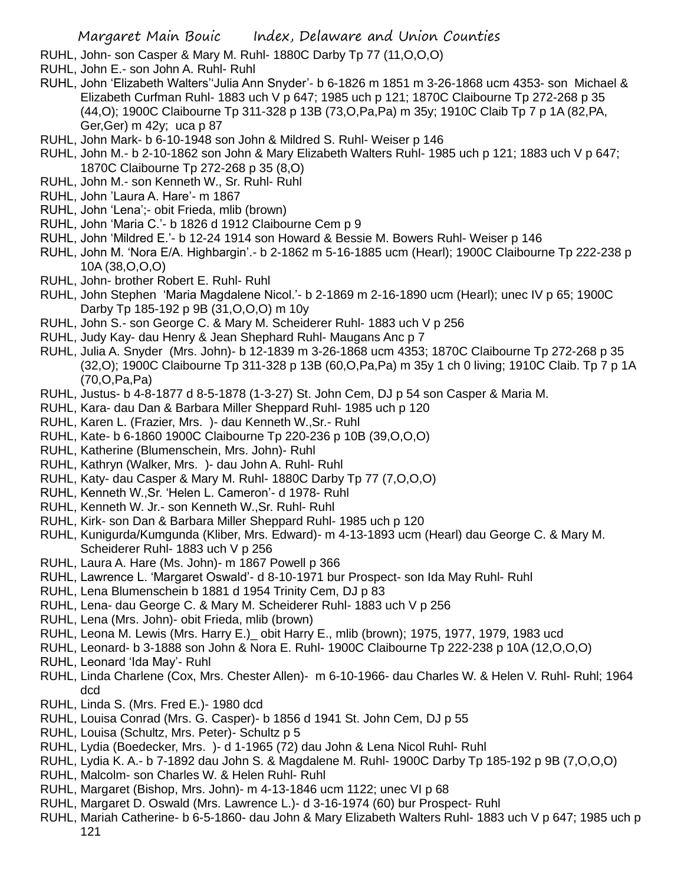RUHL, John- son Casper & Mary M. Ruhl- 1880C Darby Tp 77 (11,O,O,O)

RUHL, John E.- son John A. Ruhl- Ruhl

RUHL, John 'Elizabeth Walters''Julia Ann Snyder'- b 6-1826 m 1851 m 3-26-1868 ucm 4353- son Michael & Elizabeth Curfman Ruhl- 1883 uch V p 647; 1985 uch p 121; 1870C Claibourne Tp 272-268 p 35 (44,O); 1900C Claibourne Tp 311-328 p 13B (73,O,Pa,Pa) m 35y; 1910C Claib Tp 7 p 1A (82,PA, Ger,Ger) m 42y; uca p 87

RUHL, John Mark- b 6-10-1948 son John & Mildred S. Ruhl- Weiser p 146

RUHL, John M.- b 2-10-1862 son John & Mary Elizabeth Walters Ruhl- 1985 uch p 121; 1883 uch V p 647; 1870C Claibourne Tp 272-268 p 35 (8,O)

RUHL, John M.- son Kenneth W., Sr. Ruhl- Ruhl

RUHL, John 'Laura A. Hare'- m 1867

RUHL, John 'Lena';- obit Frieda, mlib (brown)

RUHL, John 'Maria C.'- b 1826 d 1912 Claibourne Cem p 9

RUHL, John 'Mildred E.'- b 12-24 1914 son Howard & Bessie M. Bowers Ruhl- Weiser p 146

RUHL, John M. 'Nora E/A. Highbargin'.- b 2-1862 m 5-16-1885 ucm (Hearl); 1900C Claibourne Tp 222-238 p 10A (38,O,O,O)

RUHL, John- brother Robert E. Ruhl- Ruhl

RUHL, John Stephen 'Maria Magdalene Nicol.'- b 2-1869 m 2-16-1890 ucm (Hearl); unec IV p 65; 1900C Darby Tp 185-192 p 9B (31,O,O,O) m 10y

RUHL, John S.- son George C. & Mary M. Scheiderer Ruhl- 1883 uch V p 256

RUHL, Judy Kay- dau Henry & Jean Shephard Ruhl- Maugans Anc p 7

RUHL, Julia A. Snyder (Mrs. John)- b 12-1839 m 3-26-1868 ucm 4353; 1870C Claibourne Tp 272-268 p 35 (32,O); 1900C Claibourne Tp 311-328 p 13B (60,O,Pa,Pa) m 35y 1 ch 0 living; 1910C Claib. Tp 7 p 1A (70,O,Pa,Pa)

RUHL, Justus- b 4-8-1877 d 8-5-1878 (1-3-27) St. John Cem, DJ p 54 son Casper & Maria M.

RUHL, Kara- dau Dan & Barbara Miller Sheppard Ruhl- 1985 uch p 120

RUHL, Karen L. (Frazier, Mrs. )- dau Kenneth W.,Sr.- Ruhl

RUHL, Kate- b 6-1860 1900C Claibourne Tp 220-236 p 10B (39,O,O,O)

RUHL, Katherine (Blumenschein, Mrs. John)- Ruhl

RUHL, Kathryn (Walker, Mrs. )- dau John A. Ruhl- Ruhl

RUHL, Katy- dau Casper & Mary M. Ruhl- 1880C Darby Tp 77 (7,O,O,O)

RUHL, Kenneth W.,Sr. 'Helen L. Cameron'- d 1978- Ruhl

RUHL, Kenneth W. Jr.- son Kenneth W.,Sr. Ruhl- Ruhl

RUHL, Kirk- son Dan & Barbara Miller Sheppard Ruhl- 1985 uch p 120

RUHL, Kunigurda/Kumgunda (Kliber, Mrs. Edward)- m 4-13-1893 ucm (Hearl) dau George C. & Mary M. Scheiderer Ruhl- 1883 uch V p 256

RUHL, Laura A. Hare (Ms. John)- m 1867 Powell p 366

RUHL, Lawrence L. 'Margaret Oswald'- d 8-10-1971 bur Prospect- son Ida May Ruhl- Ruhl

RUHL, Lena Blumenschein b 1881 d 1954 Trinity Cem, DJ p 83

RUHL, Lena- dau George C. & Mary M. Scheiderer Ruhl- 1883 uch V p 256

RUHL, Lena (Mrs. John)- obit Frieda, mlib (brown)

RUHL, Leona M. Lewis (Mrs. Harry E.)_ obit Harry E., mlib (brown); 1975, 1977, 1979, 1983 ucd

RUHL, Leonard- b 3-1888 son John & Nora E. Ruhl- 1900C Claibourne Tp 222-238 p 10A (12,O,O,O)

RUHL, Leonard 'Ida May'- Ruhl

RUHL, Linda Charlene (Cox, Mrs. Chester Allen)- m 6-10-1966- dau Charles W. & Helen V. Ruhl- Ruhl; 1964 dcd

RUHL, Linda S. (Mrs. Fred E.)- 1980 dcd

RUHL, Louisa Conrad (Mrs. G. Casper)- b 1856 d 1941 St. John Cem, DJ p 55

RUHL, Louisa (Schultz, Mrs. Peter)- Schultz p 5

RUHL, Lydia (Boedecker, Mrs. )- d 1-1965 (72) dau John & Lena Nicol Ruhl- Ruhl

RUHL, Lydia K. A.- b 7-1892 dau John S. & Magdalene M. Ruhl- 1900C Darby Tp 185-192 p 9B (7,O,O,O)

RUHL, Malcolm- son Charles W. & Helen Ruhl- Ruhl

RUHL, Margaret (Bishop, Mrs. John)- m 4-13-1846 ucm 1122; unec VI p 68

RUHL, Margaret D. Oswald (Mrs. Lawrence L.)- d 3-16-1974 (60) bur Prospect- Ruhl

RUHL, Mariah Catherine- b 6-5-1860- dau John & Mary Elizabeth Walters Ruhl- 1883 uch V p 647; 1985 uch p 121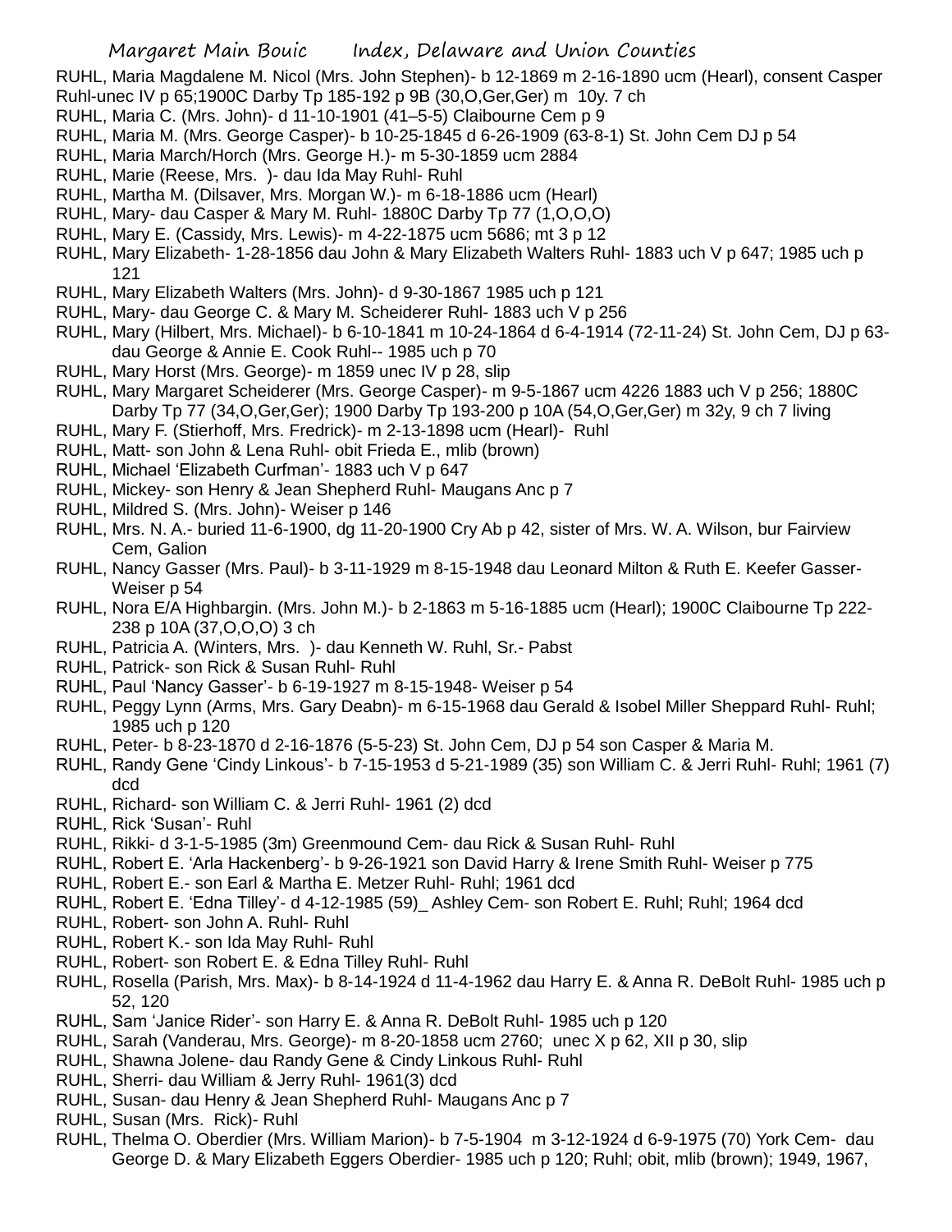RUHL, Maria Magdalene M. Nicol (Mrs. John Stephen)- b 12-1869 m 2-16-1890 ucm (Hearl), consent Casper Ruhl-unec IV p 65;1900C Darby Tp 185-192 p 9B (30,O,Ger,Ger) m 10y. 7 ch

RUHL, Maria C. (Mrs. John)- d 11-10-1901 (41–5-5) Claibourne Cem p 9

RUHL, Maria M. (Mrs. George Casper)- b 10-25-1845 d 6-26-1909 (63-8-1) St. John Cem DJ p 54

RUHL, Maria March/Horch (Mrs. George H.)- m 5-30-1859 ucm 2884

RUHL, Marie (Reese, Mrs. )- dau Ida May Ruhl- Ruhl

RUHL, Martha M. (Dilsaver, Mrs. Morgan W.)- m 6-18-1886 ucm (Hearl)

RUHL, Mary- dau Casper & Mary M. Ruhl- 1880C Darby Tp 77 (1,O,O,O)

RUHL, Mary E. (Cassidy, Mrs. Lewis)- m 4-22-1875 ucm 5686; mt 3 p 12

RUHL, Mary Elizabeth- 1-28-1856 dau John & Mary Elizabeth Walters Ruhl- 1883 uch V p 647; 1985 uch p 121

RUHL, Mary Elizabeth Walters (Mrs. John)- d 9-30-1867 1985 uch p 121

RUHL, Mary- dau George C. & Mary M. Scheiderer Ruhl- 1883 uch V p 256

RUHL, Mary (Hilbert, Mrs. Michael)- b 6-10-1841 m 10-24-1864 d 6-4-1914 (72-11-24) St. John Cem, DJ p 63- dau George & Annie E. Cook Ruhl-- 1985 uch p 70

RUHL, Mary Horst (Mrs. George)- m 1859 unec IV p 28, slip

RUHL, Mary Margaret Scheiderer (Mrs. George Casper)- m 9-5-1867 ucm 4226 1883 uch V p 256; 1880C Darby Tp 77 (34,O,Ger,Ger); 1900 Darby Tp 193-200 p 10A (54,O,Ger,Ger) m 32y, 9 ch 7 living

RUHL, Mary F. (Stierhoff, Mrs. Fredrick)- m 2-13-1898 ucm (Hearl)- Ruhl

RUHL, Matt- son John & Lena Ruhl- obit Frieda E., mlib (brown)

RUHL, Michael 'Elizabeth Curfman'- 1883 uch V p 647

RUHL, Mickey- son Henry & Jean Shepherd Ruhl- Maugans Anc p 7

RUHL, Mildred S. (Mrs. John)- Weiser p 146

RUHL, Mrs. N. A.- buried 11-6-1900, dg 11-20-1900 Cry Ab p 42, sister of Mrs. W. A. Wilson, bur Fairview Cem, Galion

RUHL, Nancy Gasser (Mrs. Paul)- b 3-11-1929 m 8-15-1948 dau Leonard Milton & Ruth E. Keefer Gasser- Weiser p 54

RUHL, Nora E/A Highbargin. (Mrs. John M.)- b 2-1863 m 5-16-1885 ucm (Hearl); 1900C Claibourne Tp 222-238 p 10A (37,O,O,O) 3 ch

RUHL, Patricia A. (Winters, Mrs. )- dau Kenneth W. Ruhl, Sr.- Pabst

RUHL, Patrick- son Rick & Susan Ruhl- Ruhl

RUHL, Paul 'Nancy Gasser'- b 6-19-1927 m 8-15-1948- Weiser p 54

RUHL, Peggy Lynn (Arms, Mrs. Gary Deabn)- m 6-15-1968 dau Gerald & Isobel Miller Sheppard Ruhl- Ruhl; 1985 uch p 120

RUHL, Peter- b 8-23-1870 d 2-16-1876 (5-5-23) St. John Cem, DJ p 54 son Casper & Maria M.

RUHL, Randy Gene 'Cindy Linkous'- b 7-15-1953 d 5-21-1989 (35) son William C. & Jerri Ruhl- Ruhl; 1961 (7) dcd

RUHL, Richard- son William C. & Jerri Ruhl- 1961 (2) dcd

RUHL, Rick 'Susan'- Ruhl

RUHL, Rikki- d 3-1-5-1985 (3m) Greenmound Cem- dau Rick & Susan Ruhl- Ruhl

RUHL, Robert E. 'Arla Hackenberg'- b 9-26-1921 son David Harry & Irene Smith Ruhl- Weiser p 775

RUHL, Robert E.- son Earl & Martha E. Metzer Ruhl- Ruhl; 1961 dcd

RUHL, Robert E. 'Edna Tilley'- d 4-12-1985 (59)_ Ashley Cem- son Robert E. Ruhl; Ruhl; 1964 dcd

RUHL, Robert- son John A. Ruhl- Ruhl

RUHL, Robert K.- son Ida May Ruhl- Ruhl

RUHL, Robert- son Robert E. & Edna Tilley Ruhl- Ruhl

RUHL, Rosella (Parish, Mrs. Max)- b 8-14-1924 d 11-4-1962 dau Harry E. & Anna R. DeBolt Ruhl- 1985 uch p 52, 120

RUHL, Sam 'Janice Rider'- son Harry E. & Anna R. DeBolt Ruhl- 1985 uch p 120

RUHL, Sarah (Vanderau, Mrs. George)- m 8-20-1858 ucm 2760; unec X p 62, XII p 30, slip

RUHL, Shawna Jolene- dau Randy Gene & Cindy Linkous Ruhl- Ruhl

RUHL, Sherri- dau William & Jerry Ruhl- 1961(3) dcd

RUHL, Susan- dau Henry & Jean Shepherd Ruhl- Maugans Anc p 7

RUHL, Susan (Mrs. Rick)- Ruhl

RUHL, Thelma O. Oberdier (Mrs. William Marion)- b 7-5-1904 m 3-12-1924 d 6-9-1975 (70) York Cem- dau George D. & Mary Elizabeth Eggers Oberdier- 1985 uch p 120; Ruhl; obit, mlib (brown); 1949, 1967,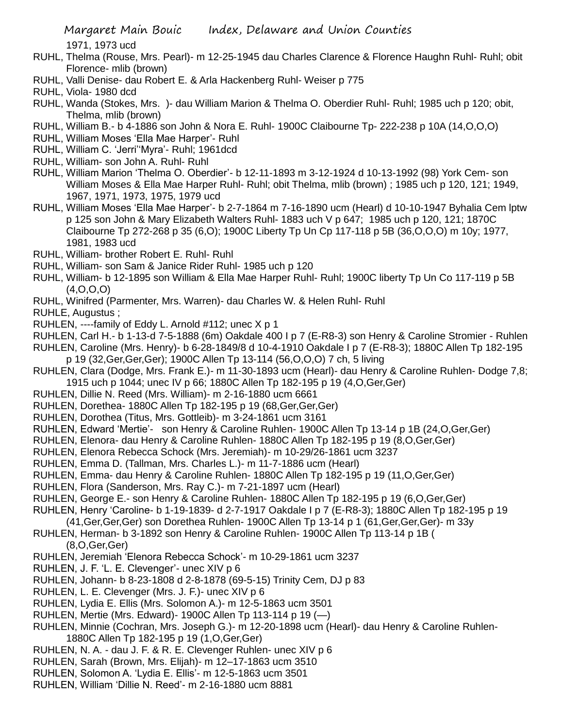1971, 1973 ucd

RUHL, Thelma (Rouse, Mrs. Pearl)- m 12-25-1945 dau Charles Clarence & Florence Haughn Ruhl- Ruhl; obit Florence- mlib (brown)

RUHL, Valli Denise- dau Robert E. & Arla Hackenberg Ruhl- Weiser p 775

RUHL, Viola- 1980 dcd

RUHL, Wanda (Stokes, Mrs. )- dau William Marion & Thelma O. Oberdier Ruhl- Ruhl; 1985 uch p 120; obit, Thelma, mlib (brown)

RUHL, William B.- b 4-1886 son John & Nora E. Ruhl- 1900C Claibourne Tp- 222-238 p 10A (14,O,O,O)

RUHL, William Moses 'Ella Mae Harper'- Ruhl

RUHL, William C. 'Jerri''Myra'- Ruhl; 1961dcd

RUHL, William- son John A. Ruhl- Ruhl

RUHL, William Marion 'Thelma O. Oberdier'- b 12-11-1893 m 3-12-1924 d 10-13-1992 (98) York Cem- son William Moses & Ella Mae Harper Ruhl- Ruhl; obit Thelma, mlib (brown) ; 1985 uch p 120, 121; 1949, 1967, 1971, 1973, 1975, 1979 ucd

RUHL, William Moses 'Ella Mae Harper'- b 2-7-1864 m 7-16-1890 ucm (Hearl) d 10-10-1947 Byhalia Cem lptw p 125 son John & Mary Elizabeth Walters Ruhl- 1883 uch V p 647; 1985 uch p 120, 121; 1870C Claibourne Tp 272-268 p 35 (6,O); 1900C Liberty Tp Un Cp 117-118 p 5B (36,O,O,O) m 10y; 1977, 1981, 1983 ucd

RUHL, William- brother Robert E. Ruhl- Ruhl

RUHL, William- son Sam & Janice Rider Ruhl- 1985 uch p 120

RUHL, William- b 12-1895 son William & Ella Mae Harper Ruhl- Ruhl; 1900C liberty Tp Un Co 117-119 p 5B (4,O,O,O)

RUHL, Winifred (Parmenter, Mrs. Warren)- dau Charles W. & Helen Ruhl- Ruhl

RUHLE, Augustus ;

RUHLEN, ----family of Eddy L. Arnold #112; unec X p 1

RUHLEN, Carl H.- b 1-13-d 7-5-1888 (6m) Oakdale 400 I p 7 (E-R8-3) son Henry & Caroline Stromier - Ruhlen

RUHLEN, Caroline (Mrs. Henry)- b 6-28-1849/8 d 10-4-1910 Oakdale I p 7 (E-R8-3); 1880C Allen Tp 182-195 p 19 (32,Ger,Ger,Ger); 1900C Allen Tp 13-114 (56,O,O,O) 7 ch, 5 living

RUHLEN, Clara (Dodge, Mrs. Frank E.)- m 11-30-1893 ucm (Hearl)- dau Henry & Caroline Ruhlen- Dodge 7,8; 1915 uch p 1044; unec IV p 66; 1880C Allen Tp 182-195 p 19 (4,O,Ger,Ger)

RUHLEN, Dillie N. Reed (Mrs. William)- m 2-16-1880 ucm 6661

RUHLEN, Dorethea- 1880C Allen Tp 182-195 p 19 (68,Ger,Ger,Ger)

RUHLEN, Dorothea (Titus, Mrs. Gottleib)- m 3-24-1861 ucm 3161

RUHLEN, Edward 'Mertie'- son Henry & Caroline Ruhlen- 1900C Allen Tp 13-14 p 1B (24,O,Ger,Ger)

RUHLEN, Elenora- dau Henry & Caroline Ruhlen- 1880C Allen Tp 182-195 p 19 (8,O,Ger,Ger)

RUHLEN, Elenora Rebecca Schock (Mrs. Jeremiah)- m 10-29/26-1861 ucm 3237

RUHLEN, Emma D. (Tallman, Mrs. Charles L.)- m 11-7-1886 ucm (Hearl)

RUHLEN, Emma- dau Henry & Caroline Ruhlen- 1880C Allen Tp 182-195 p 19 (11,O,Ger,Ger)

RUHLEN, Flora (Sanderson, Mrs. Ray C.)- m 7-21-1897 ucm (Hearl)

RUHLEN, George E.- son Henry & Caroline Ruhlen- 1880C Allen Tp 182-195 p 19 (6,O,Ger,Ger)

RUHLEN, Henry 'Caroline- b 1-19-1839- d 2-7-1917 Oakdale I p 7 (E-R8-3); 1880C Allen Tp 182-195 p 19 (41,Ger,Ger,Ger) son Dorethea Ruhlen- 1900C Allen Tp 13-14 p 1 (61,Ger,Ger,Ger)- m 33y

RUHLEN, Herman- b 3-1892 son Henry & Caroline Ruhlen- 1900C Allen Tp 113-14 p 1B ( (8,O,Ger,Ger)

RUHLEN, Jeremiah 'Elenora Rebecca Schock'- m 10-29-1861 ucm 3237

RUHLEN, J. F. 'L. E. Clevenger'- unec XIV p 6

RUHLEN, Johann- b 8-23-1808 d 2-8-1878 (69-5-15) Trinity Cem, DJ p 83

RUHLEN, L. E. Clevenger (Mrs. J. F.)- unec XIV p 6

RUHLEN, Lydia E. Ellis (Mrs. Solomon A.)- m 12-5-1863 ucm 3501

RUHLEN, Mertie (Mrs. Edward)- 1900C Allen Tp 113-114 p 19 (—)

RUHLEN, Minnie (Cochran, Mrs. Joseph G.)- m 12-20-1898 ucm (Hearl)- dau Henry & Caroline Ruhlen- 1880C Allen Tp 182-195 p 19 (1,O,Ger,Ger)

RUHLEN, N. A. - dau J. F. & R. E. Clevenger Ruhlen- unec XIV p 6

RUHLEN, Sarah (Brown, Mrs. Elijah)- m 12–17-1863 ucm 3510

RUHLEN, Solomon A. 'Lydia E. Ellis'- m 12-5-1863 ucm 3501

RUHLEN, William 'Dillie N. Reed'- m 2-16-1880 ucm 8881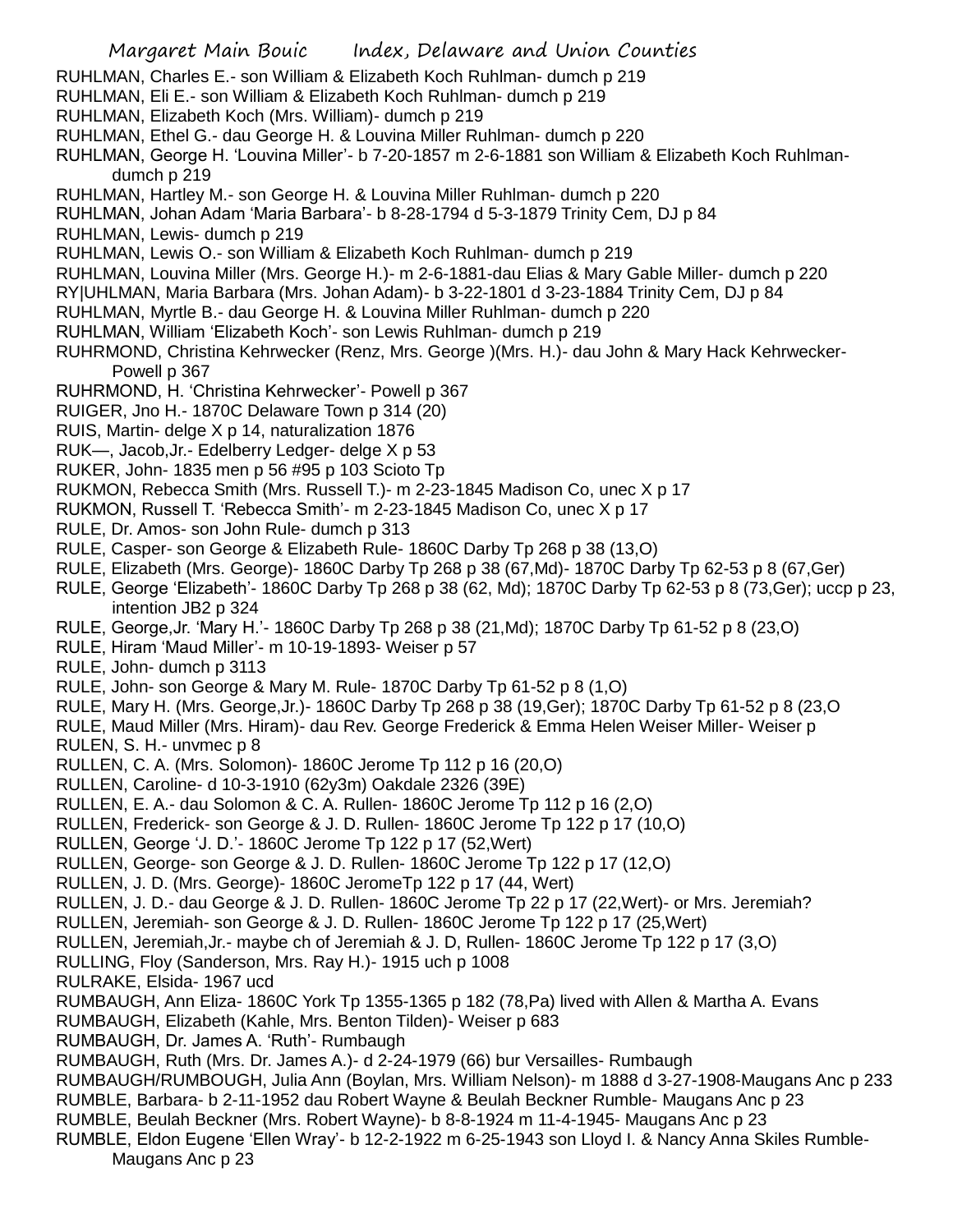RUHLMAN, Charles E.- son William & Elizabeth Koch Ruhlman- dumch p 219
RUHLMAN, Eli E.- son William & Elizabeth Koch Ruhlman- dumch p 219
RUHLMAN, Elizabeth Koch (Mrs. William)- dumch p 219
RUHLMAN, Ethel G.- dau George H. & Louvina Miller Ruhlman- dumch p 220
RUHLMAN, George H. 'Louvina Miller'- b 7-20-1857 m 2-6-1881 son William & Elizabeth Koch Ruhlman- dumch p 219
RUHLMAN, Hartley M.- son George H. & Louvina Miller Ruhlman- dumch p 220
RUHLMAN, Johan Adam 'Maria Barbara'- b 8-28-1794 d 5-3-1879 Trinity Cem, DJ p 84
RUHLMAN, Lewis- dumch p 219
RUHLMAN, Lewis O.- son William & Elizabeth Koch Ruhlman- dumch p 219
RUHLMAN, Louvina Miller (Mrs. George H.)- m 2-6-1881-dau Elias & Mary Gable Miller- dumch p 220
RY|UHLMAN, Maria Barbara (Mrs. Johan Adam)- b 3-22-1801 d 3-23-1884 Trinity Cem, DJ p 84
RUHLMAN, Myrtle B.- dau George H. & Louvina Miller Ruhlman- dumch p 220
RUHLMAN, William 'Elizabeth Koch'- son Lewis Ruhlman- dumch p 219
RUHRMOND, Christina Kehrwecker (Renz, Mrs. George )(Mrs. H.)- dau John & Mary Hack Kehrwecker- Powell p 367
RUHRMOND, H. 'Christina Kehrwecker'- Powell p 367
RUIGER, Jno H.- 1870C Delaware Town p 314 (20)
RUIS, Martin- delge X p 14, naturalization 1876
RUK—, Jacob,Jr.- Edelberry Ledger- delge X p 53
RUKER, John- 1835 men p 56 #95 p 103 Scioto Tp
RUKMON, Rebecca Smith (Mrs. Russell T.)- m 2-23-1845 Madison Co, unec X p 17
RUKMON, Russell T. 'Rebecca Smith'- m 2-23-1845 Madison Co, unec X p 17
RULE, Dr. Amos- son John Rule- dumch p 313
RULE, Casper- son George & Elizabeth Rule- 1860C Darby Tp 268 p 38 (13,O)
RULE, Elizabeth (Mrs. George)- 1860C Darby Tp 268 p 38 (67,Md)- 1870C Darby Tp 62-53 p 8 (67,Ger)
RULE, George 'Elizabeth'- 1860C Darby Tp 268 p 38 (62, Md); 1870C Darby Tp 62-53 p 8 (73,Ger); uccp p 23, intention JB2 p 324
RULE, George,Jr. 'Mary H.'- 1860C Darby Tp 268 p 38 (21,Md); 1870C Darby Tp 61-52 p 8 (23,O)
RULE, Hiram 'Maud Miller'- m 10-19-1893- Weiser p 57
RULE, John- dumch p 3113
RULE, John- son George & Mary M. Rule- 1870C Darby Tp 61-52 p 8 (1,O)
RULE, Mary H. (Mrs. George,Jr.)- 1860C Darby Tp 268 p 38 (19,Ger); 1870C Darby Tp 61-52 p 8 (23,O
RULE, Maud Miller (Mrs. Hiram)- dau Rev. George Frederick & Emma Helen Weiser Miller- Weiser p
RULEN, S. H.- unvmec p 8
RULLEN, C. A. (Mrs. Solomon)- 1860C Jerome Tp 112 p 16 (20,O)
RULLEN, Caroline- d 10-3-1910 (62y3m) Oakdale 2326 (39E)
RULLEN, E. A.- dau Solomon & C. A. Rullen- 1860C Jerome Tp 112 p 16 (2,O)
RULLEN, Frederick- son George & J. D. Rullen- 1860C Jerome Tp 122 p 17 (10,O)
RULLEN, George 'J. D.'- 1860C Jerome Tp 122 p 17 (52,Wert)
RULLEN, George- son George & J. D. Rullen- 1860C Jerome Tp 122 p 17 (12,O)
RULLEN, J. D. (Mrs. George)- 1860C JeromeTp 122 p 17 (44, Wert)
RULLEN, J. D.- dau George & J. D. Rullen- 1860C Jerome Tp 22 p 17 (22,Wert)- or Mrs. Jeremiah?
RULLEN, Jeremiah- son George & J. D. Rullen- 1860C Jerome Tp 122 p 17 (25,Wert)
RULLEN, Jeremiah,Jr.- maybe ch of Jeremiah & J. D, Rullen- 1860C Jerome Tp 122 p 17 (3,O)
RULLING, Floy (Sanderson, Mrs. Ray H.)- 1915 uch p 1008
RULRAKE, Elsida- 1967 ucd
RUMBAUGH, Ann Eliza- 1860C York Tp 1355-1365 p 182 (78,Pa) lived with Allen & Martha A. Evans
RUMBAUGH, Elizabeth (Kahle, Mrs. Benton Tilden)- Weiser p 683
RUMBAUGH, Dr. James A. 'Ruth'- Rumbaugh
RUMBAUGH, Ruth (Mrs. Dr. James A.)- d 2-24-1979 (66) bur Versailles- Rumbaugh
RUMBAUGH/RUMBOUGH, Julia Ann (Boylan, Mrs. William Nelson)- m 1888 d 3-27-1908-Maugans Anc p 233
RUMBLE, Barbara- b 2-11-1952 dau Robert Wayne & Beulah Beckner Rumble- Maugans Anc p 23
RUMBLE, Beulah Beckner (Mrs. Robert Wayne)- b 8-8-1924 m 11-4-1945- Maugans Anc p 23
RUMBLE, Eldon Eugene 'Ellen Wray'- b 12-2-1922 m 6-25-1943 son Lloyd I. & Nancy Anna Skiles Rumble- Maugans Anc p 23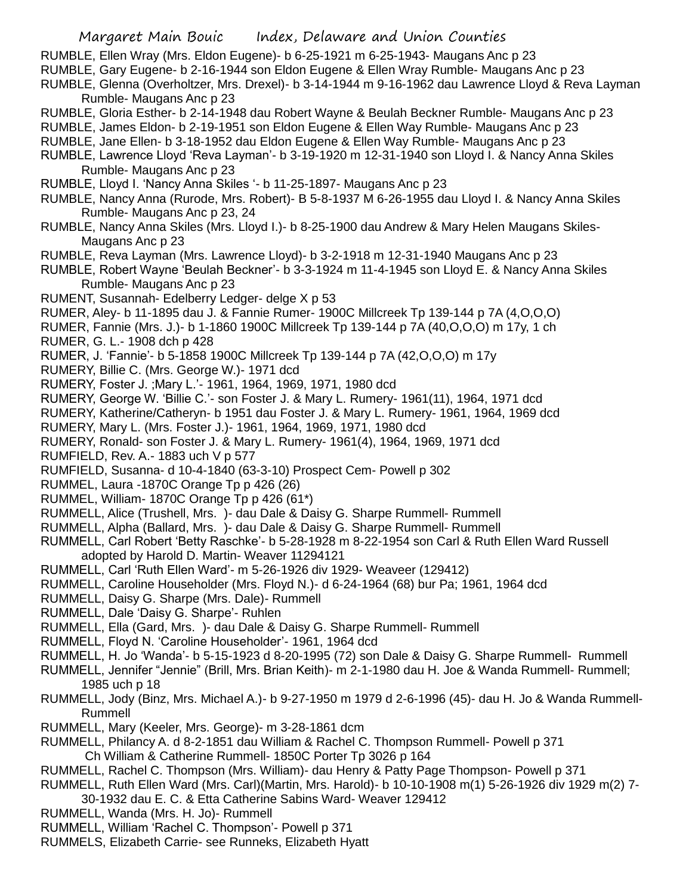RUMBLE, Ellen Wray (Mrs. Eldon Eugene)- b 6-25-1921 m 6-25-1943- Maugans Anc p 23

RUMBLE, Gary Eugene- b 2-16-1944 son Eldon Eugene & Ellen Wray Rumble- Maugans Anc p 23

RUMBLE, Glenna (Overholtzer, Mrs. Drexel)- b 3-14-1944 m 9-16-1962 dau Lawrence Lloyd & Reva Layman Rumble- Maugans Anc p 23

RUMBLE, Gloria Esther- b 2-14-1948 dau Robert Wayne & Beulah Beckner Rumble- Maugans Anc p 23

RUMBLE, James Eldon- b 2-19-1951 son Eldon Eugene & Ellen Way Rumble- Maugans Anc p 23

RUMBLE, Jane Ellen- b 3-18-1952 dau Eldon Eugene & Ellen Way Rumble- Maugans Anc p 23

RUMBLE, Lawrence Lloyd 'Reva Layman'- b 3-19-1920 m 12-31-1940 son Lloyd I. & Nancy Anna Skiles Rumble- Maugans Anc p 23

RUMBLE, Lloyd I. 'Nancy Anna Skiles '- b 11-25-1897- Maugans Anc p 23

RUMBLE, Nancy Anna (Rurode, Mrs. Robert)- B 5-8-1937 M 6-26-1955 dau Lloyd I. & Nancy Anna Skiles Rumble- Maugans Anc p 23, 24

RUMBLE, Nancy Anna Skiles (Mrs. Lloyd I.)- b 8-25-1900 dau Andrew & Mary Helen Maugans Skiles- Maugans Anc p 23

RUMBLE, Reva Layman (Mrs. Lawrence Lloyd)- b 3-2-1918 m 12-31-1940 Maugans Anc p 23

RUMBLE, Robert Wayne 'Beulah Beckner'- b 3-3-1924 m 11-4-1945 son Lloyd E. & Nancy Anna Skiles Rumble- Maugans Anc p 23

RUMENT, Susannah- Edelberry Ledger- delge X p 53

RUMER, Aley- b 11-1895 dau J. & Fannie Rumer- 1900C Millcreek Tp 139-144 p 7A (4,O,O,O)

RUMER, Fannie (Mrs. J.)- b 1-1860 1900C Millcreek Tp 139-144 p 7A (40,O,O,O) m 17y, 1 ch

RUMER, G. L.- 1908 dch p 428

RUMER, J. 'Fannie'- b 5-1858 1900C Millcreek Tp 139-144 p 7A (42,O,O,O) m 17y

RUMERY, Billie C. (Mrs. George W.)- 1971 dcd

RUMERY, Foster J. ;Mary L.'- 1961, 1964, 1969, 1971, 1980 dcd

RUMERY, George W. 'Billie C.'- son Foster J. & Mary L. Rumery- 1961(11), 1964, 1971 dcd

RUMERY, Katherine/Catheryn- b 1951 dau Foster J. & Mary L. Rumery- 1961, 1964, 1969 dcd

RUMERY, Mary L. (Mrs. Foster J.)- 1961, 1964, 1969, 1971, 1980 dcd

RUMERY, Ronald- son Foster J. & Mary L. Rumery- 1961(4), 1964, 1969, 1971 dcd

RUMFIELD, Rev. A.- 1883 uch V p 577

RUMFIELD, Susanna- d 10-4-1840 (63-3-10) Prospect Cem- Powell p 302

RUMMEL, Laura -1870C Orange Tp p 426 (26)

RUMMEL, William- 1870C Orange Tp p 426 (61*)

RUMMELL, Alice (Trushell, Mrs. )- dau Dale & Daisy G. Sharpe Rummell- Rummell

RUMMELL, Alpha (Ballard, Mrs. )- dau Dale & Daisy G. Sharpe Rummell- Rummell

RUMMELL, Carl Robert 'Betty Raschke'- b 5-28-1928 m 8-22-1954 son Carl & Ruth Ellen Ward Russell adopted by Harold D. Martin- Weaver 11294121

RUMMELL, Carl 'Ruth Ellen Ward'- m 5-26-1926 div 1929- Weaveer (129412)

RUMMELL, Caroline Householder (Mrs. Floyd N.)- d 6-24-1964 (68) bur Pa; 1961, 1964 dcd

RUMMELL, Daisy G. Sharpe (Mrs. Dale)- Rummell

RUMMELL, Dale 'Daisy G. Sharpe'- Ruhlen

RUMMELL, Ella (Gard, Mrs. )- dau Dale & Daisy G. Sharpe Rummell- Rummell

RUMMELL, Floyd N. 'Caroline Householder'- 1961, 1964 dcd

RUMMELL, H. Jo 'Wanda'- b 5-15-1923 d 8-20-1995 (72) son Dale & Daisy G. Sharpe Rummell- Rummell

RUMMELL, Jennifer "Jennie" (Brill, Mrs. Brian Keith)- m 2-1-1980 dau H. Joe & Wanda Rummell- Rummell; 1985 uch p 18

RUMMELL, Jody (Binz, Mrs. Michael A.)- b 9-27-1950 m 1979 d 2-6-1996 (45)- dau H. Jo & Wanda Rummell- Rummell

RUMMELL, Mary (Keeler, Mrs. George)- m 3-28-1861 dcm

RUMMELL, Philancy A. d 8-2-1851 dau William & Rachel C. Thompson Rummell- Powell p 371
Ch William & Catherine Rummell- 1850C Porter Tp 3026 p 164

RUMMELL, Rachel C. Thompson (Mrs. William)- dau Henry & Patty Page Thompson- Powell p 371

RUMMELL, Ruth Ellen Ward (Mrs. Carl)(Martin, Mrs. Harold)- b 10-10-1908 m(1) 5-26-1926 div 1929 m(2) 7-30-1932 dau E. C. & Etta Catherine Sabins Ward- Weaver 129412

RUMMELL, Wanda (Mrs. H. Jo)- Rummell

RUMMELL, William 'Rachel C. Thompson'- Powell p 371

RUMMELS, Elizabeth Carrie- see Runneks, Elizabeth Hyatt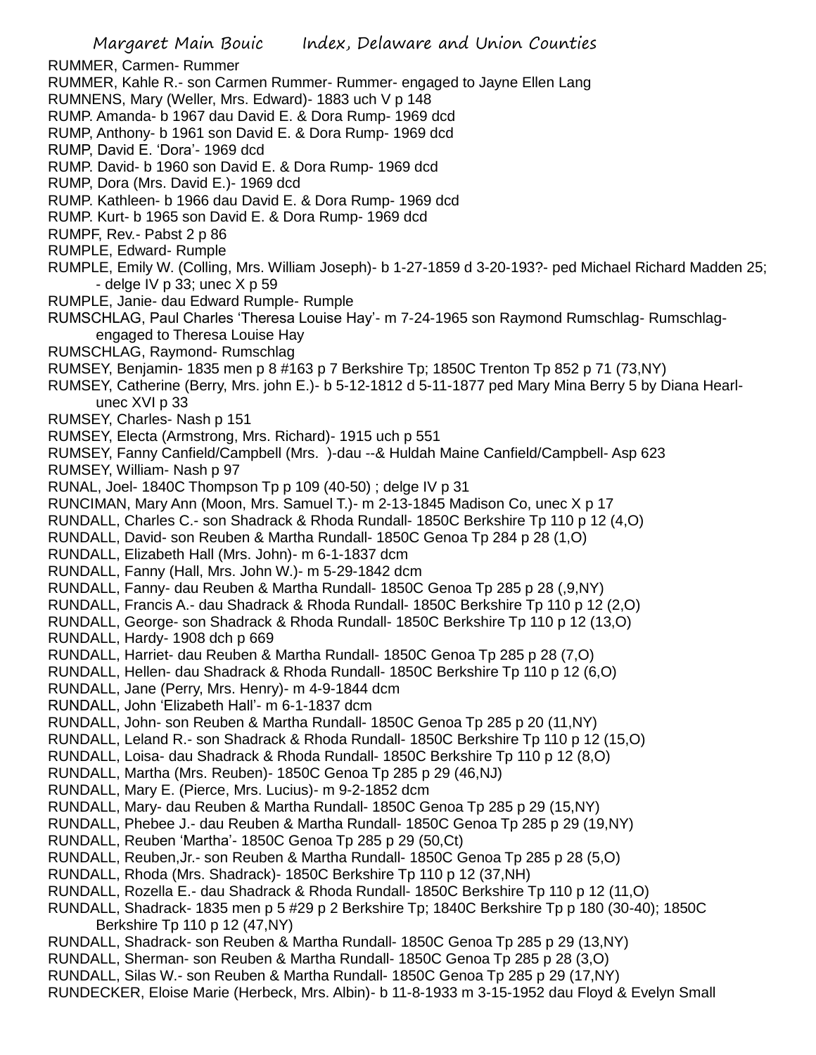RUMMER, Carmen- Rummer

RUMMER, Kahle R.- son Carmen Rummer- Rummer- engaged to Jayne Ellen Lang

RUMNENS, Mary (Weller, Mrs. Edward)- 1883 uch V p 148

RUMP. Amanda- b 1967 dau David E. & Dora Rump- 1969 dcd

RUMP, Anthony- b 1961 son David E. & Dora Rump- 1969 dcd

RUMP, David E. 'Dora'- 1969 dcd

RUMP. David- b 1960 son David E. & Dora Rump- 1969 dcd

RUMP, Dora (Mrs. David E.)- 1969 dcd

RUMP. Kathleen- b 1966 dau David E. & Dora Rump- 1969 dcd

RUMP. Kurt- b 1965 son David E. & Dora Rump- 1969 dcd

RUMPF, Rev.- Pabst 2 p 86

RUMPLE, Edward- Rumple

RUMPLE, Emily W. (Colling, Mrs. William Joseph)- b 1-27-1859 d 3-20-193?- ped Michael Richard Madden 25; - delge IV p 33; unec X p 59

RUMPLE, Janie- dau Edward Rumple- Rumple

RUMSCHLAG, Paul Charles 'Theresa Louise Hay'- m 7-24-1965 son Raymond Rumschlag- Rumschlag- engaged to Theresa Louise Hay

RUMSCHLAG, Raymond- Rumschlag

RUMSEY, Benjamin- 1835 men p 8 #163 p 7 Berkshire Tp; 1850C Trenton Tp 852 p 71 (73,NY)

RUMSEY, Catherine (Berry, Mrs. john E.)- b 5-12-1812 d 5-11-1877 ped Mary Mina Berry 5 by Diana Hearl- unec XVI p 33

RUMSEY, Charles- Nash p 151

RUMSEY, Electa (Armstrong, Mrs. Richard)- 1915 uch p 551

RUMSEY, Fanny Canfield/Campbell (Mrs. )-dau --& Huldah Maine Canfield/Campbell- Asp 623

RUMSEY, William- Nash p 97

RUNAL, Joel- 1840C Thompson Tp p 109 (40-50) ; delge IV p 31

RUNCIMAN, Mary Ann (Moon, Mrs. Samuel T.)- m 2-13-1845 Madison Co, unec X p 17

RUNDALL, Charles C.- son Shadrack & Rhoda Rundall- 1850C Berkshire Tp 110 p 12 (4,O)

RUNDALL, David- son Reuben & Martha Rundall- 1850C Genoa Tp 284 p 28 (1,O)

RUNDALL, Elizabeth Hall (Mrs. John)- m 6-1-1837 dcm

RUNDALL, Fanny (Hall, Mrs. John W.)- m 5-29-1842 dcm

RUNDALL, Fanny- dau Reuben & Martha Rundall- 1850C Genoa Tp 285 p 28 (,9,NY)

RUNDALL, Francis A.- dau Shadrack & Rhoda Rundall- 1850C Berkshire Tp 110 p 12 (2,O)

RUNDALL, George- son Shadrack & Rhoda Rundall- 1850C Berkshire Tp 110 p 12 (13,O)

RUNDALL, Hardy- 1908 dch p 669

RUNDALL, Harriet- dau Reuben & Martha Rundall- 1850C Genoa Tp 285 p 28 (7,O)

RUNDALL, Hellen- dau Shadrack & Rhoda Rundall- 1850C Berkshire Tp 110 p 12 (6,O)

RUNDALL, Jane (Perry, Mrs. Henry)- m 4-9-1844 dcm

RUNDALL, John 'Elizabeth Hall'- m 6-1-1837 dcm

RUNDALL, John- son Reuben & Martha Rundall- 1850C Genoa Tp 285 p 20 (11,NY)

RUNDALL, Leland R.- son Shadrack & Rhoda Rundall- 1850C Berkshire Tp 110 p 12 (15,O)

RUNDALL, Loisa- dau Shadrack & Rhoda Rundall- 1850C Berkshire Tp 110 p 12 (8,O)

RUNDALL, Martha (Mrs. Reuben)- 1850C Genoa Tp 285 p 29 (46,NJ)

RUNDALL, Mary E. (Pierce, Mrs. Lucius)- m 9-2-1852 dcm

RUNDALL, Mary- dau Reuben & Martha Rundall- 1850C Genoa Tp 285 p 29 (15,NY)

RUNDALL, Phebee J.- dau Reuben & Martha Rundall- 1850C Genoa Tp 285 p 29 (19,NY)

RUNDALL, Reuben 'Martha'- 1850C Genoa Tp 285 p 29 (50,Ct)

RUNDALL, Reuben,Jr.- son Reuben & Martha Rundall- 1850C Genoa Tp 285 p 28 (5,O)

RUNDALL, Rhoda (Mrs. Shadrack)- 1850C Berkshire Tp 110 p 12 (37,NH)

RUNDALL, Rozella E.- dau Shadrack & Rhoda Rundall- 1850C Berkshire Tp 110 p 12 (11,O)

RUNDALL, Shadrack- 1835 men p 5 #29 p 2 Berkshire Tp; 1840C Berkshire Tp p 180 (30-40); 1850C Berkshire Tp 110 p 12 (47,NY)

RUNDALL, Shadrack- son Reuben & Martha Rundall- 1850C Genoa Tp 285 p 29 (13,NY)

RUNDALL, Sherman- son Reuben & Martha Rundall- 1850C Genoa Tp 285 p 28 (3,O)

RUNDALL, Silas W.- son Reuben & Martha Rundall- 1850C Genoa Tp 285 p 29 (17,NY)

RUNDECKER, Eloise Marie (Herbeck, Mrs. Albin)- b 11-8-1933 m 3-15-1952 dau Floyd & Evelyn Small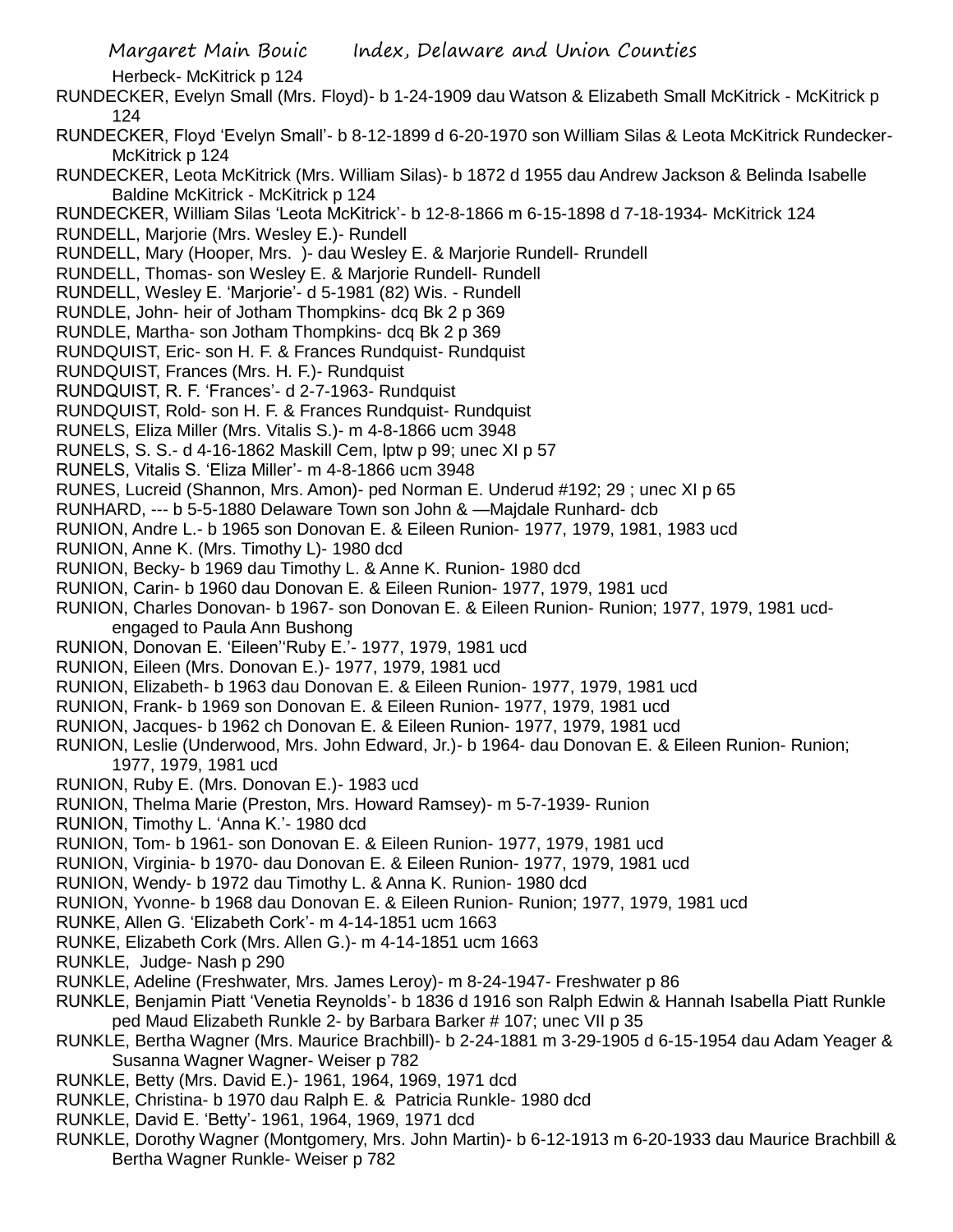Herbeck- McKitrick p 124

RUNDECKER, Evelyn Small (Mrs. Floyd)- b 1-24-1909 dau Watson & Elizabeth Small McKitrick - McKitrick p 124

RUNDECKER, Floyd 'Evelyn Small'- b 8-12-1899 d 6-20-1970 son William Silas & Leota McKitrick Rundecker- McKitrick p 124

RUNDECKER, Leota McKitrick (Mrs. William Silas)- b 1872 d 1955 dau Andrew Jackson & Belinda Isabelle Baldine McKitrick - McKitrick p 124

RUNDECKER, William Silas 'Leota McKitrick'- b 12-8-1866 m 6-15-1898 d 7-18-1934- McKitrick 124

RUNDELL, Marjorie (Mrs. Wesley E.)- Rundell

RUNDELL, Mary (Hooper, Mrs. )- dau Wesley E. & Marjorie Rundell- Rrundell

RUNDELL, Thomas- son Wesley E. & Marjorie Rundell- Rundell

RUNDELL, Wesley E. 'Marjorie'- d 5-1981 (82) Wis. - Rundell

RUNDLE, John- heir of Jotham Thompkins- dcq Bk 2 p 369

RUNDLE, Martha- son Jotham Thompkins- dcq Bk 2 p 369

RUNDQUIST, Eric- son H. F. & Frances Rundquist- Rundquist

RUNDQUIST, Frances (Mrs. H. F.)- Rundquist

RUNDQUIST, R. F. 'Frances'- d 2-7-1963- Rundquist

RUNDQUIST, Rold- son H. F. & Frances Rundquist- Rundquist

RUNELS, Eliza Miller (Mrs. Vitalis S.)- m 4-8-1866 ucm 3948

RUNELS, S. S.- d 4-16-1862 Maskill Cem, lptw p 99; unec XI p 57

RUNELS, Vitalis S. 'Eliza Miller'- m 4-8-1866 ucm 3948

RUNES, Lucreid (Shannon, Mrs. Amon)- ped Norman E. Underud #192; 29 ; unec XI p 65

RUNHARD, --- b 5-5-1880 Delaware Town son John & —Majdale Runhard- dcb

RUNION, Andre L.- b 1965 son Donovan E. & Eileen Runion- 1977, 1979, 1981, 1983 ucd

RUNION, Anne K. (Mrs. Timothy L)- 1980 dcd

RUNION, Becky- b 1969 dau Timothy L. & Anne K. Runion- 1980 dcd

RUNION, Carin- b 1960 dau Donovan E. & Eileen Runion- 1977, 1979, 1981 ucd

RUNION, Charles Donovan- b 1967- son Donovan E. & Eileen Runion- Runion; 1977, 1979, 1981 ucd- engaged to Paula Ann Bushong

RUNION, Donovan E. 'Eileen''Ruby E.'- 1977, 1979, 1981 ucd

RUNION, Eileen (Mrs. Donovan E.)- 1977, 1979, 1981 ucd

RUNION, Elizabeth- b 1963 dau Donovan E. & Eileen Runion- 1977, 1979, 1981 ucd

RUNION, Frank- b 1969 son Donovan E. & Eileen Runion- 1977, 1979, 1981 ucd

RUNION, Jacques- b 1962 ch Donovan E. & Eileen Runion- 1977, 1979, 1981 ucd

RUNION, Leslie (Underwood, Mrs. John Edward, Jr.)- b 1964- dau Donovan E. & Eileen Runion- Runion; 1977, 1979, 1981 ucd

RUNION, Ruby E. (Mrs. Donovan E.)- 1983 ucd

RUNION, Thelma Marie (Preston, Mrs. Howard Ramsey)- m 5-7-1939- Runion

RUNION, Timothy L. 'Anna K.'- 1980 dcd

RUNION, Tom- b 1961- son Donovan E. & Eileen Runion- 1977, 1979, 1981 ucd

RUNION, Virginia- b 1970- dau Donovan E. & Eileen Runion- 1977, 1979, 1981 ucd

RUNION, Wendy- b 1972 dau Timothy L. & Anna K. Runion- 1980 dcd

RUNION, Yvonne- b 1968 dau Donovan E. & Eileen Runion- Runion; 1977, 1979, 1981 ucd

RUNKE, Allen G. 'Elizabeth Cork'- m 4-14-1851 ucm 1663

RUNKE, Elizabeth Cork (Mrs. Allen G.)- m 4-14-1851 ucm 1663

RUNKLE, Judge- Nash p 290

RUNKLE, Adeline (Freshwater, Mrs. James Leroy)- m 8-24-1947- Freshwater p 86

RUNKLE, Benjamin Piatt 'Venetia Reynolds'- b 1836 d 1916 son Ralph Edwin & Hannah Isabella Piatt Runkle ped Maud Elizabeth Runkle 2- by Barbara Barker # 107; unec VII p 35

RUNKLE, Bertha Wagner (Mrs. Maurice Brachbill)- b 2-24-1881 m 3-29-1905 d 6-15-1954 dau Adam Yeager & Susanna Wagner Wagner- Weiser p 782

RUNKLE, Betty (Mrs. David E.)- 1961, 1964, 1969, 1971 dcd

RUNKLE, Christina- b 1970 dau Ralph E. & Patricia Runkle- 1980 dcd

RUNKLE, David E. 'Betty'- 1961, 1964, 1969, 1971 dcd

RUNKLE, Dorothy Wagner (Montgomery, Mrs. John Martin)- b 6-12-1913 m 6-20-1933 dau Maurice Brachbill & Bertha Wagner Runkle- Weiser p 782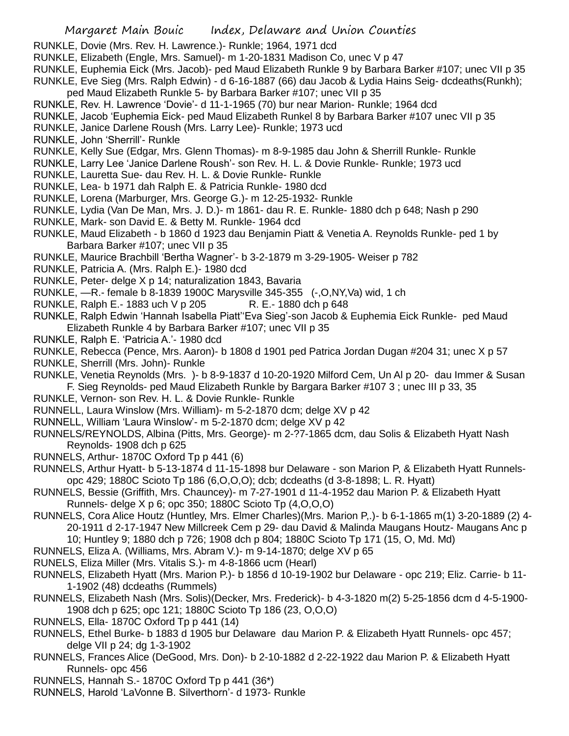RUNKLE, Dovie (Mrs. Rev. H. Lawrence.)- Runkle; 1964, 1971 dcd
RUNKLE, Elizabeth (Engle, Mrs. Samuel)- m 1-20-1831 Madison Co, unec V p 47
RUNKLE, Euphemia Eick (Mrs. Jacob)- ped Maud Elizabeth Runkle 9 by Barbara Barker #107; unec VII p 35
RUNKLE, Eve Sieg (Mrs. Ralph Edwin) - d 6-16-1887 (66) dau Jacob & Lydia Hains Seig- dcdeaths(Runkh); ped Maud Elizabeth Runkle 5- by Barbara Barker #107; unec VII p 35
RUNKLE, Rev. H. Lawrence 'Dovie'- d 11-1-1965 (70) bur near Marion- Runkle; 1964 dcd
RUNKLE, Jacob 'Euphemia Eick- ped Maud Elizabeth Runkel 8 by Barbara Barker #107 unec VII p 35
RUNKLE, Janice Darlene Roush (Mrs. Larry Lee)- Runkle; 1973 ucd
RUNKLE, John 'Sherrill'- Runkle
RUNKLE, Kelly Sue (Edgar, Mrs. Glenn Thomas)- m 8-9-1985 dau John & Sherrill Runkle- Runkle
RUNKLE, Larry Lee 'Janice Darlene Roush'- son Rev. H. L. & Dovie Runkle- Runkle; 1973 ucd
RUNKLE, Lauretta Sue- dau Rev. H. L. & Dovie Runkle- Runkle
RUNKLE, Lea- b 1971 dah Ralph E. & Patricia Runkle- 1980 dcd
RUNKLE, Lorena (Marburger, Mrs. George G.)- m 12-25-1932- Runkle
RUNKLE, Lydia (Van De Man, Mrs. J. D.)- m 1861- dau R. E. Runkle- 1880 dch p 648; Nash p 290
RUNKLE, Mark- son David E. & Betty M. Runkle- 1964 dcd
RUNKLE, Maud Elizabeth - b 1860 d 1923 dau Benjamin Piatt & Venetia A. Reynolds Runkle- ped 1 by Barbara Barker #107; unec VII p 35
RUNKLE, Maurice Brachbill 'Bertha Wagner'- b 3-2-1879 m 3-29-1905- Weiser p 782
RUNKLE, Patricia A. (Mrs. Ralph E.)- 1980 dcd
RUNKLE, Peter- delge X p 14; naturalization 1843, Bavaria
RUNKLE, —R.- female b 8-1839 1900C Marysville 345-355 (-,O,NY,Va) wid, 1 ch
RUNKLE, Ralph E.- 1883 uch V p 205 R. E.- 1880 dch p 648
RUNKLE, Ralph Edwin 'Hannah Isabella Piatt''Eva Sieg'-son Jacob & Euphemia Eick Runkle- ped Maud Elizabeth Runkle 4 by Barbara Barker #107; unec VII p 35
RUNKLE, Ralph E. 'Patricia A.'- 1980 dcd
RUNKLE, Rebecca (Pence, Mrs. Aaron)- b 1808 d 1901 ped Patrica Jordan Dugan #204 31; unec X p 57
RUNKLE, Sherrill (Mrs. John)- Runkle
RUNKLE, Venetia Reynolds (Mrs. )- b 8-9-1837 d 10-20-1920 Milford Cem, Un Al p 20- dau Immer & Susan F. Sieg Reynolds- ped Maud Elizabeth Runkle by Bargara Barker #107 3 ; unec III p 33, 35
RUNKLE, Vernon- son Rev. H. L. & Dovie Runkle- Runkle
RUNNELL, Laura Winslow (Mrs. William)- m 5-2-1870 dcm; delge XV p 42
RUNNELL, William 'Laura Winslow'- m 5-2-1870 dcm; delge XV p 42
RUNNELS/REYNOLDS, Albina (Pitts, Mrs. George)- m 2-?7-1865 dcm, dau Solis & Elizabeth Hyatt Nash Reynolds- 1908 dch p 625
RUNNELS, Arthur- 1870C Oxford Tp p 441 (6)
RUNNELS, Arthur Hyatt- b 5-13-1874 d 11-15-1898 bur Delaware - son Marion P, & Elizabeth Hyatt Runnels- opc 429; 1880C Scioto Tp 186 (6,O,O,O); dcb; dcdeaths (d 3-8-1898; L. R. Hyatt)
RUNNELS, Bessie (Griffith, Mrs. Chauncey)- m 7-27-1901 d 11-4-1952 dau Marion P. & Elizabeth Hyatt Runnels- delge X p 6; opc 350; 1880C Scioto Tp (4,O,O,O)
RUNNELS, Cora Alice Houtz (Huntley, Mrs. Elmer Charles)(Mrs. Marion P,.)- b 6-1-1865 m(1) 3-20-1889 (2) 4-20-1911 d 2-17-1947 New Millcreek Cem p 29- dau David & Malinda Maugans Houtz- Maugans Anc p 10; Huntley 9; 1880 dch p 726; 1908 dch p 804; 1880C Scioto Tp 171 (15, O, Md. Md)
RUNNELS, Eliza A. (Williams, Mrs. Abram V.)- m 9-14-1870; delge XV p 65
RUNELS, Eliza Miller (Mrs. Vitalis S.)- m 4-8-1866 ucm (Hearl)
RUNNELS, Elizabeth Hyatt (Mrs. Marion P.)- b 1856 d 10-19-1902 bur Delaware - opc 219; Eliz. Carrie- b 11-1-1902 (48) dcdeaths (Rummels)
RUNNELS, Elizabeth Nash (Mrs. Solis)(Decker, Mrs. Frederick)- b 4-3-1820 m(2) 5-25-1856 dcm d 4-5-1900- 1908 dch p 625; opc 121; 1880C Scioto Tp 186 (23, O,O,O)
RUNNELS, Ella- 1870C Oxford Tp p 441 (14)
RUNNELS, Ethel Burke- b 1883 d 1905 bur Delaware dau Marion P. & Elizabeth Hyatt Runnels- opc 457; delge VII p 24; dg 1-3-1902
RUNNELS, Frances Alice (DeGood, Mrs. Don)- b 2-10-1882 d 2-22-1922 dau Marion P. & Elizabeth Hyatt Runnels- opc 456
RUNNELS, Hannah S.- 1870C Oxford Tp p 441 (36*)
RUNNELS, Harold 'LaVonne B. Silverthorn'- d 1973- Runkle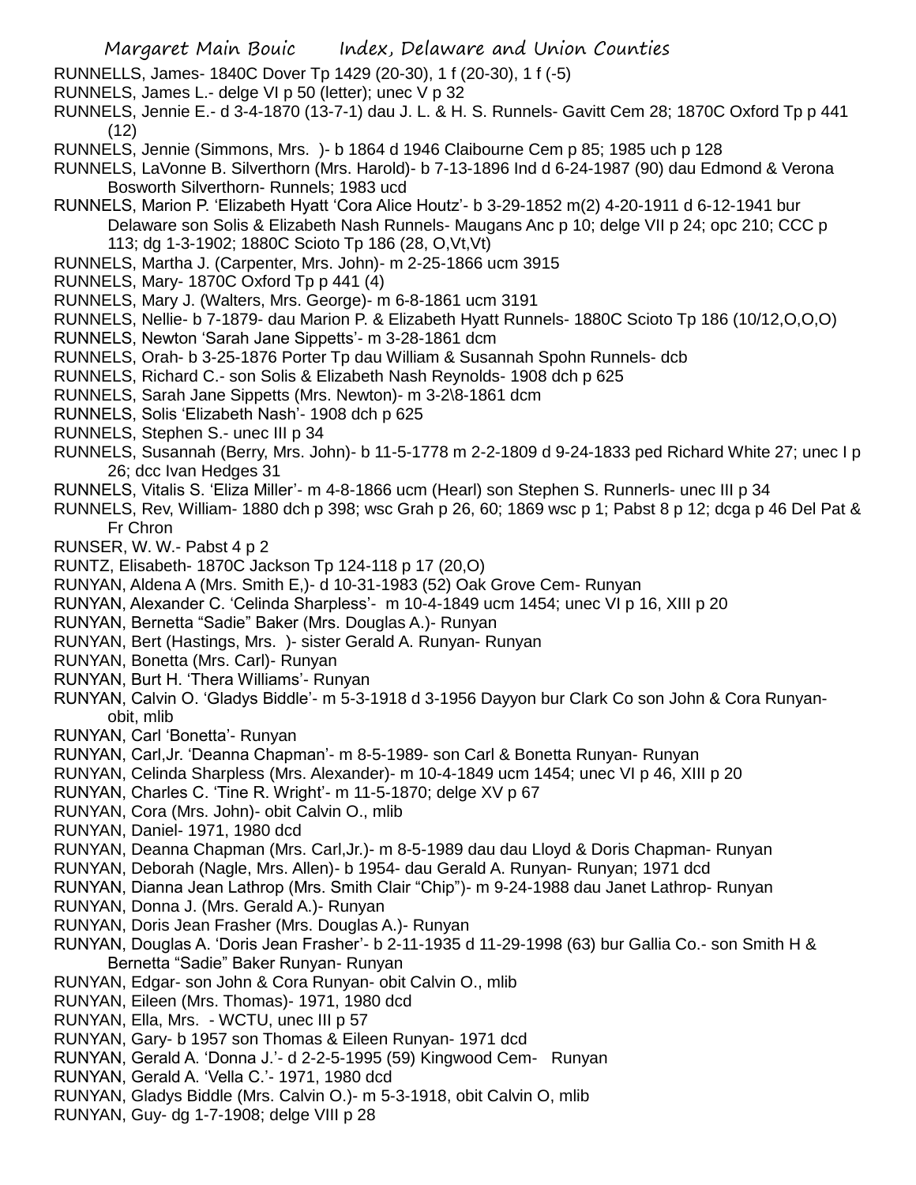RUNNELLS, James- 1840C Dover Tp 1429 (20-30), 1 f (20-30), 1 f (-5)

RUNNELS, James L.- delge VI p 50 (letter); unec V p 32

RUNNELS, Jennie E.- d 3-4-1870 (13-7-1) dau J. L. & H. S. Runnels- Gavitt Cem 28; 1870C Oxford Tp p 441 (12)

RUNNELS, Jennie (Simmons, Mrs. )- b 1864 d 1946 Claibourne Cem p 85; 1985 uch p 128

RUNNELS, LaVonne B. Silverthorn (Mrs. Harold)- b 7-13-1896 Ind d 6-24-1987 (90) dau Edmond & Verona Bosworth Silverthorn- Runnels; 1983 ucd

RUNNELS, Marion P. 'Elizabeth Hyatt 'Cora Alice Houtz'- b 3-29-1852 m(2) 4-20-1911 d 6-12-1941 bur Delaware son Solis & Elizabeth Nash Runnels- Maugans Anc p 10; delge VII p 24; opc 210; CCC p 113; dg 1-3-1902; 1880C Scioto Tp 186 (28, O,Vt,Vt)

RUNNELS, Martha J. (Carpenter, Mrs. John)- m 2-25-1866 ucm 3915

RUNNELS, Mary- 1870C Oxford Tp p 441 (4)

RUNNELS, Mary J. (Walters, Mrs. George)- m 6-8-1861 ucm 3191

RUNNELS, Nellie- b 7-1879- dau Marion P. & Elizabeth Hyatt Runnels- 1880C Scioto Tp 186 (10/12,O,O,O)

RUNNELS, Newton 'Sarah Jane Sippetts'- m 3-28-1861 dcm

RUNNELS, Orah- b 3-25-1876 Porter Tp dau William & Susannah Spohn Runnels- dcb

RUNNELS, Richard C.- son Solis & Elizabeth Nash Reynolds- 1908 dch p 625

RUNNELS, Sarah Jane Sippetts (Mrs. Newton)- m 3-2\8-1861 dcm

RUNNELS, Solis 'Elizabeth Nash'- 1908 dch p 625

RUNNELS, Stephen S.- unec III p 34

RUNNELS, Susannah (Berry, Mrs. John)- b 11-5-1778 m 2-2-1809 d 9-24-1833 ped Richard White 27; unec I p 26; dcc Ivan Hedges 31

RUNNELS, Vitalis S. 'Eliza Miller'- m 4-8-1866 ucm (Hearl) son Stephen S. Runnerls- unec III p 34

RUNNELS, Rev, William- 1880 dch p 398; wsc Grah p 26, 60; 1869 wsc p 1; Pabst 8 p 12; dcga p 46 Del Pat & Fr Chron

RUNSER, W. W.- Pabst 4 p 2

RUNTZ, Elisabeth- 1870C Jackson Tp 124-118 p 17 (20,O)

RUNYAN, Aldena A (Mrs. Smith E,)- d 10-31-1983 (52) Oak Grove Cem- Runyan

RUNYAN, Alexander C. 'Celinda Sharpless'- m 10-4-1849 ucm 1454; unec VI p 16, XIII p 20

RUNYAN, Bernetta "Sadie" Baker (Mrs. Douglas A.)- Runyan

RUNYAN, Bert (Hastings, Mrs. )- sister Gerald A. Runyan- Runyan

RUNYAN, Bonetta (Mrs. Carl)- Runyan

RUNYAN, Burt H. 'Thera Williams'- Runyan

RUNYAN, Calvin O. 'Gladys Biddle'- m 5-3-1918 d 3-1956 Dayyon bur Clark Co son John & Cora Runyan- obit, mlib

RUNYAN, Carl 'Bonetta'- Runyan

RUNYAN, Carl,Jr. 'Deanna Chapman'- m 8-5-1989- son Carl & Bonetta Runyan- Runyan

RUNYAN, Celinda Sharpless (Mrs. Alexander)- m 10-4-1849 ucm 1454; unec VI p 46, XIII p 20

RUNYAN, Charles C. 'Tine R. Wright'- m 11-5-1870; delge XV p 67

RUNYAN, Cora (Mrs. John)- obit Calvin O., mlib

RUNYAN, Daniel- 1971, 1980 dcd

RUNYAN, Deanna Chapman (Mrs. Carl,Jr.)- m 8-5-1989 dau dau Lloyd & Doris Chapman- Runyan

RUNYAN, Deborah (Nagle, Mrs. Allen)- b 1954- dau Gerald A. Runyan- Runyan; 1971 dcd

RUNYAN, Dianna Jean Lathrop (Mrs. Smith Clair "Chip")- m 9-24-1988 dau Janet Lathrop- Runyan

RUNYAN, Donna J. (Mrs. Gerald A.)- Runyan

RUNYAN, Doris Jean Frasher (Mrs. Douglas A.)- Runyan

RUNYAN, Douglas A. 'Doris Jean Frasher'- b 2-11-1935 d 11-29-1998 (63) bur Gallia Co.- son Smith H & Bernetta "Sadie" Baker Runyan- Runyan

RUNYAN, Edgar- son John & Cora Runyan- obit Calvin O., mlib

RUNYAN, Eileen (Mrs. Thomas)- 1971, 1980 dcd

RUNYAN, Ella, Mrs. - WCTU, unec III p 57

RUNYAN, Gary- b 1957 son Thomas & Eileen Runyan- 1971 dcd

RUNYAN, Gerald A. 'Donna J.'- d 2-2-5-1995 (59) Kingwood Cem- Runyan

RUNYAN, Gerald A. 'Vella C.'- 1971, 1980 dcd

RUNYAN, Gladys Biddle (Mrs. Calvin O.)- m 5-3-1918, obit Calvin O, mlib

RUNYAN, Guy- dg 1-7-1908; delge VIII p 28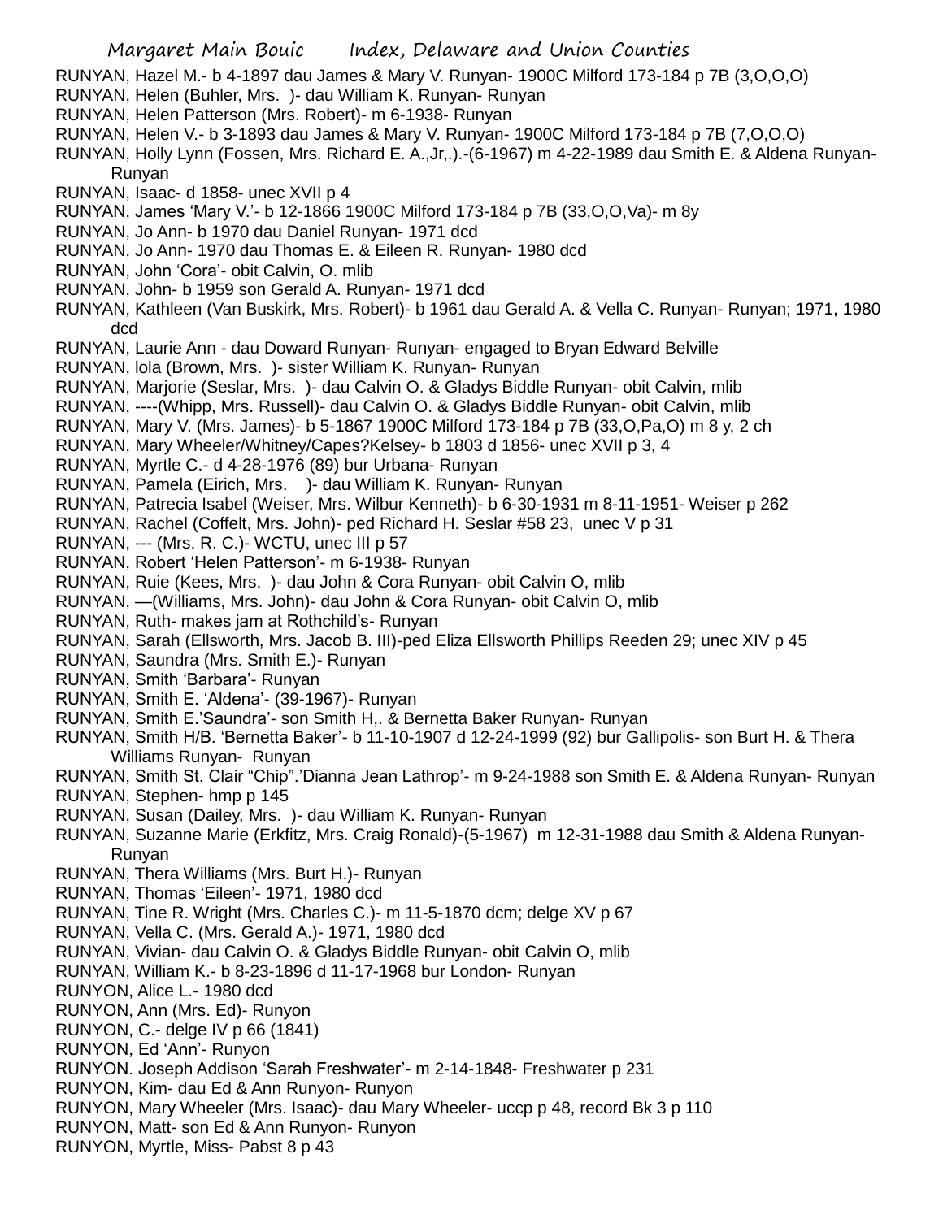RUNYAN, Hazel M.- b 4-1897 dau James & Mary V. Runyan- 1900C Milford 173-184 p 7B (3,O,O,O)
RUNYAN, Helen (Buhler, Mrs. )- dau William K. Runyan- Runyan
RUNYAN, Helen Patterson (Mrs. Robert)- m 6-1938- Runyan
RUNYAN, Helen V.- b 3-1893 dau James & Mary V. Runyan- 1900C Milford 173-184 p 7B (7,O,O,O)
RUNYAN, Holly Lynn (Fossen, Mrs. Richard E. A.,Jr,.).-(6-1967) m 4-22-1989 dau Smith E. & Aldena Runyan- Runyan
RUNYAN, Isaac- d 1858- unec XVII p 4
RUNYAN, James 'Mary V.'- b 12-1866 1900C Milford 173-184 p 7B (33,O,O,Va)- m 8y
RUNYAN, Jo Ann- b 1970 dau Daniel Runyan- 1971 dcd
RUNYAN, Jo Ann- 1970 dau Thomas E. & Eileen R. Runyan- 1980 dcd
RUNYAN, John 'Cora'- obit Calvin, O. mlib
RUNYAN, John- b 1959 son Gerald A. Runyan- 1971 dcd
RUNYAN, Kathleen (Van Buskirk, Mrs. Robert)- b 1961 dau Gerald A. & Vella C. Runyan- Runyan; 1971, 1980 dcd
RUNYAN, Laurie Ann - dau Doward Runyan- Runyan- engaged to Bryan Edward Belville
RUNYAN, lola (Brown, Mrs. )- sister William K. Runyan- Runyan
RUNYAN, Marjorie (Seslar, Mrs. )- dau Calvin O. & Gladys Biddle Runyan- obit Calvin, mlib
RUNYAN, ----(Whipp, Mrs. Russell)- dau Calvin O. & Gladys Biddle Runyan- obit Calvin, mlib
RUNYAN, Mary V. (Mrs. James)- b 5-1867 1900C Milford 173-184 p 7B (33,O,Pa,O) m 8 y, 2 ch
RUNYAN, Mary Wheeler/Whitney/Capes?Kelsey- b 1803 d 1856- unec XVII p 3, 4
RUNYAN, Myrtle C.- d 4-28-1976 (89) bur Urbana- Runyan
RUNYAN, Pamela (Eirich, Mrs. )- dau William K. Runyan- Runyan
RUNYAN, Patrecia Isabel (Weiser, Mrs. Wilbur Kenneth)- b 6-30-1931 m 8-11-1951- Weiser p 262
RUNYAN, Rachel (Coffelt, Mrs. John)- ped Richard H. Seslar #58 23, unec V p 31
RUNYAN, --- (Mrs. R. C.)- WCTU, unec III p 57
RUNYAN, Robert 'Helen Patterson'- m 6-1938- Runyan
RUNYAN, Ruie (Kees, Mrs. )- dau John & Cora Runyan- obit Calvin O, mlib
RUNYAN, —(Williams, Mrs. John)- dau John & Cora Runyan- obit Calvin O, mlib
RUNYAN, Ruth- makes jam at Rothchild's- Runyan
RUNYAN, Sarah (Ellsworth, Mrs. Jacob B. III)-ped Eliza Ellsworth Phillips Reeden 29; unec XIV p 45
RUNYAN, Saundra (Mrs. Smith E.)- Runyan
RUNYAN, Smith 'Barbara'- Runyan
RUNYAN, Smith E. 'Aldena'- (39-1967)- Runyan
RUNYAN, Smith E.'Saundra'- son Smith H,. & Bernetta Baker Runyan- Runyan
RUNYAN, Smith H/B. 'Bernetta Baker'- b 11-10-1907 d 12-24-1999 (92) bur Gallipolis- son Burt H. & Thera Williams Runyan- Runyan
RUNYAN, Smith St. Clair "Chip".'Dianna Jean Lathrop'- m 9-24-1988 son Smith E. & Aldena Runyan- Runyan
RUNYAN, Stephen- hmp p 145
RUNYAN, Susan (Dailey, Mrs. )- dau William K. Runyan- Runyan
RUNYAN, Suzanne Marie (Erkfitz, Mrs. Craig Ronald)-(5-1967) m 12-31-1988 dau Smith & Aldena Runyan- Runyan
RUNYAN, Thera Williams (Mrs. Burt H.)- Runyan
RUNYAN, Thomas 'Eileen'- 1971, 1980 dcd
RUNYAN, Tine R. Wright (Mrs. Charles C.)- m 11-5-1870 dcm; delge XV p 67
RUNYAN, Vella C. (Mrs. Gerald A.)- 1971, 1980 dcd
RUNYAN, Vivian- dau Calvin O. & Gladys Biddle Runyan- obit Calvin O, mlib
RUNYAN, William K.- b 8-23-1896 d 11-17-1968 bur London- Runyan
RUNYON, Alice L.- 1980 dcd
RUNYON, Ann (Mrs. Ed)- Runyon
RUNYON, C.- delge IV p 66 (1841)
RUNYON, Ed 'Ann'- Runyon
RUNYON. Joseph Addison 'Sarah Freshwater'- m 2-14-1848- Freshwater p 231
RUNYON, Kim- dau Ed & Ann Runyon- Runyon
RUNYON, Mary Wheeler (Mrs. Isaac)- dau Mary Wheeler- uccp p 48, record Bk 3 p 110
RUNYON, Matt- son Ed & Ann Runyon- Runyon
RUNYON, Myrtle, Miss- Pabst 8 p 43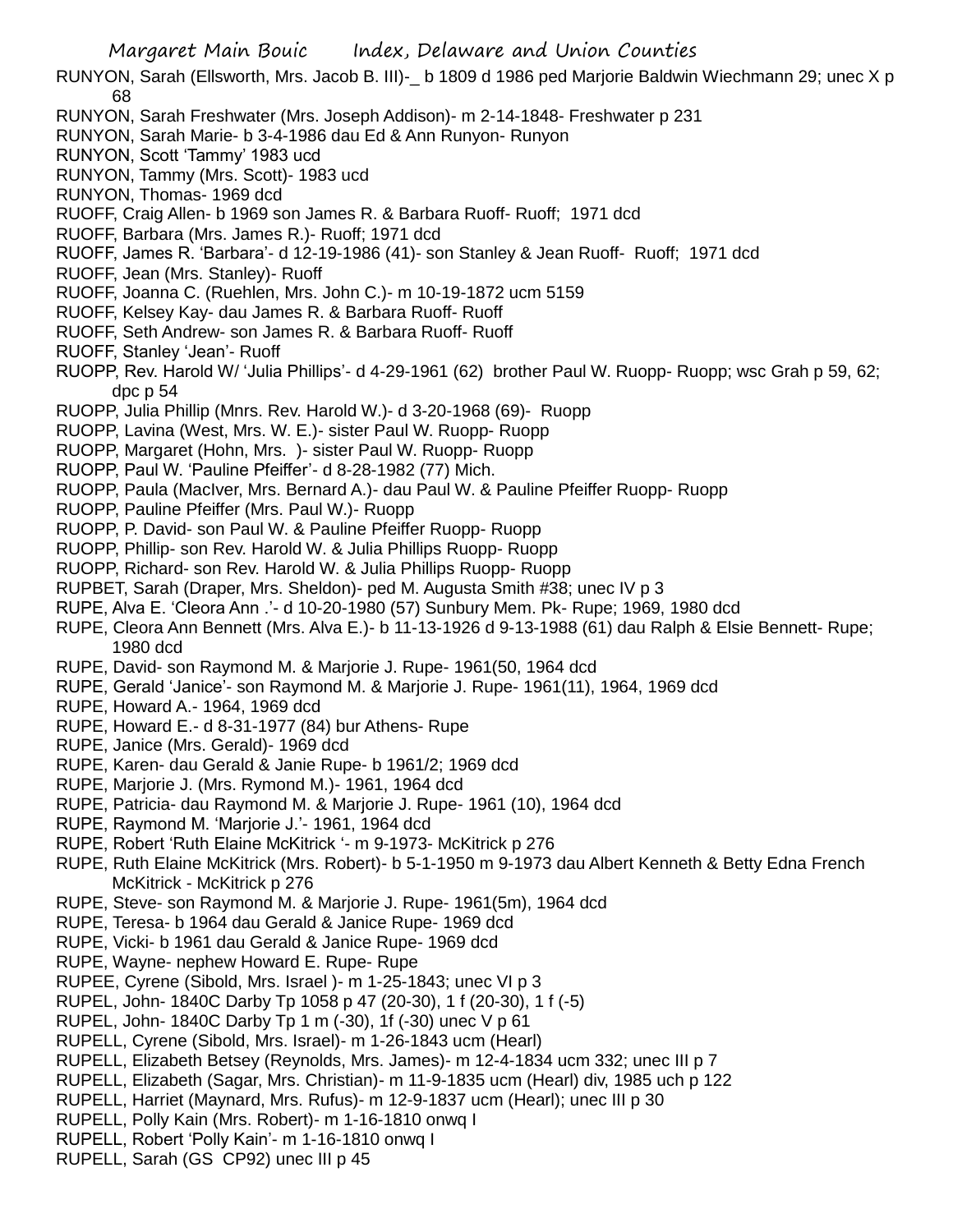RUNYON, Sarah (Ellsworth, Mrs. Jacob B. III)-_ b 1809 d 1986 ped Marjorie Baldwin Wiechmann 29; unec X p 68

RUNYON, Sarah Freshwater (Mrs. Joseph Addison)- m 2-14-1848- Freshwater p 231

RUNYON, Sarah Marie- b 3-4-1986 dau Ed & Ann Runyon- Runyon

RUNYON, Scott 'Tammy' 1983 ucd

RUNYON, Tammy (Mrs. Scott)- 1983 ucd

RUNYON, Thomas- 1969 dcd

RUOFF, Craig Allen- b 1969 son James R. & Barbara Ruoff- Ruoff; 1971 dcd

RUOFF, Barbara (Mrs. James R.)- Ruoff; 1971 dcd

RUOFF, James R. 'Barbara'- d 12-19-1986 (41)- son Stanley & Jean Ruoff- Ruoff; 1971 dcd

RUOFF, Jean (Mrs. Stanley)- Ruoff

RUOFF, Joanna C. (Ruehlen, Mrs. John C.)- m 10-19-1872 ucm 5159

RUOFF, Kelsey Kay- dau James R. & Barbara Ruoff- Ruoff

RUOFF, Seth Andrew- son James R. & Barbara Ruoff- Ruoff

RUOFF, Stanley 'Jean'- Ruoff

RUOPP, Rev. Harold W/ 'Julia Phillips'- d 4-29-1961 (62) brother Paul W. Ruopp- Ruopp; wsc Grah p 59, 62; dpc p 54

RUOPP, Julia Phillip (Mnrs. Rev. Harold W.)- d 3-20-1968 (69)- Ruopp

RUOPP, Lavina (West, Mrs. W. E.)- sister Paul W. Ruopp- Ruopp

RUOPP, Margaret (Hohn, Mrs. )- sister Paul W. Ruopp- Ruopp

RUOPP, Paul W. 'Pauline Pfeiffer'- d 8-28-1982 (77) Mich.

RUOPP, Paula (MacIver, Mrs. Bernard A.)- dau Paul W. & Pauline Pfeiffer Ruopp- Ruopp

RUOPP, Pauline Pfeiffer (Mrs. Paul W.)- Ruopp

RUOPP, P. David- son Paul W. & Pauline Pfeiffer Ruopp- Ruopp

RUOPP, Phillip- son Rev. Harold W. & Julia Phillips Ruopp- Ruopp

RUOPP, Richard- son Rev. Harold W. & Julia Phillips Ruopp- Ruopp

RUPBET, Sarah (Draper, Mrs. Sheldon)- ped M. Augusta Smith #38; unec IV p 3

RUPE, Alva E. 'Cleora Ann .'- d 10-20-1980 (57) Sunbury Mem. Pk- Rupe; 1969, 1980 dcd

RUPE, Cleora Ann Bennett (Mrs. Alva E.)- b 11-13-1926 d 9-13-1988 (61) dau Ralph & Elsie Bennett- Rupe; 1980 dcd

RUPE, David- son Raymond M. & Marjorie J. Rupe- 1961(50, 1964 dcd

RUPE, Gerald 'Janice'- son Raymond M. & Marjorie J. Rupe- 1961(11), 1964, 1969 dcd

RUPE, Howard A.- 1964, 1969 dcd

RUPE, Howard E.- d 8-31-1977 (84) bur Athens- Rupe

RUPE, Janice (Mrs. Gerald)- 1969 dcd

RUPE, Karen- dau Gerald & Janie Rupe- b 1961/2; 1969 dcd

RUPE, Marjorie J. (Mrs. Rymond M.)- 1961, 1964 dcd

RUPE, Patricia- dau Raymond M. & Marjorie J. Rupe- 1961 (10), 1964 dcd

RUPE, Raymond M. 'Marjorie J.'- 1961, 1964 dcd

RUPE, Robert 'Ruth Elaine McKitrick '- m 9-1973- McKitrick p 276

RUPE, Ruth Elaine McKitrick (Mrs. Robert)- b 5-1-1950 m 9-1973 dau Albert Kenneth & Betty Edna French McKitrick - McKitrick p 276

RUPE, Steve- son Raymond M. & Marjorie J. Rupe- 1961(5m), 1964 dcd

RUPE, Teresa- b 1964 dau Gerald & Janice Rupe- 1969 dcd

RUPE, Vicki- b 1961 dau Gerald & Janice Rupe- 1969 dcd

RUPE, Wayne- nephew Howard E. Rupe- Rupe

RUPEE, Cyrene (Sibold, Mrs. Israel )- m 1-25-1843; unec VI p 3

RUPEL, John- 1840C Darby Tp 1058 p 47 (20-30), 1 f (20-30), 1 f (-5)

RUPEL, John- 1840C Darby Tp 1 m (-30), 1f (-30) unec V p 61

RUPELL, Cyrene (Sibold, Mrs. Israel)- m 1-26-1843 ucm (Hearl)

RUPELL, Elizabeth Betsey (Reynolds, Mrs. James)- m 12-4-1834 ucm 332; unec III p 7

RUPELL, Elizabeth (Sagar, Mrs. Christian)- m 11-9-1835 ucm (Hearl) div, 1985 uch p 122

RUPELL, Harriet (Maynard, Mrs. Rufus)- m 12-9-1837 ucm (Hearl); unec III p 30

RUPELL, Polly Kain (Mrs. Robert)- m 1-16-1810 onwq I

RUPELL, Robert 'Polly Kain'- m 1-16-1810 onwq I

RUPELL, Sarah (GS CP92) unec III p 45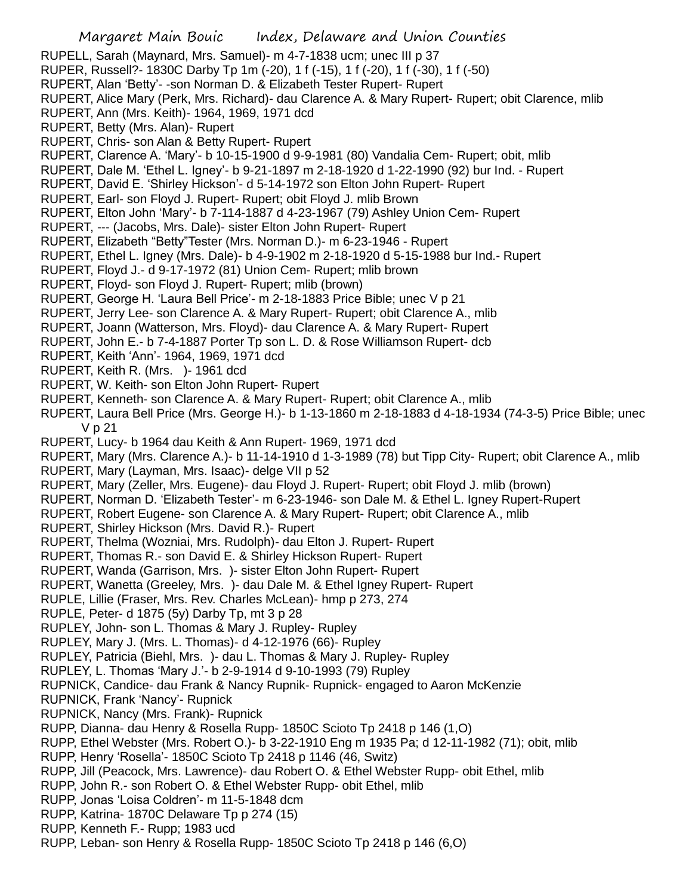RUPELL, Sarah (Maynard, Mrs. Samuel)- m 4-7-1838 ucm; unec III p 37

RUPER, Russell?- 1830C Darby Tp 1m (-20), 1 f (-15), 1 f (-20), 1 f (-30), 1 f (-50)

RUPERT, Alan 'Betty'- -son Norman D. & Elizabeth Tester Rupert- Rupert

RUPERT, Alice Mary (Perk, Mrs. Richard)- dau Clarence A. & Mary Rupert- Rupert; obit Clarence, mlib

RUPERT, Ann (Mrs. Keith)- 1964, 1969, 1971 dcd

RUPERT, Betty (Mrs. Alan)- Rupert

RUPERT, Chris- son Alan & Betty Rupert- Rupert

RUPERT, Clarence A. 'Mary'- b 10-15-1900 d 9-9-1981 (80) Vandalia Cem- Rupert; obit, mlib

RUPERT, Dale M. 'Ethel L. Igney'- b 9-21-1897 m 2-18-1920 d 1-22-1990 (92) bur Ind. - Rupert

RUPERT, David E. 'Shirley Hickson'- d 5-14-1972 son Elton John Rupert- Rupert

RUPERT, Earl- son Floyd J. Rupert- Rupert; obit Floyd J. mlib Brown

RUPERT, Elton John 'Mary'- b 7-114-1887 d 4-23-1967 (79) Ashley Union Cem- Rupert

RUPERT, --- (Jacobs, Mrs. Dale)- sister Elton John Rupert- Rupert

RUPERT, Elizabeth "Betty"Tester (Mrs. Norman D.)- m 6-23-1946 - Rupert

RUPERT, Ethel L. Igney (Mrs. Dale)- b 4-9-1902 m 2-18-1920 d 5-15-1988 bur Ind.- Rupert

RUPERT, Floyd J.- d 9-17-1972 (81) Union Cem- Rupert; mlib brown

RUPERT, Floyd- son Floyd J. Rupert- Rupert; mlib (brown)

RUPERT, George H. 'Laura Bell Price'- m 2-18-1883 Price Bible; unec V p 21

RUPERT, Jerry Lee- son Clarence A. & Mary Rupert- Rupert; obit Clarence A., mlib

RUPERT, Joann (Watterson, Mrs. Floyd)- dau Clarence A. & Mary Rupert- Rupert

RUPERT, John E.- b 7-4-1887 Porter Tp son L. D. & Rose Williamson Rupert- dcb

RUPERT, Keith 'Ann'- 1964, 1969, 1971 dcd

RUPERT, Keith R. (Mrs. )- 1961 dcd

RUPERT, W. Keith- son Elton John Rupert- Rupert

RUPERT, Kenneth- son Clarence A. & Mary Rupert- Rupert; obit Clarence A., mlib

RUPERT, Laura Bell Price (Mrs. George H.)- b 1-13-1860 m 2-18-1883 d 4-18-1934 (74-3-5) Price Bible; unec V p 21

RUPERT, Lucy- b 1964 dau Keith & Ann Rupert- 1969, 1971 dcd

RUPERT, Mary (Mrs. Clarence A.)- b 11-14-1910 d 1-3-1989 (78) but Tipp City- Rupert; obit Clarence A., mlib

RUPERT, Mary (Layman, Mrs. Isaac)- delge VII p 52

RUPERT, Mary (Zeller, Mrs. Eugene)- dau Floyd J. Rupert- Rupert; obit Floyd J. mlib (brown)

RUPERT, Norman D. 'Elizabeth Tester'- m 6-23-1946- son Dale M. & Ethel L. Igney Rupert-Rupert

RUPERT, Robert Eugene- son Clarence A. & Mary Rupert- Rupert; obit Clarence A., mlib

RUPERT, Shirley Hickson (Mrs. David R.)- Rupert

RUPERT, Thelma (Wozniai, Mrs. Rudolph)- dau Elton J. Rupert- Rupert

RUPERT, Thomas R.- son David E. & Shirley Hickson Rupert- Rupert

RUPERT, Wanda (Garrison, Mrs. )- sister Elton John Rupert- Rupert

RUPERT, Wanetta (Greeley, Mrs. )- dau Dale M. & Ethel Igney Rupert- Rupert

RUPLE, Lillie (Fraser, Mrs. Rev. Charles McLean)- hmp p 273, 274

RUPLE, Peter- d 1875 (5y) Darby Tp, mt 3 p 28

RUPLEY, John- son L. Thomas & Mary J. Rupley- Rupley

RUPLEY, Mary J. (Mrs. L. Thomas)- d 4-12-1976 (66)- Rupley

RUPLEY, Patricia (Biehl, Mrs. )- dau L. Thomas & Mary J. Rupley- Rupley

RUPLEY, L. Thomas 'Mary J.'- b 2-9-1914 d 9-10-1993 (79) Rupley

RUPNICK, Candice- dau Frank & Nancy Rupnik- Rupnick- engaged to Aaron McKenzie

RUPNICK, Frank 'Nancy'- Rupnick

RUPNICK, Nancy (Mrs. Frank)- Rupnick

RUPP, Dianna- dau Henry & Rosella Rupp- 1850C Scioto Tp 2418 p 146 (1,O)

RUPP, Ethel Webster (Mrs. Robert O.)- b 3-22-1910 Eng m 1935 Pa; d 12-11-1982 (71); obit, mlib

RUPP, Henry 'Rosella'- 1850C Scioto Tp 2418 p 1146 (46, Switz)

RUPP, Jill (Peacock, Mrs. Lawrence)- dau Robert O. & Ethel Webster Rupp- obit Ethel, mlib

RUPP, John R.- son Robert O. & Ethel Webster Rupp- obit Ethel, mlib

RUPP, Jonas 'Loisa Coldren'- m 11-5-1848 dcm

RUPP, Katrina- 1870C Delaware Tp p 274 (15)

RUPP, Kenneth F.- Rupp; 1983 ucd

RUPP, Leban- son Henry & Rosella Rupp- 1850C Scioto Tp 2418 p 146 (6,O)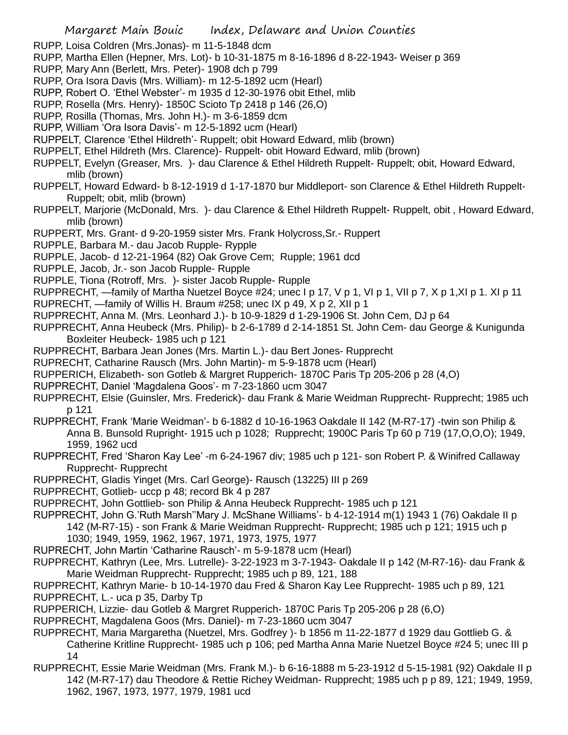RUPP, Loisa Coldren (Mrs.Jonas)- m 11-5-1848 dcm

RUPP, Martha Ellen (Hepner, Mrs. Lot)- b 10-31-1875 m 8-16-1896 d 8-22-1943- Weiser p 369

RUPP, Mary Ann (Berlett, Mrs. Peter)- 1908 dch p 799

RUPP, Ora Isora Davis (Mrs. William)- m 12-5-1892 ucm (Hearl)

RUPP, Robert O. 'Ethel Webster'- m 1935 d 12-30-1976 obit Ethel, mlib

RUPP, Rosella (Mrs. Henry)- 1850C Scioto Tp 2418 p 146 (26,O)

RUPP, Rosilla (Thomas, Mrs. John H.)- m 3-6-1859 dcm

RUPP, William 'Ora Isora Davis'- m 12-5-1892 ucm (Hearl)

RUPPELT, Clarence 'Ethel Hildreth'- Ruppelt; obit Howard Edward, mlib (brown)

RUPPELT, Ethel Hildreth (Mrs. Clarence)- Ruppelt- obit Howard Edward, mlib (brown)

RUPPELT, Evelyn (Greaser, Mrs. )- dau Clarence & Ethel Hildreth Ruppelt- Ruppelt; obit, Howard Edward, mlib (brown)

RUPPELT, Howard Edward- b 8-12-1919 d 1-17-1870 bur Middleport- son Clarence & Ethel Hildreth Ruppelt- Ruppelt; obit, mlib (brown)

RUPPELT, Marjorie (McDonald, Mrs. )- dau Clarence & Ethel Hildreth Ruppelt- Ruppelt, obit , Howard Edward, mlib (brown)

RUPPERT, Mrs. Grant- d 9-20-1959 sister Mrs. Frank Holycross,Sr.- Ruppert

RUPPLE, Barbara M.- dau Jacob Rupple- Rypple

RUPPLE, Jacob- d 12-21-1964 (82) Oak Grove Cem; Rupple; 1961 dcd

RUPPLE, Jacob, Jr.- son Jacob Rupple- Rupple

RUPPLE, Tiona (Rotroff, Mrs. )- sister Jacob Rupple- Rupple

RUPPRECHT, —family of Martha Nuetzel Boyce #24; unec I p 17, V p 1, VI p 1, VII p 7, X p 1,XI p 1. XI p 11

RUPRECHT, —family of Willis H. Braum #258; unec IX p 49, X p 2, XII p 1

RUPPRECHT, Anna M. (Mrs. Leonhard J.)- b 10-9-1829 d 1-29-1906 St. John Cem, DJ p 64

RUPPRECHT, Anna Heubeck (Mrs. Philip)- b 2-6-1789 d 2-14-1851 St. John Cem- dau George & Kunigunda Boxleiter Heubeck- 1985 uch p 121

RUPPRECHT, Barbara Jean Jones (Mrs. Martin L.)- dau Bert Jones- Rupprecht

RUPRECHT, Catharine Rausch (Mrs. John Martin)- m 5-9-1878 ucm (Hearl)

RUPPERICH, Elizabeth- son Gotleb & Margret Rupperich- 1870C Paris Tp 205-206 p 28 (4,O)

RUPPRECHT, Daniel 'Magdalena Goos'- m 7-23-1860 ucm 3047

RUPPRECHT, Elsie (Guinsler, Mrs. Frederick)- dau Frank & Marie Weidman Rupprecht- Rupprecht; 1985 uch p 121

RUPPRECHT, Frank 'Marie Weidman'- b 6-1882 d 10-16-1963 Oakdale II 142 (M-R7-17) -twin son Philip & Anna B. Bunsold Rupright- 1915 uch p 1028; Rupprecht; 1900C Paris Tp 60 p 719 (17,O,O,O); 1949, 1959, 1962 ucd

RUPPRECHT, Fred 'Sharon Kay Lee' -m 6-24-1967 div; 1985 uch p 121- son Robert P. & Winifred Callaway Rupprecht- Rupprecht

RUPPRECHT, Gladis Yinget (Mrs. Carl George)- Rausch (13225) III p 269

RUPPRECHT, Gotlieb- uccp p 48; record Bk 4 p 287

RUPPRECHT, John Gottlieb- son Philip & Anna Heubeck Rupprecht- 1985 uch p 121

RUPPRECHT, John G.'Ruth Marsh''Mary J. McShane Williams'- b 4-12-1914 m(1) 1943 1 (76) Oakdale II p 142 (M-R7-15) - son Frank & Marie Weidman Rupprecht- Rupprecht; 1985 uch p 121; 1915 uch p 1030; 1949, 1959, 1962, 1967, 1971, 1973, 1975, 1977

RUPRECHT, John Martin 'Catharine Rausch'- m 5-9-1878 ucm (Hearl)

RUPPRECHT, Kathryn (Lee, Mrs. Lutrelle)- 3-22-1923 m 3-7-1943- Oakdale II p 142 (M-R7-16)- dau Frank & Marie Weidman Rupprecht- Rupprecht; 1985 uch p 89, 121, 188

RUPPRECHT, Kathryn Marie- b 10-14-1970 dau Fred & Sharon Kay Lee Rupprecht- 1985 uch p 89, 121

RUPPRECHT, L.- uca p 35, Darby Tp

RUPPERICH, Lizzie- dau Gotleb & Margret Rupperich- 1870C Paris Tp 205-206 p 28 (6,O)

RUPPRECHT, Magdalena Goos (Mrs. Daniel)- m 7-23-1860 ucm 3047

RUPPRECHT, Maria Margaretha (Nuetzel, Mrs. Godfrey )- b 1856 m 11-22-1877 d 1929 dau Gottlieb G. & Catherine Kritline Rupprecht- 1985 uch p 106; ped Martha Anna Marie Nuetzel Boyce #24 5; unec III p 14

RUPPRECHT, Essie Marie Weidman (Mrs. Frank M.)- b 6-16-1888 m 5-23-1912 d 5-15-1981 (92) Oakdale II p 142 (M-R7-17) dau Theodore & Rettie Richey Weidman- Rupprecht; 1985 uch p p 89, 121; 1949, 1959, 1962, 1967, 1973, 1977, 1979, 1981 ucd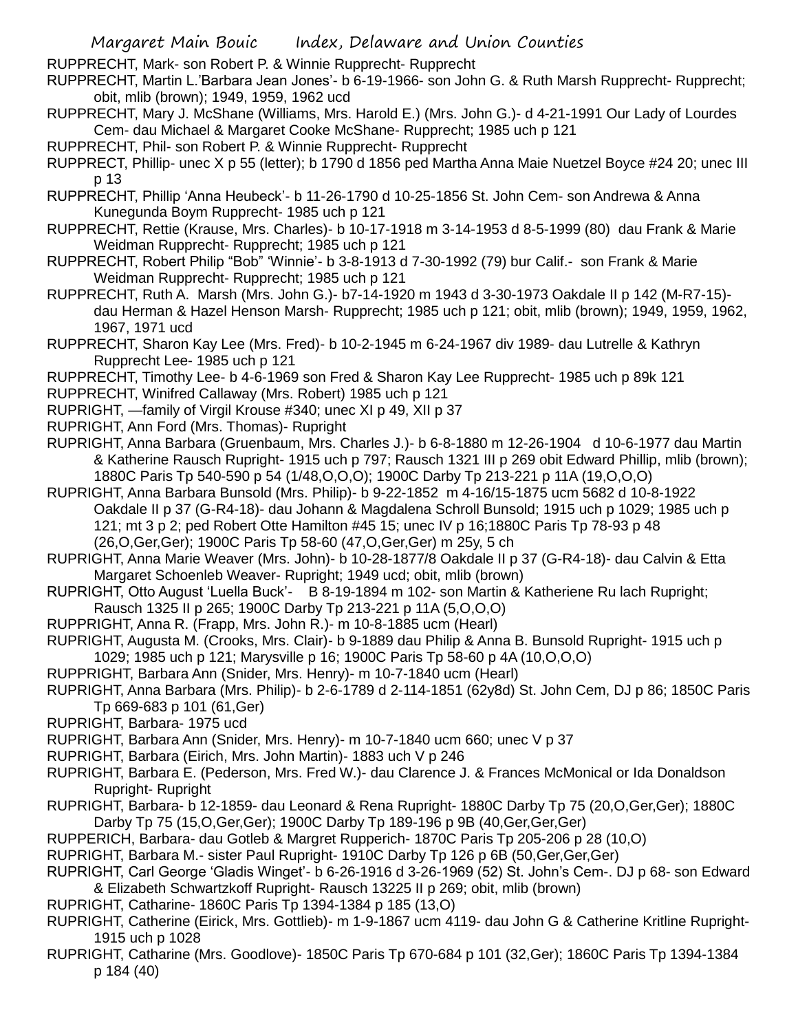RUPPRECHT, Mark- son Robert P. & Winnie Rupprecht- Rupprecht

RUPPRECHT, Martin L.'Barbara Jean Jones'- b 6-19-1966- son John G. & Ruth Marsh Rupprecht- Rupprecht; obit, mlib (brown); 1949, 1959, 1962 ucd

RUPPRECHT, Mary J. McShane (Williams, Mrs. Harold E.) (Mrs. John G.)- d 4-21-1991 Our Lady of Lourdes Cem- dau Michael & Margaret Cooke McShane- Rupprecht; 1985 uch p 121

RUPPRECHT, Phil- son Robert P. & Winnie Rupprecht- Rupprecht

RUPPRECT, Phillip- unec X p 55 (letter); b 1790 d 1856 ped Martha Anna Maie Nuetzel Boyce #24 20; unec III p 13

RUPPRECHT, Phillip 'Anna Heubeck'- b 11-26-1790 d 10-25-1856 St. John Cem- son Andrewa & Anna Kunegunda Boym Rupprecht- 1985 uch p 121

RUPPRECHT, Rettie (Krause, Mrs. Charles)- b 10-17-1918 m 3-14-1953 d 8-5-1999 (80) dau Frank & Marie Weidman Rupprecht- Rupprecht; 1985 uch p 121

RUPPRECHT, Robert Philip "Bob" 'Winnie'- b 3-8-1913 d 7-30-1992 (79) bur Calif.- son Frank & Marie Weidman Rupprecht- Rupprecht; 1985 uch p 121

RUPPRECHT, Ruth A. Marsh (Mrs. John G.)- b7-14-1920 m 1943 d 3-30-1973 Oakdale II p 142 (M-R7-15)- dau Herman & Hazel Henson Marsh- Rupprecht; 1985 uch p 121; obit, mlib (brown); 1949, 1959, 1962, 1967, 1971 ucd

RUPPRECHT, Sharon Kay Lee (Mrs. Fred)- b 10-2-1945 m 6-24-1967 div 1989- dau Lutrelle & Kathryn Rupprecht Lee- 1985 uch p 121

RUPPRECHT, Timothy Lee- b 4-6-1969 son Fred & Sharon Kay Lee Rupprecht- 1985 uch p 89k 121

RUPPRECHT, Winifred Callaway (Mrs. Robert) 1985 uch p 121

RUPRIGHT, —family of Virgil Krouse #340; unec XI p 49, XII p 37

RUPRIGHT, Ann Ford (Mrs. Thomas)- Rupright

RUPRIGHT, Anna Barbara (Gruenbaum, Mrs. Charles J.)- b 6-8-1880 m 12-26-1904 d 10-6-1977 dau Martin & Katherine Rausch Rupright- 1915 uch p 797; Rausch 1321 III p 269 obit Edward Phillip, mlib (brown); 1880C Paris Tp 540-590 p 54 (1/48,O,O,O); 1900C Darby Tp 213-221 p 11A (19,O,O,O)

RUPRIGHT, Anna Barbara Bunsold (Mrs. Philip)- b 9-22-1852 m 4-16/15-1875 ucm 5682 d 10-8-1922 Oakdale II p 37 (G-R4-18)- dau Johann & Magdalena Schroll Bunsold; 1915 uch p 1029; 1985 uch p 121; mt 3 p 2; ped Robert Otte Hamilton #45 15; unec IV p 16;1880C Paris Tp 78-93 p 48 (26,O,Ger,Ger); 1900C Paris Tp 58-60 (47,O,Ger,Ger) m 25y, 5 ch

RUPRIGHT, Anna Marie Weaver (Mrs. John)- b 10-28-1877/8 Oakdale II p 37 (G-R4-18)- dau Calvin & Etta Margaret Schoenleb Weaver- Rupright; 1949 ucd; obit, mlib (brown)

RUPRIGHT, Otto August 'Luella Buck'- B 8-19-1894 m 102- son Martin & Katheriene Ru lach Rupright; Rausch 1325 II p 265; 1900C Darby Tp 213-221 p 11A (5,O,O,O)

RUPPRIGHT, Anna R. (Frapp, Mrs. John R.)- m 10-8-1885 ucm (Hearl)

RUPRIGHT, Augusta M. (Crooks, Mrs. Clair)- b 9-1889 dau Philip & Anna B. Bunsold Rupright- 1915 uch p 1029; 1985 uch p 121; Marysville p 16; 1900C Paris Tp 58-60 p 4A (10,O,O,O)

RUPPRIGHT, Barbara Ann (Snider, Mrs. Henry)- m 10-7-1840 ucm (Hearl)

RUPRIGHT, Anna Barbara (Mrs. Philip)- b 2-6-1789 d 2-114-1851 (62y8d) St. John Cem, DJ p 86; 1850C Paris Tp 669-683 p 101 (61,Ger)

RUPRIGHT, Barbara- 1975 ucd

RUPRIGHT, Barbara Ann (Snider, Mrs. Henry)- m 10-7-1840 ucm 660; unec V p 37

RUPRIGHT, Barbara (Eirich, Mrs. John Martin)- 1883 uch V p 246

RUPRIGHT, Barbara E. (Pederson, Mrs. Fred W.)- dau Clarence J. & Frances McMonical or Ida Donaldson Rupright- Rupright

RUPRIGHT, Barbara- b 12-1859- dau Leonard & Rena Rupright- 1880C Darby Tp 75 (20,O,Ger,Ger); 1880C Darby Tp 75 (15,O,Ger,Ger); 1900C Darby Tp 189-196 p 9B (40,Ger,Ger,Ger)

RUPPERICH, Barbara- dau Gotleb & Margret Rupperich- 1870C Paris Tp 205-206 p 28 (10,O)

RUPRIGHT, Barbara M.- sister Paul Rupright- 1910C Darby Tp 126 p 6B (50,Ger,Ger,Ger)

RUPRIGHT, Carl George 'Gladis Winget'- b 6-26-1916 d 3-26-1969 (52) St. John's Cem-. DJ p 68- son Edward & Elizabeth Schwartzkoff Rupright- Rausch 13225 II p 269; obit, mlib (brown)

RUPRIGHT, Catharine- 1860C Paris Tp 1394-1384 p 185 (13,O)

RUPRIGHT, Catherine (Eirick, Mrs. Gottlieb)- m 1-9-1867 ucm 4119- dau John G & Catherine Kritline Rupright- 1915 uch p 1028

RUPRIGHT, Catharine (Mrs. Goodlove)- 1850C Paris Tp 670-684 p 101 (32,Ger); 1860C Paris Tp 1394-1384 p 184 (40)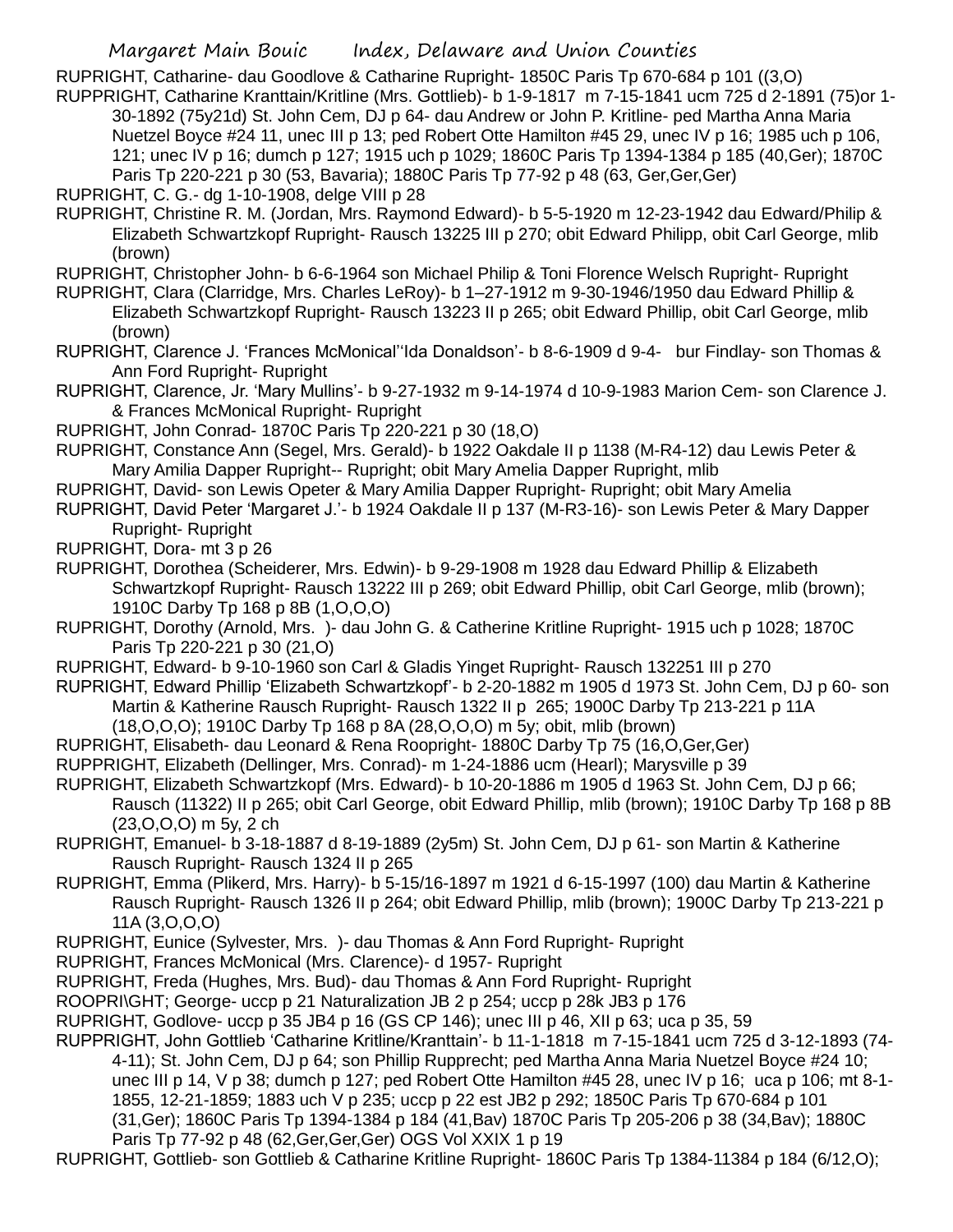RUPRIGHT, Catharine- dau Goodlove & Catharine Rupright- 1850C Paris Tp 670-684 p 101 ((3,O)

RUPPRIGHT, Catharine Kranttain/Kritline (Mrs. Gottlieb)- b 1-9-1817 m 7-15-1841 ucm 725 d 2-1891 (75)or 1-30-1892 (75y21d) St. John Cem, DJ p 64- dau Andrew or John P. Kritline- ped Martha Anna Maria Nuetzel Boyce #24 11, unec III p 13; ped Robert Otte Hamilton #45 29, unec IV p 16; 1985 uch p 106, 121; unec IV p 16; dumch p 127; 1915 uch p 1029; 1860C Paris Tp 1394-1384 p 185 (40,Ger); 1870C Paris Tp 220-221 p 30 (53, Bavaria); 1880C Paris Tp 77-92 p 48 (63, Ger,Ger,Ger)

RUPRIGHT, C. G.- dg 1-10-1908, delge VIII p 28

RUPRIGHT, Christine R. M. (Jordan, Mrs. Raymond Edward)- b 5-5-1920 m 12-23-1942 dau Edward/Philip & Elizabeth Schwartzkopf Rupright- Rausch 13225 III p 270; obit Edward Philipp, obit Carl George, mlib (brown)

RUPRIGHT, Christopher John- b 6-6-1964 son Michael Philip & Toni Florence Welsch Rupright- Rupright

RUPRIGHT, Clara (Clarridge, Mrs. Charles LeRoy)- b 1–27-1912 m 9-30-1946/1950 dau Edward Phillip & Elizabeth Schwartzkopf Rupright- Rausch 13223 II p 265; obit Edward Phillip, obit Carl George, mlib (brown)

RUPRIGHT, Clarence J. 'Frances McMonical''Ida Donaldson'- b 8-6-1909 d 9-4- bur Findlay- son Thomas & Ann Ford Rupright- Rupright

RUPRIGHT, Clarence, Jr. 'Mary Mullins'- b 9-27-1932 m 9-14-1974 d 10-9-1983 Marion Cem- son Clarence J. & Frances McMonical Rupright- Rupright

RUPRIGHT, John Conrad- 1870C Paris Tp 220-221 p 30 (18,O)

RUPRIGHT, Constance Ann (Segel, Mrs. Gerald)- b 1922 Oakdale II p 1138 (M-R4-12) dau Lewis Peter & Mary Amilia Dapper Rupright-- Rupright; obit Mary Amelia Dapper Rupright, mlib

RUPRIGHT, David- son Lewis Opeter & Mary Amilia Dapper Rupright- Rupright; obit Mary Amelia

RUPRIGHT, David Peter 'Margaret J.'- b 1924 Oakdale II p 137 (M-R3-16)- son Lewis Peter & Mary Dapper Rupright- Rupright

RUPRIGHT, Dora- mt 3 p 26

RUPRIGHT, Dorothea (Scheiderer, Mrs. Edwin)- b 9-29-1908 m 1928 dau Edward Phillip & Elizabeth Schwartzkopf Rupright- Rausch 13222 III p 269; obit Edward Phillip, obit Carl George, mlib (brown); 1910C Darby Tp 168 p 8B (1,O,O,O)

RUPRIGHT, Dorothy (Arnold, Mrs. )- dau John G. & Catherine Kritline Rupright- 1915 uch p 1028; 1870C Paris Tp 220-221 p 30 (21,O)

RUPRIGHT, Edward- b 9-10-1960 son Carl & Gladis Yinget Rupright- Rausch 132251 III p 270

RUPRIGHT, Edward Phillip 'Elizabeth Schwartzkopf'- b 2-20-1882 m 1905 d 1973 St. John Cem, DJ p 60- son Martin & Katherine Rausch Rupright- Rausch 1322 II p 265; 1900C Darby Tp 213-221 p 11A (18,O,O,O); 1910C Darby Tp 168 p 8A (28,O,O,O) m 5y; obit, mlib (brown)

RUPRIGHT, Elisabeth- dau Leonard & Rena Roopright- 1880C Darby Tp 75 (16,O,Ger,Ger)

RUPPRIGHT, Elizabeth (Dellinger, Mrs. Conrad)- m 1-24-1886 ucm (Hearl); Marysville p 39

RUPRIGHT, Elizabeth Schwartzkopf (Mrs. Edward)- b 10-20-1886 m 1905 d 1963 St. John Cem, DJ p 66; Rausch (11322) II p 265; obit Carl George, obit Edward Phillip, mlib (brown); 1910C Darby Tp 168 p 8B (23,O,O,O) m 5y, 2 ch

RUPRIGHT, Emanuel- b 3-18-1887 d 8-19-1889 (2y5m) St. John Cem, DJ p 61- son Martin & Katherine Rausch Rupright- Rausch 1324 II p 265

RUPRIGHT, Emma (Plikerd, Mrs. Harry)- b 5-15/16-1897 m 1921 d 6-15-1997 (100) dau Martin & Katherine Rausch Rupright- Rausch 1326 II p 264; obit Edward Phillip, mlib (brown); 1900C Darby Tp 213-221 p 11A (3,O,O,O)

RUPRIGHT, Eunice (Sylvester, Mrs. )- dau Thomas & Ann Ford Rupright- Rupright

RUPRIGHT, Frances McMonical (Mrs. Clarence)- d 1957- Rupright

RUPRIGHT, Freda (Hughes, Mrs. Bud)- dau Thomas & Ann Ford Rupright- Rupright

ROOPRI\GHT; George- uccp p 21 Naturalization JB 2 p 254; uccp p 28k JB3 p 176

RUPRIGHT, Godlove- uccp p 35 JB4 p 16 (GS CP 146); unec III p 46, XII p 63; uca p 35, 59

RUPPRIGHT, John Gottlieb 'Catharine Kritline/Kranttain'- b 11-1-1818 m 7-15-1841 ucm 725 d 3-12-1893 (74-4-11); St. John Cem, DJ p 64; son Phillip Rupprecht; ped Martha Anna Maria Nuetzel Boyce #24 10; unec III p 14, V p 38; dumch p 127; ped Robert Otte Hamilton #45 28, unec IV p 16; uca p 106; mt 8-1-1855, 12-21-1859; 1883 uch V p 235; uccp p 22 est JB2 p 292; 1850C Paris Tp 670-684 p 101 (31,Ger); 1860C Paris Tp 1394-1384 p 184 (41,Bav) 1870C Paris Tp 205-206 p 38 (34,Bav); 1880C Paris Tp 77-92 p 48 (62,Ger,Ger,Ger) OGS Vol XXIX 1 p 19

RUPRIGHT, Gottlieb- son Gottlieb & Catharine Kritline Rupright- 1860C Paris Tp 1384-11384 p 184 (6/12,O);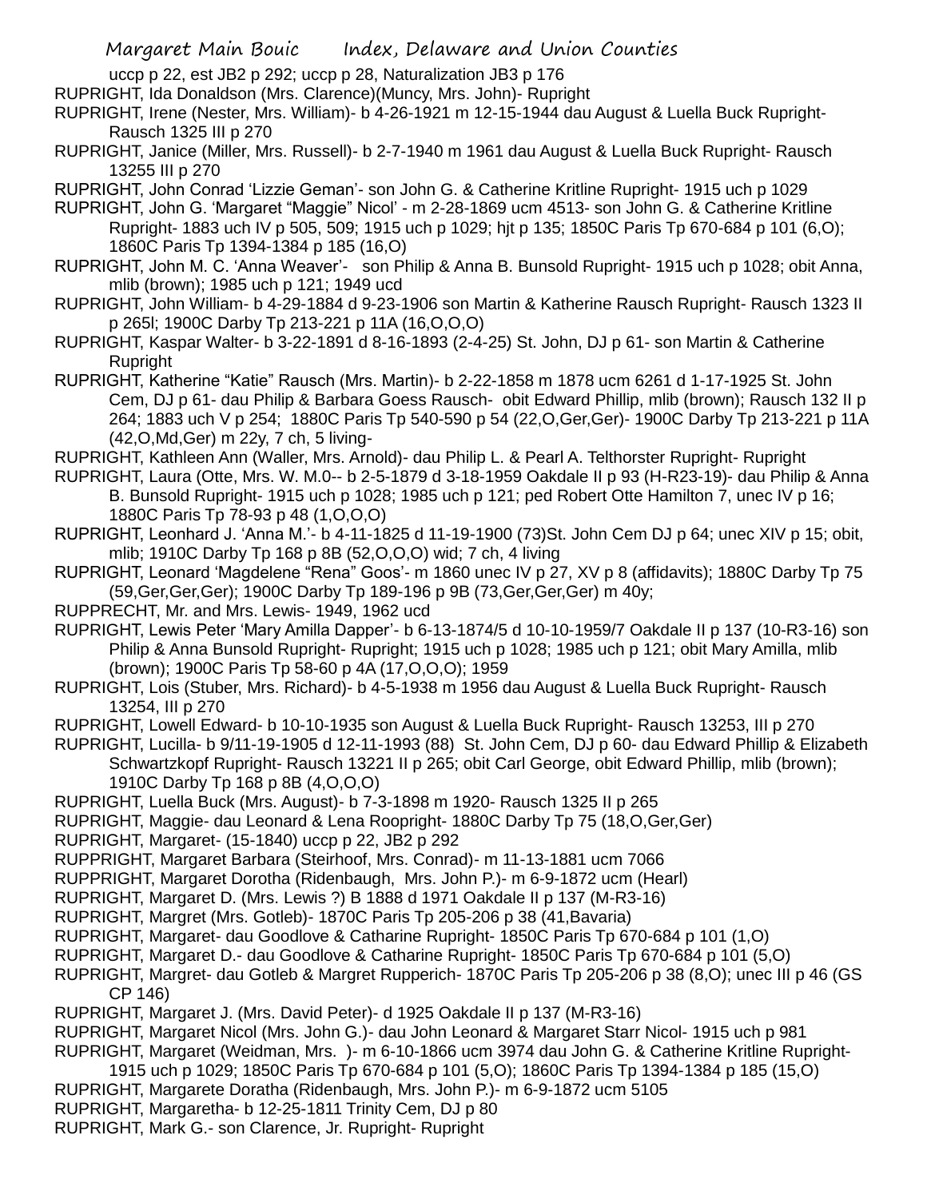uccp p 22, est JB2 p 292; uccp p 28, Naturalization JB3 p 176

RUPRIGHT, Ida Donaldson (Mrs. Clarence)(Muncy, Mrs. John)- Rupright

RUPRIGHT, Irene (Nester, Mrs. William)- b 4-26-1921 m 12-15-1944 dau August & Luella Buck Rupright- Rausch 1325 III p 270

RUPRIGHT, Janice (Miller, Mrs. Russell)- b 2-7-1940 m 1961 dau August & Luella Buck Rupright- Rausch 13255 III p 270

RUPRIGHT, John Conrad 'Lizzie Geman'- son John G. & Catherine Kritline Rupright- 1915 uch p 1029

RUPRIGHT, John G. 'Margaret "Maggie" Nicol' - m 2-28-1869 ucm 4513- son John G. & Catherine Kritline Rupright- 1883 uch IV p 505, 509; 1915 uch p 1029; hjt p 135; 1850C Paris Tp 670-684 p 101 (6,O); 1860C Paris Tp 1394-1384 p 185 (16,O)

RUPRIGHT, John M. C. 'Anna Weaver'- son Philip & Anna B. Bunsold Rupright- 1915 uch p 1028; obit Anna, mlib (brown); 1985 uch p 121; 1949 ucd

RUPRIGHT, John William- b 4-29-1884 d 9-23-1906 son Martin & Katherine Rausch Rupright- Rausch 1323 II p 265l; 1900C Darby Tp 213-221 p 11A (16,O,O,O)

RUPRIGHT, Kaspar Walter- b 3-22-1891 d 8-16-1893 (2-4-25) St. John, DJ p 61- son Martin & Catherine Rupright

RUPRIGHT, Katherine "Katie" Rausch (Mrs. Martin)- b 2-22-1858 m 1878 ucm 6261 d 1-17-1925 St. John Cem, DJ p 61- dau Philip & Barbara Goess Rausch- obit Edward Phillip, mlib (brown); Rausch 132 II p 264; 1883 uch V p 254; 1880C Paris Tp 540-590 p 54 (22,O,Ger,Ger)- 1900C Darby Tp 213-221 p 11A (42,O,Md,Ger) m 22y, 7 ch, 5 living-

RUPRIGHT, Kathleen Ann (Waller, Mrs. Arnold)- dau Philip L. & Pearl A. Telthorster Rupright- Rupright

RUPRIGHT, Laura (Otte, Mrs. W. M.0-- b 2-5-1879 d 3-18-1959 Oakdale II p 93 (H-R23-19)- dau Philip & Anna B. Bunsold Rupright- 1915 uch p 1028; 1985 uch p 121; ped Robert Otte Hamilton 7, unec IV p 16; 1880C Paris Tp 78-93 p 48 (1,O,O,O)

RUPRIGHT, Leonhard J. 'Anna M.'- b 4-11-1825 d 11-19-1900 (73)St. John Cem DJ p 64; unec XIV p 15; obit, mlib; 1910C Darby Tp 168 p 8B (52,O,O,O) wid; 7 ch, 4 living

RUPRIGHT, Leonard 'Magdelene "Rena" Goos'- m 1860 unec IV p 27, XV p 8 (affidavits); 1880C Darby Tp 75 (59,Ger,Ger,Ger); 1900C Darby Tp 189-196 p 9B (73,Ger,Ger,Ger) m 40y;

RUPPRECHT, Mr. and Mrs. Lewis- 1949, 1962 ucd

RUPRIGHT, Lewis Peter 'Mary Amilla Dapper'- b 6-13-1874/5 d 10-10-1959/7 Oakdale II p 137 (10-R3-16) son Philip & Anna Bunsold Rupright- Rupright; 1915 uch p 1028; 1985 uch p 121; obit Mary Amilla, mlib (brown); 1900C Paris Tp 58-60 p 4A (17,O,O,O); 1959

RUPRIGHT, Lois (Stuber, Mrs. Richard)- b 4-5-1938 m 1956 dau August & Luella Buck Rupright- Rausch 13254, III p 270

RUPRIGHT, Lowell Edward- b 10-10-1935 son August & Luella Buck Rupright- Rausch 13253, III p 270

RUPRIGHT, Lucilla- b 9/11-19-1905 d 12-11-1993 (88) St. John Cem, DJ p 60- dau Edward Phillip & Elizabeth Schwartzkopf Rupright- Rausch 13221 II p 265; obit Carl George, obit Edward Phillip, mlib (brown); 1910C Darby Tp 168 p 8B (4,O,O,O)

RUPRIGHT, Luella Buck (Mrs. August)- b 7-3-1898 m 1920- Rausch 1325 II p 265

RUPRIGHT, Maggie- dau Leonard & Lena Roopright- 1880C Darby Tp 75 (18,O,Ger,Ger)

RUPRIGHT, Margaret- (15-1840) uccp p 22, JB2 p 292

RUPPRIGHT, Margaret Barbara (Steirhoof, Mrs. Conrad)- m 11-13-1881 ucm 7066

RUPPRIGHT, Margaret Dorotha (Ridenbaugh, Mrs. John P.)- m 6-9-1872 ucm (Hearl)

RUPRIGHT, Margaret D. (Mrs. Lewis ?) B 1888 d 1971 Oakdale II p 137 (M-R3-16)

RUPRIGHT, Margret (Mrs. Gotleb)- 1870C Paris Tp 205-206 p 38 (41,Bavaria)

RUPRIGHT, Margaret- dau Goodlove & Catharine Rupright- 1850C Paris Tp 670-684 p 101 (1,O)

RUPRIGHT, Margaret D.- dau Goodlove & Catharine Rupright- 1850C Paris Tp 670-684 p 101 (5,O)

RUPRIGHT, Margret- dau Gotleb & Margret Rupperich- 1870C Paris Tp 205-206 p 38 (8,O); unec III p 46 (GS CP 146)

RUPRIGHT, Margaret J. (Mrs. David Peter)- d 1925 Oakdale II p 137 (M-R3-16)

RUPRIGHT, Margaret Nicol (Mrs. John G.)- dau John Leonard & Margaret Starr Nicol- 1915 uch p 981

RUPRIGHT, Margaret (Weidman, Mrs. )- m 6-10-1866 ucm 3974 dau John G. & Catherine Kritline Rupright- 1915 uch p 1029; 1850C Paris Tp 670-684 p 101 (5,O); 1860C Paris Tp 1394-1384 p 185 (15,O)

RUPRIGHT, Margarete Doratha (Ridenbaugh, Mrs. John P.)- m 6-9-1872 ucm 5105

RUPRIGHT, Margaretha- b 12-25-1811 Trinity Cem, DJ p 80

RUPRIGHT, Mark G.- son Clarence, Jr. Rupright- Rupright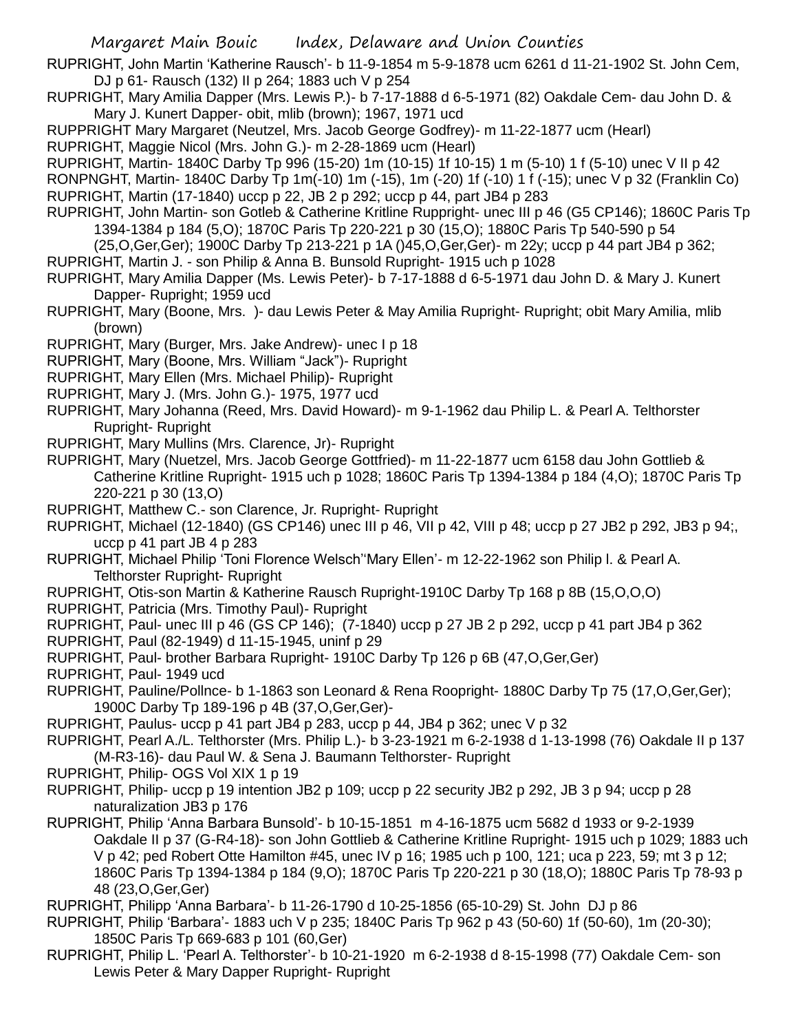RUPRIGHT, John Martin 'Katherine Rausch'- b 11-9-1854 m 5-9-1878 ucm 6261 d 11-21-1902 St. John Cem, DJ p 61- Rausch (132) II p 264; 1883 uch V p 254

RUPRIGHT, Mary Amilia Dapper (Mrs. Lewis P.)- b 7-17-1888 d 6-5-1971 (82) Oakdale Cem- dau John D. & Mary J. Kunert Dapper- obit, mlib (brown); 1967, 1971 ucd

RUPPRIGHT Mary Margaret (Neutzel, Mrs. Jacob George Godfrey)- m 11-22-1877 ucm (Hearl)

RUPRIGHT, Maggie Nicol (Mrs. John G.)- m 2-28-1869 ucm (Hearl)

RUPRIGHT, Martin- 1840C Darby Tp 996 (15-20) 1m (10-15) 1f 10-15) 1 m (5-10) 1 f (5-10) unec V II p 42

RONPNGHT, Martin- 1840C Darby Tp 1m(-10) 1m (-15), 1m (-20) 1f (-10) 1 f (-15); unec V p 32 (Franklin Co)

RUPRIGHT, Martin (17-1840) uccp p 22, JB 2 p 292; uccp p 44, part JB4 p 283

RUPRIGHT, John Martin- son Gotleb & Catherine Kritline Ruppright- unec III p 46 (G5 CP146); 1860C Paris Tp 1394-1384 p 184 (5,O); 1870C Paris Tp 220-221 p 30 (15,O); 1880C Paris Tp 540-590 p 54 (25,O,Ger,Ger); 1900C Darby Tp 213-221 p 1A ()45,O,Ger,Ger)- m 22y; uccp p 44 part JB4 p 362;

RUPRIGHT, Martin J. - son Philip & Anna B. Bunsold Rupright- 1915 uch p 1028

RUPRIGHT, Mary Amilia Dapper (Ms. Lewis Peter)- b 7-17-1888 d 6-5-1971 dau John D. & Mary J. Kunert Dapper- Rupright; 1959 ucd

RUPRIGHT, Mary (Boone, Mrs. )- dau Lewis Peter & May Amilia Rupright- Rupright; obit Mary Amilia, mlib (brown)

RUPRIGHT, Mary (Burger, Mrs. Jake Andrew)- unec I p 18

RUPRIGHT, Mary (Boone, Mrs. William "Jack")- Rupright

RUPRIGHT, Mary Ellen (Mrs. Michael Philip)- Rupright

RUPRIGHT, Mary J. (Mrs. John G.)- 1975, 1977 ucd

RUPRIGHT, Mary Johanna (Reed, Mrs. David Howard)- m 9-1-1962 dau Philip L. & Pearl A. Telthorster Rupright- Rupright

RUPRIGHT, Mary Mullins (Mrs. Clarence, Jr)- Rupright

RUPRIGHT, Mary (Nuetzel, Mrs. Jacob George Gottfried)- m 11-22-1877 ucm 6158 dau John Gottlieb & Catherine Kritline Rupright- 1915 uch p 1028; 1860C Paris Tp 1394-1384 p 184 (4,O); 1870C Paris Tp 220-221 p 30 (13,O)

RUPRIGHT, Matthew C.- son Clarence, Jr. Rupright- Rupright

RUPRIGHT, Michael (12-1840) (GS CP146) unec III p 46, VII p 42, VIII p 48; uccp p 27 JB2 p 292, JB3 p 94;, uccp p 41 part JB 4 p 283

RUPRIGHT, Michael Philip 'Toni Florence Welsch''Mary Ellen'- m 12-22-1962 son Philip l. & Pearl A. Telthorster Rupright- Rupright

RUPRIGHT, Otis-son Martin & Katherine Rausch Rupright-1910C Darby Tp 168 p 8B (15,O,O,O)

RUPRIGHT, Patricia (Mrs. Timothy Paul)- Rupright

RUPRIGHT, Paul- unec III p 46 (GS CP 146); (7-1840) uccp p 27 JB 2 p 292, uccp p 41 part JB4 p 362

RUPRIGHT, Paul (82-1949) d 11-15-1945, uninf p 29

RUPRIGHT, Paul- brother Barbara Rupright- 1910C Darby Tp 126 p 6B (47,O,Ger,Ger)

RUPRIGHT, Paul- 1949 ucd

RUPRIGHT, Pauline/Pollnce- b 1-1863 son Leonard & Rena Roopright- 1880C Darby Tp 75 (17,O,Ger,Ger); 1900C Darby Tp 189-196 p 4B (37,O,Ger,Ger)-

RUPRIGHT, Paulus- uccp p 41 part JB4 p 283, uccp p 44, JB4 p 362; unec V p 32

RUPRIGHT, Pearl A./L. Telthorster (Mrs. Philip L.)- b 3-23-1921 m 6-2-1938 d 1-13-1998 (76) Oakdale II p 137 (M-R3-16)- dau Paul W. & Sena J. Baumann Telthorster- Rupright

RUPRIGHT, Philip- OGS Vol XIX 1 p 19

RUPRIGHT, Philip- uccp p 19 intention JB2 p 109; uccp p 22 security JB2 p 292, JB 3 p 94; uccp p 28 naturalization JB3 p 176

RUPRIGHT, Philip 'Anna Barbara Bunsold'- b 10-15-1851 m 4-16-1875 ucm 5682 d 1933 or 9-2-1939 Oakdale II p 37 (G-R4-18)- son John Gottlieb & Catherine Kritline Rupright- 1915 uch p 1029; 1883 uch V p 42; ped Robert Otte Hamilton #45, unec IV p 16; 1985 uch p 100, 121; uca p 223, 59; mt 3 p 12; 1860C Paris Tp 1394-1384 p 184 (9,O); 1870C Paris Tp 220-221 p 30 (18,O); 1880C Paris Tp 78-93 p 48 (23,O,Ger,Ger)

RUPRIGHT, Philipp 'Anna Barbara'- b 11-26-1790 d 10-25-1856 (65-10-29) St. John DJ p 86

RUPRIGHT, Philip 'Barbara'- 1883 uch V p 235; 1840C Paris Tp 962 p 43 (50-60) 1f (50-60), 1m (20-30); 1850C Paris Tp 669-683 p 101 (60,Ger)

RUPRIGHT, Philip L. 'Pearl A. Telthorster'- b 10-21-1920 m 6-2-1938 d 8-15-1998 (77) Oakdale Cem- son Lewis Peter & Mary Dapper Rupright- Rupright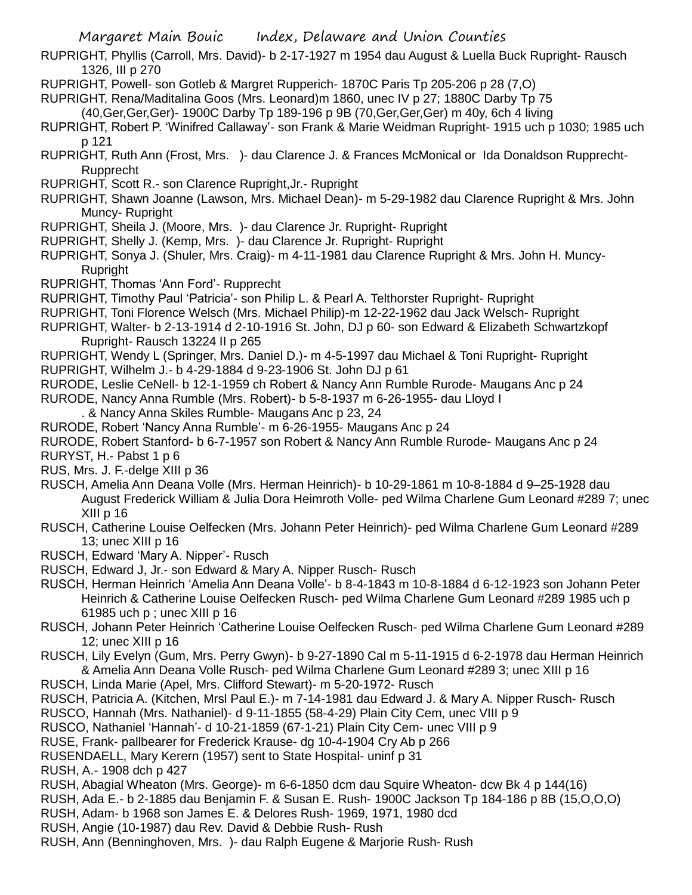RUPRIGHT, Phyllis (Carroll, Mrs. David)- b 2-17-1927 m 1954 dau August & Luella Buck Rupright- Rausch 1326, III p 270

RUPRIGHT, Powell- son Gotleb & Margret Rupperich- 1870C Paris Tp 205-206 p 28 (7,O)

RUPRIGHT, Rena/Maditalina Goos (Mrs. Leonard)m 1860, unec IV p 27; 1880C Darby Tp 75 (40,Ger,Ger,Ger)- 1900C Darby Tp 189-196 p 9B (70,Ger,Ger,Ger) m 40y, 6ch 4 living

RUPRIGHT, Robert P. 'Winifred Callaway'- son Frank & Marie Weidman Rupright- 1915 uch p 1030; 1985 uch p 121

RUPRIGHT, Ruth Ann (Frost, Mrs. )- dau Clarence J. & Frances McMonical or Ida Donaldson Rupprecht- Rupprecht

RUPRIGHT, Scott R.- son Clarence Rupright,Jr.- Rupright

RUPRIGHT, Shawn Joanne (Lawson, Mrs. Michael Dean)- m 5-29-1982 dau Clarence Rupright & Mrs. John Muncy- Rupright

RUPRIGHT, Sheila J. (Moore, Mrs. )- dau Clarence Jr. Rupright- Rupright

RUPRIGHT, Shelly J. (Kemp, Mrs. )- dau Clarence Jr. Rupright- Rupright

RUPRIGHT, Sonya J. (Shuler, Mrs. Craig)- m 4-11-1981 dau Clarence Rupright & Mrs. John H. Muncy- Rupright

RUPRIGHT, Thomas 'Ann Ford'- Rupprecht

RUPRIGHT, Timothy Paul 'Patricia'- son Philip L. & Pearl A. Telthorster Rupright- Rupright

RUPRIGHT, Toni Florence Welsch (Mrs. Michael Philip)-m 12-22-1962 dau Jack Welsch- Rupright

RUPRIGHT, Walter- b 2-13-1914 d 2-10-1916 St. John, DJ p 60- son Edward & Elizabeth Schwartzkopf Rupright- Rausch 13224 II p 265

RUPRIGHT, Wendy L (Springer, Mrs. Daniel D.)- m 4-5-1997 dau Michael & Toni Rupright- Rupright

RUPRIGHT, Wilhelm J.- b 4-29-1884 d 9-23-1906 St. John DJ p 61

RURODE, Leslie CeNell- b 12-1-1959 ch Robert & Nancy Ann Rumble Rurode- Maugans Anc p 24

RURODE, Nancy Anna Rumble (Mrs. Robert)- b 5-8-1937 m 6-26-1955- dau Lloyd I . & Nancy Anna Skiles Rumble- Maugans Anc p 23, 24

RURODE, Robert 'Nancy Anna Rumble'- m 6-26-1955- Maugans Anc p 24

RURODE, Robert Stanford- b 6-7-1957 son Robert & Nancy Ann Rumble Rurode- Maugans Anc p 24

RURYST, H.- Pabst 1 p 6

RUS, Mrs. J. F.-delge XIII p 36

RUSCH, Amelia Ann Deana Volle (Mrs. Herman Heinrich)- b 10-29-1861 m 10-8-1884 d 9–25-1928 dau August Frederick William & Julia Dora Heimroth Volle- ped Wilma Charlene Gum Leonard #289 7; unec XIII p 16

RUSCH, Catherine Louise Oelfecken (Mrs. Johann Peter Heinrich)- ped Wilma Charlene Gum Leonard #289 13; unec XIII p 16

RUSCH, Edward 'Mary A. Nipper'- Rusch

RUSCH, Edward J, Jr.- son Edward & Mary A. Nipper Rusch- Rusch

RUSCH, Herman Heinrich 'Amelia Ann Deana Volle'- b 8-4-1843 m 10-8-1884 d 6-12-1923 son Johann Peter Heinrich & Catherine Louise Oelfecken Rusch- ped Wilma Charlene Gum Leonard #289 1985 uch p 61985 uch p ; unec XIII p 16

RUSCH, Johann Peter Heinrich 'Catherine Louise Oelfecken Rusch- ped Wilma Charlene Gum Leonard #289 12; unec XIII p 16

RUSCH, Lily Evelyn (Gum, Mrs. Perry Gwyn)- b 9-27-1890 Cal m 5-11-1915 d 6-2-1978 dau Herman Heinrich & Amelia Ann Deana Volle Rusch- ped Wilma Charlene Gum Leonard #289 3; unec XIII p 16

RUSCH, Linda Marie (Apel, Mrs. Clifford Stewart)- m 5-20-1972- Rusch

RUSCH, Patricia A. (Kitchen, Mrsl Paul E.)- m 7-14-1981 dau Edward J. & Mary A. Nipper Rusch- Rusch

RUSCO, Hannah (Mrs. Nathaniel)- d 9-11-1855 (58-4-29) Plain City Cem, unec VIII p 9

RUSCO, Nathaniel 'Hannah'- d 10-21-1859 (67-1-21) Plain City Cem- unec VIII p 9

RUSE, Frank- pallbearer for Frederick Krause- dg 10-4-1904 Cry Ab p 266

RUSENDAELL, Mary Kerern (1957) sent to State Hospital- uninf p 31

RUSH, A.- 1908 dch p 427

RUSH, Abagial Wheaton (Mrs. George)- m 6-6-1850 dcm dau Squire Wheaton- dcw Bk 4 p 144(16)

RUSH, Ada E.- b 2-1885 dau Benjamin F. & Susan E. Rush- 1900C Jackson Tp 184-186 p 8B (15,O,O,O)

RUSH, Adam- b 1968 son James E. & Delores Rush- 1969, 1971, 1980 dcd

RUSH, Angie (10-1987) dau Rev. David & Debbie Rush- Rush

RUSH, Ann (Benninghoven, Mrs. )- dau Ralph Eugene & Marjorie Rush- Rush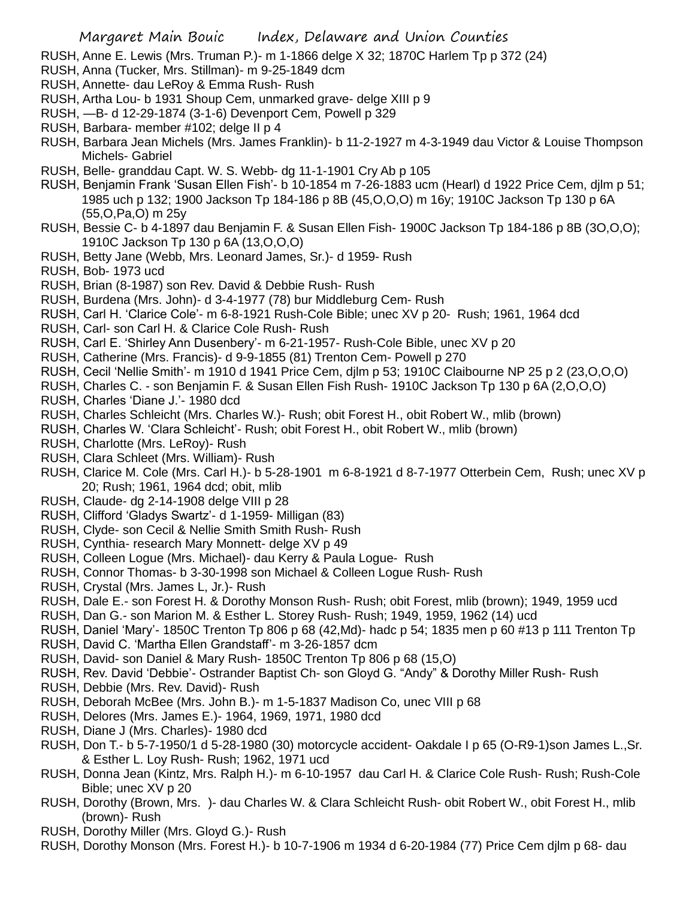RUSH, Anne E. Lewis (Mrs. Truman P.)- m 1-1866 delge X 32; 1870C Harlem Tp p 372 (24)
RUSH, Anna (Tucker, Mrs. Stillman)- m 9-25-1849 dcm
RUSH, Annette- dau LeRoy & Emma Rush- Rush
RUSH, Artha Lou- b 1931 Shoup Cem, unmarked grave- delge XIII p 9
RUSH, —B- d 12-29-1874 (3-1-6) Devenport Cem, Powell p 329
RUSH, Barbara- member #102; delge II p 4
RUSH, Barbara Jean Michels (Mrs. James Franklin)- b 11-2-1927 m 4-3-1949 dau Victor & Louise Thompson Michels- Gabriel
RUSH, Belle- granddau Capt. W. S. Webb- dg 11-1-1901 Cry Ab p 105
RUSH, Benjamin Frank 'Susan Ellen Fish'- b 10-1854 m 7-26-1883 ucm (Hearl) d 1922 Price Cem, djlm p 51; 1985 uch p 132; 1900 Jackson Tp 184-186 p 8B (45,O,O,O) m 16y; 1910C Jackson Tp 130 p 6A (55,O,Pa,O) m 25y
RUSH, Bessie C- b 4-1897 dau Benjamin F. & Susan Ellen Fish- 1900C Jackson Tp 184-186 p 8B (3O,O,O); 1910C Jackson Tp 130 p 6A (13,O,O,O)
RUSH, Betty Jane (Webb, Mrs. Leonard James, Sr.)- d 1959- Rush
RUSH, Bob- 1973 ucd
RUSH, Brian (8-1987) son Rev. David & Debbie Rush- Rush
RUSH, Burdena (Mrs. John)- d 3-4-1977 (78) bur Middleburg Cem- Rush
RUSH, Carl H. 'Clarice Cole'- m 6-8-1921 Rush-Cole Bible; unec XV p 20- Rush; 1961, 1964 dcd
RUSH, Carl- son Carl H. & Clarice Cole Rush- Rush
RUSH, Carl E. 'Shirley Ann Dusenbery'- m 6-21-1957- Rush-Cole Bible, unec XV p 20
RUSH, Catherine (Mrs. Francis)- d 9-9-1855 (81) Trenton Cem- Powell p 270
RUSH, Cecil 'Nellie Smith'- m 1910 d 1941 Price Cem, djlm p 53; 1910C Claibourne NP 25 p 2 (23,O,O,O)
RUSH, Charles C. - son Benjamin F. & Susan Ellen Fish Rush- 1910C Jackson Tp 130 p 6A (2,O,O,O)
RUSH, Charles 'Diane J.'- 1980 dcd
RUSH, Charles Schleicht (Mrs. Charles W.)- Rush; obit Forest H., obit Robert W., mlib (brown)
RUSH, Charles W. 'Clara Schleicht'- Rush; obit Forest H., obit Robert W., mlib (brown)
RUSH, Charlotte (Mrs. LeRoy)- Rush
RUSH, Clara Schleet (Mrs. William)- Rush
RUSH, Clarice M. Cole (Mrs. Carl H.)- b 5-28-1901 m 6-8-1921 d 8-7-1977 Otterbein Cem, Rush; unec XV p 20; Rush; 1961, 1964 dcd; obit, mlib
RUSH, Claude- dg 2-14-1908 delge VIII p 28
RUSH, Clifford 'Gladys Swartz'- d 1-1959- Milligan (83)
RUSH, Clyde- son Cecil & Nellie Smith Smith Rush- Rush
RUSH, Cynthia- research Mary Monnett- delge XV p 49
RUSH, Colleen Logue (Mrs. Michael)- dau Kerry & Paula Logue- Rush
RUSH, Connor Thomas- b 3-30-1998 son Michael & Colleen Logue Rush- Rush
RUSH, Crystal (Mrs. James L, Jr.)- Rush
RUSH, Dale E.- son Forest H. & Dorothy Monson Rush- Rush; obit Forest, mlib (brown); 1949, 1959 ucd
RUSH, Dan G.- son Marion M. & Esther L. Storey Rush- Rush; 1949, 1959, 1962 (14) ucd
RUSH, Daniel 'Mary'- 1850C Trenton Tp 806 p 68 (42,Md)- hadc p 54; 1835 men p 60 #13 p 111 Trenton Tp
RUSH, David C. 'Martha Ellen Grandstaff'- m 3-26-1857 dcm
RUSH, David- son Daniel & Mary Rush- 1850C Trenton Tp 806 p 68 (15,O)
RUSH, Rev. David 'Debbie'- Ostrander Baptist Ch- son Gloyd G. "Andy" & Dorothy Miller Rush- Rush
RUSH, Debbie (Mrs. Rev. David)- Rush
RUSH, Deborah McBee (Mrs. John B.)- m 1-5-1837 Madison Co, unec VIII p 68
RUSH, Delores (Mrs. James E.)- 1964, 1969, 1971, 1980 dcd
RUSH, Diane J (Mrs. Charles)- 1980 dcd
RUSH, Don T.- b 5-7-1950/1 d 5-28-1980 (30) motorcycle accident- Oakdale I p 65 (O-R9-1)son James L.,Sr. & Esther L. Loy Rush- Rush; 1962, 1971 ucd
RUSH, Donna Jean (Kintz, Mrs. Ralph H.)- m 6-10-1957 dau Carl H. & Clarice Cole Rush- Rush; Rush-Cole Bible; unec XV p 20
RUSH, Dorothy (Brown, Mrs. )- dau Charles W. & Clara Schleicht Rush- obit Robert W., obit Forest H., mlib (brown)- Rush
RUSH, Dorothy Miller (Mrs. Gloyd G.)- Rush
RUSH, Dorothy Monson (Mrs. Forest H.)- b 10-7-1906 m 1934 d 6-20-1984 (77) Price Cem djlm p 68- dau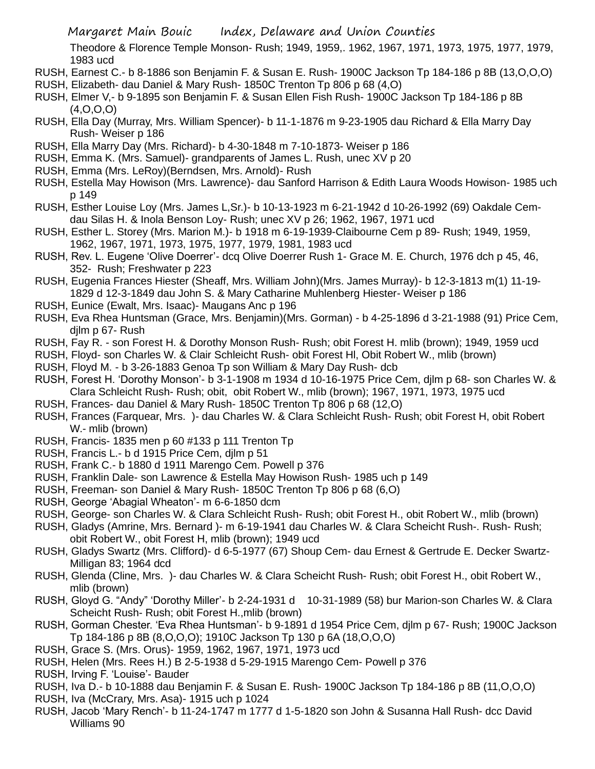Theodore & Florence Temple Monson- Rush; 1949, 1959,. 1962, 1967, 1971, 1973, 1975, 1977, 1979, 1983 ucd

RUSH, Earnest C.- b 8-1886 son Benjamin F. & Susan E. Rush- 1900C Jackson Tp 184-186 p 8B (13,O,O,O)

RUSH, Elizabeth- dau Daniel & Mary Rush- 1850C Trenton Tp 806 p 68 (4,O)

RUSH, Elmer V,- b 9-1895 son Benjamin F. & Susan Ellen Fish Rush- 1900C Jackson Tp 184-186 p 8B (4,O,O,O)

RUSH, Ella Day (Murray, Mrs. William Spencer)- b 11-1-1876 m 9-23-1905 dau Richard & Ella Marry Day Rush- Weiser p 186

RUSH, Ella Marry Day (Mrs. Richard)- b 4-30-1848 m 7-10-1873- Weiser p 186

RUSH, Emma K. (Mrs. Samuel)- grandparents of James L. Rush, unec XV p 20

RUSH, Emma (Mrs. LeRoy)(Berndsen, Mrs. Arnold)- Rush

RUSH, Estella May Howison (Mrs. Lawrence)- dau Sanford Harrison & Edith Laura Woods Howison- 1985 uch p 149

RUSH, Esther Louise Loy (Mrs. James L,Sr.)- b 10-13-1923 m 6-21-1942 d 10-26-1992 (69) Oakdale Cem- dau Silas H. & Inola Benson Loy- Rush; unec XV p 26; 1962, 1967, 1971 ucd

RUSH, Esther L. Storey (Mrs. Marion M.)- b 1918 m 6-19-1939-Claibourne Cem p 89- Rush; 1949, 1959, 1962, 1967, 1971, 1973, 1975, 1977, 1979, 1981, 1983 ucd

RUSH, Rev. L. Eugene 'Olive Doerrer'- dcq Olive Doerrer Rush 1- Grace M. E. Church, 1976 dch p 45, 46, 352- Rush; Freshwater p 223

RUSH, Eugenia Frances Hiester (Sheaff, Mrs. William John)(Mrs. James Murray)- b 12-3-1813 m(1) 11-19-1829 d 12-3-1849 dau John S. & Mary Catharine Muhlenberg Hiester- Weiser p 186

RUSH, Eunice (Ewalt, Mrs. Isaac)- Maugans Anc p 196

RUSH, Eva Rhea Huntsman (Grace, Mrs. Benjamin)(Mrs. Gorman) - b 4-25-1896 d 3-21-1988 (91) Price Cem, djlm p 67- Rush

RUSH, Fay R. - son Forest H. & Dorothy Monson Rush- Rush; obit Forest H. mlib (brown); 1949, 1959 ucd

RUSH, Floyd- son Charles W. & Clair Schleicht Rush- obit Forest Hl, Obit Robert W., mlib (brown)

RUSH, Floyd M. - b 3-26-1883 Genoa Tp son William & Mary Day Rush- dcb

RUSH, Forest H. 'Dorothy Monson'- b 3-1-1908 m 1934 d 10-16-1975 Price Cem, djlm p 68- son Charles W. & Clara Schleicht Rush- Rush; obit, obit Robert W., mlib (brown); 1967, 1971, 1973, 1975 ucd

RUSH, Frances- dau Daniel & Mary Rush- 1850C Trenton Tp 806 p 68 (12,O)

RUSH, Frances (Farquear, Mrs. )- dau Charles W. & Clara Schleicht Rush- Rush; obit Forest H, obit Robert W.- mlib (brown)

RUSH, Francis- 1835 men p 60 #133 p 111 Trenton Tp

RUSH, Francis L.- b d 1915 Price Cem, djlm p 51

RUSH, Frank C.- b 1880 d 1911 Marengo Cem. Powell p 376

RUSH, Franklin Dale- son Lawrence & Estella May Howison Rush- 1985 uch p 149

RUSH, Freeman- son Daniel & Mary Rush- 1850C Trenton Tp 806 p 68 (6,O)

RUSH, George 'Abagial Wheaton'- m 6-6-1850 dcm

RUSH, George- son Charles W. & Clara Schleicht Rush- Rush; obit Forest H., obit Robert W., mlib (brown)

RUSH, Gladys (Amrine, Mrs. Bernard )- m 6-19-1941 dau Charles W. & Clara Scheicht Rush-. Rush- Rush; obit Robert W., obit Forest H, mlib (brown); 1949 ucd

RUSH, Gladys Swartz (Mrs. Clifford)- d 6-5-1977 (67) Shoup Cem- dau Ernest & Gertrude E. Decker Swartz- Milligan 83; 1964 dcd

RUSH, Glenda (Cline, Mrs. )- dau Charles W. & Clara Scheicht Rush- Rush; obit Forest H., obit Robert W., mlib (brown)

RUSH, Gloyd G. "Andy" 'Dorothy Miller'- b 2-24-1931 d 10-31-1989 (58) bur Marion-son Charles W. & Clara Scheicht Rush- Rush; obit Forest H.,mlib (brown)

RUSH, Gorman Chester. 'Eva Rhea Huntsman'- b 9-1891 d 1954 Price Cem, djlm p 67- Rush; 1900C Jackson Tp 184-186 p 8B (8,O,O,O); 1910C Jackson Tp 130 p 6A (18,O,O,O)

RUSH, Grace S. (Mrs. Orus)- 1959, 1962, 1967, 1971, 1973 ucd

RUSH, Helen (Mrs. Rees H.) B 2-5-1938 d 5-29-1915 Marengo Cem- Powell p 376

RUSH, Irving F. 'Louise'- Bauder

RUSH, Iva D.- b 10-1888 dau Benjamin F. & Susan E. Rush- 1900C Jackson Tp 184-186 p 8B (11,O,O,O)

RUSH, Iva (McCrary, Mrs. Asa)- 1915 uch p 1024

RUSH, Jacob 'Mary Rench'- b 11-24-1747 m 1777 d 1-5-1820 son John & Susanna Hall Rush- dcc David Williams 90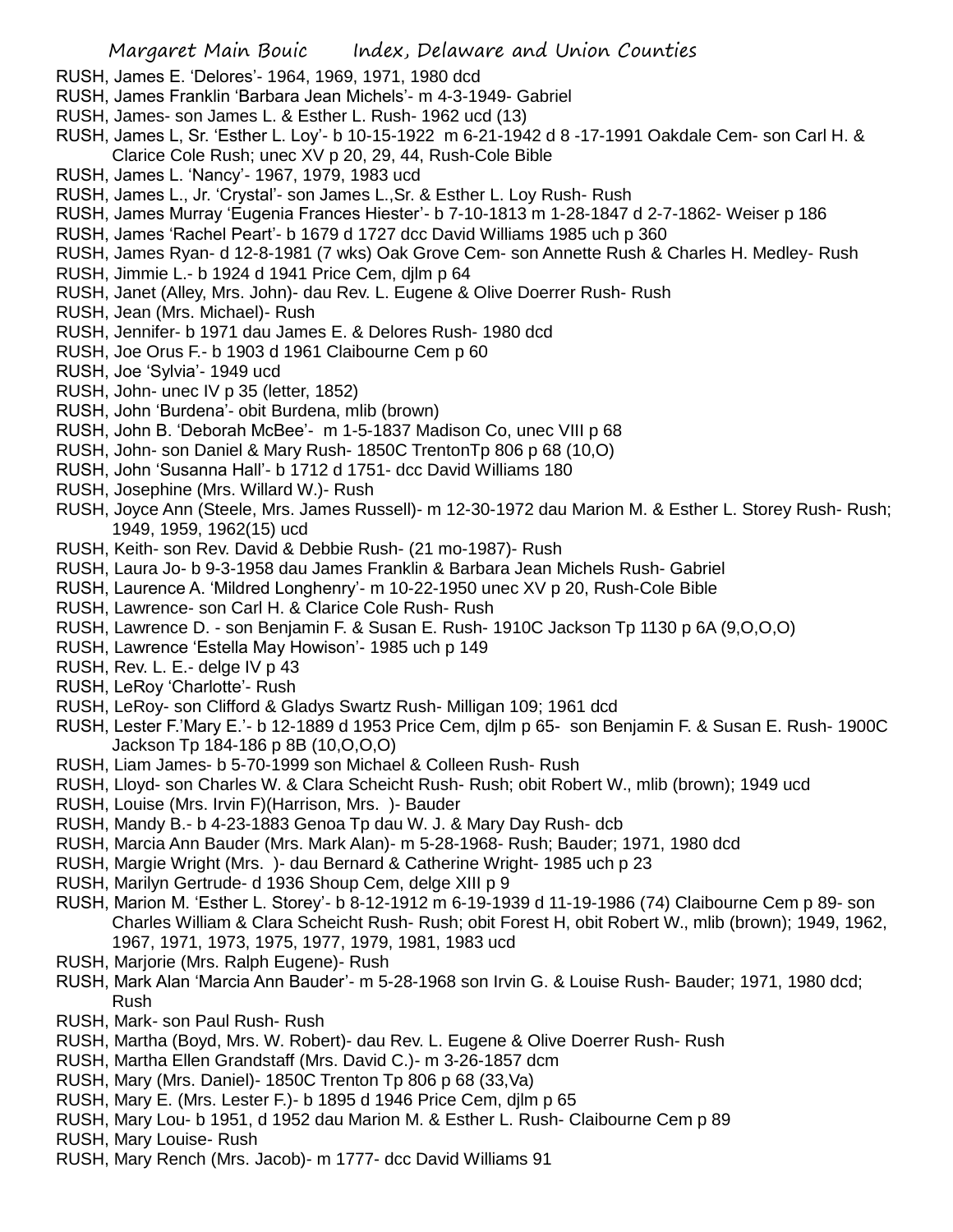RUSH, James E. 'Delores'- 1964, 1969, 1971, 1980 dcd
RUSH, James Franklin 'Barbara Jean Michels'- m 4-3-1949- Gabriel
RUSH, James- son James L. & Esther L. Rush- 1962 ucd (13)
RUSH, James L, Sr. 'Esther L. Loy'- b 10-15-1922 m 6-21-1942 d 8 -17-1991 Oakdale Cem- son Carl H. & Clarice Cole Rush; unec XV p 20, 29, 44, Rush-Cole Bible
RUSH, James L. 'Nancy'- 1967, 1979, 1983 ucd
RUSH, James L., Jr. 'Crystal'- son James L.,Sr. & Esther L. Loy Rush- Rush
RUSH, James Murray 'Eugenia Frances Hiester'- b 7-10-1813 m 1-28-1847 d 2-7-1862- Weiser p 186
RUSH, James 'Rachel Peart'- b 1679 d 1727 dcc David Williams 1985 uch p 360
RUSH, James Ryan- d 12-8-1981 (7 wks) Oak Grove Cem- son Annette Rush & Charles H. Medley- Rush
RUSH, Jimmie L.- b 1924 d 1941 Price Cem, djlm p 64
RUSH, Janet (Alley, Mrs. John)- dau Rev. L. Eugene & Olive Doerrer Rush- Rush
RUSH, Jean (Mrs. Michael)- Rush
RUSH, Jennifer- b 1971 dau James E. & Delores Rush- 1980 dcd
RUSH, Joe Orus F.- b 1903 d 1961 Claibourne Cem p 60
RUSH, Joe 'Sylvia'- 1949 ucd
RUSH, John- unec IV p 35 (letter, 1852)
RUSH, John 'Burdena'- obit Burdena, mlib (brown)
RUSH, John B. 'Deborah McBee'- m 1-5-1837 Madison Co, unec VIII p 68
RUSH, John- son Daniel & Mary Rush- 1850C TrentonTp 806 p 68 (10,O)
RUSH, John 'Susanna Hall'- b 1712 d 1751- dcc David Williams 180
RUSH, Josephine (Mrs. Willard W.)- Rush
RUSH, Joyce Ann (Steele, Mrs. James Russell)- m 12-30-1972 dau Marion M. & Esther L. Storey Rush- Rush; 1949, 1959, 1962(15) ucd
RUSH, Keith- son Rev. David & Debbie Rush- (21 mo-1987)- Rush
RUSH, Laura Jo- b 9-3-1958 dau James Franklin & Barbara Jean Michels Rush- Gabriel
RUSH, Laurence A. 'Mildred Longhenry'- m 10-22-1950 unec XV p 20, Rush-Cole Bible
RUSH, Lawrence- son Carl H. & Clarice Cole Rush- Rush
RUSH, Lawrence D. - son Benjamin F. & Susan E. Rush- 1910C Jackson Tp 1130 p 6A (9,O,O,O)
RUSH, Lawrence 'Estella May Howison'- 1985 uch p 149
RUSH, Rev. L. E.- delge IV p 43
RUSH, LeRoy 'Charlotte'- Rush
RUSH, LeRoy- son Clifford & Gladys Swartz Rush- Milligan 109; 1961 dcd
RUSH, Lester F.'Mary E.'- b 12-1889 d 1953 Price Cem, djlm p 65- son Benjamin F. & Susan E. Rush- 1900C Jackson Tp 184-186 p 8B (10,O,O,O)
RUSH, Liam James- b 5-70-1999 son Michael & Colleen Rush- Rush
RUSH, Lloyd- son Charles W. & Clara Scheicht Rush- Rush; obit Robert W., mlib (brown); 1949 ucd
RUSH, Louise (Mrs. Irvin F)(Harrison, Mrs. )- Bauder
RUSH, Mandy B.- b 4-23-1883 Genoa Tp dau W. J. & Mary Day Rush- dcb
RUSH, Marcia Ann Bauder (Mrs. Mark Alan)- m 5-28-1968- Rush; Bauder; 1971, 1980 dcd
RUSH, Margie Wright (Mrs. )- dau Bernard & Catherine Wright- 1985 uch p 23
RUSH, Marilyn Gertrude- d 1936 Shoup Cem, delge XIII p 9
RUSH, Marion M. 'Esther L. Storey'- b 8-12-1912 m 6-19-1939 d 11-19-1986 (74) Claibourne Cem p 89- son Charles William & Clara Scheicht Rush- Rush; obit Forest H, obit Robert W., mlib (brown); 1949, 1962, 1967, 1971, 1973, 1975, 1977, 1979, 1981, 1983 ucd
RUSH, Marjorie (Mrs. Ralph Eugene)- Rush
RUSH, Mark Alan 'Marcia Ann Bauder'- m 5-28-1968 son Irvin G. & Louise Rush- Bauder; 1971, 1980 dcd; Rush
RUSH, Mark- son Paul Rush- Rush
RUSH, Martha (Boyd, Mrs. W. Robert)- dau Rev. L. Eugene & Olive Doerrer Rush- Rush
RUSH, Martha Ellen Grandstaff (Mrs. David C.)- m 3-26-1857 dcm
RUSH, Mary (Mrs. Daniel)- 1850C Trenton Tp 806 p 68 (33,Va)
RUSH, Mary E. (Mrs. Lester F.)- b 1895 d 1946 Price Cem, djlm p 65
RUSH, Mary Lou- b 1951, d 1952 dau Marion M. & Esther L. Rush- Claibourne Cem p 89
RUSH, Mary Louise- Rush
RUSH, Mary Rench (Mrs. Jacob)- m 1777- dcc David Williams 91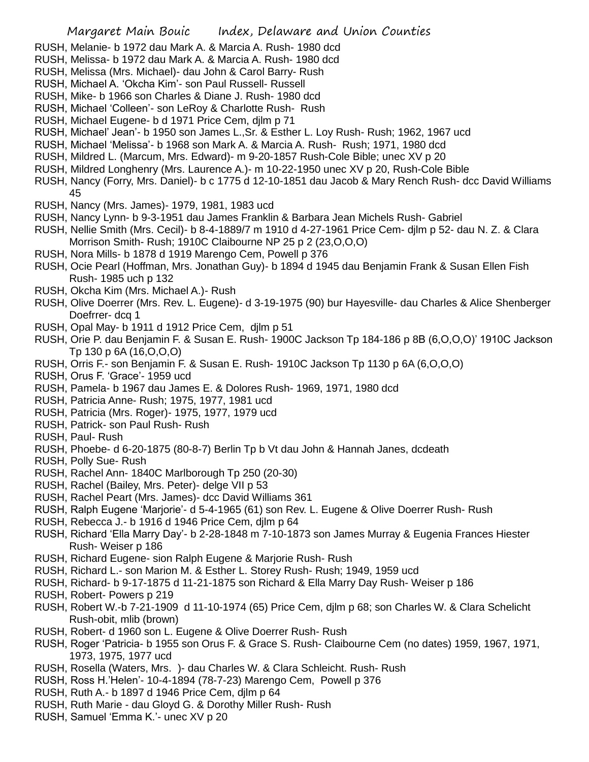RUSH, Melanie- b 1972 dau Mark A. & Marcia A. Rush- 1980 dcd
RUSH, Melissa- b 1972 dau Mark A. & Marcia A. Rush- 1980 dcd
RUSH, Melissa (Mrs. Michael)- dau John & Carol Barry- Rush
RUSH, Michael A. 'Okcha Kim'- son Paul Russell- Russell
RUSH, Mike- b 1966 son Charles & Diane J. Rush- 1980 dcd
RUSH, Michael 'Colleen'- son LeRoy & Charlotte Rush- Rush
RUSH, Michael Eugene- b d 1971 Price Cem, djlm p 71
RUSH, Michael' Jean'- b 1950 son James L.,Sr. & Esther L. Loy Rush- Rush; 1962, 1967 ucd
RUSH, Michael 'Melissa'- b 1968 son Mark A. & Marcia A. Rush- Rush; 1971, 1980 dcd
RUSH, Mildred L. (Marcum, Mrs. Edward)- m 9-20-1857 Rush-Cole Bible; unec XV p 20
RUSH, Mildred Longhenry (Mrs. Laurence A.)- m 10-22-1950 unec XV p 20, Rush-Cole Bible
RUSH, Nancy (Forry, Mrs. Daniel)- b c 1775 d 12-10-1851 dau Jacob & Mary Rench Rush- dcc David Williams 45
RUSH, Nancy (Mrs. James)- 1979, 1981, 1983 ucd
RUSH, Nancy Lynn- b 9-3-1951 dau James Franklin & Barbara Jean Michels Rush- Gabriel
RUSH, Nellie Smith (Mrs. Cecil)- b 8-4-1889/7 m 1910 d 4-27-1961 Price Cem- djlm p 52- dau N. Z. & Clara Morrison Smith- Rush; 1910C Claibourne NP 25 p 2 (23,O,O,O)
RUSH, Nora Mills- b 1878 d 1919 Marengo Cem, Powell p 376
RUSH, Ocie Pearl (Hoffman, Mrs. Jonathan Guy)- b 1894 d 1945 dau Benjamin Frank & Susan Ellen Fish Rush- 1985 uch p 132
RUSH, Okcha Kim (Mrs. Michael A.)- Rush
RUSH, Olive Doerrer (Mrs. Rev. L. Eugene)- d 3-19-1975 (90) bur Hayesville- dau Charles & Alice Shenberger Doefrrer- dcq 1
RUSH, Opal May- b 1911 d 1912 Price Cem, djlm p 51
RUSH, Orie P. dau Benjamin F. & Susan E. Rush- 1900C Jackson Tp 184-186 p 8B (6,O,O,O)' 1910C Jackson Tp 130 p 6A (16,O,O,O)
RUSH, Orris F.- son Benjamin F. & Susan E. Rush- 1910C Jackson Tp 1130 p 6A (6,O,O,O)
RUSH, Orus F. 'Grace'- 1959 ucd
RUSH, Pamela- b 1967 dau James E. & Dolores Rush- 1969, 1971, 1980 dcd
RUSH, Patricia Anne- Rush; 1975, 1977, 1981 ucd
RUSH, Patricia (Mrs. Roger)- 1975, 1977, 1979 ucd
RUSH, Patrick- son Paul Rush- Rush
RUSH, Paul- Rush
RUSH, Phoebe- d 6-20-1875 (80-8-7) Berlin Tp b Vt dau John & Hannah Janes, dcdeath
RUSH, Polly Sue- Rush
RUSH, Rachel Ann- 1840C Marlborough Tp 250 (20-30)
RUSH, Rachel (Bailey, Mrs. Peter)- delge VII p 53
RUSH, Rachel Peart (Mrs. James)- dcc David Williams 361
RUSH, Ralph Eugene 'Marjorie'- d 5-4-1965 (61) son Rev. L. Eugene & Olive Doerrer Rush- Rush
RUSH, Rebecca J.- b 1916 d 1946 Price Cem, djlm p 64
RUSH, Richard 'Ella Marry Day'- b 2-28-1848 m 7-10-1873 son James Murray & Eugenia Frances Hiester Rush- Weiser p 186
RUSH, Richard Eugene- sion Ralph Eugene & Marjorie Rush- Rush
RUSH, Richard L.- son Marion M. & Esther L. Storey Rush- Rush; 1949, 1959 ucd
RUSH, Richard- b 9-17-1875 d 11-21-1875 son Richard & Ella Marry Day Rush- Weiser p 186
RUSH, Robert- Powers p 219
RUSH, Robert W.-b 7-21-1909 d 11-10-1974 (65) Price Cem, djlm p 68; son Charles W. & Clara Schelicht Rush-obit, mlib (brown)
RUSH, Robert- d 1960 son L. Eugene & Olive Doerrer Rush- Rush
RUSH, Roger 'Patricia- b 1955 son Orus F. & Grace S. Rush- Claibourne Cem (no dates) 1959, 1967, 1971, 1973, 1975, 1977 ucd
RUSH, Rosella (Waters, Mrs. )- dau Charles W. & Clara Schleicht. Rush- Rush
RUSH, Ross H.'Helen'- 10-4-1894 (78-7-23) Marengo Cem, Powell p 376
RUSH, Ruth A.- b 1897 d 1946 Price Cem, djlm p 64
RUSH, Ruth Marie - dau Gloyd G. & Dorothy Miller Rush- Rush
RUSH, Samuel 'Emma K.'- unec XV p 20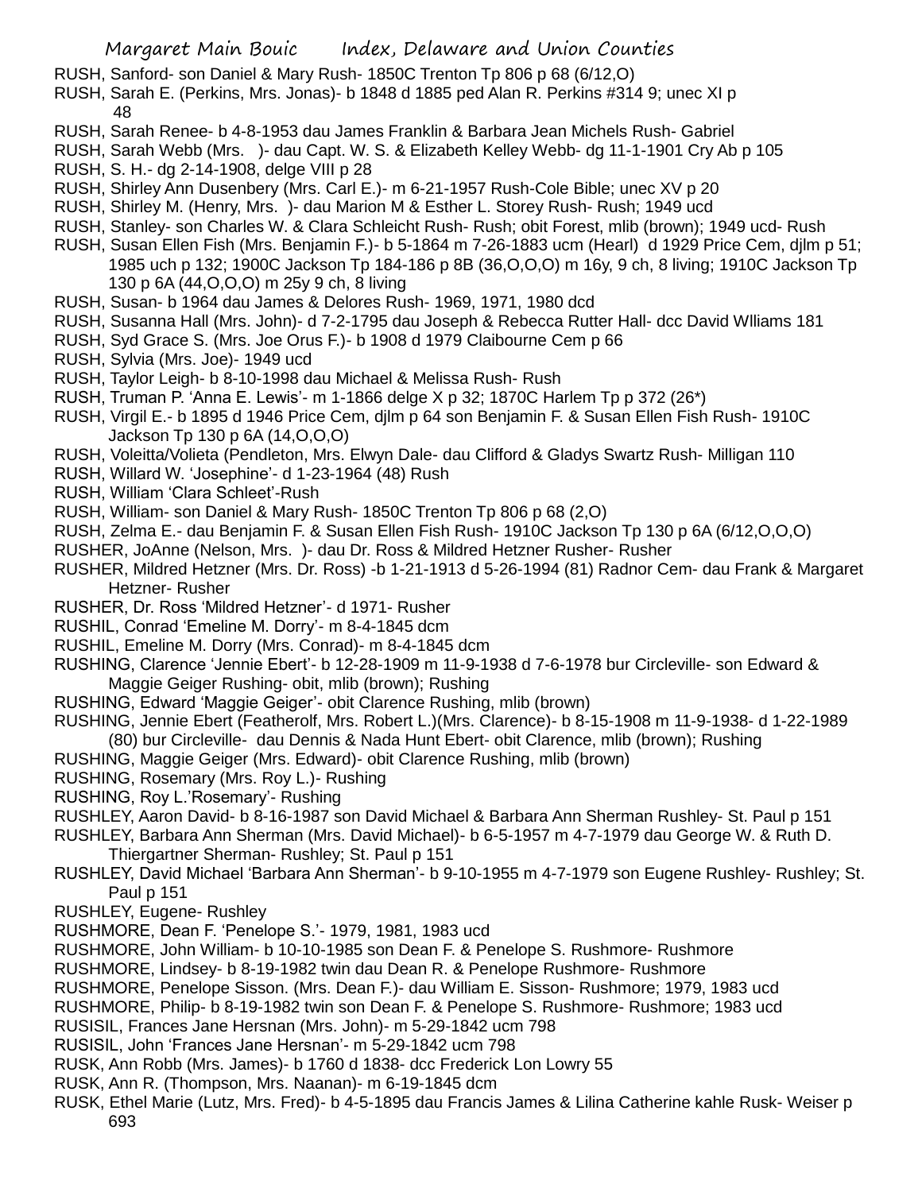RUSH, Sanford- son Daniel & Mary Rush- 1850C Trenton Tp 806 p 68 (6/12,O)

RUSH, Sarah E. (Perkins, Mrs. Jonas)- b 1848 d 1885 ped Alan R. Perkins #314 9; unec XI p 48

RUSH, Sarah Renee- b 4-8-1953 dau James Franklin & Barbara Jean Michels Rush- Gabriel

RUSH, Sarah Webb (Mrs. )- dau Capt. W. S. & Elizabeth Kelley Webb- dg 11-1-1901 Cry Ab p 105

RUSH, S. H.- dg 2-14-1908, delge VIII p 28

RUSH, Shirley Ann Dusenbery (Mrs. Carl E.)- m 6-21-1957 Rush-Cole Bible; unec XV p 20

RUSH, Shirley M. (Henry, Mrs. )- dau Marion M & Esther L. Storey Rush- Rush; 1949 ucd

RUSH, Stanley- son Charles W. & Clara Schleicht Rush- Rush; obit Forest, mlib (brown); 1949 ucd- Rush

RUSH, Susan Ellen Fish (Mrs. Benjamin F.)- b 5-1864 m 7-26-1883 ucm (Hearl) d 1929 Price Cem, djlm p 51; 1985 uch p 132; 1900C Jackson Tp 184-186 p 8B (36,O,O,O) m 16y, 9 ch, 8 living; 1910C Jackson Tp 130 p 6A (44,O,O,O) m 25y 9 ch, 8 living

RUSH, Susan- b 1964 dau James & Delores Rush- 1969, 1971, 1980 dcd

RUSH, Susanna Hall (Mrs. John)- d 7-2-1795 dau Joseph & Rebecca Rutter Hall- dcc David Wlliams 181

RUSH, Syd Grace S. (Mrs. Joe Orus F.)- b 1908 d 1979 Claibourne Cem p 66

RUSH, Sylvia (Mrs. Joe)- 1949 ucd

RUSH, Taylor Leigh- b 8-10-1998 dau Michael & Melissa Rush- Rush

RUSH, Truman P. 'Anna E. Lewis'- m 1-1866 delge X p 32; 1870C Harlem Tp p 372 (26*)

RUSH, Virgil E.- b 1895 d 1946 Price Cem, djlm p 64 son Benjamin F. & Susan Ellen Fish Rush- 1910C Jackson Tp 130 p 6A (14,O,O,O)

RUSH, Voleitta/Volieta (Pendleton, Mrs. Elwyn Dale- dau Clifford & Gladys Swartz Rush- Milligan 110

RUSH, Willard W. 'Josephine'- d 1-23-1964 (48) Rush

RUSH, William 'Clara Schleet'-Rush

RUSH, William- son Daniel & Mary Rush- 1850C Trenton Tp 806 p 68 (2,O)

RUSH, Zelma E.- dau Benjamin F. & Susan Ellen Fish Rush- 1910C Jackson Tp 130 p 6A (6/12,O,O,O)

RUSHER, JoAnne (Nelson, Mrs. )- dau Dr. Ross & Mildred Hetzner Rusher- Rusher

RUSHER, Mildred Hetzner (Mrs. Dr. Ross) -b 1-21-1913 d 5-26-1994 (81) Radnor Cem- dau Frank & Margaret Hetzner- Rusher

RUSHER, Dr. Ross 'Mildred Hetzner'- d 1971- Rusher

RUSHIL, Conrad 'Emeline M. Dorry'- m 8-4-1845 dcm

RUSHIL, Emeline M. Dorry (Mrs. Conrad)- m 8-4-1845 dcm

RUSHING, Clarence 'Jennie Ebert'- b 12-28-1909 m 11-9-1938 d 7-6-1978 bur Circleville- son Edward & Maggie Geiger Rushing- obit, mlib (brown); Rushing

RUSHING, Edward 'Maggie Geiger'- obit Clarence Rushing, mlib (brown)

RUSHING, Jennie Ebert (Featherolf, Mrs. Robert L.)(Mrs. Clarence)- b 8-15-1908 m 11-9-1938- d 1-22-1989 (80) bur Circleville- dau Dennis & Nada Hunt Ebert- obit Clarence, mlib (brown); Rushing

RUSHING, Maggie Geiger (Mrs. Edward)- obit Clarence Rushing, mlib (brown)

RUSHING, Rosemary (Mrs. Roy L.)- Rushing

RUSHING, Roy L.'Rosemary'- Rushing

RUSHLEY, Aaron David- b 8-16-1987 son David Michael & Barbara Ann Sherman Rushley- St. Paul p 151

RUSHLEY, Barbara Ann Sherman (Mrs. David Michael)- b 6-5-1957 m 4-7-1979 dau George W. & Ruth D. Thiergartner Sherman- Rushley; St. Paul p 151

RUSHLEY, David Michael 'Barbara Ann Sherman'- b 9-10-1955 m 4-7-1979 son Eugene Rushley- Rushley; St. Paul p 151

RUSHLEY, Eugene- Rushley

RUSHMORE, Dean F. 'Penelope S.'- 1979, 1981, 1983 ucd

RUSHMORE, John William- b 10-10-1985 son Dean F. & Penelope S. Rushmore- Rushmore

RUSHMORE, Lindsey- b 8-19-1982 twin dau Dean R. & Penelope Rushmore- Rushmore

RUSHMORE, Penelope Sisson. (Mrs. Dean F.)- dau William E. Sisson- Rushmore; 1979, 1983 ucd

RUSHMORE, Philip- b 8-19-1982 twin son Dean F. & Penelope S. Rushmore- Rushmore; 1983 ucd

RUSISIL, Frances Jane Hersnan (Mrs. John)- m 5-29-1842 ucm 798

RUSISIL, John 'Frances Jane Hersnan'- m 5-29-1842 ucm 798

RUSK, Ann Robb (Mrs. James)- b 1760 d 1838- dcc Frederick Lon Lowry 55

RUSK, Ann R. (Thompson, Mrs. Naanan)- m 6-19-1845 dcm

RUSK, Ethel Marie (Lutz, Mrs. Fred)- b 4-5-1895 dau Francis James & Lilina Catherine kahle Rusk- Weiser p 693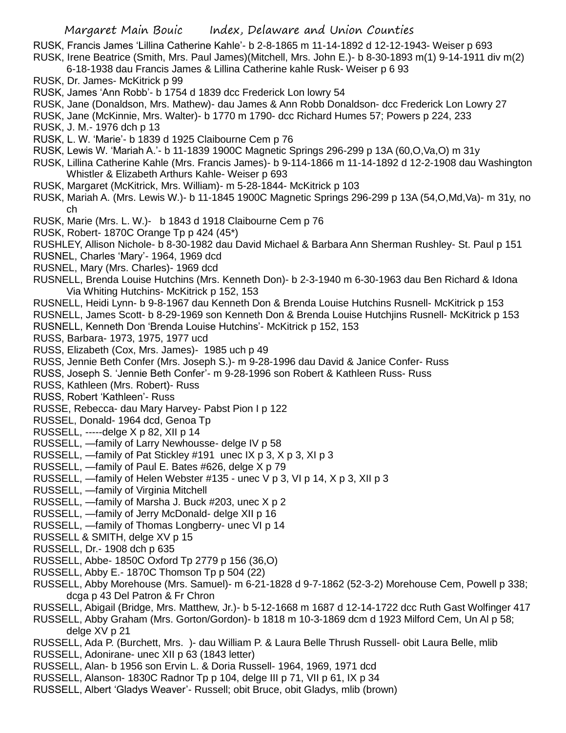RUSK, Francis James 'Lillina Catherine Kahle'- b 2-8-1865 m 11-14-1892 d 12-12-1943- Weiser p 693

RUSK, Irene Beatrice (Smith, Mrs. Paul James)(Mitchell, Mrs. John E.)- b 8-30-1893 m(1) 9-14-1911 div m(2) 6-18-1938 dau Francis James & Lillina Catherine kahle Rusk- Weiser p 6 93

RUSK, Dr. James- McKitrick p 99

RUSK, James 'Ann Robb'- b 1754 d 1839 dcc Frederick Lon lowry 54

RUSK, Jane (Donaldson, Mrs. Mathew)- dau James & Ann Robb Donaldson- dcc Frederick Lon Lowry 27

RUSK, Jane (McKinnie, Mrs. Walter)- b 1770 m 1790- dcc Richard Humes 57; Powers p 224, 233

RUSK, J. M.- 1976 dch p 13

RUSK, L. W. 'Marie'- b 1839 d 1925 Claibourne Cem p 76

RUSK, Lewis W. 'Mariah A.'- b 11-1839 1900C Magnetic Springs 296-299 p 13A (60,O,Va,O) m 31y

RUSK, Lillina Catherine Kahle (Mrs. Francis James)- b 9-114-1866 m 11-14-1892 d 12-2-1908 dau Washington Whistler & Elizabeth Arthurs Kahle- Weiser p 693

RUSK, Margaret (McKitrick, Mrs. William)- m 5-28-1844- McKitrick p 103

RUSK, Mariah A. (Mrs. Lewis W.)- b 11-1845 1900C Magnetic Springs 296-299 p 13A (54,O,Md,Va)- m 31y, no ch

RUSK, Marie (Mrs. L. W.)- b 1843 d 1918 Claibourne Cem p 76

RUSK, Robert- 1870C Orange Tp p 424 (45*)

RUSHLEY, Allison Nichole- b 8-30-1982 dau David Michael & Barbara Ann Sherman Rushley- St. Paul p 151

RUSNEL, Charles 'Mary'- 1964, 1969 dcd

RUSNEL, Mary (Mrs. Charles)- 1969 dcd

RUSNELL, Brenda Louise Hutchins (Mrs. Kenneth Don)- b 2-3-1940 m 6-30-1963 dau Ben Richard & Idona Via Whiting Hutchins- McKitrick p 152, 153

RUSNELL, Heidi Lynn- b 9-8-1967 dau Kenneth Don & Brenda Louise Hutchins Rusnell- McKitrick p 153

RUSNELL, James Scott- b 8-29-1969 son Kenneth Don & Brenda Louise Hutchjins Rusnell- McKitrick p 153

RUSNELL, Kenneth Don 'Brenda Louise Hutchins'- McKitrick p 152, 153

RUSS, Barbara- 1973, 1975, 1977 ucd

RUSS, Elizabeth (Cox, Mrs. James)- 1985 uch p 49

RUSS, Jennie Beth Confer (Mrs. Joseph S.)- m 9-28-1996 dau David & Janice Confer- Russ

RUSS, Joseph S. 'Jennie Beth Confer'- m 9-28-1996 son Robert & Kathleen Russ- Russ

RUSS, Kathleen (Mrs. Robert)- Russ

RUSS, Robert 'Kathleen'- Russ

RUSSE, Rebecca- dau Mary Harvey- Pabst Pion I p 122

RUSSEL, Donald- 1964 dcd, Genoa Tp

RUSSELL, -----delge X p 82, XII p 14

RUSSELL, —family of Larry Newhousse- delge IV p 58

RUSSELL, —family of Pat Stickley #191 unec IX p 3, X p 3, XI p 3

RUSSELL, —family of Paul E. Bates #626, delge X p 79

RUSSELL, —family of Helen Webster #135 - unec V p 3, VI p 14, X p 3, XII p 3

RUSSELL, —family of Virginia Mitchell

RUSSELL, —family of Marsha J. Buck #203, unec X p 2

RUSSELL, —family of Jerry McDonald- delge XII p 16

RUSSELL, —family of Thomas Longberry- unec VI p 14

RUSSELL & SMITH, delge XV p 15

RUSSELL, Dr.- 1908 dch p 635

RUSSELL, Abbe- 1850C Oxford Tp 2779 p 156 (36,O)

RUSSELL, Abby E.- 1870C Thomson Tp p 504 (22)

RUSSELL, Abby Morehouse (Mrs. Samuel)- m 6-21-1828 d 9-7-1862 (52-3-2) Morehouse Cem, Powell p 338; dcga p 43 Del Patron & Fr Chron

RUSSELL, Abigail (Bridge, Mrs. Matthew, Jr.)- b 5-12-1668 m 1687 d 12-14-1722 dcc Ruth Gast Wolfinger 417

RUSSELL, Abby Graham (Mrs. Gorton/Gordon)- b 1818 m 10-3-1869 dcm d 1923 Milford Cem, Un Al p 58; delge XV p 21

RUSSELL, Ada P. (Burchett, Mrs. )- dau William P. & Laura Belle Thrush Russell- obit Laura Belle, mlib

RUSSELL, Adonirane- unec XII p 63 (1843 letter)

RUSSELL, Alan- b 1956 son Ervin L. & Doria Russell- 1964, 1969, 1971 dcd

RUSSELL, Alanson- 1830C Radnor Tp p 104, delge III p 71, VII p 61, IX p 34

RUSSELL, Albert 'Gladys Weaver'- Russell; obit Bruce, obit Gladys, mlib (brown)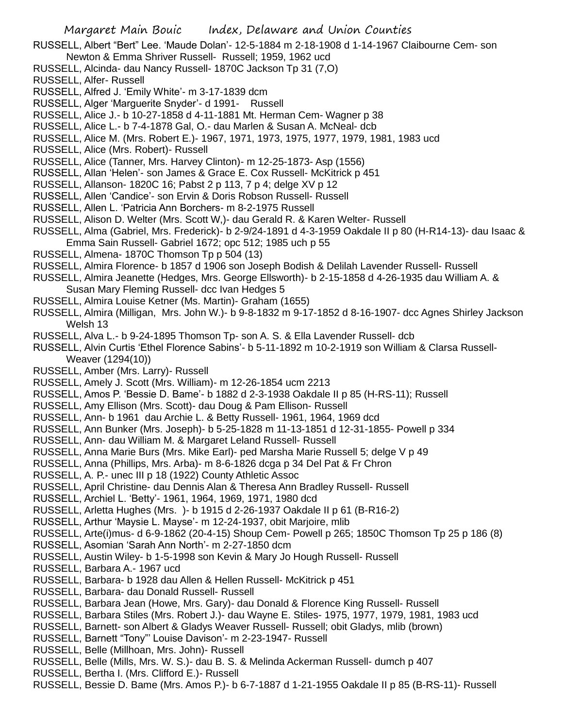RUSSELL, Albert "Bert" Lee. 'Maude Dolan'- 12-5-1884 m 2-18-1908 d 1-14-1967 Claibourne Cem- son Newton & Emma Shriver Russell- Russell; 1959, 1962 ucd

RUSSELL, Alcinda- dau Nancy Russell- 1870C Jackson Tp 31 (7,O)

RUSSELL, Alfer- Russell

RUSSELL, Alfred J. 'Emily White'- m 3-17-1839 dcm

RUSSELL, Alger 'Marguerite Snyder'- d 1991- Russell

RUSSELL, Alice J.- b 10-27-1858 d 4-11-1881 Mt. Herman Cem- Wagner p 38

RUSSELL, Alice L.- b 7-4-1878 Gal, O.- dau Marlen & Susan A. McNeal- dcb

RUSSELL, Alice M. (Mrs. Robert E.)- 1967, 1971, 1973, 1975, 1977, 1979, 1981, 1983 ucd

RUSSELL, Alice (Mrs. Robert)- Russell

RUSSELL, Alice (Tanner, Mrs. Harvey Clinton)- m 12-25-1873- Asp (1556)

RUSSELL, Allan 'Helen'- son James & Grace E. Cox Russell- McKitrick p 451

RUSSELL, Allanson- 1820C 16; Pabst 2 p 113, 7 p 4; delge XV p 12

RUSSELL, Allen 'Candice'- son Ervin & Doris Robson Russell- Russell

RUSSELL, Allen L. 'Patricia Ann Borchers- m 8-2-1975 Russell

RUSSELL, Alison D. Welter (Mrs. Scott W,)- dau Gerald R. & Karen Welter- Russell

RUSSELL, Alma (Gabriel, Mrs. Frederick)- b 2/9/24-1891 d 4-3-1959 Oakdale II p 80 (H-R14-13)- dau Isaac & Emma Sain Russell- Gabriel 1672; opc 512; 1985 uch p 55

RUSSELL, Almena- 1870C Thomson Tp p 504 (13)

RUSSELL, Almira Florence- b 1857 d 1906 son Joseph Bodish & Delilah Lavender Russell- Russell

RUSSELL, Almira Jeanette (Hedges, Mrs. George Ellsworth)- b 2-15-1858 d 4-26-1935 dau William A. & Susan Mary Fleming Russell- dcc Ivan Hedges 5

RUSSELL, Almira Louise Ketner (Ms. Martin)- Graham (1655)

RUSSELL, Almira (Milligan, Mrs. John W.)- b 9-8-1832 m 9-17-1852 d 8-16-1907- dcc Agnes Shirley Jackson Welsh 13

RUSSELL, Alva L.- b 9-24-1895 Thomson Tp- son A. S. & Ella Lavender Russell- dcb

RUSSELL, Alvin Curtis 'Ethel Florence Sabins'- b 5-11-1892 m 10-2-1919 son William & Clarsa Russell- Weaver (1294(10))

RUSSELL, Amber (Mrs. Larry)- Russell

RUSSELL, Amely J. Scott (Mrs. William)- m 12-26-1854 ucm 2213

RUSSELL, Amos P. 'Bessie D. Bame'- b 1882 d 2-3-1938 Oakdale II p 85 (H-RS-11); Russell

RUSSELL, Amy Ellison (Mrs. Scott)- dau Doug & Pam Ellison- Russell

RUSSELL, Ann- b 1961 dau Archie L. & Betty Russell- 1961, 1964, 1969 dcd

RUSSELL, Ann Bunker (Mrs. Joseph)- b 5-25-1828 m 11-13-1851 d 12-31-1855- Powell p 334

RUSSELL, Ann- dau William M. & Margaret Leland Russell- Russell

RUSSELL, Anna Marie Burs (Mrs. Mike Earl)- ped Marsha Marie Russell 5; delge V p 49

RUSSELL, Anna (Phillips, Mrs. Arba)- m 8-6-1826 dcga p 34 Del Pat & Fr Chron

RUSSELL, A. P.- unec III p 18 (1922) County Athletic Assoc

RUSSELL, April Christine- dau Dennis Alan & Theresa Ann Bradley Russell- Russell

RUSSELL, Archiel L. 'Betty'- 1961, 1964, 1969, 1971, 1980 dcd

RUSSELL, Arletta Hughes (Mrs. )- b 1915 d 2-26-1937 Oakdale II p 61 (B-R16-2)

RUSSELL, Arthur 'Maysie L. Mayse'- m 12-24-1937, obit Marjoire, mlib

RUSSELL, Arte(i)mus- d 6-9-1862 (20-4-15) Shoup Cem- Powell p 265; 1850C Thomson Tp 25 p 186 (8)

RUSSELL, Asomian 'Sarah Ann North'- m 2-27-1850 dcm

RUSSELL, Austin Wiley- b 1-5-1998 son Kevin & Mary Jo Hough Russell- Russell

RUSSELL, Barbara A.- 1967 ucd

RUSSELL, Barbara- b 1928 dau Allen & Hellen Russell- McKitrick p 451

RUSSELL, Barbara- dau Donald Russell- Russell

RUSSELL, Barbara Jean (Howe, Mrs. Gary)- dau Donald & Florence King Russell- Russell

RUSSELL, Barbara Stiles (Mrs. Robert J.)- dau Wayne E. Stiles- 1975, 1977, 1979, 1981, 1983 ucd

RUSSELL, Barnett- son Albert & Gladys Weaver Russell- Russell; obit Gladys, mlib (brown)

RUSSELL, Barnett "Tony"' Louise Davison'- m 2-23-1947- Russell

RUSSELL, Belle (Millhoan, Mrs. John)- Russell

RUSSELL, Belle (Mills, Mrs. W. S.)- dau B. S. & Melinda Ackerman Russell- dumch p 407

RUSSELL, Bertha I. (Mrs. Clifford E.)- Russell

RUSSELL, Bessie D. Bame (Mrs. Amos P.)- b 6-7-1887 d 1-21-1955 Oakdale II p 85 (B-RS-11)- Russell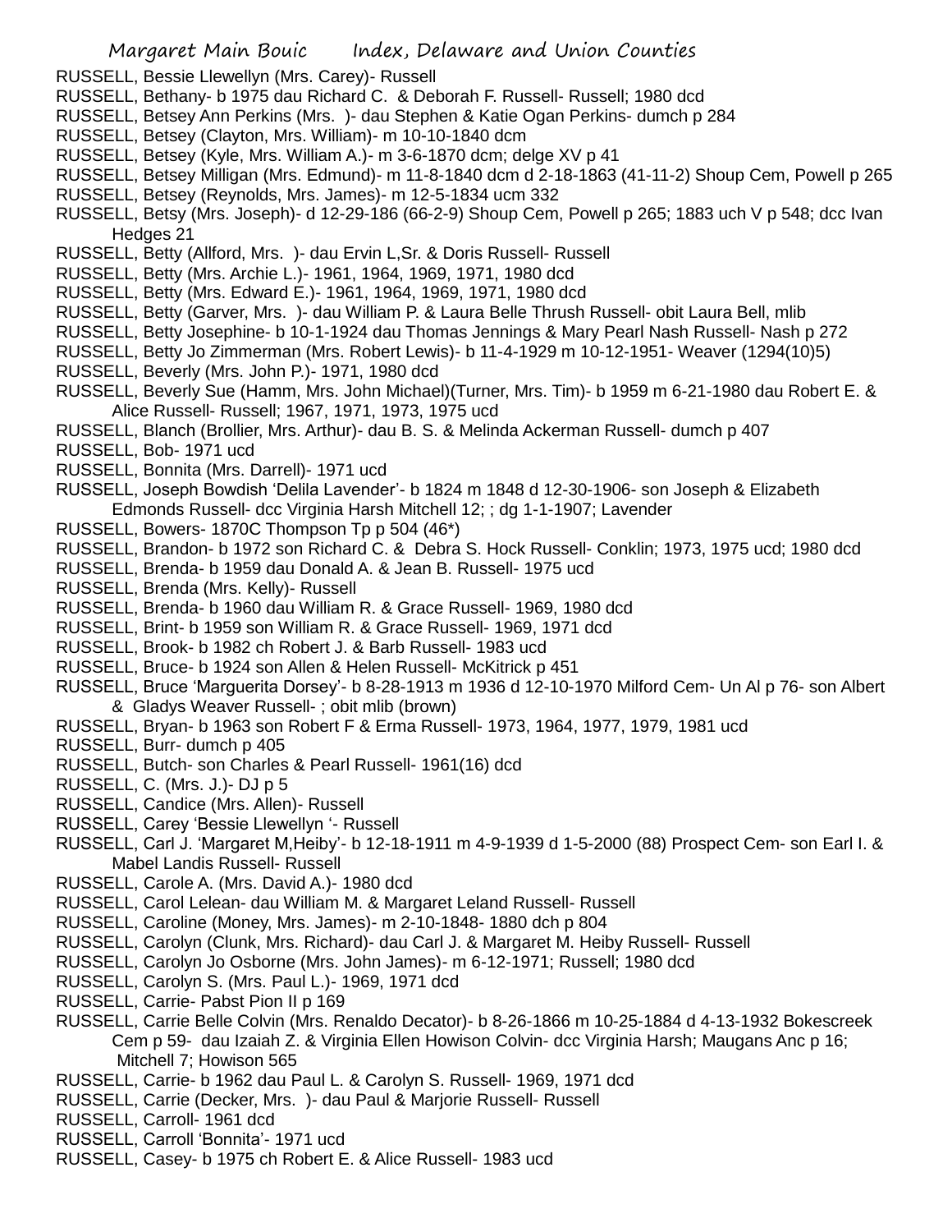RUSSELL, Bessie Llewellyn (Mrs. Carey)- Russell

RUSSELL, Bethany- b 1975 dau Richard C. & Deborah F. Russell- Russell; 1980 dcd

RUSSELL, Betsey Ann Perkins (Mrs. )- dau Stephen & Katie Ogan Perkins- dumch p 284

RUSSELL, Betsey (Clayton, Mrs. William)- m 10-10-1840 dcm

RUSSELL, Betsey (Kyle, Mrs. William A.)- m 3-6-1870 dcm; delge XV p 41

RUSSELL, Betsey Milligan (Mrs. Edmund)- m 11-8-1840 dcm d 2-18-1863 (41-11-2) Shoup Cem, Powell p 265

RUSSELL, Betsey (Reynolds, Mrs. James)- m 12-5-1834 ucm 332

RUSSELL, Betsy (Mrs. Joseph)- d 12-29-186 (66-2-9) Shoup Cem, Powell p 265; 1883 uch V p 548; dcc Ivan Hedges 21

RUSSELL, Betty (Allford, Mrs. )- dau Ervin L,Sr. & Doris Russell- Russell

RUSSELL, Betty (Mrs. Archie L.)- 1961, 1964, 1969, 1971, 1980 dcd

RUSSELL, Betty (Mrs. Edward E.)- 1961, 1964, 1969, 1971, 1980 dcd

RUSSELL, Betty (Garver, Mrs. )- dau William P. & Laura Belle Thrush Russell- obit Laura Bell, mlib

RUSSELL, Betty Josephine- b 10-1-1924 dau Thomas Jennings & Mary Pearl Nash Russell- Nash p 272

RUSSELL, Betty Jo Zimmerman (Mrs. Robert Lewis)- b 11-4-1929 m 10-12-1951- Weaver (1294(10)5)

RUSSELL, Beverly (Mrs. John P.)- 1971, 1980 dcd

RUSSELL, Beverly Sue (Hamm, Mrs. John Michael)(Turner, Mrs. Tim)- b 1959 m 6-21-1980 dau Robert E. & Alice Russell- Russell; 1967, 1971, 1973, 1975 ucd

RUSSELL, Blanch (Brollier, Mrs. Arthur)- dau B. S. & Melinda Ackerman Russell- dumch p 407

RUSSELL, Bob- 1971 ucd

RUSSELL, Bonnita (Mrs. Darrell)- 1971 ucd

RUSSELL, Joseph Bowdish 'Delila Lavender'- b 1824 m 1848 d 12-30-1906- son Joseph & Elizabeth Edmonds Russell- dcc Virginia Harsh Mitchell 12; ; dg 1-1-1907; Lavender

RUSSELL, Bowers- 1870C Thompson Tp p 504 (46*)

RUSSELL, Brandon- b 1972 son Richard C. & Debra S. Hock Russell- Conklin; 1973, 1975 ucd; 1980 dcd

RUSSELL, Brenda- b 1959 dau Donald A. & Jean B. Russell- 1975 ucd

RUSSELL, Brenda (Mrs. Kelly)- Russell

RUSSELL, Brenda- b 1960 dau William R. & Grace Russell- 1969, 1980 dcd

RUSSELL, Brint- b 1959 son William R. & Grace Russell- 1969, 1971 dcd

RUSSELL, Brook- b 1982 ch Robert J. & Barb Russell- 1983 ucd

RUSSELL, Bruce- b 1924 son Allen & Helen Russell- McKitrick p 451

RUSSELL, Bruce 'Marguerita Dorsey'- b 8-28-1913 m 1936 d 12-10-1970 Milford Cem- Un Al p 76- son Albert & Gladys Weaver Russell- ; obit mlib (brown)

RUSSELL, Bryan- b 1963 son Robert F & Erma Russell- 1973, 1964, 1977, 1979, 1981 ucd

RUSSELL, Burr- dumch p 405

RUSSELL, Butch- son Charles & Pearl Russell- 1961(16) dcd

RUSSELL, C. (Mrs. J.)- DJ p 5

RUSSELL, Candice (Mrs. Allen)- Russell

RUSSELL, Carey 'Bessie Llewellyn '- Russell

RUSSELL, Carl J. 'Margaret M,Heiby'- b 12-18-1911 m 4-9-1939 d 1-5-2000 (88) Prospect Cem- son Earl I. & Mabel Landis Russell- Russell

RUSSELL, Carole A. (Mrs. David A.)- 1980 dcd

RUSSELL, Carol Lelean- dau William M. & Margaret Leland Russell- Russell

RUSSELL, Caroline (Money, Mrs. James)- m 2-10-1848- 1880 dch p 804

RUSSELL, Carolyn (Clunk, Mrs. Richard)- dau Carl J. & Margaret M. Heiby Russell- Russell

RUSSELL, Carolyn Jo Osborne (Mrs. John James)- m 6-12-1971; Russell; 1980 dcd

RUSSELL, Carolyn S. (Mrs. Paul L.)- 1969, 1971 dcd

RUSSELL, Carrie- Pabst Pion II p 169

RUSSELL, Carrie Belle Colvin (Mrs. Renaldo Decator)- b 8-26-1866 m 10-25-1884 d 4-13-1932 Bokescreek Cem p 59- dau Izaiah Z. & Virginia Ellen Howison Colvin- dcc Virginia Harsh; Maugans Anc p 16; Mitchell 7; Howison 565

RUSSELL, Carrie- b 1962 dau Paul L. & Carolyn S. Russell- 1969, 1971 dcd

RUSSELL, Carrie (Decker, Mrs. )- dau Paul & Marjorie Russell- Russell

RUSSELL, Carroll- 1961 dcd

RUSSELL, Carroll 'Bonnita'- 1971 ucd

RUSSELL, Casey- b 1975 ch Robert E. & Alice Russell- 1983 ucd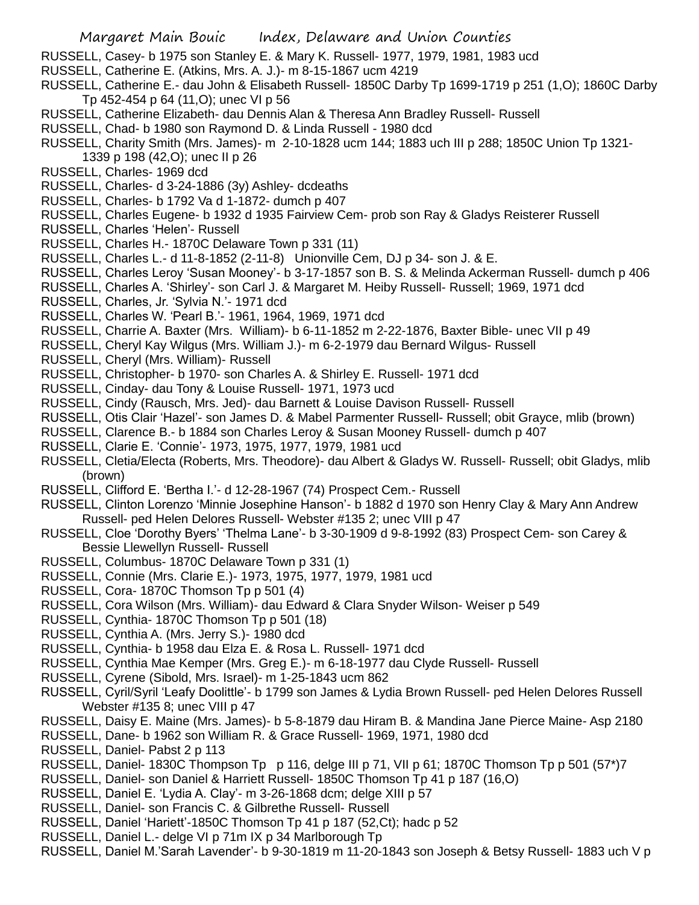RUSSELL, Casey- b 1975 son Stanley E. & Mary K. Russell- 1977, 1979, 1981, 1983 ucd

RUSSELL, Catherine E. (Atkins, Mrs. A. J.)- m 8-15-1867 ucm 4219

RUSSELL, Catherine E.- dau John & Elisabeth Russell- 1850C Darby Tp 1699-1719 p 251 (1,O); 1860C Darby Tp 452-454 p 64 (11,O); unec VI p 56

RUSSELL, Catherine Elizabeth- dau Dennis Alan & Theresa Ann Bradley Russell- Russell

RUSSELL, Chad- b 1980 son Raymond D. & Linda Russell - 1980 dcd

RUSSELL, Charity Smith (Mrs. James)- m 2-10-1828 ucm 144; 1883 uch III p 288; 1850C Union Tp 1321-1339 p 198 (42,O); unec II p 26

RUSSELL, Charles- 1969 dcd

RUSSELL, Charles- d 3-24-1886 (3y) Ashley- dcdeaths

RUSSELL, Charles- b 1792 Va d 1-1872- dumch p 407

RUSSELL, Charles Eugene- b 1932 d 1935 Fairview Cem- prob son Ray & Gladys Reisterer Russell

RUSSELL, Charles 'Helen'- Russell

RUSSELL, Charles H.- 1870C Delaware Town p 331 (11)

RUSSELL, Charles L.- d 11-8-1852 (2-11-8) Unionville Cem, DJ p 34- son J. & E.

RUSSELL, Charles Leroy 'Susan Mooney'- b 3-17-1857 son B. S. & Melinda Ackerman Russell- dumch p 406

RUSSELL, Charles A. 'Shirley'- son Carl J. & Margaret M. Heiby Russell- Russell; 1969, 1971 dcd

RUSSELL, Charles, Jr. 'Sylvia N.'- 1971 dcd

RUSSELL, Charles W. 'Pearl B.'- 1961, 1964, 1969, 1971 dcd

RUSSELL, Charrie A. Baxter (Mrs. William)- b 6-11-1852 m 2-22-1876, Baxter Bible- unec VII p 49

RUSSELL, Cheryl Kay Wilgus (Mrs. William J.)- m 6-2-1979 dau Bernard Wilgus- Russell

RUSSELL, Cheryl (Mrs. William)- Russell

RUSSELL, Christopher- b 1970- son Charles A. & Shirley E. Russell- 1971 dcd

RUSSELL, Cinday- dau Tony & Louise Russell- 1971, 1973 ucd

RUSSELL, Cindy (Rausch, Mrs. Jed)- dau Barnett & Louise Davison Russell- Russell

RUSSELL, Otis Clair 'Hazel'- son James D. & Mabel Parmenter Russell- Russell; obit Grayce, mlib (brown)

RUSSELL, Clarence B.- b 1884 son Charles Leroy & Susan Mooney Russell- dumch p 407

RUSSELL, Clarie E. 'Connie'- 1973, 1975, 1977, 1979, 1981 ucd

RUSSELL, Cletia/Electa (Roberts, Mrs. Theodore)- dau Albert & Gladys W. Russell- Russell; obit Gladys, mlib (brown)

RUSSELL, Clifford E. 'Bertha I.'- d 12-28-1967 (74) Prospect Cem.- Russell

RUSSELL, Clinton Lorenzo 'Minnie Josephine Hanson'- b 1882 d 1970 son Henry Clay & Mary Ann Andrew Russell- ped Helen Delores Russell- Webster #135 2; unec VIII p 47

RUSSELL, Cloe 'Dorothy Byers' 'Thelma Lane'- b 3-30-1909 d 9-8-1992 (83) Prospect Cem- son Carey & Bessie Llewellyn Russell- Russell

RUSSELL, Columbus- 1870C Delaware Town p 331 (1)

RUSSELL, Connie (Mrs. Clarie E.)- 1973, 1975, 1977, 1979, 1981 ucd

RUSSELL, Cora- 1870C Thomson Tp p 501 (4)

RUSSELL, Cora Wilson (Mrs. William)- dau Edward & Clara Snyder Wilson- Weiser p 549

RUSSELL, Cynthia- 1870C Thomson Tp p 501 (18)

RUSSELL, Cynthia A. (Mrs. Jerry S.)- 1980 dcd

RUSSELL, Cynthia- b 1958 dau Elza E. & Rosa L. Russell- 1971 dcd

RUSSELL, Cynthia Mae Kemper (Mrs. Greg E.)- m 6-18-1977 dau Clyde Russell- Russell

RUSSELL, Cyrene (Sibold, Mrs. Israel)- m 1-25-1843 ucm 862

RUSSELL, Cyril/Syril 'Leafy Doolittle'- b 1799 son James & Lydia Brown Russell- ped Helen Delores Russell Webster #135 8; unec VIII p 47

RUSSELL, Daisy E. Maine (Mrs. James)- b 5-8-1879 dau Hiram B. & Mandina Jane Pierce Maine- Asp 2180

RUSSELL, Dane- b 1962 son William R. & Grace Russell- 1969, 1971, 1980 dcd

RUSSELL, Daniel- Pabst 2 p 113

RUSSELL, Daniel- 1830C Thompson Tp p 116, delge III p 71, VII p 61; 1870C Thomson Tp p 501 (57*)7

RUSSELL, Daniel- son Daniel & Harriett Russell- 1850C Thomson Tp 41 p 187 (16,O)

RUSSELL, Daniel E. 'Lydia A. Clay'- m 3-26-1868 dcm; delge XIII p 57

RUSSELL, Daniel- son Francis C. & Gilbrethe Russell- Russell

RUSSELL, Daniel 'Hariett'-1850C Thomson Tp 41 p 187 (52,Ct); hadc p 52

RUSSELL, Daniel L.- delge VI p 71m IX p 34 Marlborough Tp

RUSSELL, Daniel M.'Sarah Lavender'- b 9-30-1819 m 11-20-1843 son Joseph & Betsy Russell- 1883 uch V p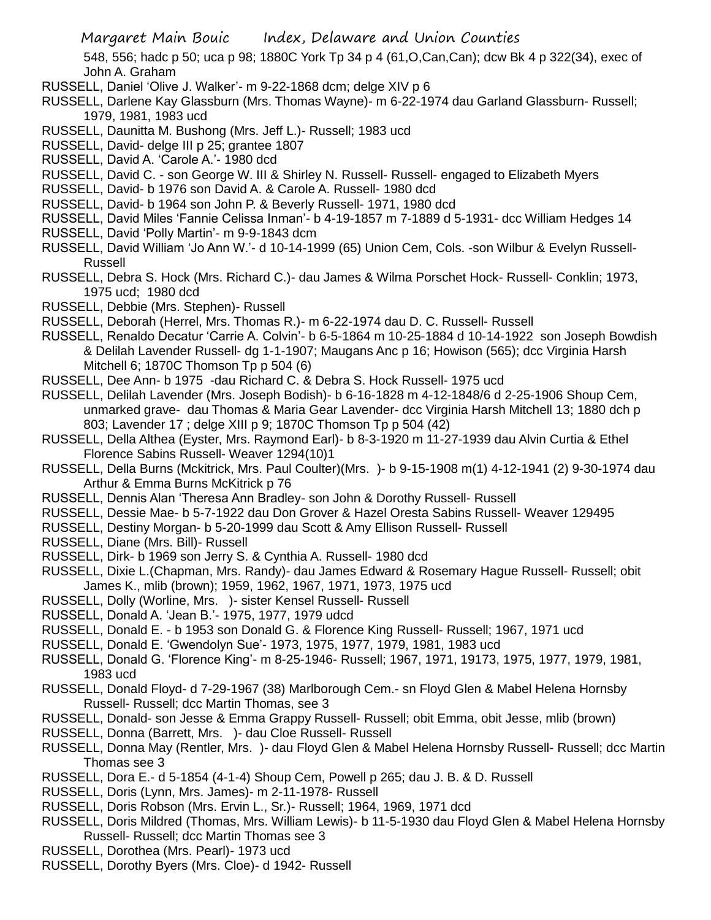548, 556; hadc p 50; uca p 98; 1880C York Tp 34 p 4 (61,O,Can,Can); dcw Bk 4 p 322(34), exec of John A. Graham

RUSSELL, Daniel 'Olive J. Walker'- m 9-22-1868 dcm; delge XIV p 6

RUSSELL, Darlene Kay Glassburn (Mrs. Thomas Wayne)- m 6-22-1974 dau Garland Glassburn- Russell; 1979, 1981, 1983 ucd

RUSSELL, Daunitta M. Bushong (Mrs. Jeff L.)- Russell; 1983 ucd

RUSSELL, David- delge III p 25; grantee 1807

RUSSELL, David A. 'Carole A.'- 1980 dcd

RUSSELL, David C. - son George W. III & Shirley N. Russell- Russell- engaged to Elizabeth Myers

RUSSELL, David- b 1976 son David A. & Carole A. Russell- 1980 dcd

RUSSELL, David- b 1964 son John P. & Beverly Russell- 1971, 1980 dcd

RUSSELL, David Miles 'Fannie Celissa Inman'- b 4-19-1857 m 7-1889 d 5-1931- dcc William Hedges 14

RUSSELL, David 'Polly Martin'- m 9-9-1843 dcm

RUSSELL, David William 'Jo Ann W.'- d 10-14-1999 (65) Union Cem, Cols. -son Wilbur & Evelyn Russell- Russell

RUSSELL, Debra S. Hock (Mrs. Richard C.)- dau James & Wilma Porschet Hock- Russell- Conklin; 1973, 1975 ucd; 1980 dcd

RUSSELL, Debbie (Mrs. Stephen)- Russell

RUSSELL, Deborah (Herrel, Mrs. Thomas R.)- m 6-22-1974 dau D. C. Russell- Russell

RUSSELL, Renaldo Decatur 'Carrie A. Colvin'- b 6-5-1864 m 10-25-1884 d 10-14-1922 son Joseph Bowdish & Delilah Lavender Russell- dg 1-1-1907; Maugans Anc p 16; Howison (565); dcc Virginia Harsh Mitchell 6; 1870C Thomson Tp p 504 (6)

RUSSELL, Dee Ann- b 1975 -dau Richard C. & Debra S. Hock Russell- 1975 ucd

RUSSELL, Delilah Lavender (Mrs. Joseph Bodish)- b 6-16-1828 m 4-12-1848/6 d 2-25-1906 Shoup Cem, unmarked grave- dau Thomas & Maria Gear Lavender- dcc Virginia Harsh Mitchell 13; 1880 dch p 803; Lavender 17 ; delge XIII p 9; 1870C Thomson Tp p 504 (42)

RUSSELL, Della Althea (Eyster, Mrs. Raymond Earl)- b 8-3-1920 m 11-27-1939 dau Alvin Curtia & Ethel Florence Sabins Russell- Weaver 1294(10)1

RUSSELL, Della Burns (Mckitrick, Mrs. Paul Coulter)(Mrs. )- b 9-15-1908 m(1) 4-12-1941 (2) 9-30-1974 dau Arthur & Emma Burns McKitrick p 76

RUSSELL, Dennis Alan 'Theresa Ann Bradley- son John & Dorothy Russell- Russell

RUSSELL, Dessie Mae- b 5-7-1922 dau Don Grover & Hazel Oresta Sabins Russell- Weaver 129495

RUSSELL, Destiny Morgan- b 5-20-1999 dau Scott & Amy Ellison Russell- Russell

RUSSELL, Diane (Mrs. Bill)- Russell

RUSSELL, Dirk- b 1969 son Jerry S. & Cynthia A. Russell- 1980 dcd

RUSSELL, Dixie L.(Chapman, Mrs. Randy)- dau James Edward & Rosemary Hague Russell- Russell; obit James K., mlib (brown); 1959, 1962, 1967, 1971, 1973, 1975 ucd

RUSSELL, Dolly (Worline, Mrs. )- sister Kensel Russell- Russell

RUSSELL, Donald A. 'Jean B.'- 1975, 1977, 1979 udcd

RUSSELL, Donald E. - b 1953 son Donald G. & Florence King Russell- Russell; 1967, 1971 ucd

RUSSELL, Donald E. 'Gwendolyn Sue'- 1973, 1975, 1977, 1979, 1981, 1983 ucd

RUSSELL, Donald G. 'Florence King'- m 8-25-1946- Russell; 1967, 1971, 19173, 1975, 1977, 1979, 1981, 1983 ucd

RUSSELL, Donald Floyd- d 7-29-1967 (38) Marlborough Cem.- sn Floyd Glen & Mabel Helena Hornsby Russell- Russell; dcc Martin Thomas, see 3

RUSSELL, Donald- son Jesse & Emma Grappy Russell- Russell; obit Emma, obit Jesse, mlib (brown)

RUSSELL, Donna (Barrett, Mrs. )- dau Cloe Russell- Russell

RUSSELL, Donna May (Rentler, Mrs. )- dau Floyd Glen & Mabel Helena Hornsby Russell- Russell; dcc Martin Thomas see 3

RUSSELL, Dora E.- d 5-1854 (4-1-4) Shoup Cem, Powell p 265; dau J. B. & D. Russell

RUSSELL, Doris (Lynn, Mrs. James)- m 2-11-1978- Russell

RUSSELL, Doris Robson (Mrs. Ervin L., Sr.)- Russell; 1964, 1969, 1971 dcd

RUSSELL, Doris Mildred (Thomas, Mrs. William Lewis)- b 11-5-1930 dau Floyd Glen & Mabel Helena Hornsby Russell- Russell; dcc Martin Thomas see 3

RUSSELL, Dorothea (Mrs. Pearl)- 1973 ucd

RUSSELL, Dorothy Byers (Mrs. Cloe)- d 1942- Russell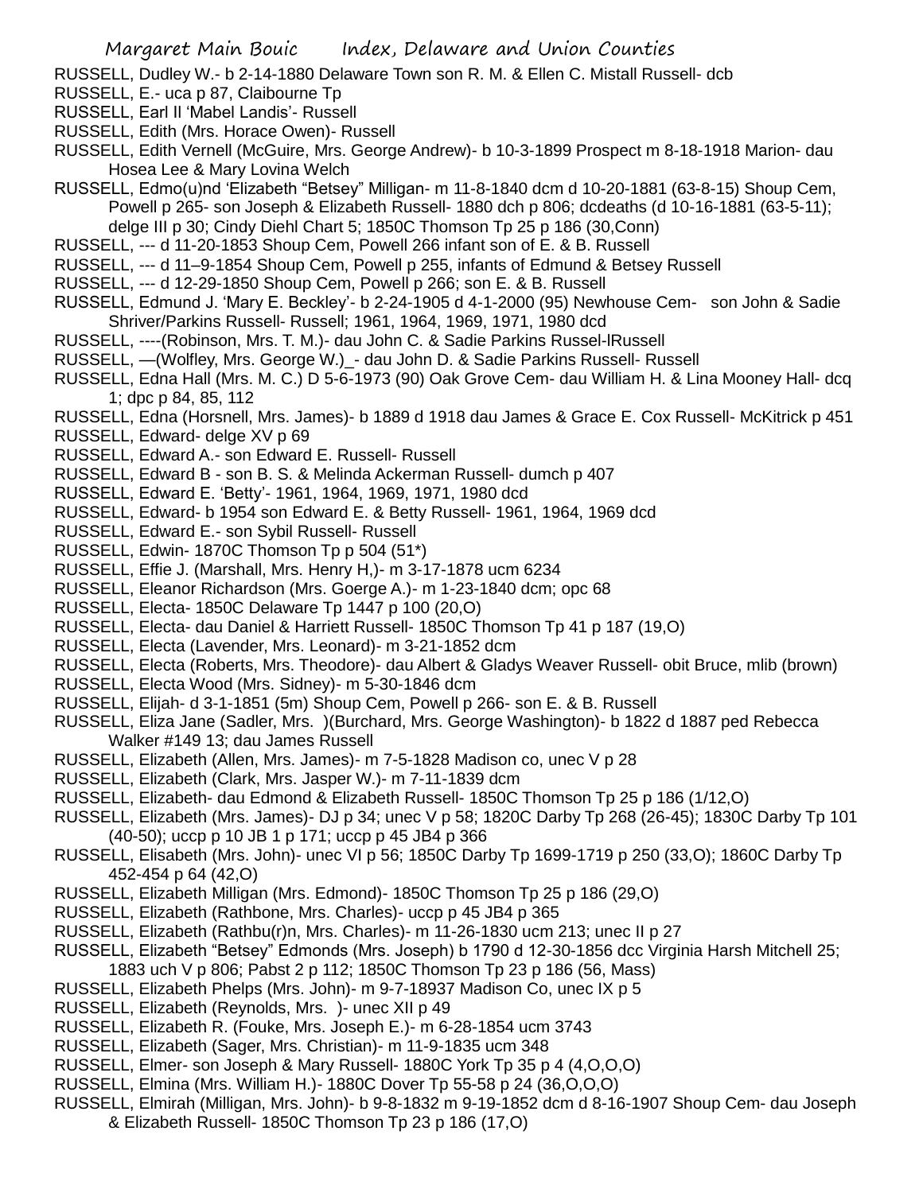RUSSELL, Dudley W.- b 2-14-1880 Delaware Town son R. M. & Ellen C. Mistall Russell- dcb

RUSSELL, E.- uca p 87, Claibourne Tp

RUSSELL, Earl II 'Mabel Landis'- Russell

RUSSELL, Edith (Mrs. Horace Owen)- Russell

RUSSELL, Edith Vernell (McGuire, Mrs. George Andrew)- b 10-3-1899 Prospect m 8-18-1918 Marion- dau Hosea Lee & Mary Lovina Welch

RUSSELL, Edmo(u)nd 'Elizabeth "Betsey" Milligan- m 11-8-1840 dcm d 10-20-1881 (63-8-15) Shoup Cem, Powell p 265- son Joseph & Elizabeth Russell- 1880 dch p 806; dcdeaths (d 10-16-1881 (63-5-11); delge III p 30; Cindy Diehl Chart 5; 1850C Thomson Tp 25 p 186 (30,Conn)

RUSSELL, --- d 11-20-1853 Shoup Cem, Powell 266 infant son of E. & B. Russell

RUSSELL, --- d 11–9-1854 Shoup Cem, Powell p 255, infants of Edmund & Betsey Russell

RUSSELL, --- d 12-29-1850 Shoup Cem, Powell p 266; son E. & B. Russell

RUSSELL, Edmund J. 'Mary E. Beckley'- b 2-24-1905 d 4-1-2000 (95) Newhouse Cem- son John & Sadie Shriver/Parkins Russell- Russell; 1961, 1964, 1969, 1971, 1980 dcd

RUSSELL, ----(Robinson, Mrs. T. M.)- dau John C. & Sadie Parkins Russel-lRussell

RUSSELL, —(Wolfley, Mrs. George W.)_- dau John D. & Sadie Parkins Russell- Russell

RUSSELL, Edna Hall (Mrs. M. C.) D 5-6-1973 (90) Oak Grove Cem- dau William H. & Lina Mooney Hall- dcq 1; dpc p 84, 85, 112

RUSSELL, Edna (Horsnell, Mrs. James)- b 1889 d 1918 dau James & Grace E. Cox Russell- McKitrick p 451

RUSSELL, Edward- delge XV p 69

RUSSELL, Edward A.- son Edward E. Russell- Russell

RUSSELL, Edward B - son B. S. & Melinda Ackerman Russell- dumch p 407

RUSSELL, Edward E. 'Betty'- 1961, 1964, 1969, 1971, 1980 dcd

RUSSELL, Edward- b 1954 son Edward E. & Betty Russell- 1961, 1964, 1969 dcd

RUSSELL, Edward E.- son Sybil Russell- Russell

RUSSELL, Edwin- 1870C Thomson Tp p 504 (51*)

RUSSELL, Effie J. (Marshall, Mrs. Henry H,)- m 3-17-1878 ucm 6234

RUSSELL, Eleanor Richardson (Mrs. Goerge A.)- m 1-23-1840 dcm; opc 68

RUSSELL, Electa- 1850C Delaware Tp 1447 p 100 (20,O)

RUSSELL, Electa- dau Daniel & Harriett Russell- 1850C Thomson Tp 41 p 187 (19,O)

RUSSELL, Electa (Lavender, Mrs. Leonard)- m 3-21-1852 dcm

RUSSELL, Electa (Roberts, Mrs. Theodore)- dau Albert & Gladys Weaver Russell- obit Bruce, mlib (brown)

RUSSELL, Electa Wood (Mrs. Sidney)- m 5-30-1846 dcm

RUSSELL, Elijah- d 3-1-1851 (5m) Shoup Cem, Powell p 266- son E. & B. Russell

RUSSELL, Eliza Jane (Sadler, Mrs. )(Burchard, Mrs. George Washington)- b 1822 d 1887 ped Rebecca Walker #149 13; dau James Russell

RUSSELL, Elizabeth (Allen, Mrs. James)- m 7-5-1828 Madison co, unec V p 28

RUSSELL, Elizabeth (Clark, Mrs. Jasper W.)- m 7-11-1839 dcm

RUSSELL, Elizabeth- dau Edmond & Elizabeth Russell- 1850C Thomson Tp 25 p 186 (1/12,O)

RUSSELL, Elizabeth (Mrs. James)- DJ p 34; unec V p 58; 1820C Darby Tp 268 (26-45); 1830C Darby Tp 101 (40-50); uccp p 10 JB 1 p 171; uccp p 45 JB4 p 366

RUSSELL, Elisabeth (Mrs. John)- unec VI p 56; 1850C Darby Tp 1699-1719 p 250 (33,O); 1860C Darby Tp 452-454 p 64 (42,O)

RUSSELL, Elizabeth Milligan (Mrs. Edmond)- 1850C Thomson Tp 25 p 186 (29,O)

RUSSELL, Elizabeth (Rathbone, Mrs. Charles)- uccp p 45 JB4 p 365

RUSSELL, Elizabeth (Rathbu(r)n, Mrs. Charles)- m 11-26-1830 ucm 213; unec II p 27

RUSSELL, Elizabeth "Betsey" Edmonds (Mrs. Joseph) b 1790 d 12-30-1856 dcc Virginia Harsh Mitchell 25; 1883 uch V p 806; Pabst 2 p 112; 1850C Thomson Tp 23 p 186 (56, Mass)

RUSSELL, Elizabeth Phelps (Mrs. John)- m 9-7-18937 Madison Co, unec IX p 5

RUSSELL, Elizabeth (Reynolds, Mrs. )- unec XII p 49

RUSSELL, Elizabeth R. (Fouke, Mrs. Joseph E.)- m 6-28-1854 ucm 3743

RUSSELL, Elizabeth (Sager, Mrs. Christian)- m 11-9-1835 ucm 348

RUSSELL, Elmer- son Joseph & Mary Russell- 1880C York Tp 35 p 4 (4,O,O,O)

RUSSELL, Elmina (Mrs. William H.)- 1880C Dover Tp 55-58 p 24 (36,O,O,O)

RUSSELL, Elmirah (Milligan, Mrs. John)- b 9-8-1832 m 9-19-1852 dcm d 8-16-1907 Shoup Cem- dau Joseph & Elizabeth Russell- 1850C Thomson Tp 23 p 186 (17,O)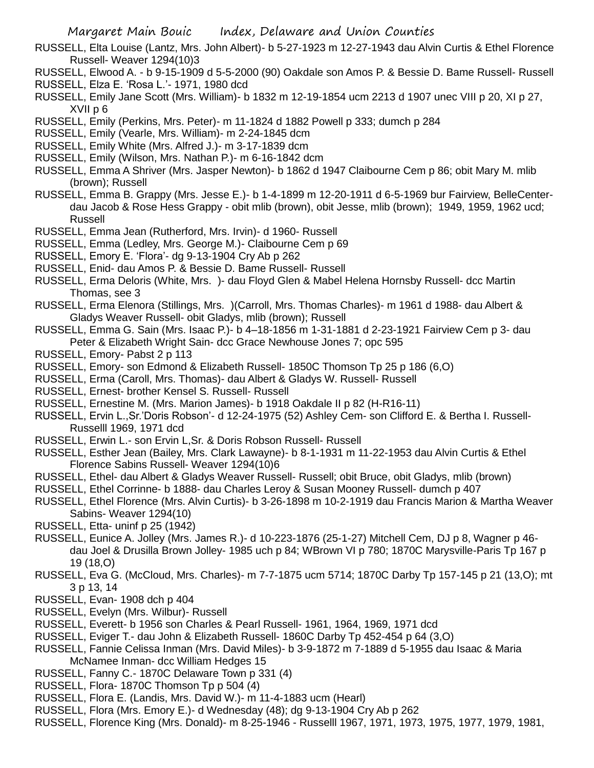RUSSELL, Elta Louise (Lantz, Mrs. John Albert)- b 5-27-1923 m 12-27-1943 dau Alvin Curtis & Ethel Florence Russell- Weaver 1294(10)3

RUSSELL, Elwood A. - b 9-15-1909 d 5-5-2000 (90) Oakdale son Amos P. & Bessie D. Bame Russell- Russell

RUSSELL, Elza E. 'Rosa L.'- 1971, 1980 dcd

RUSSELL, Emily Jane Scott (Mrs. William)- b 1832 m 12-19-1854 ucm 2213 d 1907 unec VIII p 20, XI p 27, XVII p 6

RUSSELL, Emily (Perkins, Mrs. Peter)- m 11-1824 d 1882 Powell p 333; dumch p 284

RUSSELL, Emily (Vearle, Mrs. William)- m 2-24-1845 dcm

RUSSELL, Emily White (Mrs. Alfred J.)- m 3-17-1839 dcm

RUSSELL, Emily (Wilson, Mrs. Nathan P.)- m 6-16-1842 dcm

RUSSELL, Emma A Shriver (Mrs. Jasper Newton)- b 1862 d 1947 Claibourne Cem p 86; obit Mary M. mlib (brown); Russell

RUSSELL, Emma B. Grappy (Mrs. Jesse E.)- b 1-4-1899 m 12-20-1911 d 6-5-1969 bur Fairview, BelleCenter- dau Jacob & Rose Hess Grappy - obit mlib (brown), obit Jesse, mlib (brown); 1949, 1959, 1962 ucd; Russell

RUSSELL, Emma Jean (Rutherford, Mrs. Irvin)- d 1960- Russell

RUSSELL, Emma (Ledley, Mrs. George M.)- Claibourne Cem p 69

RUSSELL, Emory E. 'Flora'- dg 9-13-1904 Cry Ab p 262

RUSSELL, Enid- dau Amos P. & Bessie D. Bame Russell- Russell

RUSSELL, Erma Deloris (White, Mrs. )- dau Floyd Glen & Mabel Helena Hornsby Russell- dcc Martin Thomas, see 3

RUSSELL, Erma Elenora (Stillings, Mrs. )(Carroll, Mrs. Thomas Charles)- m 1961 d 1988- dau Albert & Gladys Weaver Russell- obit Gladys, mlib (brown); Russell

RUSSELL, Emma G. Sain (Mrs. Isaac P.)- b 4–18-1856 m 1-31-1881 d 2-23-1921 Fairview Cem p 3- dau Peter & Elizabeth Wright Sain- dcc Grace Newhouse Jones 7; opc 595

RUSSELL, Emory- Pabst 2 p 113

RUSSELL, Emory- son Edmond & Elizabeth Russell- 1850C Thomson Tp 25 p 186 (6,O)

RUSSELL, Erma (Caroll, Mrs. Thomas)- dau Albert & Gladys W. Russell- Russell

RUSSELL, Ernest- brother Kensel S. Russell- Russell

RUSSELL, Ernestine M. (Mrs. Marion James)- b 1918 Oakdale II p 82 (H-R16-11)

RUSSELL, Ervin L.,Sr.'Doris Robson'- d 12-24-1975 (52) Ashley Cem- son Clifford E. & Bertha I. Russell- Russelll 1969, 1971 dcd

RUSSELL, Erwin L.- son Ervin L,Sr. & Doris Robson Russell- Russell

RUSSELL, Esther Jean (Bailey, Mrs. Clark Lawayne)- b 8-1-1931 m 11-22-1953 dau Alvin Curtis & Ethel Florence Sabins Russell- Weaver 1294(10)6

RUSSELL, Ethel- dau Albert & Gladys Weaver Russell- Russell; obit Bruce, obit Gladys, mlib (brown)

RUSSELL, Ethel Corrinne- b 1888- dau Charles Leroy & Susan Mooney Russell- dumch p 407

RUSSELL, Ethel Florence (Mrs. Alvin Curtis)- b 3-26-1898 m 10-2-1919 dau Francis Marion & Martha Weaver Sabins- Weaver 1294(10)

RUSSELL, Etta- uninf p 25 (1942)

RUSSELL, Eunice A. Jolley (Mrs. James R.)- d 10-223-1876 (25-1-27) Mitchell Cem, DJ p 8, Wagner p 46- dau Joel & Drusilla Brown Jolley- 1985 uch p 84; WBrown VI p 780; 1870C Marysville-Paris Tp 167 p 19 (18,O)

RUSSELL, Eva G. (McCloud, Mrs. Charles)- m 7-7-1875 ucm 5714; 1870C Darby Tp 157-145 p 21 (13,O); mt 3 p 13, 14

RUSSELL, Evan- 1908 dch p 404

RUSSELL, Evelyn (Mrs. Wilbur)- Russell

RUSSELL, Everett- b 1956 son Charles & Pearl Russell- 1961, 1964, 1969, 1971 dcd

RUSSELL, Eviger T.- dau John & Elizabeth Russell- 1860C Darby Tp 452-454 p 64 (3,O)

RUSSELL, Fannie Celissa Inman (Mrs. David Miles)- b 3-9-1872 m 7-1889 d 5-1955 dau Isaac & Maria McNamee Inman- dcc William Hedges 15

RUSSELL, Fanny C.- 1870C Delaware Town p 331 (4)

RUSSELL, Flora- 1870C Thomson Tp p 504 (4)

RUSSELL, Flora E. (Landis, Mrs. David W.)- m 11-4-1883 ucm (Hearl)

RUSSELL, Flora (Mrs. Emory E.)- d Wednesday (48); dg 9-13-1904 Cry Ab p 262

RUSSELL, Florence King (Mrs. Donald)- m 8-25-1946 - Russelll 1967, 1971, 1973, 1975, 1977, 1979, 1981,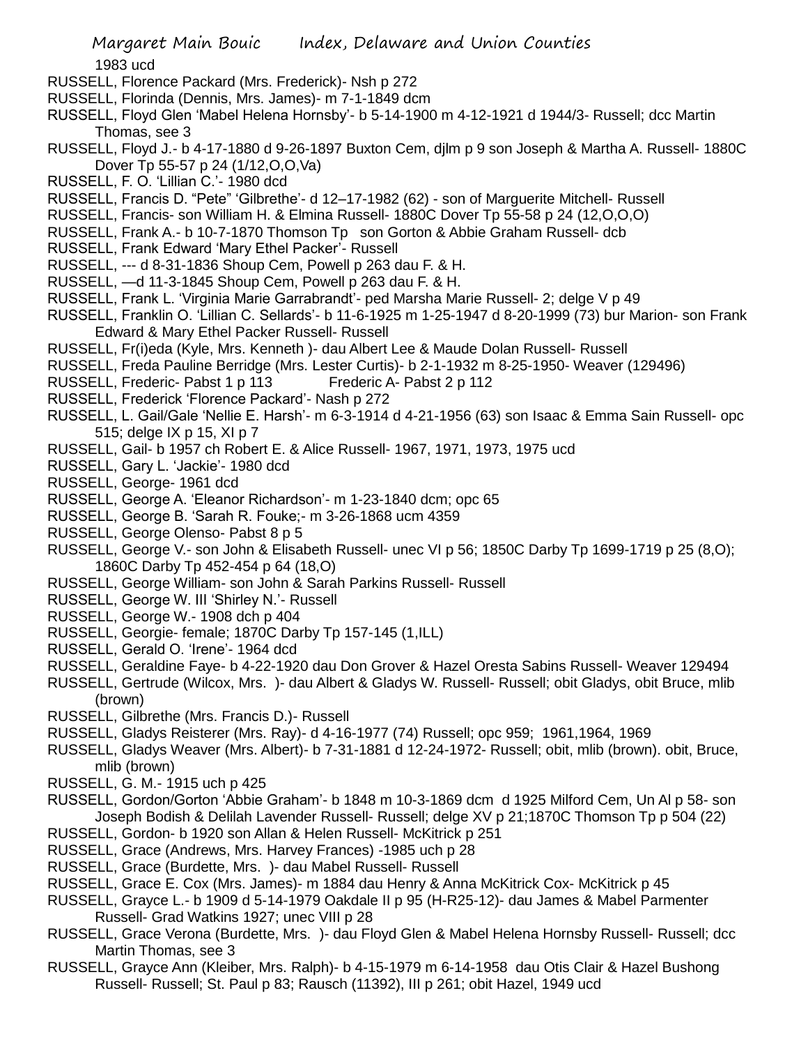1983 ucd

RUSSELL, Florence Packard (Mrs. Frederick)- Nsh p 272

RUSSELL, Florinda (Dennis, Mrs. James)- m 7-1-1849 dcm

RUSSELL, Floyd Glen 'Mabel Helena Hornsby'- b 5-14-1900 m 4-12-1921 d 1944/3- Russell; dcc Martin Thomas, see 3

RUSSELL, Floyd J.- b 4-17-1880 d 9-26-1897 Buxton Cem, djlm p 9 son Joseph & Martha A. Russell- 1880C Dover Tp 55-57 p 24 (1/12,O,O,Va)

RUSSELL, F. O. 'Lillian C.'- 1980 dcd

RUSSELL, Francis D. "Pete" 'Gilbrethe'- d 12–17-1982 (62) - son of Marguerite Mitchell- Russell

RUSSELL, Francis- son William H. & Elmina Russell- 1880C Dover Tp 55-58 p 24 (12,O,O,O)

RUSSELL, Frank A.- b 10-7-1870 Thomson Tp son Gorton & Abbie Graham Russell- dcb

RUSSELL, Frank Edward 'Mary Ethel Packer'- Russell

RUSSELL, --- d 8-31-1836 Shoup Cem, Powell p 263 dau F. & H.

RUSSELL, —d 11-3-1845 Shoup Cem, Powell p 263 dau F. & H.

RUSSELL, Frank L. 'Virginia Marie Garrabrandt'- ped Marsha Marie Russell- 2; delge V p 49

RUSSELL, Franklin O. 'Lillian C. Sellards'- b 11-6-1925 m 1-25-1947 d 8-20-1999 (73) bur Marion- son Frank Edward & Mary Ethel Packer Russell- Russell

RUSSELL, Fr(i)eda (Kyle, Mrs. Kenneth )- dau Albert Lee & Maude Dolan Russell- Russell

RUSSELL, Freda Pauline Berridge (Mrs. Lester Curtis)- b 2-1-1932 m 8-25-1950- Weaver (129496)

RUSSELL, Frederic- Pabst 1 p 113 Frederic A- Pabst 2 p 112

RUSSELL, Frederick 'Florence Packard'- Nash p 272

RUSSELL, L. Gail/Gale 'Nellie E. Harsh'- m 6-3-1914 d 4-21-1956 (63) son Isaac & Emma Sain Russell- opc 515; delge IX p 15, XI p 7

RUSSELL, Gail- b 1957 ch Robert E. & Alice Russell- 1967, 1971, 1973, 1975 ucd

RUSSELL, Gary L. 'Jackie'- 1980 dcd

RUSSELL, George- 1961 dcd

RUSSELL, George A. 'Eleanor Richardson'- m 1-23-1840 dcm; opc 65

RUSSELL, George B. 'Sarah R. Fouke;- m 3-26-1868 ucm 4359

RUSSELL, George Olenso- Pabst 8 p 5

RUSSELL, George V.- son John & Elisabeth Russell- unec VI p 56; 1850C Darby Tp 1699-1719 p 25 (8,O); 1860C Darby Tp 452-454 p 64 (18,O)

RUSSELL, George William- son John & Sarah Parkins Russell- Russell

RUSSELL, George W. III 'Shirley N.'- Russell

RUSSELL, George W.- 1908 dch p 404

RUSSELL, Georgie- female; 1870C Darby Tp 157-145 (1,ILL)

RUSSELL, Gerald O. 'Irene'- 1964 dcd

RUSSELL, Geraldine Faye- b 4-22-1920 dau Don Grover & Hazel Oresta Sabins Russell- Weaver 129494

RUSSELL, Gertrude (Wilcox, Mrs. )- dau Albert & Gladys W. Russell- Russell; obit Gladys, obit Bruce, mlib (brown)

RUSSELL, Gilbrethe (Mrs. Francis D.)- Russell

RUSSELL, Gladys Reisterer (Mrs. Ray)- d 4-16-1977 (74) Russell; opc 959; 1961,1964, 1969

RUSSELL, Gladys Weaver (Mrs. Albert)- b 7-31-1881 d 12-24-1972- Russell; obit, mlib (brown). obit, Bruce, mlib (brown)

RUSSELL, G. M.- 1915 uch p 425

RUSSELL, Gordon/Gorton 'Abbie Graham'- b 1848 m 10-3-1869 dcm d 1925 Milford Cem, Un Al p 58- son Joseph Bodish & Delilah Lavender Russell- Russell; delge XV p 21;1870C Thomson Tp p 504 (22)

RUSSELL, Gordon- b 1920 son Allan & Helen Russell- McKitrick p 251

RUSSELL, Grace (Andrews, Mrs. Harvey Frances) -1985 uch p 28

RUSSELL, Grace (Burdette, Mrs. )- dau Mabel Russell- Russell

RUSSELL, Grace E. Cox (Mrs. James)- m 1884 dau Henry & Anna McKitrick Cox- McKitrick p 45

RUSSELL, Grayce L.- b 1909 d 5-14-1979 Oakdale II p 95 (H-R25-12)- dau James & Mabel Parmenter Russell- Grad Watkins 1927; unec VIII p 28

RUSSELL, Grace Verona (Burdette, Mrs. )- dau Floyd Glen & Mabel Helena Hornsby Russell- Russell; dcc Martin Thomas, see 3

RUSSELL, Grayce Ann (Kleiber, Mrs. Ralph)- b 4-15-1979 m 6-14-1958 dau Otis Clair & Hazel Bushong Russell- Russell; St. Paul p 83; Rausch (11392), III p 261; obit Hazel, 1949 ucd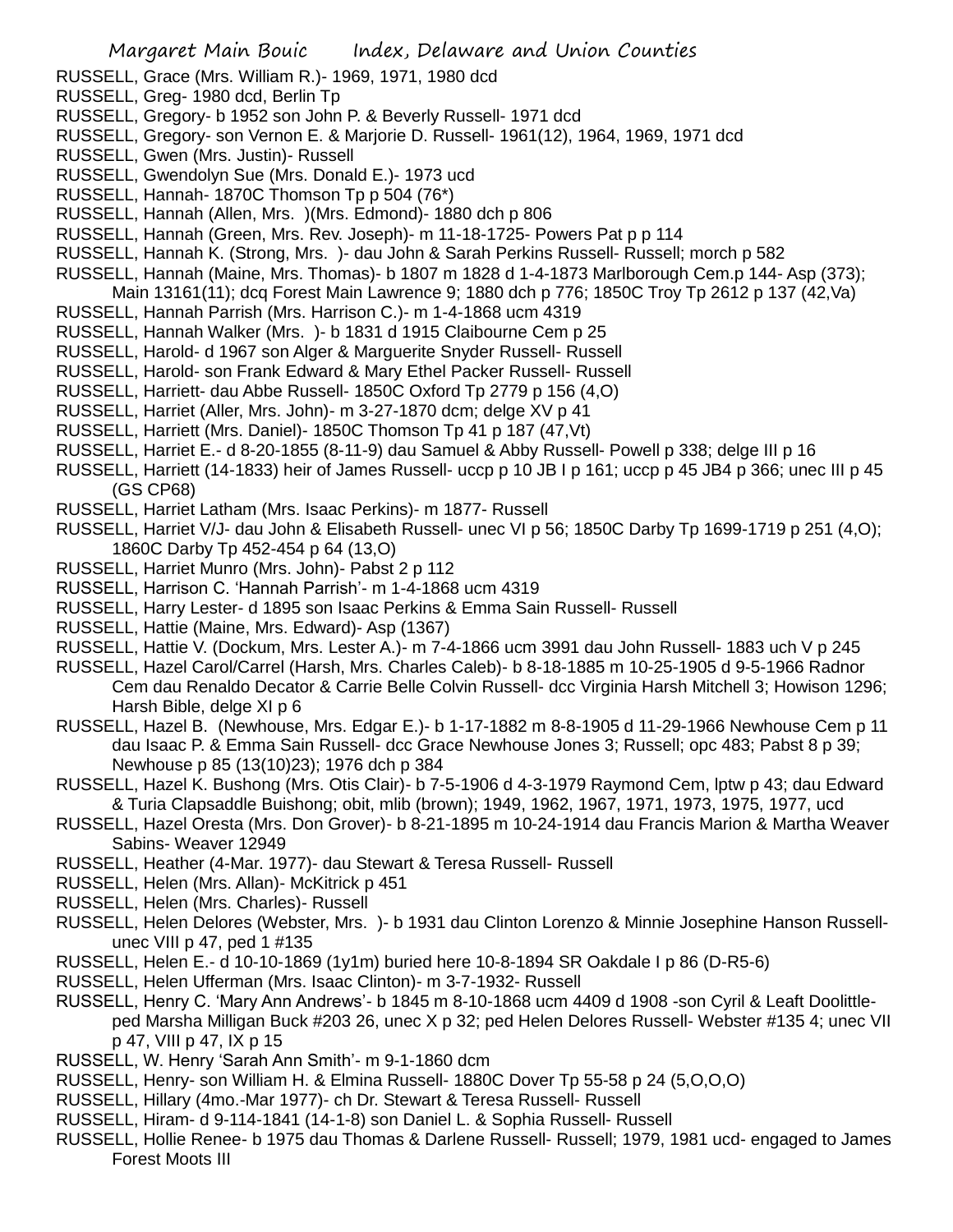RUSSELL, Grace (Mrs. William R.)- 1969, 1971, 1980 dcd

RUSSELL, Greg- 1980 dcd, Berlin Tp

RUSSELL, Gregory- b 1952 son John P. & Beverly Russell- 1971 dcd

RUSSELL, Gregory- son Vernon E. & Marjorie D. Russell- 1961(12), 1964, 1969, 1971 dcd

RUSSELL, Gwen (Mrs. Justin)- Russell

RUSSELL, Gwendolyn Sue (Mrs. Donald E.)- 1973 ucd

RUSSELL, Hannah- 1870C Thomson Tp p 504 (76*)

RUSSELL, Hannah (Allen, Mrs. )(Mrs. Edmond)- 1880 dch p 806

RUSSELL, Hannah (Green, Mrs. Rev. Joseph)- m 11-18-1725- Powers Pat p p 114

RUSSELL, Hannah K. (Strong, Mrs. )- dau John & Sarah Perkins Russell- Russell; morch p 582

RUSSELL, Hannah (Maine, Mrs. Thomas)- b 1807 m 1828 d 1-4-1873 Marlborough Cem.p 144- Asp (373); Main 13161(11); dcq Forest Main Lawrence 9; 1880 dch p 776; 1850C Troy Tp 2612 p 137 (42,Va)

RUSSELL, Hannah Parrish (Mrs. Harrison C.)- m 1-4-1868 ucm 4319

RUSSELL, Hannah Walker (Mrs. )- b 1831 d 1915 Claibourne Cem p 25

RUSSELL, Harold- d 1967 son Alger & Marguerite Snyder Russell- Russell

RUSSELL, Harold- son Frank Edward & Mary Ethel Packer Russell- Russell

RUSSELL, Harriett- dau Abbe Russell- 1850C Oxford Tp 2779 p 156 (4,O)

RUSSELL, Harriet (Aller, Mrs. John)- m 3-27-1870 dcm; delge XV p 41

RUSSELL, Harriett (Mrs. Daniel)- 1850C Thomson Tp 41 p 187 (47,Vt)

RUSSELL, Harriet E.- d 8-20-1855 (8-11-9) dau Samuel & Abby Russell- Powell p 338; delge III p 16

RUSSELL, Harriett (14-1833) heir of James Russell- uccp p 10 JB I p 161; uccp p 45 JB4 p 366; unec III p 45 (GS CP68)

RUSSELL, Harriet Latham (Mrs. Isaac Perkins)- m 1877- Russell

RUSSELL, Harriet V/J- dau John & Elisabeth Russell- unec VI p 56; 1850C Darby Tp 1699-1719 p 251 (4,O); 1860C Darby Tp 452-454 p 64 (13,O)

RUSSELL, Harriet Munro (Mrs. John)- Pabst 2 p 112

RUSSELL, Harrison C. 'Hannah Parrish'- m 1-4-1868 ucm 4319

RUSSELL, Harry Lester- d 1895 son Isaac Perkins & Emma Sain Russell- Russell

RUSSELL, Hattie (Maine, Mrs. Edward)- Asp (1367)

RUSSELL, Hattie V. (Dockum, Mrs. Lester A.)- m 7-4-1866 ucm 3991 dau John Russell- 1883 uch V p 245

RUSSELL, Hazel Carol/Carrel (Harsh, Mrs. Charles Caleb)- b 8-18-1885 m 10-25-1905 d 9-5-1966 Radnor Cem dau Renaldo Decator & Carrie Belle Colvin Russell- dcc Virginia Harsh Mitchell 3; Howison 1296; Harsh Bible, delge XI p 6

RUSSELL, Hazel B. (Newhouse, Mrs. Edgar E.)- b 1-17-1882 m 8-8-1905 d 11-29-1966 Newhouse Cem p 11 dau Isaac P. & Emma Sain Russell- dcc Grace Newhouse Jones 3; Russell; opc 483; Pabst 8 p 39; Newhouse p 85 (13(10)23); 1976 dch p 384

RUSSELL, Hazel K. Bushong (Mrs. Otis Clair)- b 7-5-1906 d 4-3-1979 Raymond Cem, lptw p 43; dau Edward & Turia Clapsaddle Buishong; obit, mlib (brown); 1949, 1962, 1967, 1971, 1973, 1975, 1977, ucd

RUSSELL, Hazel Oresta (Mrs. Don Grover)- b 8-21-1895 m 10-24-1914 dau Francis Marion & Martha Weaver Sabins- Weaver 12949

RUSSELL, Heather (4-Mar. 1977)- dau Stewart & Teresa Russell- Russell

RUSSELL, Helen (Mrs. Allan)- McKitrick p 451

RUSSELL, Helen (Mrs. Charles)- Russell

RUSSELL, Helen Delores (Webster, Mrs. )- b 1931 dau Clinton Lorenzo & Minnie Josephine Hanson Russell- unec VIII p 47, ped 1 #135

RUSSELL, Helen E.- d 10-10-1869 (1y1m) buried here 10-8-1894 SR Oakdale I p 86 (D-R5-6)

RUSSELL, Helen Ufferman (Mrs. Isaac Clinton)- m 3-7-1932- Russell

RUSSELL, Henry C. 'Mary Ann Andrews'- b 1845 m 8-10-1868 ucm 4409 d 1908 -son Cyril & Leaft Doolittle- ped Marsha Milligan Buck #203 26, unec X p 32; ped Helen Delores Russell- Webster #135 4; unec VII p 47, VIII p 47, IX p 15

RUSSELL, W. Henry 'Sarah Ann Smith'- m 9-1-1860 dcm

RUSSELL, Henry- son William H. & Elmina Russell- 1880C Dover Tp 55-58 p 24 (5,O,O,O)

RUSSELL, Hillary (4mo.-Mar 1977)- ch Dr. Stewart & Teresa Russell- Russell

RUSSELL, Hiram- d 9-114-1841 (14-1-8) son Daniel L. & Sophia Russell- Russell

RUSSELL, Hollie Renee- b 1975 dau Thomas & Darlene Russell- Russell; 1979, 1981 ucd- engaged to James Forest Moots III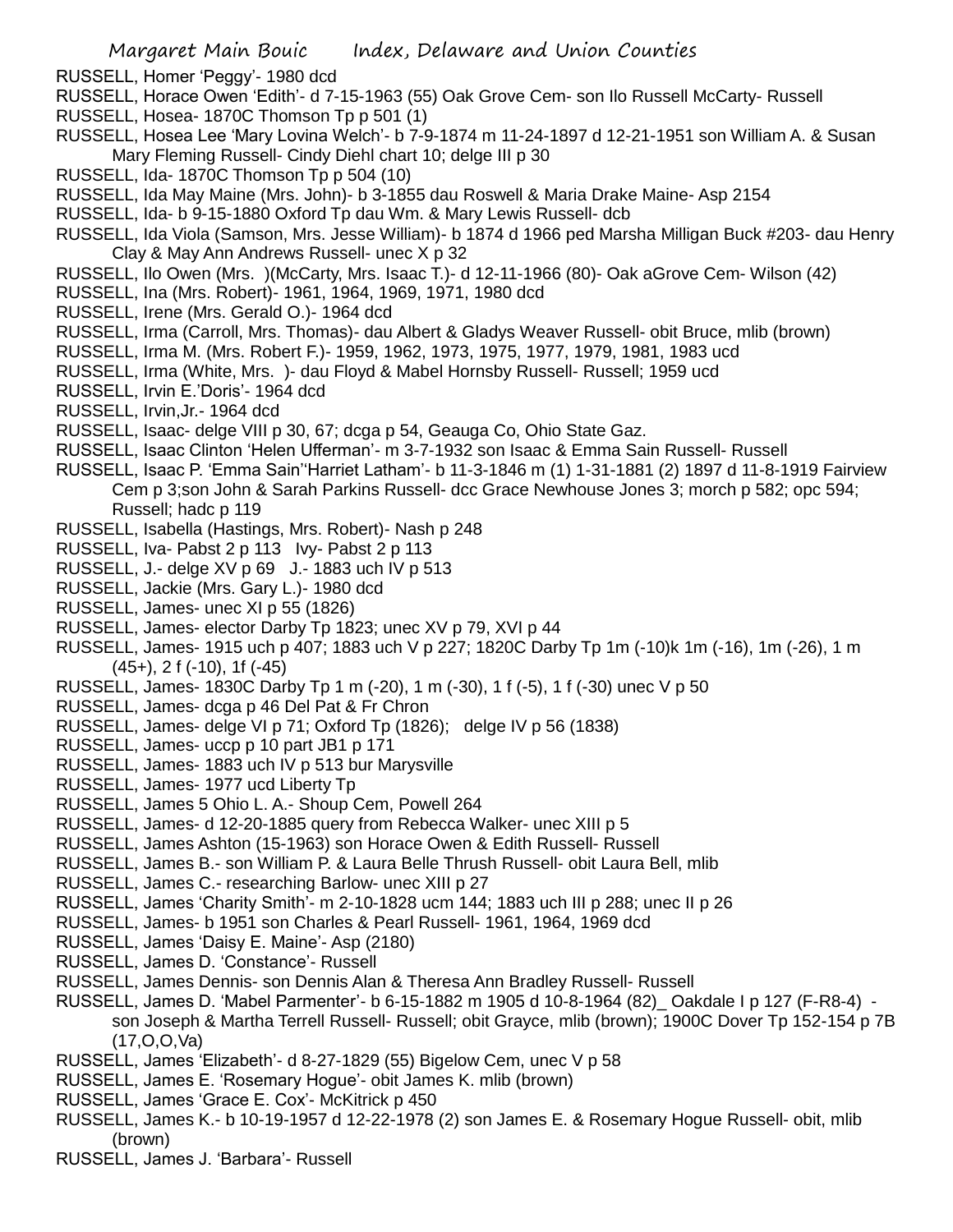RUSSELL, Homer 'Peggy'- 1980 dcd

RUSSELL, Horace Owen 'Edith'- d 7-15-1963 (55) Oak Grove Cem- son Ilo Russell McCarty- Russell

RUSSELL, Hosea- 1870C Thomson Tp p 501 (1)

RUSSELL, Hosea Lee 'Mary Lovina Welch'- b 7-9-1874 m 11-24-1897 d 12-21-1951 son William A. & Susan Mary Fleming Russell- Cindy Diehl chart 10; delge III p 30

RUSSELL, Ida- 1870C Thomson Tp p 504 (10)

RUSSELL, Ida May Maine (Mrs. John)- b 3-1855 dau Roswell & Maria Drake Maine- Asp 2154

RUSSELL, Ida- b 9-15-1880 Oxford Tp dau Wm. & Mary Lewis Russell- dcb

RUSSELL, Ida Viola (Samson, Mrs. Jesse William)- b 1874 d 1966 ped Marsha Milligan Buck #203- dau Henry Clay & May Ann Andrews Russell- unec X p 32

RUSSELL, Ilo Owen (Mrs. )(McCarty, Mrs. Isaac T.)- d 12-11-1966 (80)- Oak aGrove Cem- Wilson (42)

RUSSELL, Ina (Mrs. Robert)- 1961, 1964, 1969, 1971, 1980 dcd

RUSSELL, Irene (Mrs. Gerald O.)- 1964 dcd

RUSSELL, Irma (Carroll, Mrs. Thomas)- dau Albert & Gladys Weaver Russell- obit Bruce, mlib (brown)

RUSSELL, Irma M. (Mrs. Robert F.)- 1959, 1962, 1973, 1975, 1977, 1979, 1981, 1983 ucd

RUSSELL, Irma (White, Mrs. )- dau Floyd & Mabel Hornsby Russell- Russell; 1959 ucd

RUSSELL, Irvin E.'Doris'- 1964 dcd

RUSSELL, Irvin,Jr.- 1964 dcd

RUSSELL, Isaac- delge VIII p 30, 67; dcga p 54, Geauga Co, Ohio State Gaz.

RUSSELL, Isaac Clinton 'Helen Ufferman'- m 3-7-1932 son Isaac & Emma Sain Russell- Russell

RUSSELL, Isaac P. 'Emma Sain''Harriet Latham'- b 11-3-1846 m (1) 1-31-1881 (2) 1897 d 11-8-1919 Fairview Cem p 3;son John & Sarah Parkins Russell- dcc Grace Newhouse Jones 3; morch p 582; opc 594; Russell; hadc p 119

RUSSELL, Isabella (Hastings, Mrs. Robert)- Nash p 248

RUSSELL, Iva- Pabst 2 p 113 Ivy- Pabst 2 p 113

RUSSELL, J.- delge XV p 69 J.- 1883 uch IV p 513

RUSSELL, Jackie (Mrs. Gary L.)- 1980 dcd

RUSSELL, James- unec XI p 55 (1826)

RUSSELL, James- elector Darby Tp 1823; unec XV p 79, XVI p 44

RUSSELL, James- 1915 uch p 407; 1883 uch V p 227; 1820C Darby Tp 1m (-10)k 1m (-16), 1m (-26), 1 m (45+), 2 f (-10), 1f (-45)

RUSSELL, James- 1830C Darby Tp 1 m (-20), 1 m (-30), 1 f (-5), 1 f (-30) unec V p 50

RUSSELL, James- dcga p 46 Del Pat & Fr Chron

RUSSELL, James- delge VI p 71; Oxford Tp (1826); delge IV p 56 (1838)

RUSSELL, James- uccp p 10 part JB1 p 171

RUSSELL, James- 1883 uch IV p 513 bur Marysville

RUSSELL, James- 1977 ucd Liberty Tp

RUSSELL, James 5 Ohio L. A.- Shoup Cem, Powell 264

RUSSELL, James- d 12-20-1885 query from Rebecca Walker- unec XIII p 5

RUSSELL, James Ashton (15-1963) son Horace Owen & Edith Russell- Russell

RUSSELL, James B.- son William P. & Laura Belle Thrush Russell- obit Laura Bell, mlib

RUSSELL, James C.- researching Barlow- unec XIII p 27

RUSSELL, James 'Charity Smith'- m 2-10-1828 ucm 144; 1883 uch III p 288; unec II p 26

RUSSELL, James- b 1951 son Charles & Pearl Russell- 1961, 1964, 1969 dcd

RUSSELL, James 'Daisy E. Maine'- Asp (2180)

RUSSELL, James D. 'Constance'- Russell

RUSSELL, James Dennis- son Dennis Alan & Theresa Ann Bradley Russell- Russell

RUSSELL, James D. 'Mabel Parmenter'- b 6-15-1882 m 1905 d 10-8-1964 (82)_ Oakdale I p 127 (F-R8-4) - son Joseph & Martha Terrell Russell- Russell; obit Grayce, mlib (brown); 1900C Dover Tp 152-154 p 7B (17,O,O,Va)

RUSSELL, James 'Elizabeth'- d 8-27-1829 (55) Bigelow Cem, unec V p 58

RUSSELL, James E. 'Rosemary Hogue'- obit James K. mlib (brown)

RUSSELL, James 'Grace E. Cox'- McKitrick p 450

RUSSELL, James K.- b 10-19-1957 d 12-22-1978 (2) son James E. & Rosemary Hogue Russell- obit, mlib (brown)

RUSSELL, James J. 'Barbara'- Russell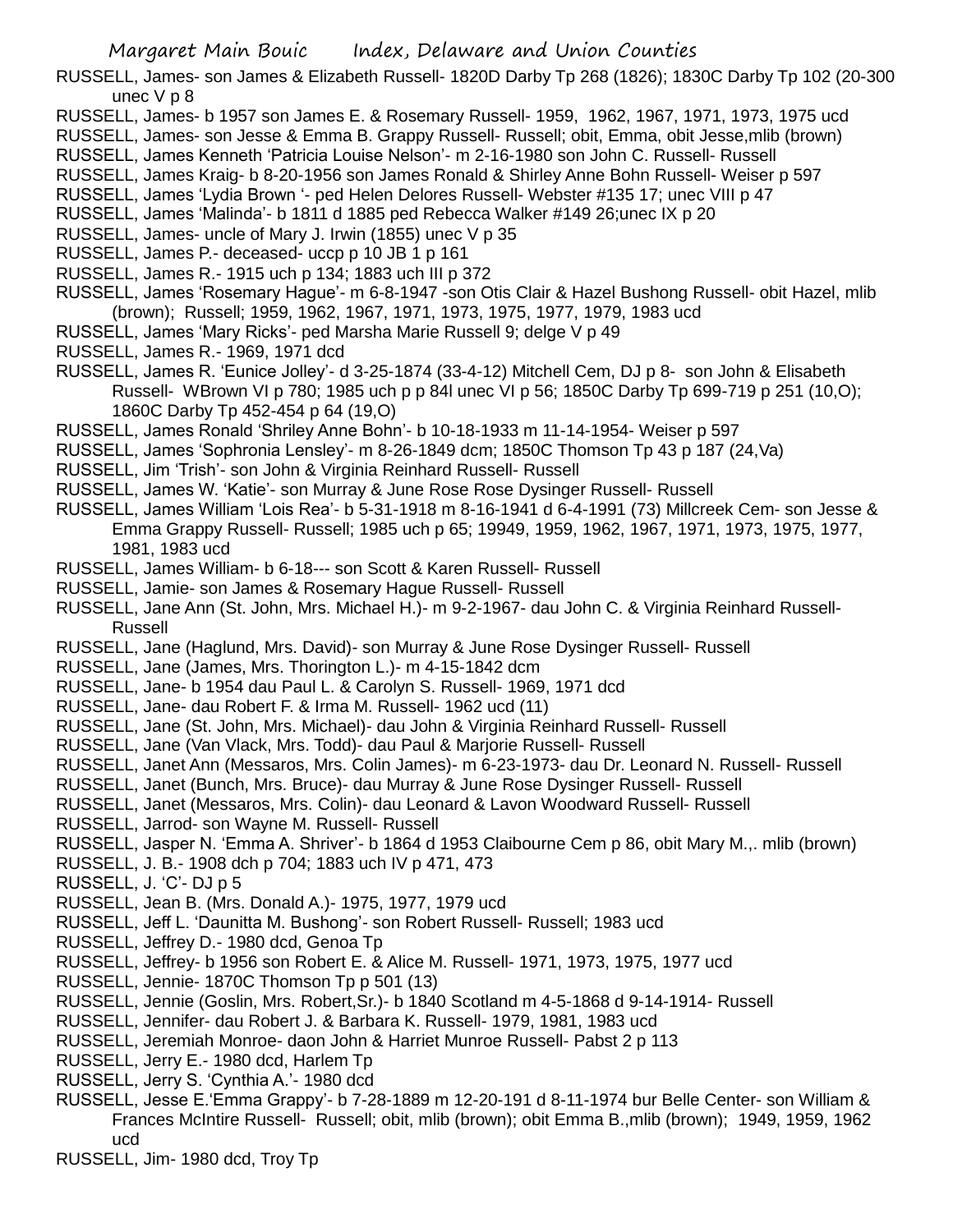RUSSELL, James- son James & Elizabeth Russell- 1820D Darby Tp 268 (1826); 1830C Darby Tp 102 (20-300 unec V p 8

RUSSELL, James- b 1957 son James E. & Rosemary Russell- 1959, 1962, 1967, 1971, 1973, 1975 ucd

RUSSELL, James- son Jesse & Emma B. Grappy Russell- Russell; obit, Emma, obit Jesse,mlib (brown)

RUSSELL, James Kenneth 'Patricia Louise Nelson'- m 2-16-1980 son John C. Russell- Russell

RUSSELL, James Kraig- b 8-20-1956 son James Ronald & Shirley Anne Bohn Russell- Weiser p 597

RUSSELL, James 'Lydia Brown '- ped Helen Delores Russell- Webster #135 17; unec VIII p 47

RUSSELL, James 'Malinda'- b 1811 d 1885 ped Rebecca Walker #149 26;unec IX p 20

RUSSELL, James- uncle of Mary J. Irwin (1855) unec V p 35

RUSSELL, James P.- deceased- uccp p 10 JB 1 p 161

RUSSELL, James R.- 1915 uch p 134; 1883 uch III p 372

RUSSELL, James 'Rosemary Hague'- m 6-8-1947 -son Otis Clair & Hazel Bushong Russell- obit Hazel, mlib (brown); Russell; 1959, 1962, 1967, 1971, 1973, 1975, 1977, 1979, 1983 ucd

RUSSELL, James 'Mary Ricks'- ped Marsha Marie Russell 9; delge V p 49

RUSSELL, James R.- 1969, 1971 dcd

RUSSELL, James R. 'Eunice Jolley'- d 3-25-1874 (33-4-12) Mitchell Cem, DJ p 8- son John & Elisabeth Russell- WBrown VI p 780; 1985 uch p p 84l unec VI p 56; 1850C Darby Tp 699-719 p 251 (10,O); 1860C Darby Tp 452-454 p 64 (19,O)

RUSSELL, James Ronald 'Shriley Anne Bohn'- b 10-18-1933 m 11-14-1954- Weiser p 597

RUSSELL, James 'Sophronia Lensley'- m 8-26-1849 dcm; 1850C Thomson Tp 43 p 187 (24,Va)

RUSSELL, Jim 'Trish'- son John & Virginia Reinhard Russell- Russell

RUSSELL, James W. 'Katie'- son Murray & June Rose Rose Dysinger Russell- Russell

RUSSELL, James William 'Lois Rea'- b 5-31-1918 m 8-16-1941 d 6-4-1991 (73) Millcreek Cem- son Jesse & Emma Grappy Russell- Russell; 1985 uch p 65; 19949, 1959, 1962, 1967, 1971, 1973, 1975, 1977, 1981, 1983 ucd

RUSSELL, James William- b 6-18--- son Scott & Karen Russell- Russell

RUSSELL, Jamie- son James & Rosemary Hague Russell- Russell

RUSSELL, Jane Ann (St. John, Mrs. Michael H.)- m 9-2-1967- dau John C. & Virginia Reinhard Russell- Russell

RUSSELL, Jane (Haglund, Mrs. David)- son Murray & June Rose Dysinger Russell- Russell

RUSSELL, Jane (James, Mrs. Thorington L.)- m 4-15-1842 dcm

RUSSELL, Jane- b 1954 dau Paul L. & Carolyn S. Russell- 1969, 1971 dcd

RUSSELL, Jane- dau Robert F. & Irma M. Russell- 1962 ucd (11)

RUSSELL, Jane (St. John, Mrs. Michael)- dau John & Virginia Reinhard Russell- Russell

RUSSELL, Jane (Van Vlack, Mrs. Todd)- dau Paul & Marjorie Russell- Russell

RUSSELL, Janet Ann (Messaros, Mrs. Colin James)- m 6-23-1973- dau Dr. Leonard N. Russell- Russell

RUSSELL, Janet (Bunch, Mrs. Bruce)- dau Murray & June Rose Dysinger Russell- Russell

RUSSELL, Janet (Messaros, Mrs. Colin)- dau Leonard & Lavon Woodward Russell- Russell

RUSSELL, Jarrod- son Wayne M. Russell- Russell

RUSSELL, Jasper N. 'Emma A. Shriver'- b 1864 d 1953 Claibourne Cem p 86, obit Mary M.,. mlib (brown)

RUSSELL, J. B.- 1908 dch p 704; 1883 uch IV p 471, 473

RUSSELL, J. 'C'- DJ p 5

RUSSELL, Jean B. (Mrs. Donald A.)- 1975, 1977, 1979 ucd

RUSSELL, Jeff L. 'Daunitta M. Bushong'- son Robert Russell- Russell; 1983 ucd

RUSSELL, Jeffrey D.- 1980 dcd, Genoa Tp

RUSSELL, Jeffrey- b 1956 son Robert E. & Alice M. Russell- 1971, 1973, 1975, 1977 ucd

RUSSELL, Jennie- 1870C Thomson Tp p 501 (13)

RUSSELL, Jennie (Goslin, Mrs. Robert,Sr.)- b 1840 Scotland m 4-5-1868 d 9-14-1914- Russell

RUSSELL, Jennifer- dau Robert J. & Barbara K. Russell- 1979, 1981, 1983 ucd

RUSSELL, Jeremiah Monroe- daon John & Harriet Munroe Russell- Pabst 2 p 113

RUSSELL, Jerry E.- 1980 dcd, Harlem Tp

RUSSELL, Jerry S. 'Cynthia A.'- 1980 dcd

RUSSELL, Jesse E.'Emma Grappy'- b 7-28-1889 m 12-20-191 d 8-11-1974 bur Belle Center- son William & Frances McIntire Russell- Russell; obit, mlib (brown); obit Emma B.,mlib (brown); 1949, 1959, 1962 ucd

RUSSELL, Jim- 1980 dcd, Troy Tp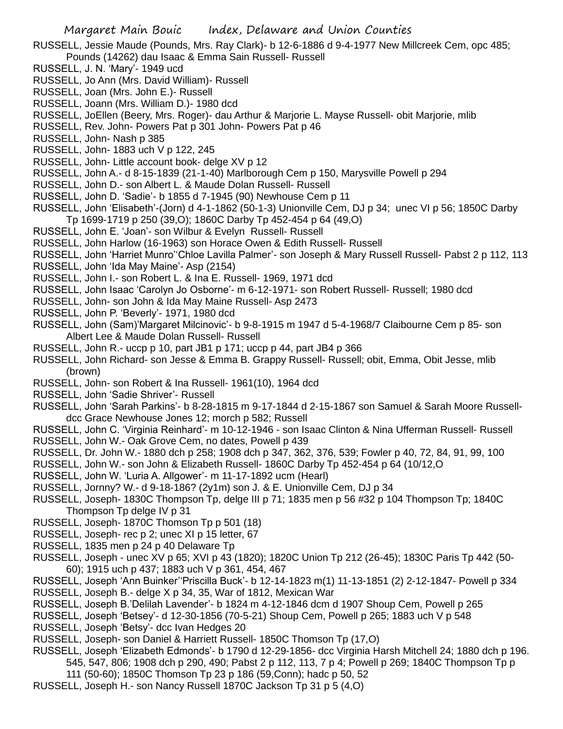RUSSELL, Jessie Maude (Pounds, Mrs. Ray Clark)- b 12-6-1886 d 9-4-1977 New Millcreek Cem, opc 485; Pounds (14262) dau Isaac & Emma Sain Russell- Russell

RUSSELL, J. N. 'Mary'- 1949 ucd

RUSSELL, Jo Ann (Mrs. David William)- Russell

RUSSELL, Joan (Mrs. John E.)- Russell

RUSSELL, Joann (Mrs. William D.)- 1980 dcd

RUSSELL, JoEllen (Beery, Mrs. Roger)- dau Arthur & Marjorie L. Mayse Russell- obit Marjorie, mlib

RUSSELL, Rev. John- Powers Pat p 301 John- Powers Pat p 46

RUSSELL, John- Nash p 385

RUSSELL, John- 1883 uch V p 122, 245

RUSSELL, John- Little account book- delge XV p 12

RUSSELL, John A.- d 8-15-1839 (21-1-40) Marlborough Cem p 150, Marysville Powell p 294

RUSSELL, John D.- son Albert L. & Maude Dolan Russell- Russell

RUSSELL, John D. 'Sadie'- b 1855 d 7-1945 (90) Newhouse Cem p 11

RUSSELL, John 'Elisabeth'-(Jorn) d 4-1-1862 (50-1-3) Unionville Cem, DJ p 34; unec VI p 56; 1850C Darby Tp 1699-1719 p 250 (39,O); 1860C Darby Tp 452-454 p 64 (49,O)

RUSSELL, John E. 'Joan'- son Wilbur & Evelyn Russell- Russell

RUSSELL, John Harlow (16-1963) son Horace Owen & Edith Russell- Russell

RUSSELL, John 'Harriet Munro''Chloe Lavilla Palmer'- son Joseph & Mary Russell Russell- Pabst 2 p 112, 113

RUSSELL, John 'Ida May Maine'- Asp (2154)

RUSSELL, John I.- son Robert L. & Ina E. Russell- 1969, 1971 dcd

RUSSELL, John Isaac 'Carolyn Jo Osborne'- m 6-12-1971- son Robert Russell- Russell; 1980 dcd

RUSSELL, John- son John & Ida May Maine Russell- Asp 2473

RUSSELL, John P. 'Beverly'- 1971, 1980 dcd

RUSSELL, John (Sam)'Margaret Milcinovic'- b 9-8-1915 m 1947 d 5-4-1968/7 Claibourne Cem p 85- son Albert Lee & Maude Dolan Russell- Russell

RUSSELL, John R.- uccp p 10, part JB1 p 171; uccp p 44, part JB4 p 366

RUSSELL, John Richard- son Jesse & Emma B. Grappy Russell- Russell; obit, Emma, Obit Jesse, mlib (brown)

RUSSELL, John- son Robert & Ina Russell- 1961(10), 1964 dcd

RUSSELL, John 'Sadie Shriver'- Russell

RUSSELL, John 'Sarah Parkins'- b 8-28-1815 m 9-17-1844 d 2-15-1867 son Samuel & Sarah Moore Russell- dcc Grace Newhouse Jones 12; morch p 582; Russell

RUSSELL, John C. 'Virginia Reinhard'- m 10-12-1946 - son Isaac Clinton & Nina Ufferman Russell- Russell

RUSSELL, John W.- Oak Grove Cem, no dates, Powell p 439

RUSSELL, Dr. John W.- 1880 dch p 258; 1908 dch p 347, 362, 376, 539; Fowler p 40, 72, 84, 91, 99, 100

RUSSELL, John W.- son John & Elizabeth Russell- 1860C Darby Tp 452-454 p 64 (10/12,O

RUSSELL, John W. 'Luria A. Allgower'- m 11-17-1892 ucm (Hearl)

RUSSELL, Jornny? W.- d 9-18-186? (2y1m) son J. & E. Unionville Cem, DJ p 34

RUSSELL, Joseph- 1830C Thompson Tp, delge III p 71; 1835 men p 56 #32 p 104 Thompson Tp; 1840C Thompson Tp delge IV p 31

RUSSELL, Joseph- 1870C Thomson Tp p 501 (18)

RUSSELL, Joseph- rec p 2; unec XI p 15 letter, 67

RUSSELL, 1835 men p 24 p 40 Delaware Tp

RUSSELL, Joseph - unec XV p 65; XVI p 43 (1820); 1820C Union Tp 212 (26-45); 1830C Paris Tp 442 (50-60); 1915 uch p 437; 1883 uch V p 361, 454, 467

RUSSELL, Joseph 'Ann Buinker''Priscilla Buck'- b 12-14-1823 m(1) 11-13-1851 (2) 2-12-1847- Powell p 334

RUSSELL, Joseph B.- delge X p 34, 35, War of 1812, Mexican War

RUSSELL, Joseph B.'Delilah Lavender'- b 1824 m 4-12-1846 dcm d 1907 Shoup Cem, Powell p 265

RUSSELL, Joseph 'Betsey'- d 12-30-1856 (70-5-21) Shoup Cem, Powell p 265; 1883 uch V p 548

RUSSELL, Joseph 'Betsy'- dcc Ivan Hedges 20

RUSSELL, Joseph- son Daniel & Harriett Russell- 1850C Thomson Tp (17,O)

RUSSELL, Joseph 'Elizabeth Edmonds'- b 1790 d 12-29-1856- dcc Virginia Harsh Mitchell 24; 1880 dch p 196. 545, 547, 806; 1908 dch p 290, 490; Pabst 2 p 112, 113, 7 p 4; Powell p 269; 1840C Thompson Tp p 111 (50-60); 1850C Thomson Tp 23 p 186 (59,Conn); hadc p 50, 52

RUSSELL, Joseph H.- son Nancy Russell 1870C Jackson Tp 31 p 5 (4,O)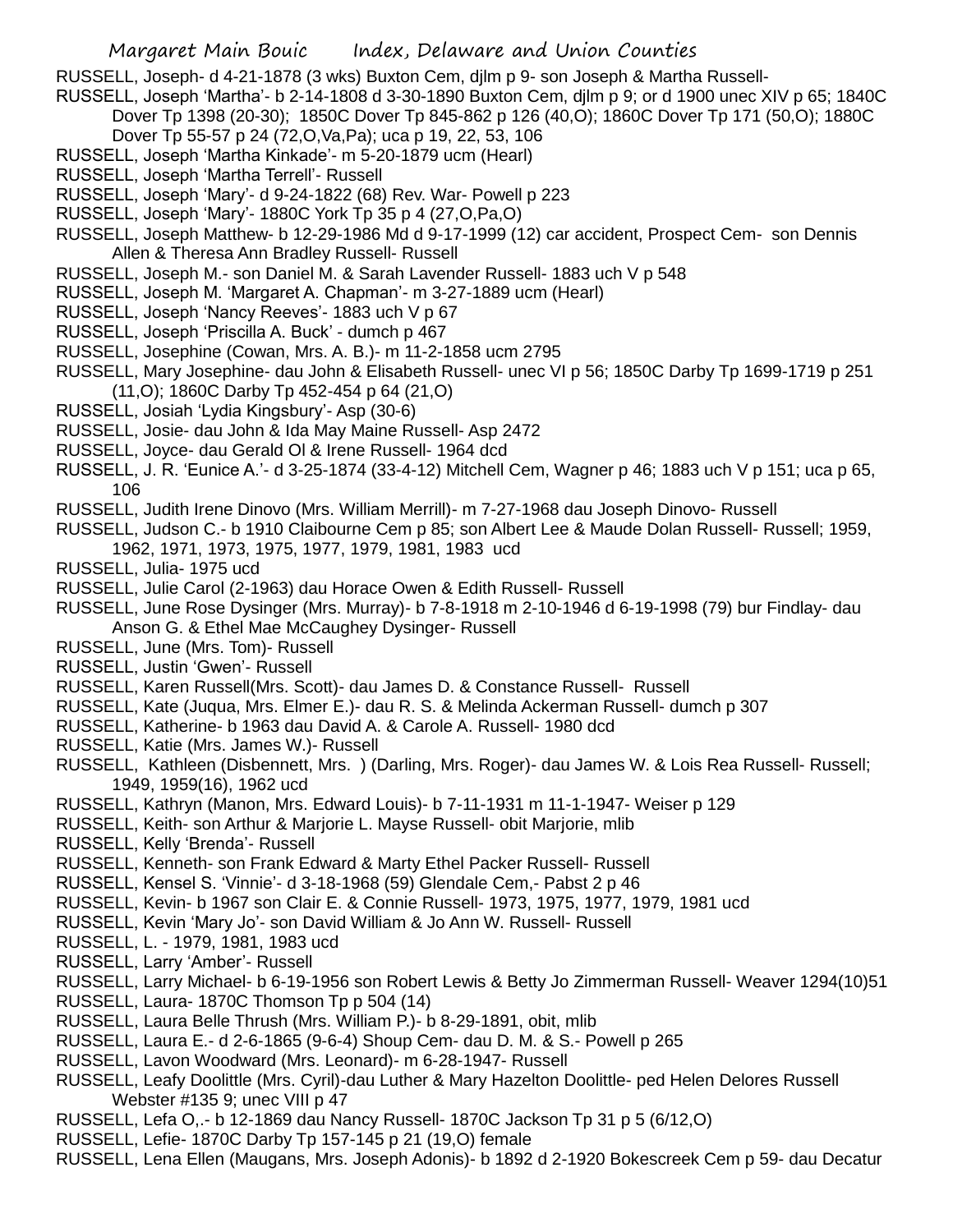RUSSELL, Joseph- d 4-21-1878 (3 wks) Buxton Cem, djlm p 9- son Joseph & Martha Russell-

RUSSELL, Joseph 'Martha'- b 2-14-1808 d 3-30-1890 Buxton Cem, djlm p 9; or d 1900 unec XIV p 65; 1840C Dover Tp 1398 (20-30); 1850C Dover Tp 845-862 p 126 (40,O); 1860C Dover Tp 171 (50,O); 1880C Dover Tp 55-57 p 24 (72,O,Va,Pa); uca p 19, 22, 53, 106

RUSSELL, Joseph 'Martha Kinkade'- m 5-20-1879 ucm (Hearl)

RUSSELL, Joseph 'Martha Terrell'- Russell

RUSSELL, Joseph 'Mary'- d 9-24-1822 (68) Rev. War- Powell p 223

RUSSELL, Joseph 'Mary'- 1880C York Tp 35 p 4 (27,O,Pa,O)

RUSSELL, Joseph Matthew- b 12-29-1986 Md d 9-17-1999 (12) car accident, Prospect Cem- son Dennis Allen & Theresa Ann Bradley Russell- Russell

RUSSELL, Joseph M.- son Daniel M. & Sarah Lavender Russell- 1883 uch V p 548

RUSSELL, Joseph M. 'Margaret A. Chapman'- m 3-27-1889 ucm (Hearl)

RUSSELL, Joseph 'Nancy Reeves'- 1883 uch V p 67

RUSSELL, Joseph 'Priscilla A. Buck' - dumch p 467

RUSSELL, Josephine (Cowan, Mrs. A. B.)- m 11-2-1858 ucm 2795

RUSSELL, Mary Josephine- dau John & Elisabeth Russell- unec VI p 56; 1850C Darby Tp 1699-1719 p 251 (11,O); 1860C Darby Tp 452-454 p 64 (21,O)

RUSSELL, Josiah 'Lydia Kingsbury'- Asp (30-6)

RUSSELL, Josie- dau John & Ida May Maine Russell- Asp 2472

RUSSELL, Joyce- dau Gerald Ol & Irene Russell- 1964 dcd

RUSSELL, J. R. 'Eunice A.'- d 3-25-1874 (33-4-12) Mitchell Cem, Wagner p 46; 1883 uch V p 151; uca p 65, 106

RUSSELL, Judith Irene Dinovo (Mrs. William Merrill)- m 7-27-1968 dau Joseph Dinovo- Russell

RUSSELL, Judson C.- b 1910 Claibourne Cem p 85; son Albert Lee & Maude Dolan Russell- Russell; 1959, 1962, 1971, 1973, 1975, 1977, 1979, 1981, 1983 ucd

RUSSELL, Julia- 1975 ucd

RUSSELL, Julie Carol (2-1963) dau Horace Owen & Edith Russell- Russell

RUSSELL, June Rose Dysinger (Mrs. Murray)- b 7-8-1918 m 2-10-1946 d 6-19-1998 (79) bur Findlay- dau Anson G. & Ethel Mae McCaughey Dysinger- Russell

RUSSELL, June (Mrs. Tom)- Russell

RUSSELL, Justin 'Gwen'- Russell

RUSSELL, Karen Russell(Mrs. Scott)- dau James D. & Constance Russell- Russell

RUSSELL, Kate (Juqua, Mrs. Elmer E.)- dau R. S. & Melinda Ackerman Russell- dumch p 307

RUSSELL, Katherine- b 1963 dau David A. & Carole A. Russell- 1980 dcd

RUSSELL, Katie (Mrs. James W.)- Russell

RUSSELL, Kathleen (Disbennett, Mrs. ) (Darling, Mrs. Roger)- dau James W. & Lois Rea Russell- Russell; 1949, 1959(16), 1962 ucd

RUSSELL, Kathryn (Manon, Mrs. Edward Louis)- b 7-11-1931 m 11-1-1947- Weiser p 129

RUSSELL, Keith- son Arthur & Marjorie L. Mayse Russell- obit Marjorie, mlib

RUSSELL, Kelly 'Brenda'- Russell

RUSSELL, Kenneth- son Frank Edward & Marty Ethel Packer Russell- Russell

RUSSELL, Kensel S. 'Vinnie'- d 3-18-1968 (59) Glendale Cem,- Pabst 2 p 46

RUSSELL, Kevin- b 1967 son Clair E. & Connie Russell- 1973, 1975, 1977, 1979, 1981 ucd

RUSSELL, Kevin 'Mary Jo'- son David William & Jo Ann W. Russell- Russell

RUSSELL, L. - 1979, 1981, 1983 ucd

RUSSELL, Larry 'Amber'- Russell

RUSSELL, Larry Michael- b 6-19-1956 son Robert Lewis & Betty Jo Zimmerman Russell- Weaver 1294(10)51

RUSSELL, Laura- 1870C Thomson Tp p 504 (14)

RUSSELL, Laura Belle Thrush (Mrs. William P.)- b 8-29-1891, obit, mlib

RUSSELL, Laura E.- d 2-6-1865 (9-6-4) Shoup Cem- dau D. M. & S.- Powell p 265

RUSSELL, Lavon Woodward (Mrs. Leonard)- m 6-28-1947- Russell

RUSSELL, Leafy Doolittle (Mrs. Cyril)-dau Luther & Mary Hazelton Doolittle- ped Helen Delores Russell Webster #135 9; unec VIII p 47

RUSSELL, Lefa O,.- b 12-1869 dau Nancy Russell- 1870C Jackson Tp 31 p 5 (6/12,O)

RUSSELL, Lefie- 1870C Darby Tp 157-145 p 21 (19,O) female

RUSSELL, Lena Ellen (Maugans, Mrs. Joseph Adonis)- b 1892 d 2-1920 Bokescreek Cem p 59- dau Decatur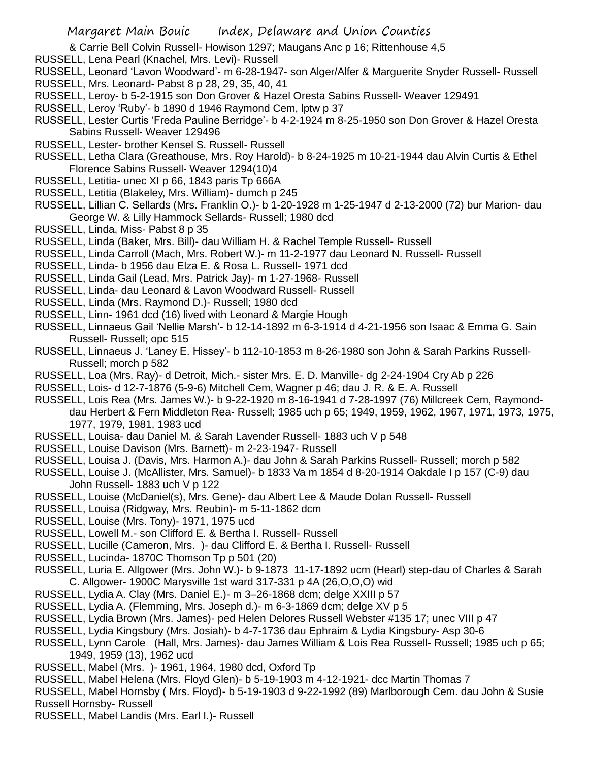& Carrie Bell Colvin Russell- Howison 1297; Maugans Anc p 16; Rittenhouse 4,5

RUSSELL, Lena Pearl (Knachel, Mrs. Levi)- Russell

RUSSELL, Leonard 'Lavon Woodward'- m 6-28-1947- son Alger/Alfer & Marguerite Snyder Russell- Russell

RUSSELL, Mrs. Leonard- Pabst 8 p 28, 29, 35, 40, 41

RUSSELL, Leroy- b 5-2-1915 son Don Grover & Hazel Oresta Sabins Russell- Weaver 129491

RUSSELL, Leroy 'Ruby'- b 1890 d 1946 Raymond Cem, lptw p 37

RUSSELL, Lester Curtis 'Freda Pauline Berridge'- b 4-2-1924 m 8-25-1950 son Don Grover & Hazel Oresta Sabins Russell- Weaver 129496

RUSSELL, Lester- brother Kensel S. Russell- Russell

RUSSELL, Letha Clara (Greathouse, Mrs. Roy Harold)- b 8-24-1925 m 10-21-1944 dau Alvin Curtis & Ethel Florence Sabins Russell- Weaver 1294(10)4

RUSSELL, Letitia- unec XI p 66, 1843 paris Tp 666A

RUSSELL, Letitia (Blakeley, Mrs. William)- dumch p 245

RUSSELL, Lillian C. Sellards (Mrs. Franklin O.)- b 1-20-1928 m 1-25-1947 d 2-13-2000 (72) bur Marion- dau George W. & Lilly Hammock Sellards- Russell; 1980 dcd

RUSSELL, Linda, Miss- Pabst 8 p 35

RUSSELL, Linda (Baker, Mrs. Bill)- dau William H. & Rachel Temple Russell- Russell

RUSSELL, Linda Carroll (Mach, Mrs. Robert W.)- m 11-2-1977 dau Leonard N. Russell- Russell

RUSSELL, Linda- b 1956 dau Elza E. & Rosa L. Russell- 1971 dcd

RUSSELL, Linda Gail (Lead, Mrs. Patrick Jay)- m 1-27-1968- Russell

RUSSELL, Linda- dau Leonard & Lavon Woodward Russell- Russell

RUSSELL, Linda (Mrs. Raymond D.)- Russell; 1980 dcd

RUSSELL, Linn- 1961 dcd (16) lived with Leonard & Margie Hough

RUSSELL, Linnaeus Gail 'Nellie Marsh'- b 12-14-1892 m 6-3-1914 d 4-21-1956 son Isaac & Emma G. Sain Russell- Russell; opc 515

RUSSELL, Linnaeus J. 'Laney E. Hissey'- b 112-10-1853 m 8-26-1980 son John & Sarah Parkins Russell- Russell; morch p 582

RUSSELL, Loa (Mrs. Ray)- d Detroit, Mich.- sister Mrs. E. D. Manville- dg 2-24-1904 Cry Ab p 226

RUSSELL, Lois- d 12-7-1876 (5-9-6) Mitchell Cem, Wagner p 46; dau J. R. & E. A. Russell

RUSSELL, Lois Rea (Mrs. James W.)- b 9-22-1920 m 8-16-1941 d 7-28-1997 (76) Millcreek Cem, Raymond- dau Herbert & Fern Middleton Rea- Russell; 1985 uch p 65; 1949, 1959, 1962, 1967, 1971, 1973, 1975, 1977, 1979, 1981, 1983 ucd

RUSSELL, Louisa- dau Daniel M. & Sarah Lavender Russell- 1883 uch V p 548

RUSSELL, Louise Davison (Mrs. Barnett)- m 2-23-1947- Russell

RUSSELL, Louisa J. (Davis, Mrs. Harmon A.)- dau John & Sarah Parkins Russell- Russell; morch p 582

RUSSELL, Louise J. (McAllister, Mrs. Samuel)- b 1833 Va m 1854 d 8-20-1914 Oakdale I p 157 (C-9) dau John Russell- 1883 uch V p 122

RUSSELL, Louise (McDaniel(s), Mrs. Gene)- dau Albert Lee & Maude Dolan Russell- Russell

RUSSELL, Louisa (Ridgway, Mrs. Reubin)- m 5-11-1862 dcm

RUSSELL, Louise (Mrs. Tony)- 1971, 1975 ucd

RUSSELL, Lowell M.- son Clifford E. & Bertha I. Russell- Russell

RUSSELL, Lucille (Cameron, Mrs. )- dau Clifford E. & Bertha I. Russell- Russell

RUSSELL, Lucinda- 1870C Thomson Tp p 501 (20)

RUSSELL, Luria E. Allgower (Mrs. John W.)- b 9-1873 11-17-1892 ucm (Hearl) step-dau of Charles & Sarah C. Allgower- 1900C Marysville 1st ward 317-331 p 4A (26,O,O,O) wid

RUSSELL, Lydia A. Clay (Mrs. Daniel E.)- m 3–26-1868 dcm; delge XXIII p 57

RUSSELL, Lydia A. (Flemming, Mrs. Joseph d.)- m 6-3-1869 dcm; delge XV p 5

RUSSELL, Lydia Brown (Mrs. James)- ped Helen Delores Russell Webster #135 17; unec VIII p 47

RUSSELL, Lydia Kingsbury (Mrs. Josiah)- b 4-7-1736 dau Ephraim & Lydia Kingsbury- Asp 30-6

RUSSELL, Lynn Carole (Hall, Mrs. James)- dau James William & Lois Rea Russell- Russell; 1985 uch p 65; 1949, 1959 (13), 1962 ucd

RUSSELL, Mabel (Mrs. )- 1961, 1964, 1980 dcd, Oxford Tp

RUSSELL, Mabel Helena (Mrs. Floyd Glen)- b 5-19-1903 m 4-12-1921- dcc Martin Thomas 7

RUSSELL, Mabel Hornsby ( Mrs. Floyd)- b 5-19-1903 d 9-22-1992 (89) Marlborough Cem. dau John & Susie Russell Hornsby- Russell

RUSSELL, Mabel Landis (Mrs. Earl I.)- Russell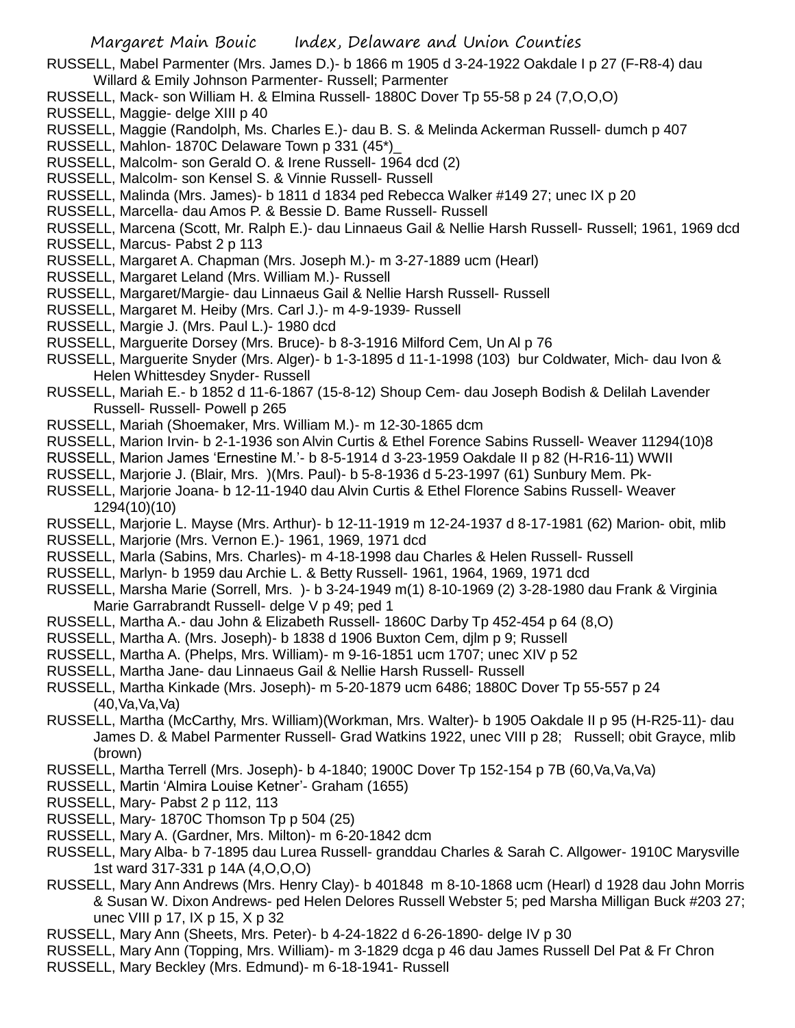RUSSELL, Mabel Parmenter (Mrs. James D.)- b 1866 m 1905 d 3-24-1922 Oakdale I p 27 (F-R8-4) dau Willard & Emily Johnson Parmenter- Russell; Parmenter

RUSSELL, Mack- son William H. & Elmina Russell- 1880C Dover Tp 55-58 p 24 (7,O,O,O)

RUSSELL, Maggie- delge XIII p 40

RUSSELL, Maggie (Randolph, Ms. Charles E.)- dau B. S. & Melinda Ackerman Russell- dumch p 407

RUSSELL, Mahlon- 1870C Delaware Town p 331 (45*)_

RUSSELL, Malcolm- son Gerald O. & Irene Russell- 1964 dcd (2)

RUSSELL, Malcolm- son Kensel S. & Vinnie Russell- Russell

RUSSELL, Malinda (Mrs. James)- b 1811 d 1834 ped Rebecca Walker #149 27; unec IX p 20

RUSSELL, Marcella- dau Amos P. & Bessie D. Bame Russell- Russell

RUSSELL, Marcena (Scott, Mr. Ralph E.)- dau Linnaeus Gail & Nellie Harsh Russell- Russell; 1961, 1969 dcd

RUSSELL, Marcus- Pabst 2 p 113

RUSSELL, Margaret A. Chapman (Mrs. Joseph M.)- m 3-27-1889 ucm (Hearl)

RUSSELL, Margaret Leland (Mrs. William M.)- Russell

RUSSELL, Margaret/Margie- dau Linnaeus Gail & Nellie Harsh Russell- Russell

RUSSELL, Margaret M. Heiby (Mrs. Carl J.)- m 4-9-1939- Russell

RUSSELL, Margie J. (Mrs. Paul L.)- 1980 dcd

RUSSELL, Marguerite Dorsey (Mrs. Bruce)- b 8-3-1916 Milford Cem, Un Al p 76

RUSSELL, Marguerite Snyder (Mrs. Alger)- b 1-3-1895 d 11-1-1998 (103) bur Coldwater, Mich- dau Ivon & Helen Whittesdey Snyder- Russell

RUSSELL, Mariah E.- b 1852 d 11-6-1867 (15-8-12) Shoup Cem- dau Joseph Bodish & Delilah Lavender Russell- Russell- Powell p 265

RUSSELL, Mariah (Shoemaker, Mrs. William M.)- m 12-30-1865 dcm

RUSSELL, Marion Irvin- b 2-1-1936 son Alvin Curtis & Ethel Forence Sabins Russell- Weaver 11294(10)8

RUSSELL, Marion James 'Ernestine M.'- b 8-5-1914 d 3-23-1959 Oakdale II p 82 (H-R16-11) WWII

RUSSELL, Marjorie J. (Blair, Mrs. )(Mrs. Paul)- b 5-8-1936 d 5-23-1997 (61) Sunbury Mem. Pk-

RUSSELL, Marjorie Joana- b 12-11-1940 dau Alvin Curtis & Ethel Florence Sabins Russell- Weaver 1294(10)(10)

RUSSELL, Marjorie L. Mayse (Mrs. Arthur)- b 12-11-1919 m 12-24-1937 d 8-17-1981 (62) Marion- obit, mlib

RUSSELL, Marjorie (Mrs. Vernon E.)- 1961, 1969, 1971 dcd

RUSSELL, Marla (Sabins, Mrs. Charles)- m 4-18-1998 dau Charles & Helen Russell- Russell

RUSSELL, Marlyn- b 1959 dau Archie L. & Betty Russell- 1961, 1964, 1969, 1971 dcd

RUSSELL, Marsha Marie (Sorrell, Mrs. )- b 3-24-1949 m(1) 8-10-1969 (2) 3-28-1980 dau Frank & Virginia Marie Garrabrandt Russell- delge V p 49; ped 1

RUSSELL, Martha A.- dau John & Elizabeth Russell- 1860C Darby Tp 452-454 p 64 (8,O)

RUSSELL, Martha A. (Mrs. Joseph)- b 1838 d 1906 Buxton Cem, djlm p 9; Russell

RUSSELL, Martha A. (Phelps, Mrs. William)- m 9-16-1851 ucm 1707; unec XIV p 52

RUSSELL, Martha Jane- dau Linnaeus Gail & Nellie Harsh Russell- Russell

RUSSELL, Martha Kinkade (Mrs. Joseph)- m 5-20-1879 ucm 6486; 1880C Dover Tp 55-557 p 24 (40,Va,Va,Va)

RUSSELL, Martha (McCarthy, Mrs. William)(Workman, Mrs. Walter)- b 1905 Oakdale II p 95 (H-R25-11)- dau James D. & Mabel Parmenter Russell- Grad Watkins 1922, unec VIII p 28; Russell; obit Grayce, mlib (brown)

RUSSELL, Martha Terrell (Mrs. Joseph)- b 4-1840; 1900C Dover Tp 152-154 p 7B (60,Va,Va,Va)

RUSSELL, Martin 'Almira Louise Ketner'- Graham (1655)

RUSSELL, Mary- Pabst 2 p 112, 113

RUSSELL, Mary- 1870C Thomson Tp p 504 (25)

RUSSELL, Mary A. (Gardner, Mrs. Milton)- m 6-20-1842 dcm

RUSSELL, Mary Alba- b 7-1895 dau Lurea Russell- granddau Charles & Sarah C. Allgower- 1910C Marysville 1st ward 317-331 p 14A (4,O,O,O)

RUSSELL, Mary Ann Andrews (Mrs. Henry Clay)- b 401848 m 8-10-1868 ucm (Hearl) d 1928 dau John Morris & Susan W. Dixon Andrews- ped Helen Delores Russell Webster 5; ped Marsha Milligan Buck #203 27; unec VIII p 17, IX p 15, X p 32

RUSSELL, Mary Ann (Sheets, Mrs. Peter)- b 4-24-1822 d 6-26-1890- delge IV p 30

RUSSELL, Mary Ann (Topping, Mrs. William)- m 3-1829 dcga p 46 dau James Russell Del Pat & Fr Chron

RUSSELL, Mary Beckley (Mrs. Edmund)- m 6-18-1941- Russell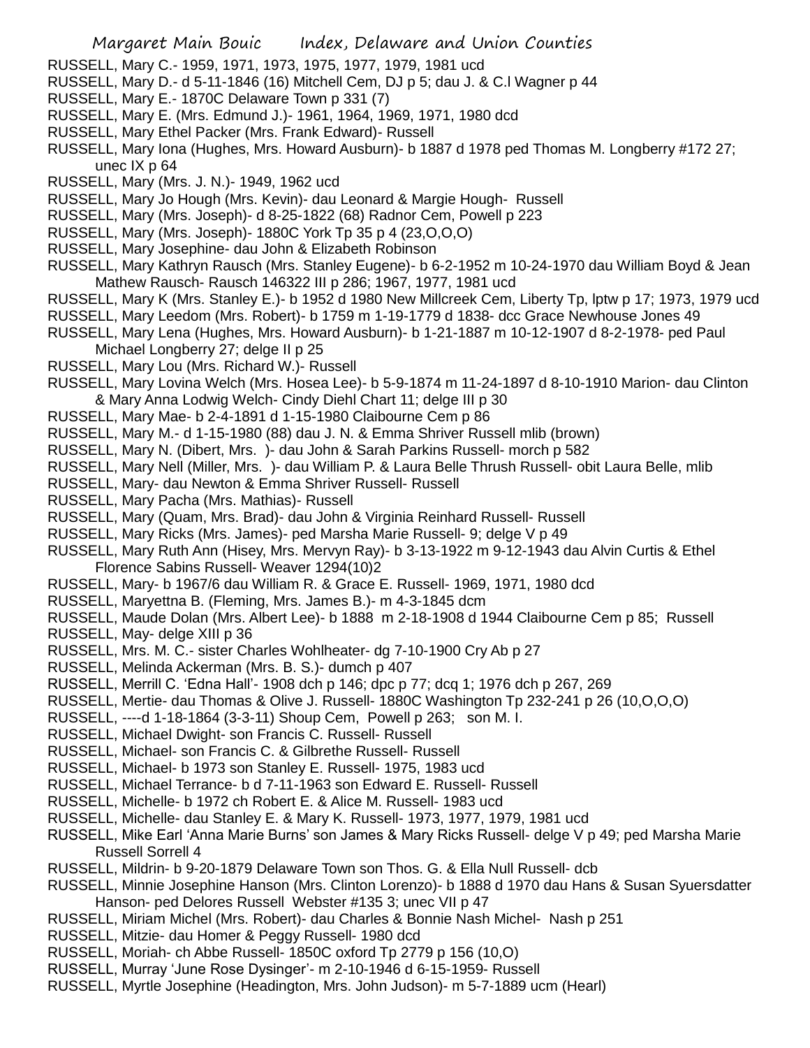RUSSELL, Mary C.- 1959, 1971, 1973, 1975, 1977, 1979, 1981 ucd

RUSSELL, Mary D.- d 5-11-1846 (16) Mitchell Cem, DJ p 5; dau J. & C.l Wagner p 44

RUSSELL, Mary E.- 1870C Delaware Town p 331 (7)

RUSSELL, Mary E. (Mrs. Edmund J.)- 1961, 1964, 1969, 1971, 1980 dcd

RUSSELL, Mary Ethel Packer (Mrs. Frank Edward)- Russell

RUSSELL, Mary Iona (Hughes, Mrs. Howard Ausburn)- b 1887 d 1978 ped Thomas M. Longberry #172 27; unec IX p 64

RUSSELL, Mary (Mrs. J. N.)- 1949, 1962 ucd

RUSSELL, Mary Jo Hough (Mrs. Kevin)- dau Leonard & Margie Hough- Russell

RUSSELL, Mary (Mrs. Joseph)- d 8-25-1822 (68) Radnor Cem, Powell p 223

RUSSELL, Mary (Mrs. Joseph)- 1880C York Tp 35 p 4 (23,O,O,O)

RUSSELL, Mary Josephine- dau John & Elizabeth Robinson

RUSSELL, Mary Kathryn Rausch (Mrs. Stanley Eugene)- b 6-2-1952 m 10-24-1970 dau William Boyd & Jean Mathew Rausch- Rausch 146322 III p 286; 1967, 1977, 1981 ucd

RUSSELL, Mary K (Mrs. Stanley E.)- b 1952 d 1980 New Millcreek Cem, Liberty Tp, lptw p 17; 1973, 1979 ucd

RUSSELL, Mary Leedom (Mrs. Robert)- b 1759 m 1-19-1779 d 1838- dcc Grace Newhouse Jones 49

RUSSELL, Mary Lena (Hughes, Mrs. Howard Ausburn)- b 1-21-1887 m 10-12-1907 d 8-2-1978- ped Paul Michael Longberry 27; delge II p 25

RUSSELL, Mary Lou (Mrs. Richard W.)- Russell

RUSSELL, Mary Lovina Welch (Mrs. Hosea Lee)- b 5-9-1874 m 11-24-1897 d 8-10-1910 Marion- dau Clinton & Mary Anna Lodwig Welch- Cindy Diehl Chart 11; delge III p 30

RUSSELL, Mary Mae- b 2-4-1891 d 1-15-1980 Claibourne Cem p 86

RUSSELL, Mary M.- d 1-15-1980 (88) dau J. N. & Emma Shriver Russell mlib (brown)

RUSSELL, Mary N. (Dibert, Mrs. )- dau John & Sarah Parkins Russell- morch p 582

RUSSELL, Mary Nell (Miller, Mrs. )- dau William P. & Laura Belle Thrush Russell- obit Laura Belle, mlib

RUSSELL, Mary- dau Newton & Emma Shriver Russell- Russell

RUSSELL, Mary Pacha (Mrs. Mathias)- Russell

RUSSELL, Mary (Quam, Mrs. Brad)- dau John & Virginia Reinhard Russell- Russell

RUSSELL, Mary Ricks (Mrs. James)- ped Marsha Marie Russell- 9; delge V p 49

RUSSELL, Mary Ruth Ann (Hisey, Mrs. Mervyn Ray)- b 3-13-1922 m 9-12-1943 dau Alvin Curtis & Ethel Florence Sabins Russell- Weaver 1294(10)2

RUSSELL, Mary- b 1967/6 dau William R. & Grace E. Russell- 1969, 1971, 1980 dcd

RUSSELL, Maryettna B. (Fleming, Mrs. James B.)- m 4-3-1845 dcm

RUSSELL, Maude Dolan (Mrs. Albert Lee)- b 1888 m 2-18-1908 d 1944 Claibourne Cem p 85; Russell

RUSSELL, May- delge XIII p 36

RUSSELL, Mrs. M. C.- sister Charles Wohlheater- dg 7-10-1900 Cry Ab p 27

RUSSELL, Melinda Ackerman (Mrs. B. S.)- dumch p 407

RUSSELL, Merrill C. 'Edna Hall'- 1908 dch p 146; dpc p 77; dcq 1; 1976 dch p 267, 269

RUSSELL, Mertie- dau Thomas & Olive J. Russell- 1880C Washington Tp 232-241 p 26 (10,O,O,O)

RUSSELL, ----d 1-18-1864 (3-3-11) Shoup Cem, Powell p 263; son M. I.

RUSSELL, Michael Dwight- son Francis C. Russell- Russell

RUSSELL, Michael- son Francis C. & Gilbrethe Russell- Russell

RUSSELL, Michael- b 1973 son Stanley E. Russell- 1975, 1983 ucd

RUSSELL, Michael Terrance- b d 7-11-1963 son Edward E. Russell- Russell

RUSSELL, Michelle- b 1972 ch Robert E. & Alice M. Russell- 1983 ucd

RUSSELL, Michelle- dau Stanley E. & Mary K. Russell- 1973, 1977, 1979, 1981 ucd

RUSSELL, Mike Earl 'Anna Marie Burns' son James & Mary Ricks Russell- delge V p 49; ped Marsha Marie Russell Sorrell 4

RUSSELL, Mildrin- b 9-20-1879 Delaware Town son Thos. G. & Ella Null Russell- dcb

RUSSELL, Minnie Josephine Hanson (Mrs. Clinton Lorenzo)- b 1888 d 1970 dau Hans & Susan Syuersdatter Hanson- ped Delores Russell Webster #135 3; unec VII p 47

RUSSELL, Miriam Michel (Mrs. Robert)- dau Charles & Bonnie Nash Michel- Nash p 251

RUSSELL, Mitzie- dau Homer & Peggy Russell- 1980 dcd

RUSSELL, Moriah- ch Abbe Russell- 1850C oxford Tp 2779 p 156 (10,O)

RUSSELL, Murray 'June Rose Dysinger'- m 2-10-1946 d 6-15-1959- Russell

RUSSELL, Myrtle Josephine (Headington, Mrs. John Judson)- m 5-7-1889 ucm (Hearl)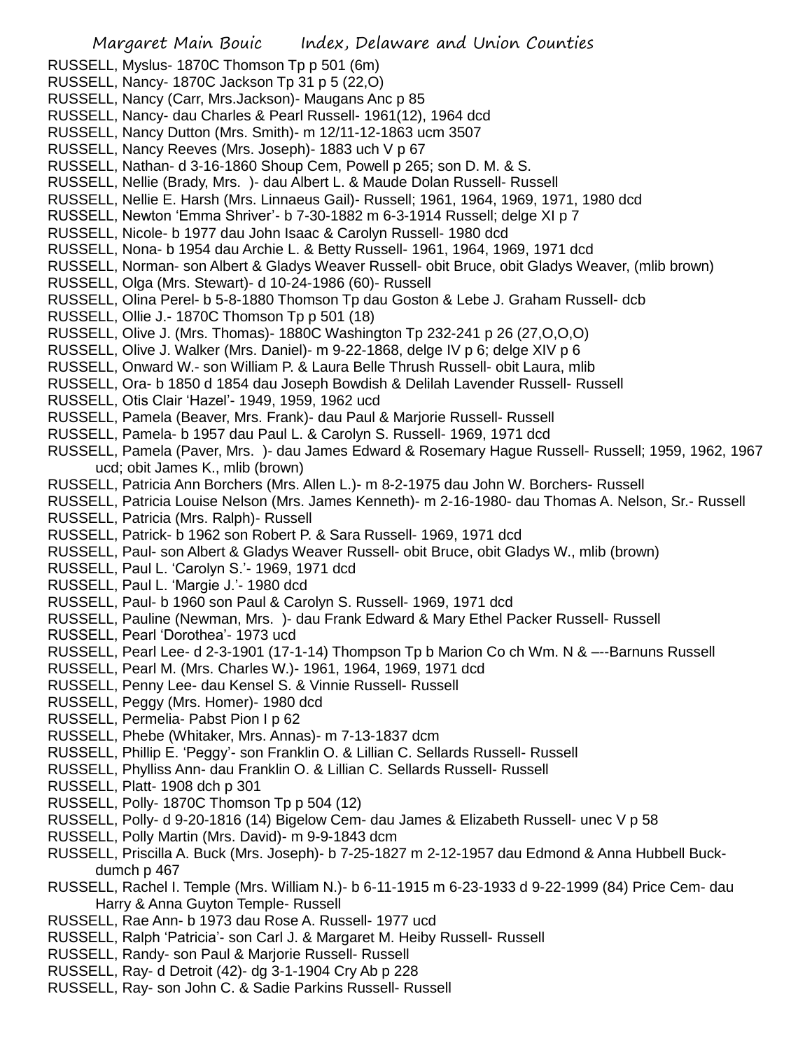RUSSELL, Myslus- 1870C Thomson Tp p 501 (6m)
RUSSELL, Nancy- 1870C Jackson Tp 31 p 5 (22,O)
RUSSELL, Nancy (Carr, Mrs.Jackson)- Maugans Anc p 85
RUSSELL, Nancy- dau Charles & Pearl Russell- 1961(12), 1964 dcd
RUSSELL, Nancy Dutton (Mrs. Smith)- m 12/11-12-1863 ucm 3507
RUSSELL, Nancy Reeves (Mrs. Joseph)- 1883 uch V p 67
RUSSELL, Nathan- d 3-16-1860 Shoup Cem, Powell p 265; son D. M. & S.
RUSSELL, Nellie (Brady, Mrs. )- dau Albert L. & Maude Dolan Russell- Russell
RUSSELL, Nellie E. Harsh (Mrs. Linnaeus Gail)- Russell; 1961, 1964, 1969, 1971, 1980 dcd
RUSSELL, Newton 'Emma Shriver'- b 7-30-1882 m 6-3-1914 Russell; delge XI p 7
RUSSELL, Nicole- b 1977 dau John Isaac & Carolyn Russell- 1980 dcd
RUSSELL, Nona- b 1954 dau Archie L. & Betty Russell- 1961, 1964, 1969, 1971 dcd
RUSSELL, Norman- son Albert & Gladys Weaver Russell- obit Bruce, obit Gladys Weaver, (mlib brown)
RUSSELL, Olga (Mrs. Stewart)- d 10-24-1986 (60)- Russell
RUSSELL, Olina Perel- b 5-8-1880 Thomson Tp dau Goston & Lebe J. Graham Russell- dcb
RUSSELL, Ollie J.- 1870C Thomson Tp p 501 (18)
RUSSELL, Olive J. (Mrs. Thomas)- 1880C Washington Tp 232-241 p 26 (27,O,O,O)
RUSSELL, Olive J. Walker (Mrs. Daniel)- m 9-22-1868, delge IV p 6; delge XIV p 6
RUSSELL, Onward W.- son William P. & Laura Belle Thrush Russell- obit Laura, mlib
RUSSELL, Ora- b 1850 d 1854 dau Joseph Bowdish & Delilah Lavender Russell- Russell
RUSSELL, Otis Clair 'Hazel'- 1949, 1959, 1962 ucd
RUSSELL, Pamela (Beaver, Mrs. Frank)- dau Paul & Marjorie Russell- Russell
RUSSELL, Pamela- b 1957 dau Paul L. & Carolyn S. Russell- 1969, 1971 dcd
RUSSELL, Pamela (Paver, Mrs. )- dau James Edward & Rosemary Hague Russell- Russell; 1959, 1962, 1967 ucd; obit James K., mlib (brown)
RUSSELL, Patricia Ann Borchers (Mrs. Allen L.)- m 8-2-1975 dau John W. Borchers- Russell
RUSSELL, Patricia Louise Nelson (Mrs. James Kenneth)- m 2-16-1980- dau Thomas A. Nelson, Sr.- Russell
RUSSELL, Patricia (Mrs. Ralph)- Russell
RUSSELL, Patrick- b 1962 son Robert P. & Sara Russell- 1969, 1971 dcd
RUSSELL, Paul- son Albert & Gladys Weaver Russell- obit Bruce, obit Gladys W., mlib (brown)
RUSSELL, Paul L. 'Carolyn S.'- 1969, 1971 dcd
RUSSELL, Paul L. 'Margie J.'- 1980 dcd
RUSSELL, Paul- b 1960 son Paul & Carolyn S. Russell- 1969, 1971 dcd
RUSSELL, Pauline (Newman, Mrs. )- dau Frank Edward & Mary Ethel Packer Russell- Russell
RUSSELL, Pearl 'Dorothea'- 1973 ucd
RUSSELL, Pearl Lee- d 2-3-1901 (17-1-14) Thompson Tp b Marion Co ch Wm. N & –--Barnuns Russell
RUSSELL, Pearl M. (Mrs. Charles W.)- 1961, 1964, 1969, 1971 dcd
RUSSELL, Penny Lee- dau Kensel S. & Vinnie Russell- Russell
RUSSELL, Peggy (Mrs. Homer)- 1980 dcd
RUSSELL, Permelia- Pabst Pion I p 62
RUSSELL, Phebe (Whitaker, Mrs. Annas)- m 7-13-1837 dcm
RUSSELL, Phillip E. 'Peggy'- son Franklin O. & Lillian C. Sellards Russell- Russell
RUSSELL, Phylliss Ann- dau Franklin O. & Lillian C. Sellards Russell- Russell
RUSSELL, Platt- 1908 dch p 301
RUSSELL, Polly- 1870C Thomson Tp p 504 (12)
RUSSELL, Polly- d 9-20-1816 (14) Bigelow Cem- dau James & Elizabeth Russell- unec V p 58
RUSSELL, Polly Martin (Mrs. David)- m 9-9-1843 dcm
RUSSELL, Priscilla A. Buck (Mrs. Joseph)- b 7-25-1827 m 2-12-1957 dau Edmond & Anna Hubbell Buck- dumch p 467
RUSSELL, Rachel I. Temple (Mrs. William N.)- b 6-11-1915 m 6-23-1933 d 9-22-1999 (84) Price Cem- dau Harry & Anna Guyton Temple- Russell
RUSSELL, Rae Ann- b 1973 dau Rose A. Russell- 1977 ucd
RUSSELL, Ralph 'Patricia'- son Carl J. & Margaret M. Heiby Russell- Russell
RUSSELL, Randy- son Paul & Marjorie Russell- Russell
RUSSELL, Ray- d Detroit (42)- dg 3-1-1904 Cry Ab p 228
RUSSELL, Ray- son John C. & Sadie Parkins Russell- Russell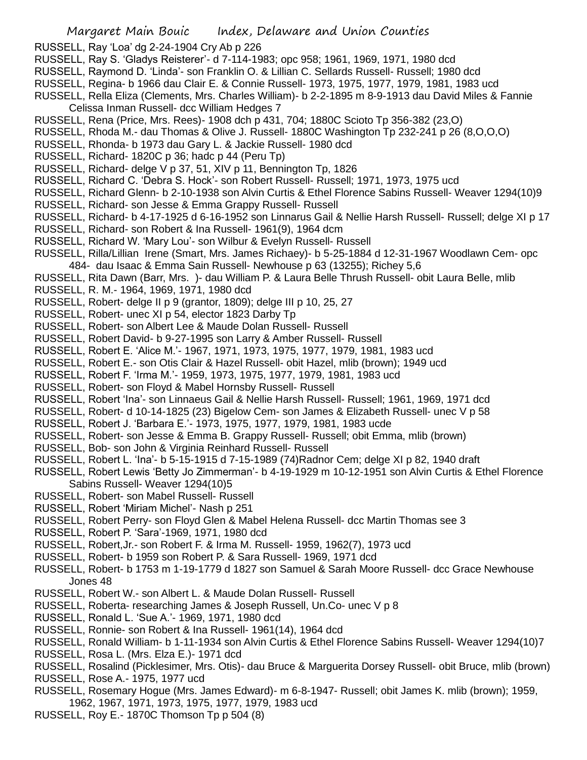RUSSELL, Ray 'Loa' dg 2-24-1904 Cry Ab p 226

RUSSELL, Ray S. 'Gladys Reisterer'- d 7-114-1983; opc 958; 1961, 1969, 1971, 1980 dcd

RUSSELL, Raymond D. 'Linda'- son Franklin O. & Lillian C. Sellards Russell- Russell; 1980 dcd

RUSSELL, Regina- b 1966 dau Clair E. & Connie Russell- 1973, 1975, 1977, 1979, 1981, 1983 ucd

RUSSELL, Rella Eliza (Clements, Mrs. Charles William)- b 2-2-1895 m 8-9-1913 dau David Miles & Fannie Celissa Inman Russell- dcc William Hedges 7

RUSSELL, Rena (Price, Mrs. Rees)- 1908 dch p 431, 704; 1880C Scioto Tp 356-382 (23,O)

RUSSELL, Rhoda M.- dau Thomas & Olive J. Russell- 1880C Washington Tp 232-241 p 26 (8,O,O,O)

RUSSELL, Rhonda- b 1973 dau Gary L. & Jackie Russell- 1980 dcd

RUSSELL, Richard- 1820C p 36; hadc p 44 (Peru Tp)

RUSSELL, Richard- delge V p 37, 51, XIV p 11, Bennington Tp, 1826

RUSSELL, Richard C. 'Debra S. Hock'- son Robert Russell- Russell; 1971, 1973, 1975 ucd

RUSSELL, Richard Glenn- b 2-10-1938 son Alvin Curtis & Ethel Florence Sabins Russell- Weaver 1294(10)9

RUSSELL, Richard- son Jesse & Emma Grappy Russell- Russell

RUSSELL, Richard- b 4-17-1925 d 6-16-1952 son Linnarus Gail & Nellie Harsh Russell- Russell; delge XI p 17

RUSSELL, Richard- son Robert & Ina Russell- 1961(9), 1964 dcm

RUSSELL, Richard W. 'Mary Lou'- son Wilbur & Evelyn Russell- Russell

RUSSELL, Rilla/Lillian Irene (Smart, Mrs. James Richaey)- b 5-25-1884 d 12-31-1967 Woodlawn Cem- opc 484- dau Isaac & Emma Sain Russell- Newhouse p 63 (13255); Richey 5,6

RUSSELL, Rita Dawn (Barr, Mrs. )- dau William P. & Laura Belle Thrush Russell- obit Laura Belle, mlib

RUSSELL, R. M.- 1964, 1969, 1971, 1980 dcd

RUSSELL, Robert- delge II p 9 (grantor, 1809); delge III p 10, 25, 27

RUSSELL, Robert- unec XI p 54, elector 1823 Darby Tp

RUSSELL, Robert- son Albert Lee & Maude Dolan Russell- Russell

RUSSELL, Robert David- b 9-27-1995 son Larry & Amber Russell- Russell

RUSSELL, Robert E. 'Alice M.'- 1967, 1971, 1973, 1975, 1977, 1979, 1981, 1983 ucd

RUSSELL, Robert E.- son Otis Clair & Hazel Russell- obit Hazel, mlib (brown); 1949 ucd

RUSSELL, Robert F. 'Irma M.'- 1959, 1973, 1975, 1977, 1979, 1981, 1983 ucd

RUSSELL, Robert- son Floyd & Mabel Hornsby Russell- Russell

RUSSELL, Robert 'Ina'- son Linnaeus Gail & Nellie Harsh Russell- Russell; 1961, 1969, 1971 dcd

RUSSELL, Robert- d 10-14-1825 (23) Bigelow Cem- son James & Elizabeth Russell- unec V p 58

RUSSELL, Robert J. 'Barbara E.'- 1973, 1975, 1977, 1979, 1981, 1983 ucde

RUSSELL, Robert- son Jesse & Emma B. Grappy Russell- Russell; obit Emma, mlib (brown)

RUSSELL, Bob- son John & Virginia Reinhard Russell- Russell

RUSSELL, Robert L. 'Ina'- b 5-15-1915 d 7-15-1989 (74)Radnor Cem; delge XI p 82, 1940 draft

RUSSELL, Robert Lewis 'Betty Jo Zimmerman'- b 4-19-1929 m 10-12-1951 son Alvin Curtis & Ethel Florence Sabins Russell- Weaver 1294(10)5

RUSSELL, Robert- son Mabel Russell- Russell

RUSSELL, Robert 'Miriam Michel'- Nash p 251

RUSSELL, Robert Perry- son Floyd Glen & Mabel Helena Russell- dcc Martin Thomas see 3

RUSSELL, Robert P. 'Sara'-1969, 1971, 1980 dcd

RUSSELL, Robert,Jr.- son Robert F. & Irma M. Russell- 1959, 1962(7), 1973 ucd

RUSSELL, Robert- b 1959 son Robert P. & Sara Russell- 1969, 1971 dcd

RUSSELL, Robert- b 1753 m 1-19-1779 d 1827 son Samuel & Sarah Moore Russell- dcc Grace Newhouse Jones 48

RUSSELL, Robert W.- son Albert L. & Maude Dolan Russell- Russell

RUSSELL, Roberta- researching James & Joseph Russell, Un.Co- unec V p 8

RUSSELL, Ronald L. 'Sue A.'- 1969, 1971, 1980 dcd

RUSSELL, Ronnie- son Robert & Ina Russell- 1961(14), 1964 dcd

RUSSELL, Ronald William- b 1-11-1934 son Alvin Curtis & Ethel Florence Sabins Russell- Weaver 1294(10)7

RUSSELL, Rosa L. (Mrs. Elza E.)- 1971 dcd

RUSSELL, Rosalind (Picklesimer, Mrs. Otis)- dau Bruce & Marguerita Dorsey Russell- obit Bruce, mlib (brown)

RUSSELL, Rose A.- 1975, 1977 ucd

RUSSELL, Rosemary Hogue (Mrs. James Edward)- m 6-8-1947- Russell; obit James K. mlib (brown); 1959, 1962, 1967, 1971, 1973, 1975, 1977, 1979, 1983 ucd

RUSSELL, Roy E.- 1870C Thomson Tp p 504 (8)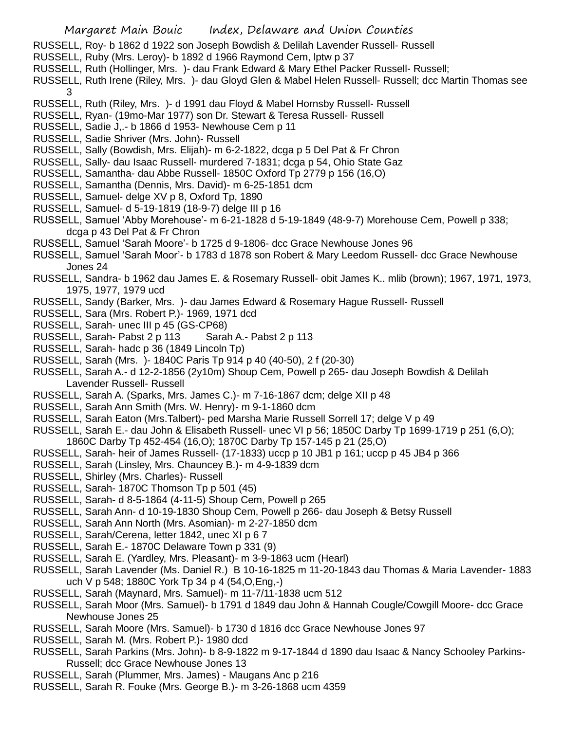RUSSELL, Roy- b 1862 d 1922 son Joseph Bowdish & Delilah Lavender Russell- Russell
RUSSELL, Ruby (Mrs. Leroy)- b 1892 d 1966 Raymond Cem, lptw p 37
RUSSELL, Ruth (Hollinger, Mrs. )- dau Frank Edward & Mary Ethel Packer Russell- Russell;
RUSSELL, Ruth Irene (Riley, Mrs. )- dau Gloyd Glen & Mabel Helen Russell- Russell; dcc Martin Thomas see 3
RUSSELL, Ruth (Riley, Mrs. )- d 1991 dau Floyd & Mabel Hornsby Russell- Russell
RUSSELL, Ryan- (19mo-Mar 1977) son Dr. Stewart & Teresa Russell- Russell
RUSSELL, Sadie J,.- b 1866 d 1953- Newhouse Cem p 11
RUSSELL, Sadie Shriver (Mrs. John)- Russell
RUSSELL, Sally (Bowdish, Mrs. Elijah)- m 6-2-1822, dcga p 5 Del Pat & Fr Chron
RUSSELL, Sally- dau Isaac Russell- murdered 7-1831; dcga p 54, Ohio State Gaz
RUSSELL, Samantha- dau Abbe Russell- 1850C Oxford Tp 2779 p 156 (16,O)
RUSSELL, Samantha (Dennis, Mrs. David)- m 6-25-1851 dcm
RUSSELL, Samuel- delge XV p 8, Oxford Tp, 1890
RUSSELL, Samuel- d 5-19-1819 (18-9-7) delge III p 16
RUSSELL, Samuel 'Abby Morehouse'- m 6-21-1828 d 5-19-1849 (48-9-7) Morehouse Cem, Powell p 338; dcga p 43 Del Pat & Fr Chron
RUSSELL, Samuel 'Sarah Moore'- b 1725 d 9-1806- dcc Grace Newhouse Jones 96
RUSSELL, Samuel 'Sarah Moor'- b 1783 d 1878 son Robert & Mary Leedom Russell- dcc Grace Newhouse Jones 24
RUSSELL, Sandra- b 1962 dau James E. & Rosemary Russell- obit James K.. mlib (brown); 1967, 1971, 1973, 1975, 1977, 1979 ucd
RUSSELL, Sandy (Barker, Mrs. )- dau James Edward & Rosemary Hague Russell- Russell
RUSSELL, Sara (Mrs. Robert P.)- 1969, 1971 dcd
RUSSELL, Sarah- unec III p 45 (GS-CP68)
RUSSELL, Sarah- Pabst 2 p 113 Sarah A.- Pabst 2 p 113
RUSSELL, Sarah- hadc p 36 (1849 Lincoln Tp)
RUSSELL, Sarah (Mrs. )- 1840C Paris Tp 914 p 40 (40-50), 2 f (20-30)
RUSSELL, Sarah A.- d 12-2-1856 (2y10m) Shoup Cem, Powell p 265- dau Joseph Bowdish & Delilah Lavender Russell- Russell
RUSSELL, Sarah A. (Sparks, Mrs. James C.)- m 7-16-1867 dcm; delge XII p 48
RUSSELL, Sarah Ann Smith (Mrs. W. Henry)- m 9-1-1860 dcm
RUSSELL, Sarah Eaton (Mrs.Talbert)- ped Marsha Marie Russell Sorrell 17; delge V p 49
RUSSELL, Sarah E.- dau John & Elisabeth Russell- unec VI p 56; 1850C Darby Tp 1699-1719 p 251 (6,O); 1860C Darby Tp 452-454 (16,O); 1870C Darby Tp 157-145 p 21 (25,O)
RUSSELL, Sarah- heir of James Russell- (17-1833) uccp p 10 JB1 p 161; uccp p 45 JB4 p 366
RUSSELL, Sarah (Linsley, Mrs. Chauncey B.)- m 4-9-1839 dcm
RUSSELL, Shirley (Mrs. Charles)- Russell
RUSSELL, Sarah- 1870C Thomson Tp p 501 (45)
RUSSELL, Sarah- d 8-5-1864 (4-11-5) Shoup Cem, Powell p 265
RUSSELL, Sarah Ann- d 10-19-1830 Shoup Cem, Powell p 266- dau Joseph & Betsy Russell
RUSSELL, Sarah Ann North (Mrs. Asomian)- m 2-27-1850 dcm
RUSSELL, Sarah/Cerena, letter 1842, unec XI p 6 7
RUSSELL, Sarah E.- 1870C Delaware Town p 331 (9)
RUSSELL, Sarah E. (Yardley, Mrs. Pleasant)- m 3-9-1863 ucm (Hearl)
RUSSELL, Sarah Lavender (Ms. Daniel R.) B 10-16-1825 m 11-20-1843 dau Thomas & Maria Lavender- 1883 uch V p 548; 1880C York Tp 34 p 4 (54,O,Eng,-)
RUSSELL, Sarah (Maynard, Mrs. Samuel)- m 11-7/11-1838 ucm 512
RUSSELL, Sarah Moor (Mrs. Samuel)- b 1791 d 1849 dau John & Hannah Cougle/Cowgill Moore- dcc Grace Newhouse Jones 25
RUSSELL, Sarah Moore (Mrs. Samuel)- b 1730 d 1816 dcc Grace Newhouse Jones 97
RUSSELL, Sarah M. (Mrs. Robert P.)- 1980 dcd
RUSSELL, Sarah Parkins (Mrs. John)- b 8-9-1822 m 9-17-1844 d 1890 dau Isaac & Nancy Schooley Parkins- Russell; dcc Grace Newhouse Jones 13
RUSSELL, Sarah (Plummer, Mrs. James) - Maugans Anc p 216
RUSSELL, Sarah R. Fouke (Mrs. George B.)- m 3-26-1868 ucm 4359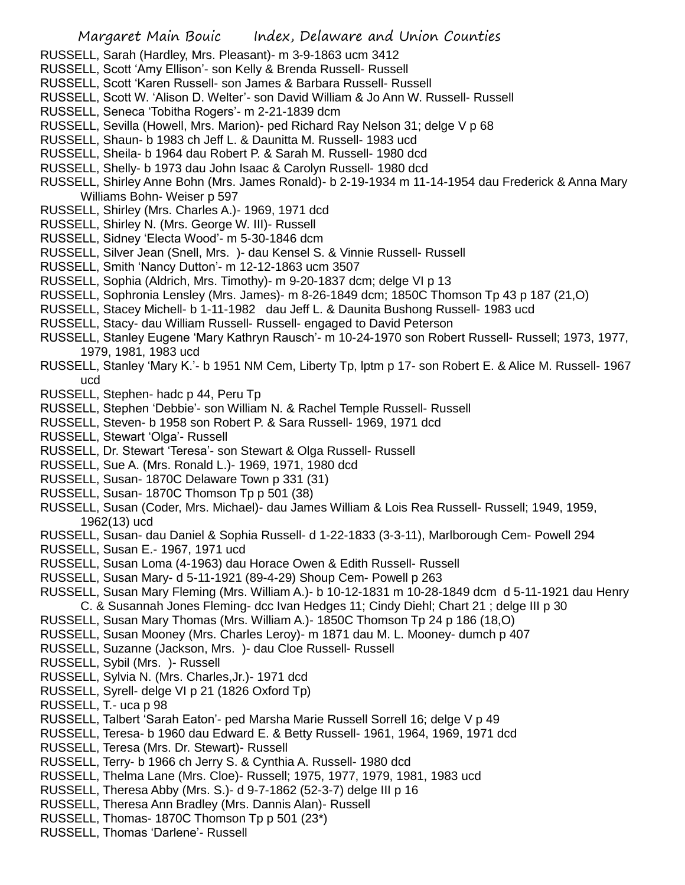RUSSELL, Sarah (Hardley, Mrs. Pleasant)- m 3-9-1863 ucm 3412

RUSSELL, Scott 'Amy Ellison'- son Kelly & Brenda Russell- Russell

RUSSELL, Scott 'Karen Russell- son James & Barbara Russell- Russell

RUSSELL, Scott W. 'Alison D. Welter'- son David William & Jo Ann W. Russell- Russell

RUSSELL, Seneca 'Tobitha Rogers'- m 2-21-1839 dcm

RUSSELL, Sevilla (Howell, Mrs. Marion)- ped Richard Ray Nelson 31; delge V p 68

RUSSELL, Shaun- b 1983 ch Jeff L. & Daunitta M. Russell- 1983 ucd

RUSSELL, Sheila- b 1964 dau Robert P. & Sarah M. Russell- 1980 dcd

RUSSELL, Shelly- b 1973 dau John Isaac & Carolyn Russell- 1980 dcd

RUSSELL, Shirley Anne Bohn (Mrs. James Ronald)- b 2-19-1934 m 11-14-1954 dau Frederick & Anna Mary Williams Bohn- Weiser p 597

RUSSELL, Shirley (Mrs. Charles A.)- 1969, 1971 dcd

RUSSELL, Shirley N. (Mrs. George W. III)- Russell

RUSSELL, Sidney 'Electa Wood'- m 5-30-1846 dcm

RUSSELL, Silver Jean (Snell, Mrs. )- dau Kensel S. & Vinnie Russell- Russell

RUSSELL, Smith 'Nancy Dutton'- m 12-12-1863 ucm 3507

RUSSELL, Sophia (Aldrich, Mrs. Timothy)- m 9-20-1837 dcm; delge VI p 13

RUSSELL, Sophronia Lensley (Mrs. James)- m 8-26-1849 dcm; 1850C Thomson Tp 43 p 187 (21,O)

RUSSELL, Stacey Michell- b 1-11-1982 dau Jeff L. & Daunita Bushong Russell- 1983 ucd

RUSSELL, Stacy- dau William Russell- Russell- engaged to David Peterson

RUSSELL, Stanley Eugene 'Mary Kathryn Rausch'- m 10-24-1970 son Robert Russell- Russell; 1973, 1977, 1979, 1981, 1983 ucd

RUSSELL, Stanley 'Mary K.'- b 1951 NM Cem, Liberty Tp, lptm p 17- son Robert E. & Alice M. Russell- 1967 ucd

RUSSELL, Stephen- hadc p 44, Peru Tp

RUSSELL, Stephen 'Debbie'- son William N. & Rachel Temple Russell- Russell

RUSSELL, Steven- b 1958 son Robert P. & Sara Russell- 1969, 1971 dcd

RUSSELL, Stewart 'Olga'- Russell

RUSSELL, Dr. Stewart 'Teresa'- son Stewart & Olga Russell- Russell

RUSSELL, Sue A. (Mrs. Ronald L.)- 1969, 1971, 1980 dcd

RUSSELL, Susan- 1870C Delaware Town p 331 (31)

RUSSELL, Susan- 1870C Thomson Tp p 501 (38)

RUSSELL, Susan (Coder, Mrs. Michael)- dau James William & Lois Rea Russell- Russell; 1949, 1959, 1962(13) ucd

RUSSELL, Susan- dau Daniel & Sophia Russell- d 1-22-1833 (3-3-11), Marlborough Cem- Powell 294

RUSSELL, Susan E.- 1967, 1971 ucd

RUSSELL, Susan Loma (4-1963) dau Horace Owen & Edith Russell- Russell

RUSSELL, Susan Mary- d 5-11-1921 (89-4-29) Shoup Cem- Powell p 263

RUSSELL, Susan Mary Fleming (Mrs. William A.)- b 10-12-1831 m 10-28-1849 dcm d 5-11-1921 dau Henry C. & Susannah Jones Fleming- dcc Ivan Hedges 11; Cindy Diehl; Chart 21 ; delge III p 30

RUSSELL, Susan Mary Thomas (Mrs. William A.)- 1850C Thomson Tp 24 p 186 (18,O)

RUSSELL, Susan Mooney (Mrs. Charles Leroy)- m 1871 dau M. L. Mooney- dumch p 407

RUSSELL, Suzanne (Jackson, Mrs. )- dau Cloe Russell- Russell

RUSSELL, Sybil (Mrs. )- Russell

RUSSELL, Sylvia N. (Mrs. Charles,Jr.)- 1971 dcd

RUSSELL, Syrell- delge VI p 21 (1826 Oxford Tp)

RUSSELL, T.- uca p 98

RUSSELL, Talbert 'Sarah Eaton'- ped Marsha Marie Russell Sorrell 16; delge V p 49

RUSSELL, Teresa- b 1960 dau Edward E. & Betty Russell- 1961, 1964, 1969, 1971 dcd

RUSSELL, Teresa (Mrs. Dr. Stewart)- Russell

RUSSELL, Terry- b 1966 ch Jerry S. & Cynthia A. Russell- 1980 dcd

RUSSELL, Thelma Lane (Mrs. Cloe)- Russell; 1975, 1977, 1979, 1981, 1983 ucd

RUSSELL, Theresa Abby (Mrs. S.)- d 9-7-1862 (52-3-7) delge III p 16

RUSSELL, Theresa Ann Bradley (Mrs. Dannis Alan)- Russell

RUSSELL, Thomas- 1870C Thomson Tp p 501 (23*)

RUSSELL, Thomas 'Darlene'- Russell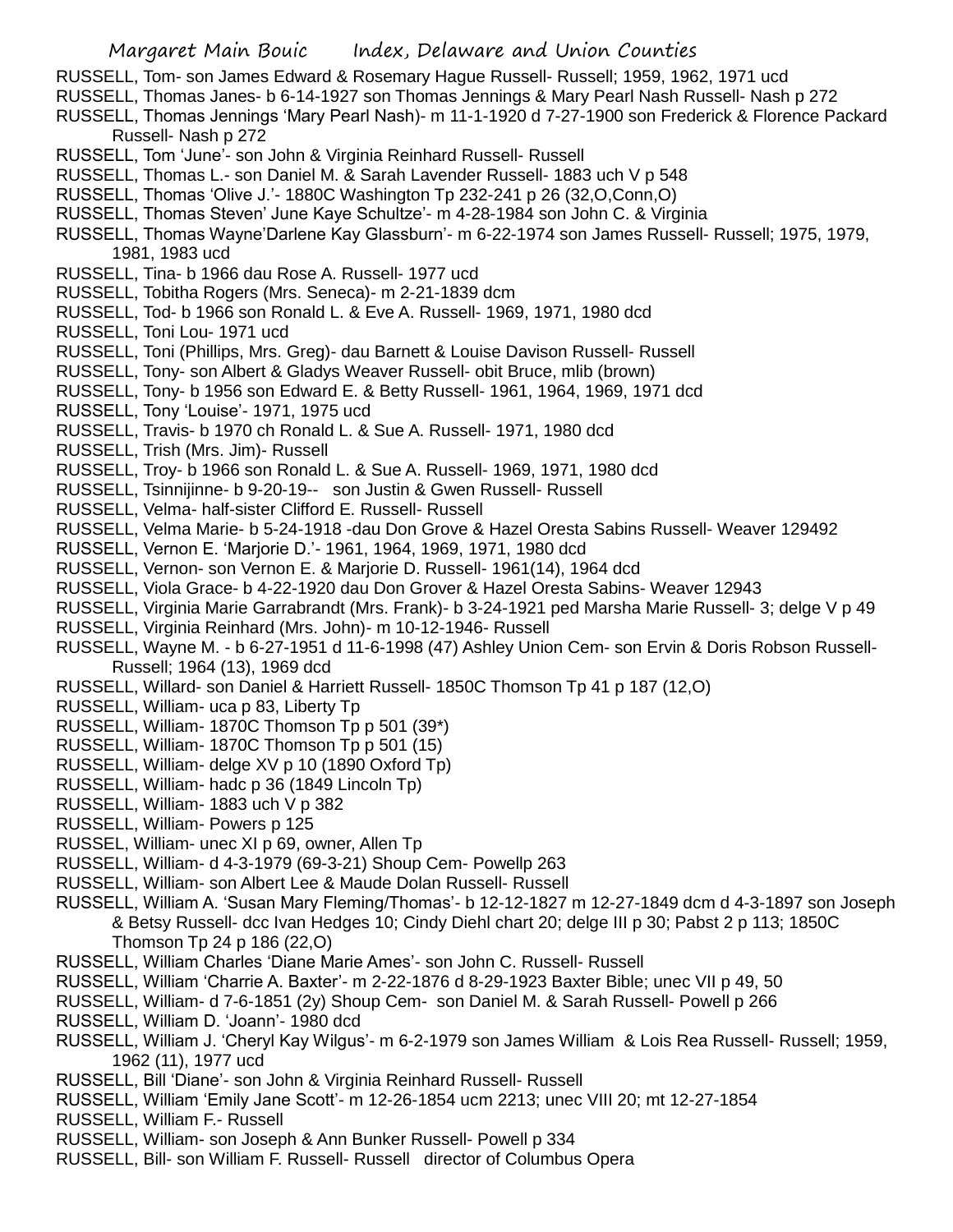RUSSELL, Tom- son James Edward & Rosemary Hague Russell- Russell; 1959, 1962, 1971 ucd

RUSSELL, Thomas Janes- b 6-14-1927 son Thomas Jennings & Mary Pearl Nash Russell- Nash p 272

RUSSELL, Thomas Jennings 'Mary Pearl Nash)- m 11-1-1920 d 7-27-1900 son Frederick & Florence Packard Russell- Nash p 272

RUSSELL, Tom 'June'- son John & Virginia Reinhard Russell- Russell

RUSSELL, Thomas L.- son Daniel M. & Sarah Lavender Russell- 1883 uch V p 548

RUSSELL, Thomas 'Olive J.'- 1880C Washington Tp 232-241 p 26 (32,O,Conn,O)

RUSSELL, Thomas Steven' June Kaye Schultze'- m 4-28-1984 son John C. & Virginia

RUSSELL, Thomas Wayne'Darlene Kay Glassburn'- m 6-22-1974 son James Russell- Russell; 1975, 1979, 1981, 1983 ucd

RUSSELL, Tina- b 1966 dau Rose A. Russell- 1977 ucd

RUSSELL, Tobitha Rogers (Mrs. Seneca)- m 2-21-1839 dcm

RUSSELL, Tod- b 1966 son Ronald L. & Eve A. Russell- 1969, 1971, 1980 dcd

RUSSELL, Toni Lou- 1971 ucd

RUSSELL, Toni (Phillips, Mrs. Greg)- dau Barnett & Louise Davison Russell- Russell

RUSSELL, Tony- son Albert & Gladys Weaver Russell- obit Bruce, mlib (brown)

RUSSELL, Tony- b 1956 son Edward E. & Betty Russell- 1961, 1964, 1969, 1971 dcd

RUSSELL, Tony 'Louise'- 1971, 1975 ucd

RUSSELL, Travis- b 1970 ch Ronald L. & Sue A. Russell- 1971, 1980 dcd

RUSSELL, Trish (Mrs. Jim)- Russell

RUSSELL, Troy- b 1966 son Ronald L. & Sue A. Russell- 1969, 1971, 1980 dcd

RUSSELL, Tsinnijinne- b 9-20-19-- son Justin & Gwen Russell- Russell

RUSSELL, Velma- half-sister Clifford E. Russell- Russell

RUSSELL, Velma Marie- b 5-24-1918 -dau Don Grove & Hazel Oresta Sabins Russell- Weaver 129492

RUSSELL, Vernon E. 'Marjorie D.'- 1961, 1964, 1969, 1971, 1980 dcd

RUSSELL, Vernon- son Vernon E. & Marjorie D. Russell- 1961(14), 1964 dcd

RUSSELL, Viola Grace- b 4-22-1920 dau Don Grover & Hazel Oresta Sabins- Weaver 12943

RUSSELL, Virginia Marie Garrabrandt (Mrs. Frank)- b 3-24-1921 ped Marsha Marie Russell- 3; delge V p 49

RUSSELL, Virginia Reinhard (Mrs. John)- m 10-12-1946- Russell

RUSSELL, Wayne M. - b 6-27-1951 d 11-6-1998 (47) Ashley Union Cem- son Ervin & Doris Robson Russell- Russell; 1964 (13), 1969 dcd

RUSSELL, Willard- son Daniel & Harriett Russell- 1850C Thomson Tp 41 p 187 (12,O)

RUSSELL, William- uca p 83, Liberty Tp

RUSSELL, William- 1870C Thomson Tp p 501 (39*)

RUSSELL, William- 1870C Thomson Tp p 501 (15)

RUSSELL, William- delge XV p 10 (1890 Oxford Tp)

RUSSELL, William- hadc p 36 (1849 Lincoln Tp)

RUSSELL, William- 1883 uch V p 382

RUSSELL, William- Powers p 125

RUSSEL, William- unec XI p 69, owner, Allen Tp

RUSSELL, William- d 4-3-1979 (69-3-21) Shoup Cem- Powellp 263

RUSSELL, William- son Albert Lee & Maude Dolan Russell- Russell

RUSSELL, William A. 'Susan Mary Fleming/Thomas'- b 12-12-1827 m 12-27-1849 dcm d 4-3-1897 son Joseph & Betsy Russell- dcc Ivan Hedges 10; Cindy Diehl chart 20; delge III p 30; Pabst 2 p 113; 1850C Thomson Tp 24 p 186 (22,O)

RUSSELL, William Charles 'Diane Marie Ames'- son John C. Russell- Russell

RUSSELL, William 'Charrie A. Baxter'- m 2-22-1876 d 8-29-1923 Baxter Bible; unec VII p 49, 50

RUSSELL, William- d 7-6-1851 (2y) Shoup Cem- son Daniel M. & Sarah Russell- Powell p 266

RUSSELL, William D. 'Joann'- 1980 dcd

RUSSELL, William J. 'Cheryl Kay Wilgus'- m 6-2-1979 son James William & Lois Rea Russell- Russell; 1959, 1962 (11), 1977 ucd

RUSSELL, Bill 'Diane'- son John & Virginia Reinhard Russell- Russell

RUSSELL, William 'Emily Jane Scott'- m 12-26-1854 ucm 2213; unec VIII 20; mt 12-27-1854

RUSSELL, William F.- Russell

RUSSELL, William- son Joseph & Ann Bunker Russell- Powell p 334

RUSSELL, Bill- son William F. Russell- Russell director of Columbus Opera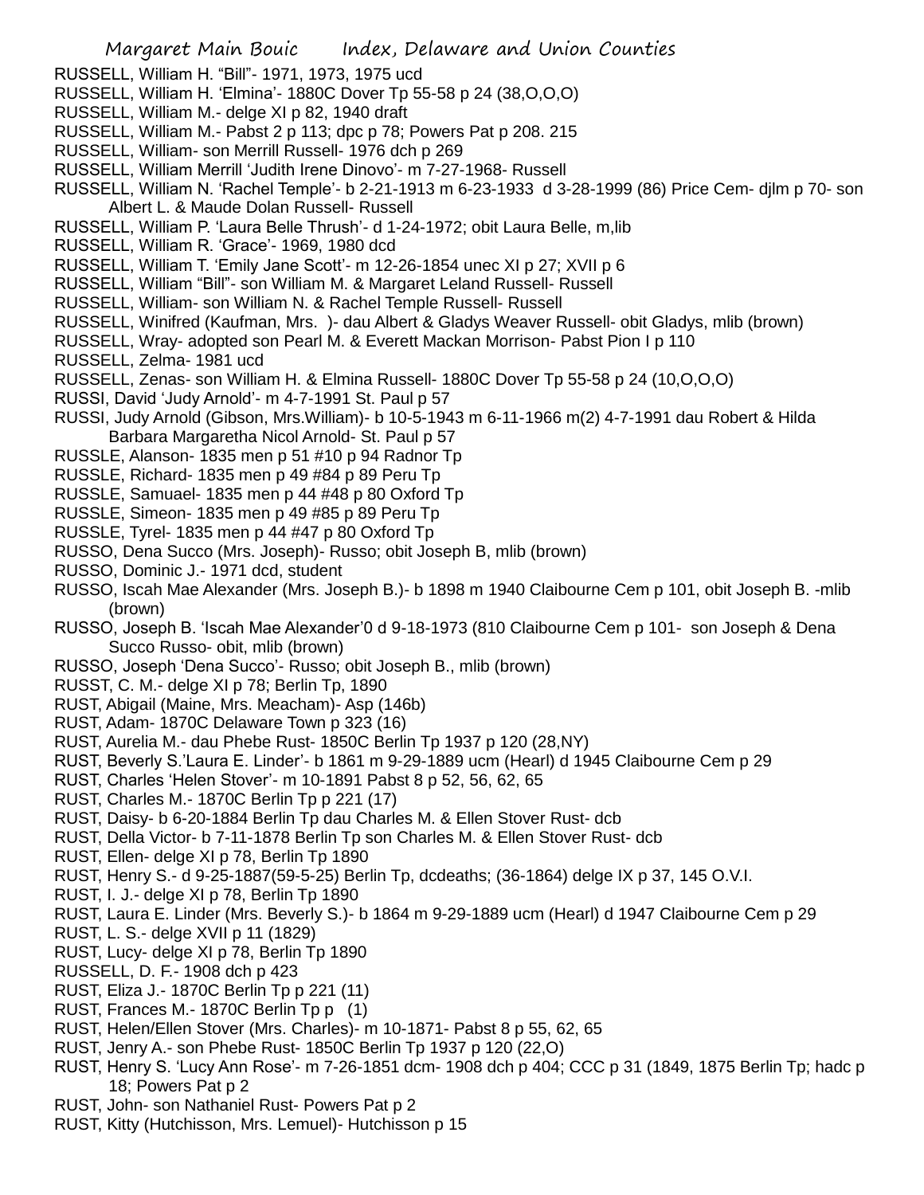RUSSELL, William H. "Bill"- 1971, 1973, 1975 ucd
RUSSELL, William H. 'Elmina'- 1880C Dover Tp 55-58 p 24 (38,O,O,O)
RUSSELL, William M.- delge XI p 82, 1940 draft
RUSSELL, William M.- Pabst 2 p 113; dpc p 78; Powers Pat p 208. 215
RUSSELL, William- son Merrill Russell- 1976 dch p 269
RUSSELL, William Merrill 'Judith Irene Dinovo'- m 7-27-1968- Russell
RUSSELL, William N. 'Rachel Temple'- b 2-21-1913 m 6-23-1933 d 3-28-1999 (86) Price Cem- djlm p 70- son Albert L. & Maude Dolan Russell- Russell
RUSSELL, William P. 'Laura Belle Thrush'- d 1-24-1972; obit Laura Belle, m,lib
RUSSELL, William R. 'Grace'- 1969, 1980 dcd
RUSSELL, William T. 'Emily Jane Scott'- m 12-26-1854 unec XI p 27; XVII p 6
RUSSELL, William "Bill"- son William M. & Margaret Leland Russell- Russell
RUSSELL, William- son William N. & Rachel Temple Russell- Russell
RUSSELL, Winifred (Kaufman, Mrs. )- dau Albert & Gladys Weaver Russell- obit Gladys, mlib (brown)
RUSSELL, Wray- adopted son Pearl M. & Everett Mackan Morrison- Pabst Pion I p 110
RUSSELL, Zelma- 1981 ucd
RUSSELL, Zenas- son William H. & Elmina Russell- 1880C Dover Tp 55-58 p 24 (10,O,O,O)
RUSSI, David 'Judy Arnold'- m 4-7-1991 St. Paul p 57
RUSSI, Judy Arnold (Gibson, Mrs.William)- b 10-5-1943 m 6-11-1966 m(2) 4-7-1991 dau Robert & Hilda Barbara Margaretha Nicol Arnold- St. Paul p 57
RUSSLE, Alanson- 1835 men p 51 #10 p 94 Radnor Tp
RUSSLE, Richard- 1835 men p 49 #84 p 89 Peru Tp
RUSSLE, Samuael- 1835 men p 44 #48 p 80 Oxford Tp
RUSSLE, Simeon- 1835 men p 49 #85 p 89 Peru Tp
RUSSLE, Tyrel- 1835 men p 44 #47 p 80 Oxford Tp
RUSSO, Dena Succo (Mrs. Joseph)- Russo; obit Joseph B, mlib (brown)
RUSSO, Dominic J.- 1971 dcd, student
RUSSO, Iscah Mae Alexander (Mrs. Joseph B.)- b 1898 m 1940 Claibourne Cem p 101, obit Joseph B. -mlib (brown)
RUSSO, Joseph B. 'Iscah Mae Alexander'0 d 9-18-1973 (810 Claibourne Cem p 101- son Joseph & Dena Succo Russo- obit, mlib (brown)
RUSSO, Joseph 'Dena Succo'- Russo; obit Joseph B., mlib (brown)
RUSST, C. M.- delge XI p 78; Berlin Tp, 1890
RUST, Abigail (Maine, Mrs. Meacham)- Asp (146b)
RUST, Adam- 1870C Delaware Town p 323 (16)
RUST, Aurelia M.- dau Phebe Rust- 1850C Berlin Tp 1937 p 120 (28,NY)
RUST, Beverly S.'Laura E. Linder'- b 1861 m 9-29-1889 ucm (Hearl) d 1945 Claibourne Cem p 29
RUST, Charles 'Helen Stover'- m 10-1891 Pabst 8 p 52, 56, 62, 65
RUST, Charles M.- 1870C Berlin Tp p 221 (17)
RUST, Daisy- b 6-20-1884 Berlin Tp dau Charles M. & Ellen Stover Rust- dcb
RUST, Della Victor- b 7-11-1878 Berlin Tp son Charles M. & Ellen Stover Rust- dcb
RUST, Ellen- delge XI p 78, Berlin Tp 1890
RUST, Henry S.- d 9-25-1887(59-5-25) Berlin Tp, dcdeaths; (36-1864) delge IX p 37, 145 O.V.I.
RUST, I. J.- delge XI p 78, Berlin Tp 1890
RUST, Laura E. Linder (Mrs. Beverly S.)- b 1864 m 9-29-1889 ucm (Hearl) d 1947 Claibourne Cem p 29
RUST, L. S.- delge XVII p 11 (1829)
RUST, Lucy- delge XI p 78, Berlin Tp 1890
RUSSELL, D. F.- 1908 dch p 423
RUST, Eliza J.- 1870C Berlin Tp p 221 (11)
RUST, Frances M.- 1870C Berlin Tp p (1)
RUST, Helen/Ellen Stover (Mrs. Charles)- m 10-1871- Pabst 8 p 55, 62, 65
RUST, Jenry A.- son Phebe Rust- 1850C Berlin Tp 1937 p 120 (22,O)
RUST, Henry S. 'Lucy Ann Rose'- m 7-26-1851 dcm- 1908 dch p 404; CCC p 31 (1849, 1875 Berlin Tp; hadc p 18; Powers Pat p 2
RUST, John- son Nathaniel Rust- Powers Pat p 2
RUST, Kitty (Hutchisson, Mrs. Lemuel)- Hutchisson p 15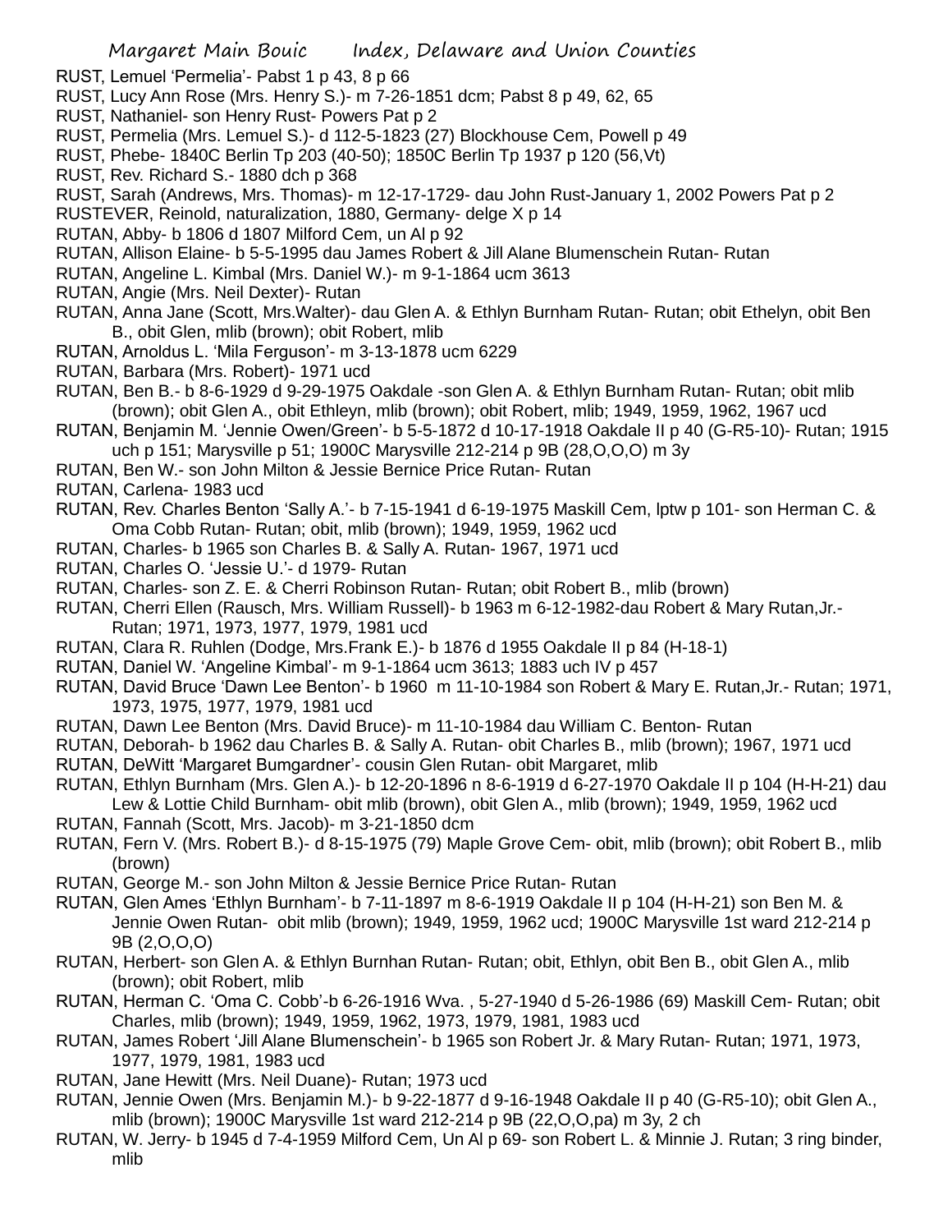RUST, Lemuel 'Permelia'- Pabst 1 p 43, 8 p 66

RUST, Lucy Ann Rose (Mrs. Henry S.)- m 7-26-1851 dcm; Pabst 8 p 49, 62, 65

RUST, Nathaniel- son Henry Rust- Powers Pat p 2

RUST, Permelia (Mrs. Lemuel S.)- d 112-5-1823 (27) Blockhouse Cem, Powell p 49

RUST, Phebe- 1840C Berlin Tp 203 (40-50); 1850C Berlin Tp 1937 p 120 (56,Vt)

RUST, Rev. Richard S.- 1880 dch p 368

RUST, Sarah (Andrews, Mrs. Thomas)- m 12-17-1729- dau John Rust-January 1, 2002 Powers Pat p 2

RUSTEVER, Reinold, naturalization, 1880, Germany- delge X p 14

RUTAN, Abby- b 1806 d 1807 Milford Cem, un Al p 92

RUTAN, Allison Elaine- b 5-5-1995 dau James Robert & Jill Alane Blumenschein Rutan- Rutan

RUTAN, Angeline L. Kimbal (Mrs. Daniel W.)- m 9-1-1864 ucm 3613

RUTAN, Angie (Mrs. Neil Dexter)- Rutan

RUTAN, Anna Jane (Scott, Mrs.Walter)- dau Glen A. & Ethlyn Burnham Rutan- Rutan; obit Ethelyn, obit Ben B., obit Glen, mlib (brown); obit Robert, mlib

RUTAN, Arnoldus L. 'Mila Ferguson'- m 3-13-1878 ucm 6229

RUTAN, Barbara (Mrs. Robert)- 1971 ucd

RUTAN, Ben B.- b 8-6-1929 d 9-29-1975 Oakdale -son Glen A. & Ethlyn Burnham Rutan- Rutan; obit mlib (brown); obit Glen A., obit Ethleyn, mlib (brown); obit Robert, mlib; 1949, 1959, 1962, 1967 ucd

RUTAN, Benjamin M. 'Jennie Owen/Green'- b 5-5-1872 d 10-17-1918 Oakdale II p 40 (G-R5-10)- Rutan; 1915 uch p 151; Marysville p 51; 1900C Marysville 212-214 p 9B (28,O,O,O) m 3y

RUTAN, Ben W.- son John Milton & Jessie Bernice Price Rutan- Rutan

RUTAN, Carlena- 1983 ucd

RUTAN, Rev. Charles Benton 'Sally A.'- b 7-15-1941 d 6-19-1975 Maskill Cem, lptw p 101- son Herman C. & Oma Cobb Rutan- Rutan; obit, mlib (brown); 1949, 1959, 1962 ucd

RUTAN, Charles- b 1965 son Charles B. & Sally A. Rutan- 1967, 1971 ucd

RUTAN, Charles O. 'Jessie U.'- d 1979- Rutan

RUTAN, Charles- son Z. E. & Cherri Robinson Rutan- Rutan; obit Robert B., mlib (brown)

RUTAN, Cherri Ellen (Rausch, Mrs. William Russell)- b 1963 m 6-12-1982-dau Robert & Mary Rutan,Jr.- Rutan; 1971, 1973, 1977, 1979, 1981 ucd

RUTAN, Clara R. Ruhlen (Dodge, Mrs.Frank E.)- b 1876 d 1955 Oakdale II p 84 (H-18-1)

RUTAN, Daniel W. 'Angeline Kimbal'- m 9-1-1864 ucm 3613; 1883 uch IV p 457

RUTAN, David Bruce 'Dawn Lee Benton'- b 1960 m 11-10-1984 son Robert & Mary E. Rutan,Jr.- Rutan; 1971, 1973, 1975, 1977, 1979, 1981 ucd

RUTAN, Dawn Lee Benton (Mrs. David Bruce)- m 11-10-1984 dau William C. Benton- Rutan

RUTAN, Deborah- b 1962 dau Charles B. & Sally A. Rutan- obit Charles B., mlib (brown); 1967, 1971 ucd

RUTAN, DeWitt 'Margaret Bumgardner'- cousin Glen Rutan- obit Margaret, mlib

RUTAN, Ethlyn Burnham (Mrs. Glen A.)- b 12-20-1896 m 8-6-1919 d 6-27-1970 Oakdale II p 104 (H-H-21) dau Lew & Lottie Child Burnham- obit mlib (brown), obit Glen A., mlib (brown); 1949, 1959, 1962 ucd

RUTAN, Fannah (Scott, Mrs. Jacob)- m 3-21-1850 dcm

RUTAN, Fern V. (Mrs. Robert B.)- d 8-15-1975 (79) Maple Grove Cem- obit, mlib (brown); obit Robert B., mlib (brown)

RUTAN, George M.- son John Milton & Jessie Bernice Price Rutan- Rutan

RUTAN, Glen Ames 'Ethlyn Burnham'- b 7-11-1897 m 8-6-1919 Oakdale II p 104 (H-H-21) son Ben M. & Jennie Owen Rutan- obit mlib (brown); 1949, 1959, 1962 ucd; 1900C Marysville 1st ward 212-214 p 9B (2,O,O,O)

RUTAN, Herbert- son Glen A. & Ethlyn Burnhan Rutan- Rutan; obit, Ethlyn, obit Ben B., obit Glen A., mlib (brown); obit Robert, mlib

RUTAN, Herman C. 'Oma C. Cobb'-b 6-26-1916 Wva. , 5-27-1940 d 5-26-1986 (69) Maskill Cem- Rutan; obit Charles, mlib (brown); 1949, 1959, 1962, 1973, 1979, 1981, 1983 ucd

RUTAN, James Robert 'Jill Alane Blumenschein'- b 1965 son Robert Jr. & Mary Rutan- Rutan; 1971, 1973, 1977, 1979, 1981, 1983 ucd

RUTAN, Jane Hewitt (Mrs. Neil Duane)- Rutan; 1973 ucd

RUTAN, Jennie Owen (Mrs. Benjamin M.)- b 9-22-1877 d 9-16-1948 Oakdale II p 40 (G-R5-10); obit Glen A., mlib (brown); 1900C Marysville 1st ward 212-214 p 9B (22,O,O,pa) m 3y, 2 ch

RUTAN, W. Jerry- b 1945 d 7-4-1959 Milford Cem, Un Al p 69- son Robert L. & Minnie J. Rutan; 3 ring binder, mlib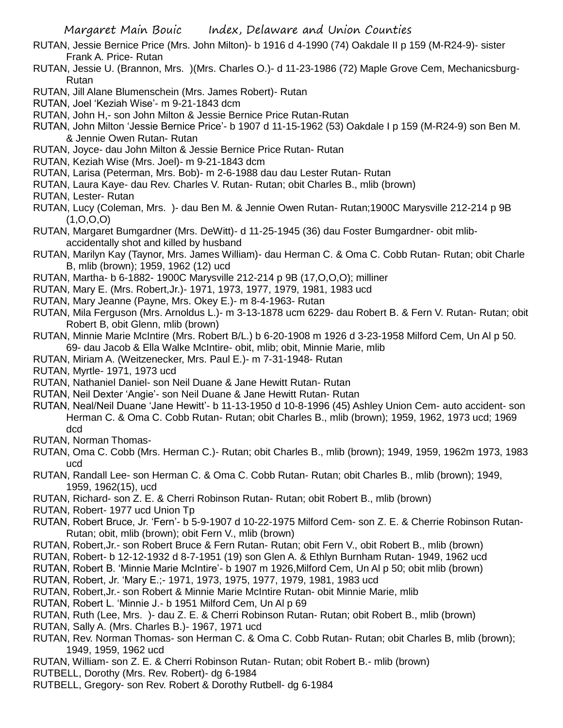RUTAN, Jessie Bernice Price (Mrs. John Milton)- b 1916 d 4-1990 (74) Oakdale II p 159 (M-R24-9)- sister Frank A. Price- Rutan

RUTAN, Jessie U. (Brannon, Mrs. )(Mrs. Charles O.)- d 11-23-1986 (72) Maple Grove Cem, Mechanicsburg- Rutan

RUTAN, Jill Alane Blumenschein (Mrs. James Robert)- Rutan

RUTAN, Joel 'Keziah Wise'- m 9-21-1843 dcm

RUTAN, John H,- son John Milton & Jessie Bernice Price Rutan-Rutan

RUTAN, John Milton 'Jessie Bernice Price'- b 1907 d 11-15-1962 (53) Oakdale I p 159 (M-R24-9) son Ben M. & Jennie Owen Rutan- Rutan

RUTAN, Joyce- dau John Milton & Jessie Bernice Price Rutan- Rutan

RUTAN, Keziah Wise (Mrs. Joel)- m 9-21-1843 dcm

RUTAN, Larisa (Peterman, Mrs. Bob)- m 2-6-1988 dau dau Lester Rutan- Rutan

RUTAN, Laura Kaye- dau Rev. Charles V. Rutan- Rutan; obit Charles B., mlib (brown)

RUTAN, Lester- Rutan

RUTAN, Lucy (Coleman, Mrs. )- dau Ben M. & Jennie Owen Rutan- Rutan;1900C Marysville 212-214 p 9B (1,O,O,O)

RUTAN, Margaret Bumgardner (Mrs. DeWitt)- d 11-25-1945 (36) dau Foster Bumgardner- obit mlib- accidentally shot and killed by husband

RUTAN, Marilyn Kay (Taynor, Mrs. James William)- dau Herman C. & Oma C. Cobb Rutan- Rutan; obit Charle B, mlib (brown); 1959, 1962 (12) ucd

RUTAN, Martha- b 6-1882- 1900C Marysville 212-214 p 9B (17,O,O,O); milliner

RUTAN, Mary E. (Mrs. Robert,Jr.)- 1971, 1973, 1977, 1979, 1981, 1983 ucd

RUTAN, Mary Jeanne (Payne, Mrs. Okey E.)- m 8-4-1963- Rutan

RUTAN, Mila Ferguson (Mrs. Arnoldus L.)- m 3-13-1878 ucm 6229- dau Robert B. & Fern V. Rutan- Rutan; obit Robert B, obit Glenn, mlib (brown)

RUTAN, Minnie Marie McIntire (Mrs. Robert B/L.) b 6-20-1908 m 1926 d 3-23-1958 Milford Cem, Un Al p 50. 69- dau Jacob & Ella Walke McIntire- obit, mlib; obit, Minnie Marie, mlib

RUTAN, Miriam A. (Weitzenecker, Mrs. Paul E.)- m 7-31-1948- Rutan

RUTAN, Myrtle- 1971, 1973 ucd

RUTAN, Nathaniel Daniel- son Neil Duane & Jane Hewitt Rutan- Rutan

RUTAN, Neil Dexter 'Angie'- son Neil Duane & Jane Hewitt Rutan- Rutan

RUTAN, Neal/Neil Duane 'Jane Hewitt'- b 11-13-1950 d 10-8-1996 (45) Ashley Union Cem- auto accident- son Herman C. & Oma C. Cobb Rutan- Rutan; obit Charles B., mlib (brown); 1959, 1962, 1973 ucd; 1969 dcd

RUTAN, Norman Thomas-

RUTAN, Oma C. Cobb (Mrs. Herman C.)- Rutan; obit Charles B., mlib (brown); 1949, 1959, 1962m 1973, 1983 ucd

RUTAN, Randall Lee- son Herman C. & Oma C. Cobb Rutan- Rutan; obit Charles B., mlib (brown); 1949, 1959, 1962(15), ucd

RUTAN, Richard- son Z. E. & Cherri Robinson Rutan- Rutan; obit Robert B., mlib (brown)

RUTAN, Robert- 1977 ucd Union Tp

RUTAN, Robert Bruce, Jr. 'Fern'- b 5-9-1907 d 10-22-1975 Milford Cem- son Z. E. & Cherrie Robinson Rutan- Rutan; obit, mlib (brown); obit Fern V., mlib (brown)

RUTAN, Robert,Jr.- son Robert Bruce & Fern Rutan- Rutan; obit Fern V., obit Robert B., mlib (brown)

RUTAN, Robert- b 12-12-1932 d 8-7-1951 (19) son Glen A. & Ethlyn Burnham Rutan- 1949, 1962 ucd

RUTAN, Robert B. 'Minnie Marie McIntire'- b 1907 m 1926,Milford Cem, Un Al p 50; obit mlib (brown)

RUTAN, Robert, Jr. 'Mary E.;- 1971, 1973, 1975, 1977, 1979, 1981, 1983 ucd

RUTAN, Robert,Jr.- son Robert & Minnie Marie McIntire Rutan- obit Minnie Marie, mlib

RUTAN, Robert L. 'Minnie J.- b 1951 Milford Cem, Un Al p 69

RUTAN, Ruth (Lee, Mrs. )- dau Z. E. & Cherri Robinson Rutan- Rutan; obit Robert B., mlib (brown)

RUTAN, Sally A. (Mrs. Charles B.)- 1967, 1971 ucd

RUTAN, Rev. Norman Thomas- son Herman C. & Oma C. Cobb Rutan- Rutan; obit Charles B, mlib (brown); 1949, 1959, 1962 ucd

RUTAN, William- son Z. E. & Cherri Robinson Rutan- Rutan; obit Robert B.- mlib (brown)

RUTBELL, Dorothy (Mrs. Rev. Robert)- dg 6-1984

RUTBELL, Gregory- son Rev. Robert & Dorothy Rutbell- dg 6-1984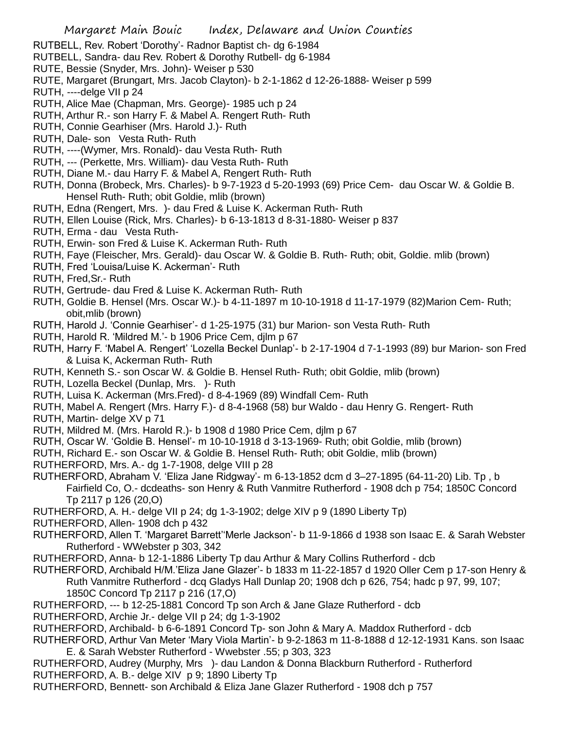RUTBELL, Rev. Robert 'Dorothy'- Radnor Baptist ch- dg 6-1984

RUTBELL, Sandra- dau Rev. Robert & Dorothy Rutbell- dg 6-1984

RUTE, Bessie (Snyder, Mrs. John)- Weiser p 530

RUTE, Margaret (Brungart, Mrs. Jacob Clayton)- b 2-1-1862 d 12-26-1888- Weiser p 599

RUTH, ----delge VII p 24

RUTH, Alice Mae (Chapman, Mrs. George)- 1985 uch p 24

RUTH, Arthur R.- son Harry F. & Mabel A. Rengert Ruth- Ruth

RUTH, Connie Gearhiser (Mrs. Harold J.)- Ruth

RUTH, Dale- son Vesta Ruth- Ruth

RUTH, ----(Wymer, Mrs. Ronald)- dau Vesta Ruth- Ruth

RUTH, --- (Perkette, Mrs. William)- dau Vesta Ruth- Ruth

RUTH, Diane M.- dau Harry F. & Mabel A, Rengert Ruth- Ruth

RUTH, Donna (Brobeck, Mrs. Charles)- b 9-7-1923 d 5-20-1993 (69) Price Cem- dau Oscar W. & Goldie B. Hensel Ruth- Ruth; obit Goldie, mlib (brown)

RUTH, Edna (Rengert, Mrs. )- dau Fred & Luise K. Ackerman Ruth- Ruth

RUTH, Ellen Louise (Rick, Mrs. Charles)- b 6-13-1813 d 8-31-1880- Weiser p 837

RUTH, Erma - dau Vesta Ruth-

RUTH, Erwin- son Fred & Luise K. Ackerman Ruth- Ruth

RUTH, Faye (Fleischer, Mrs. Gerald)- dau Oscar W. & Goldie B. Ruth- Ruth; obit, Goldie. mlib (brown)

RUTH, Fred 'Louisa/Luise K. Ackerman'- Ruth

RUTH, Fred,Sr.- Ruth

RUTH, Gertrude- dau Fred & Luise K. Ackerman Ruth- Ruth

RUTH, Goldie B. Hensel (Mrs. Oscar W.)- b 4-11-1897 m 10-10-1918 d 11-17-1979 (82)Marion Cem- Ruth; obit,mlib (brown)

RUTH, Harold J. 'Connie Gearhiser'- d 1-25-1975 (31) bur Marion- son Vesta Ruth- Ruth

RUTH, Harold R. 'Mildred M.'- b 1906 Price Cem, djlm p 67

RUTH, Harry F. 'Mabel A. Rengert' 'Lozella Beckel Dunlap'- b 2-17-1904 d 7-1-1993 (89) bur Marion- son Fred & Luisa K, Ackerman Ruth- Ruth

RUTH, Kenneth S.- son Oscar W. & Goldie B. Hensel Ruth- Ruth; obit Goldie, mlib (brown)

RUTH, Lozella Beckel (Dunlap, Mrs. )- Ruth

RUTH, Luisa K. Ackerman (Mrs.Fred)- d 8-4-1969 (89) Windfall Cem- Ruth

RUTH, Mabel A. Rengert (Mrs. Harry F.)- d 8-4-1968 (58) bur Waldo - dau Henry G. Rengert- Ruth

RUTH, Martin- delge XV p 71

RUTH, Mildred M. (Mrs. Harold R.)- b 1908 d 1980 Price Cem, djlm p 67

RUTH, Oscar W. 'Goldie B. Hensel'- m 10-10-1918 d 3-13-1969- Ruth; obit Goldie, mlib (brown)

RUTH, Richard E.- son Oscar W. & Goldie B. Hensel Ruth- Ruth; obit Goldie, mlib (brown)

RUTHERFORD, Mrs. A.- dg 1-7-1908, delge VIII p 28

RUTHERFORD, Abraham V. 'Eliza Jane Ridgway'- m 6-13-1852 dcm d 3–27-1895 (64-11-20) Lib. Tp , b Fairfield Co, O.- dcdeaths- son Henry & Ruth Vanmitre Rutherford - 1908 dch p 754; 1850C Concord Tp 2117 p 126 (20,O)

RUTHERFORD, A. H.- delge VII p 24; dg 1-3-1902; delge XIV p 9 (1890 Liberty Tp)

RUTHERFORD, Allen- 1908 dch p 432

RUTHERFORD, Allen T. 'Margaret Barrett''Merle Jackson'- b 11-9-1866 d 1938 son Isaac E. & Sarah Webster Rutherford - WWebster p 303, 342

RUTHERFORD, Anna- b 12-1-1886 Liberty Tp dau Arthur & Mary Collins Rutherford - dcb

RUTHERFORD, Archibald H/M.'Eliza Jane Glazer'- b 1833 m 11-22-1857 d 1920 Oller Cem p 17-son Henry & Ruth Vanmitre Rutherford - dcq Gladys Hall Dunlap 20; 1908 dch p 626, 754; hadc p 97, 99, 107; 1850C Concord Tp 2117 p 216 (17,O)

RUTHERFORD, --- b 12-25-1881 Concord Tp son Arch & Jane Glaze Rutherford - dcb

RUTHERFORD, Archie Jr.- delge VII p 24; dg 1-3-1902

RUTHERFORD, Archibald- b 6-6-1891 Concord Tp- son John & Mary A. Maddox Rutherford - dcb

RUTHERFORD, Arthur Van Meter 'Mary Viola Martin'- b 9-2-1863 m 11-8-1888 d 12-12-1931 Kans. son Isaac E. & Sarah Webster Rutherford - Wwebster .55; p 303, 323

RUTHERFORD, Audrey (Murphy, Mrs )- dau Landon & Donna Blackburn Rutherford - Rutherford

RUTHERFORD, A. B.- delge XIV p 9; 1890 Liberty Tp

RUTHERFORD, Bennett- son Archibald & Eliza Jane Glazer Rutherford - 1908 dch p 757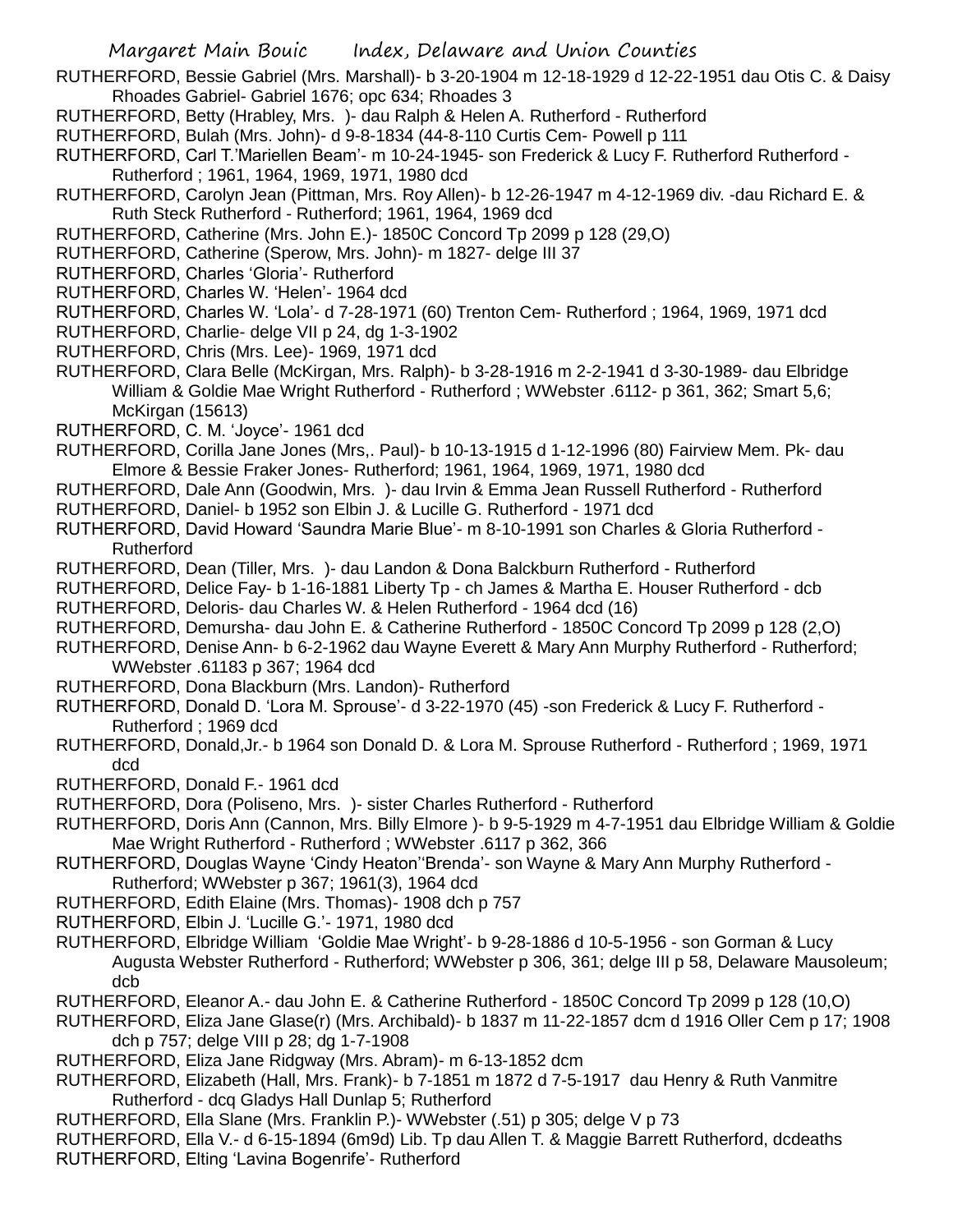RUTHERFORD, Bessie Gabriel (Mrs. Marshall)- b 3-20-1904 m 12-18-1929 d 12-22-1951 dau Otis C. & Daisy Rhoades Gabriel- Gabriel 1676; opc 634; Rhoades 3

RUTHERFORD, Betty (Hrabley, Mrs. )- dau Ralph & Helen A. Rutherford - Rutherford

RUTHERFORD, Bulah (Mrs. John)- d 9-8-1834 (44-8-110 Curtis Cem- Powell p 111

RUTHERFORD, Carl T.'Mariellen Beam'- m 10-24-1945- son Frederick & Lucy F. Rutherford Rutherford - Rutherford ; 1961, 1964, 1969, 1971, 1980 dcd

RUTHERFORD, Carolyn Jean (Pittman, Mrs. Roy Allen)- b 12-26-1947 m 4-12-1969 div. -dau Richard E. & Ruth Steck Rutherford - Rutherford; 1961, 1964, 1969 dcd

RUTHERFORD, Catherine (Mrs. John E.)- 1850C Concord Tp 2099 p 128 (29,O)

RUTHERFORD, Catherine (Sperow, Mrs. John)- m 1827- delge III 37

RUTHERFORD, Charles 'Gloria'- Rutherford

RUTHERFORD, Charles W. 'Helen'- 1964 dcd

RUTHERFORD, Charles W. 'Lola'- d 7-28-1971 (60) Trenton Cem- Rutherford ; 1964, 1969, 1971 dcd

RUTHERFORD, Charlie- delge VII p 24, dg 1-3-1902

RUTHERFORD, Chris (Mrs. Lee)- 1969, 1971 dcd

RUTHERFORD, Clara Belle (McKirgan, Mrs. Ralph)- b 3-28-1916 m 2-2-1941 d 3-30-1989- dau Elbridge William & Goldie Mae Wright Rutherford - Rutherford ; WWebster .6112- p 361, 362; Smart 5,6; McKirgan (15613)

RUTHERFORD, C. M. 'Joyce'- 1961 dcd

RUTHERFORD, Corilla Jane Jones (Mrs,. Paul)- b 10-13-1915 d 1-12-1996 (80) Fairview Mem. Pk- dau Elmore & Bessie Fraker Jones- Rutherford; 1961, 1964, 1969, 1971, 1980 dcd

RUTHERFORD, Dale Ann (Goodwin, Mrs. )- dau Irvin & Emma Jean Russell Rutherford - Rutherford

RUTHERFORD, Daniel- b 1952 son Elbin J. & Lucille G. Rutherford - 1971 dcd

RUTHERFORD, David Howard 'Saundra Marie Blue'- m 8-10-1991 son Charles & Gloria Rutherford - Rutherford

RUTHERFORD, Dean (Tiller, Mrs. )- dau Landon & Dona Balckburn Rutherford - Rutherford

RUTHERFORD, Delice Fay- b 1-16-1881 Liberty Tp - ch James & Martha E. Houser Rutherford - dcb

RUTHERFORD, Deloris- dau Charles W. & Helen Rutherford - 1964 dcd (16)

RUTHERFORD, Demursha- dau John E. & Catherine Rutherford - 1850C Concord Tp 2099 p 128 (2,O)

RUTHERFORD, Denise Ann- b 6-2-1962 dau Wayne Everett & Mary Ann Murphy Rutherford - Rutherford; WWebster .61183 p 367; 1964 dcd

RUTHERFORD, Dona Blackburn (Mrs. Landon)- Rutherford

RUTHERFORD, Donald D. 'Lora M. Sprouse'- d 3-22-1970 (45) -son Frederick & Lucy F. Rutherford - Rutherford ; 1969 dcd

RUTHERFORD, Donald,Jr.- b 1964 son Donald D. & Lora M. Sprouse Rutherford - Rutherford ; 1969, 1971 dcd

RUTHERFORD, Donald F.- 1961 dcd

RUTHERFORD, Dora (Poliseno, Mrs. )- sister Charles Rutherford - Rutherford

RUTHERFORD, Doris Ann (Cannon, Mrs. Billy Elmore )- b 9-5-1929 m 4-7-1951 dau Elbridge William & Goldie Mae Wright Rutherford - Rutherford ; WWebster .6117 p 362, 366

RUTHERFORD, Douglas Wayne 'Cindy Heaton''Brenda'- son Wayne & Mary Ann Murphy Rutherford - Rutherford; WWebster p 367; 1961(3), 1964 dcd

RUTHERFORD, Edith Elaine (Mrs. Thomas)- 1908 dch p 757

RUTHERFORD, Elbin J. 'Lucille G.'- 1971, 1980 dcd

RUTHERFORD, Elbridge William 'Goldie Mae Wright'- b 9-28-1886 d 10-5-1956 - son Gorman & Lucy Augusta Webster Rutherford - Rutherford; WWebster p 306, 361; delge III p 58, Delaware Mausoleum; dcb

RUTHERFORD, Eleanor A.- dau John E. & Catherine Rutherford - 1850C Concord Tp 2099 p 128 (10,O)

RUTHERFORD, Eliza Jane Glase(r) (Mrs. Archibald)- b 1837 m 11-22-1857 dcm d 1916 Oller Cem p 17; 1908 dch p 757; delge VIII p 28; dg 1-7-1908

RUTHERFORD, Eliza Jane Ridgway (Mrs. Abram)- m 6-13-1852 dcm

RUTHERFORD, Elizabeth (Hall, Mrs. Frank)- b 7-1851 m 1872 d 7-5-1917 dau Henry & Ruth Vanmitre Rutherford - dcq Gladys Hall Dunlap 5; Rutherford

RUTHERFORD, Ella Slane (Mrs. Franklin P.)- WWebster (.51) p 305; delge V p 73

RUTHERFORD, Ella V.- d 6-15-1894 (6m9d) Lib. Tp dau Allen T. & Maggie Barrett Rutherford, dcdeaths

RUTHERFORD, Elting 'Lavina Bogenrife'- Rutherford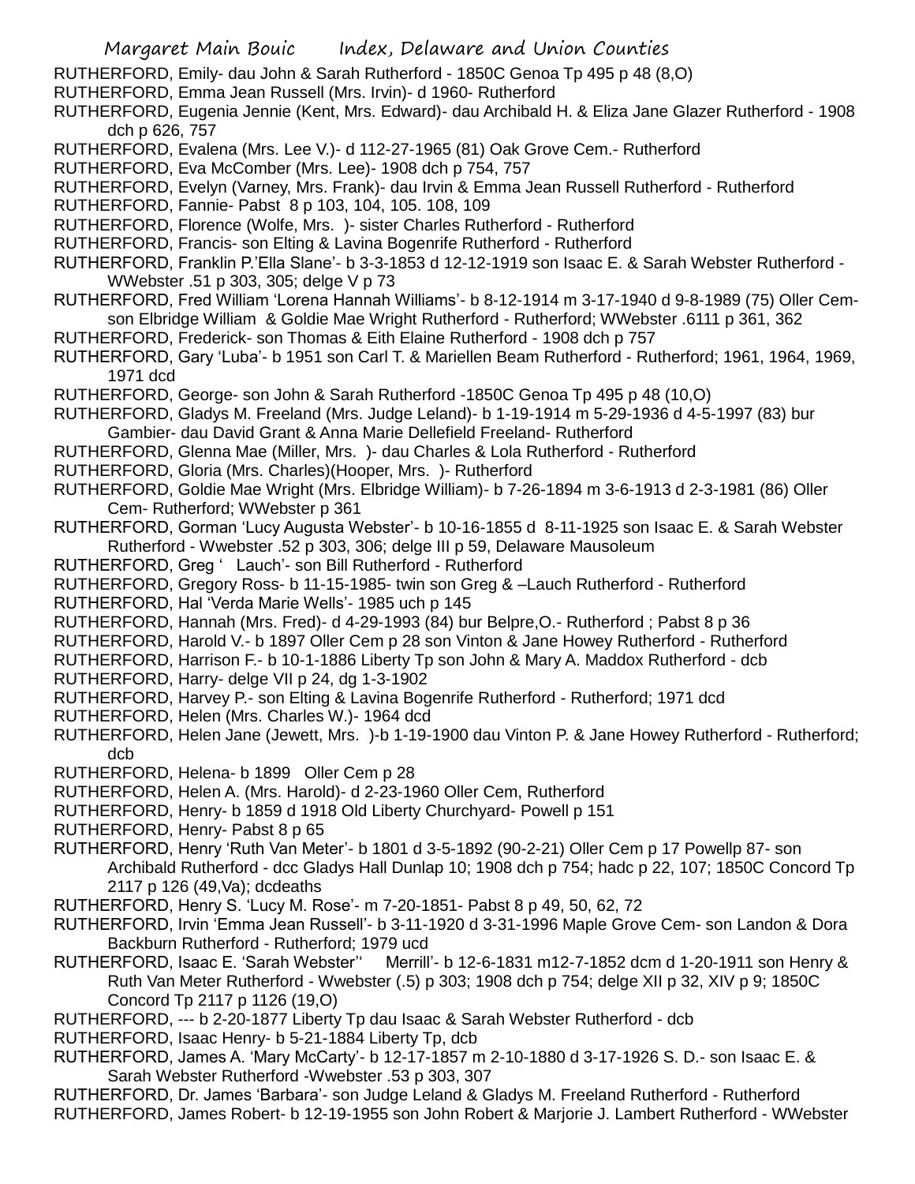RUTHERFORD, Emily- dau John & Sarah Rutherford - 1850C Genoa Tp 495 p 48 (8,O)

RUTHERFORD, Emma Jean Russell (Mrs. Irvin)- d 1960- Rutherford

RUTHERFORD, Eugenia Jennie (Kent, Mrs. Edward)- dau Archibald H. & Eliza Jane Glazer Rutherford - 1908 dch p 626, 757

RUTHERFORD, Evalena (Mrs. Lee V.)- d 112-27-1965 (81) Oak Grove Cem.- Rutherford

RUTHERFORD, Eva McComber (Mrs. Lee)- 1908 dch p 754, 757

RUTHERFORD, Evelyn (Varney, Mrs. Frank)- dau Irvin & Emma Jean Russell Rutherford - Rutherford

RUTHERFORD, Fannie- Pabst 8 p 103, 104, 105. 108, 109

RUTHERFORD, Florence (Wolfe, Mrs. )- sister Charles Rutherford - Rutherford

RUTHERFORD, Francis- son Elting & Lavina Bogenrife Rutherford - Rutherford

RUTHERFORD, Franklin P.'Ella Slane'- b 3-3-1853 d 12-12-1919 son Isaac E. & Sarah Webster Rutherford - WWebster .51 p 303, 305; delge V p 73

RUTHERFORD, Fred William 'Lorena Hannah Williams'- b 8-12-1914 m 3-17-1940 d 9-8-1989 (75) Oller Cem- son Elbridge William & Goldie Mae Wright Rutherford - Rutherford; WWebster .6111 p 361, 362

RUTHERFORD, Frederick- son Thomas & Eith Elaine Rutherford - 1908 dch p 757

RUTHERFORD, Gary 'Luba'- b 1951 son Carl T. & Mariellen Beam Rutherford - Rutherford; 1961, 1964, 1969, 1971 dcd

RUTHERFORD, George- son John & Sarah Rutherford -1850C Genoa Tp 495 p 48 (10,O)

RUTHERFORD, Gladys M. Freeland (Mrs. Judge Leland)- b 1-19-1914 m 5-29-1936 d 4-5-1997 (83) bur Gambier- dau David Grant & Anna Marie Dellefield Freeland- Rutherford

RUTHERFORD, Glenna Mae (Miller, Mrs. )- dau Charles & Lola Rutherford - Rutherford

RUTHERFORD, Gloria (Mrs. Charles)(Hooper, Mrs. )- Rutherford

RUTHERFORD, Goldie Mae Wright (Mrs. Elbridge William)- b 7-26-1894 m 3-6-1913 d 2-3-1981 (86) Oller Cem- Rutherford; WWebster p 361

RUTHERFORD, Gorman 'Lucy Augusta Webster'- b 10-16-1855 d 8-11-1925 son Isaac E. & Sarah Webster Rutherford - Wwebster .52 p 303, 306; delge III p 59, Delaware Mausoleum

RUTHERFORD, Greg ' Lauch'- son Bill Rutherford - Rutherford

RUTHERFORD, Gregory Ross- b 11-15-1985- twin son Greg & –Lauch Rutherford - Rutherford

RUTHERFORD, Hal 'Verda Marie Wells'- 1985 uch p 145

RUTHERFORD, Hannah (Mrs. Fred)- d 4-29-1993 (84) bur Belpre,O.- Rutherford ; Pabst 8 p 36

RUTHERFORD, Harold V.- b 1897 Oller Cem p 28 son Vinton & Jane Howey Rutherford - Rutherford

RUTHERFORD, Harrison F.- b 10-1-1886 Liberty Tp son John & Mary A. Maddox Rutherford - dcb

RUTHERFORD, Harry- delge VII p 24, dg 1-3-1902

RUTHERFORD, Harvey P.- son Elting & Lavina Bogenrife Rutherford - Rutherford; 1971 dcd

RUTHERFORD, Helen (Mrs. Charles W.)- 1964 dcd

RUTHERFORD, Helen Jane (Jewett, Mrs. )-b 1-19-1900 dau Vinton P. & Jane Howey Rutherford - Rutherford; dcb

RUTHERFORD, Helena- b 1899 Oller Cem p 28

RUTHERFORD, Helen A. (Mrs. Harold)- d 2-23-1960 Oller Cem, Rutherford

RUTHERFORD, Henry- b 1859 d 1918 Old Liberty Churchyard- Powell p 151

RUTHERFORD, Henry- Pabst 8 p 65

RUTHERFORD, Henry 'Ruth Van Meter'- b 1801 d 3-5-1892 (90-2-21) Oller Cem p 17 Powellp 87- son Archibald Rutherford - dcc Gladys Hall Dunlap 10; 1908 dch p 754; hadc p 22, 107; 1850C Concord Tp 2117 p 126 (49,Va); dcdeaths

RUTHERFORD, Henry S. 'Lucy M. Rose'- m 7-20-1851- Pabst 8 p 49, 50, 62, 72

RUTHERFORD, Irvin 'Emma Jean Russell'- b 3-11-1920 d 3-31-1996 Maple Grove Cem- son Landon & Dora Backburn Rutherford - Rutherford; 1979 ucd

RUTHERFORD, Isaac E. 'Sarah Webster'' Merrill'- b 12-6-1831 m12-7-1852 dcm d 1-20-1911 son Henry & Ruth Van Meter Rutherford - Wwebster (.5) p 303; 1908 dch p 754; delge XII p 32, XIV p 9; 1850C Concord Tp 2117 p 1126 (19,O)

RUTHERFORD, --- b 2-20-1877 Liberty Tp dau Isaac & Sarah Webster Rutherford - dcb

RUTHERFORD, Isaac Henry- b 5-21-1884 Liberty Tp, dcb

RUTHERFORD, James A. 'Mary McCarty'- b 12-17-1857 m 2-10-1880 d 3-17-1926 S. D.- son Isaac E. & Sarah Webster Rutherford -Wwebster .53 p 303, 307

RUTHERFORD, Dr. James 'Barbara'- son Judge Leland & Gladys M. Freeland Rutherford - Rutherford

RUTHERFORD, James Robert- b 12-19-1955 son John Robert & Marjorie J. Lambert Rutherford - WWebster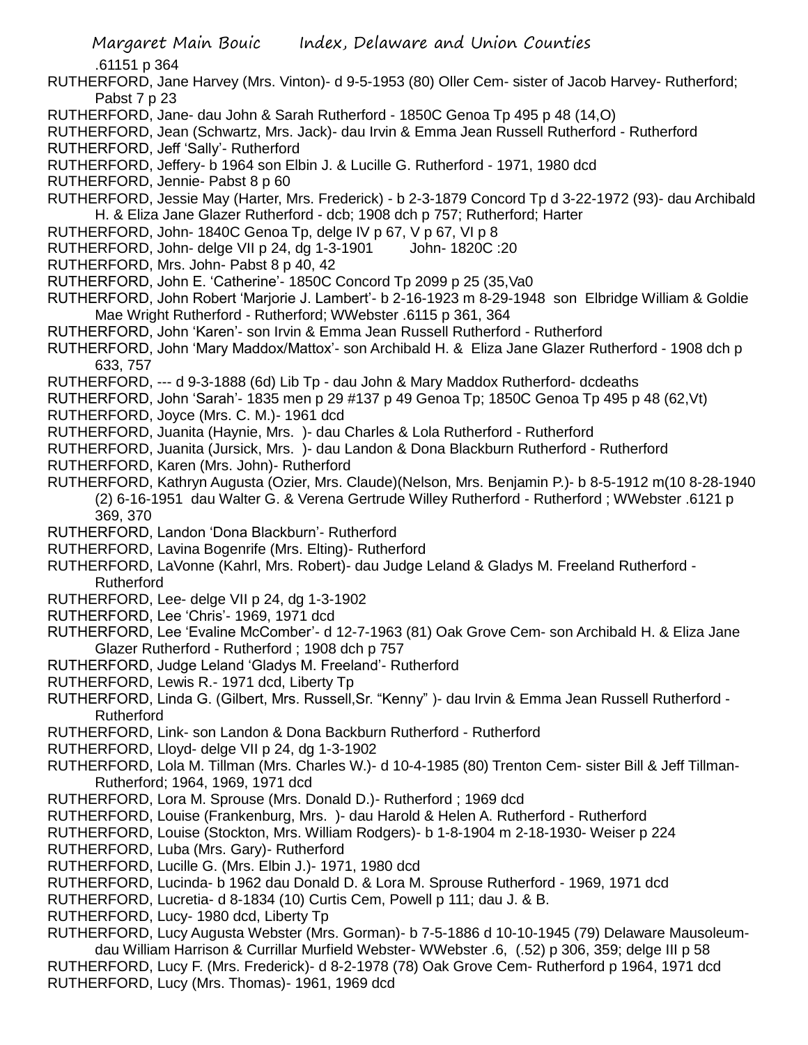.61151 p 364

RUTHERFORD, Jane Harvey (Mrs. Vinton)- d 9-5-1953 (80) Oller Cem- sister of Jacob Harvey- Rutherford; Pabst 7 p 23

RUTHERFORD, Jane- dau John & Sarah Rutherford - 1850C Genoa Tp 495 p 48 (14,O)

RUTHERFORD, Jean (Schwartz, Mrs. Jack)- dau Irvin & Emma Jean Russell Rutherford - Rutherford

RUTHERFORD, Jeff 'Sally'- Rutherford

RUTHERFORD, Jeffery- b 1964 son Elbin J. & Lucille G. Rutherford - 1971, 1980 dcd

RUTHERFORD, Jennie- Pabst 8 p 60

RUTHERFORD, Jessie May (Harter, Mrs. Frederick) - b 2-3-1879 Concord Tp d 3-22-1972 (93)- dau Archibald H. & Eliza Jane Glazer Rutherford - dcb; 1908 dch p 757; Rutherford; Harter

RUTHERFORD, John- 1840C Genoa Tp, delge IV p 67, V p 67, VI p 8

RUTHERFORD, John- delge VII p 24, dg 1-3-1901 John- 1820C :20

RUTHERFORD, Mrs. John- Pabst 8 p 40, 42

RUTHERFORD, John E. 'Catherine'- 1850C Concord Tp 2099 p 25 (35,Va0

RUTHERFORD, John Robert 'Marjorie J. Lambert'- b 2-16-1923 m 8-29-1948 son Elbridge William & Goldie Mae Wright Rutherford - Rutherford; WWebster .6115 p 361, 364

RUTHERFORD, John 'Karen'- son Irvin & Emma Jean Russell Rutherford - Rutherford

RUTHERFORD, John 'Mary Maddox/Mattox'- son Archibald H. & Eliza Jane Glazer Rutherford - 1908 dch p 633, 757

RUTHERFORD, --- d 9-3-1888 (6d) Lib Tp - dau John & Mary Maddox Rutherford- dcdeaths

RUTHERFORD, John 'Sarah'- 1835 men p 29 #137 p 49 Genoa Tp; 1850C Genoa Tp 495 p 48 (62,Vt)

RUTHERFORD, Joyce (Mrs. C. M.)- 1961 dcd

RUTHERFORD, Juanita (Haynie, Mrs. )- dau Charles & Lola Rutherford - Rutherford

RUTHERFORD, Juanita (Jursick, Mrs. )- dau Landon & Dona Blackburn Rutherford - Rutherford

RUTHERFORD, Karen (Mrs. John)- Rutherford

RUTHERFORD, Kathryn Augusta (Ozier, Mrs. Claude)(Nelson, Mrs. Benjamin P.)- b 8-5-1912 m(10 8-28-1940 (2) 6-16-1951 dau Walter G. & Verena Gertrude Willey Rutherford - Rutherford ; WWebster .6121 p 369, 370

RUTHERFORD, Landon 'Dona Blackburn'- Rutherford

RUTHERFORD, Lavina Bogenrife (Mrs. Elting)- Rutherford

RUTHERFORD, LaVonne (Kahrl, Mrs. Robert)- dau Judge Leland & Gladys M. Freeland Rutherford - Rutherford

RUTHERFORD, Lee- delge VII p 24, dg 1-3-1902

RUTHERFORD, Lee 'Chris'- 1969, 1971 dcd

RUTHERFORD, Lee 'Evaline McComber'- d 12-7-1963 (81) Oak Grove Cem- son Archibald H. & Eliza Jane Glazer Rutherford - Rutherford ; 1908 dch p 757

RUTHERFORD, Judge Leland 'Gladys M. Freeland'- Rutherford

RUTHERFORD, Lewis R.- 1971 dcd, Liberty Tp

RUTHERFORD, Linda G. (Gilbert, Mrs. Russell,Sr. "Kenny" )- dau Irvin & Emma Jean Russell Rutherford - Rutherford

RUTHERFORD, Link- son Landon & Dona Backburn Rutherford - Rutherford

RUTHERFORD, Lloyd- delge VII p 24, dg 1-3-1902

RUTHERFORD, Lola M. Tillman (Mrs. Charles W.)- d 10-4-1985 (80) Trenton Cem- sister Bill & Jeff Tillman- Rutherford; 1964, 1969, 1971 dcd

RUTHERFORD, Lora M. Sprouse (Mrs. Donald D.)- Rutherford ; 1969 dcd

RUTHERFORD, Louise (Frankenburg, Mrs. )- dau Harold & Helen A. Rutherford - Rutherford

RUTHERFORD, Louise (Stockton, Mrs. William Rodgers)- b 1-8-1904 m 2-18-1930- Weiser p 224

RUTHERFORD, Luba (Mrs. Gary)- Rutherford

RUTHERFORD, Lucille G. (Mrs. Elbin J.)- 1971, 1980 dcd

RUTHERFORD, Lucinda- b 1962 dau Donald D. & Lora M. Sprouse Rutherford - 1969, 1971 dcd

RUTHERFORD, Lucretia- d 8-1834 (10) Curtis Cem, Powell p 111; dau J. & B.

RUTHERFORD, Lucy- 1980 dcd, Liberty Tp

RUTHERFORD, Lucy Augusta Webster (Mrs. Gorman)- b 7-5-1886 d 10-10-1945 (79) Delaware Mausoleum- dau William Harrison & Currillar Murfield Webster- WWebster .6, (.52) p 306, 359; delge III p 58

RUTHERFORD, Lucy F. (Mrs. Frederick)- d 8-2-1978 (78) Oak Grove Cem- Rutherford p 1964, 1971 dcd

RUTHERFORD, Lucy (Mrs. Thomas)- 1961, 1969 dcd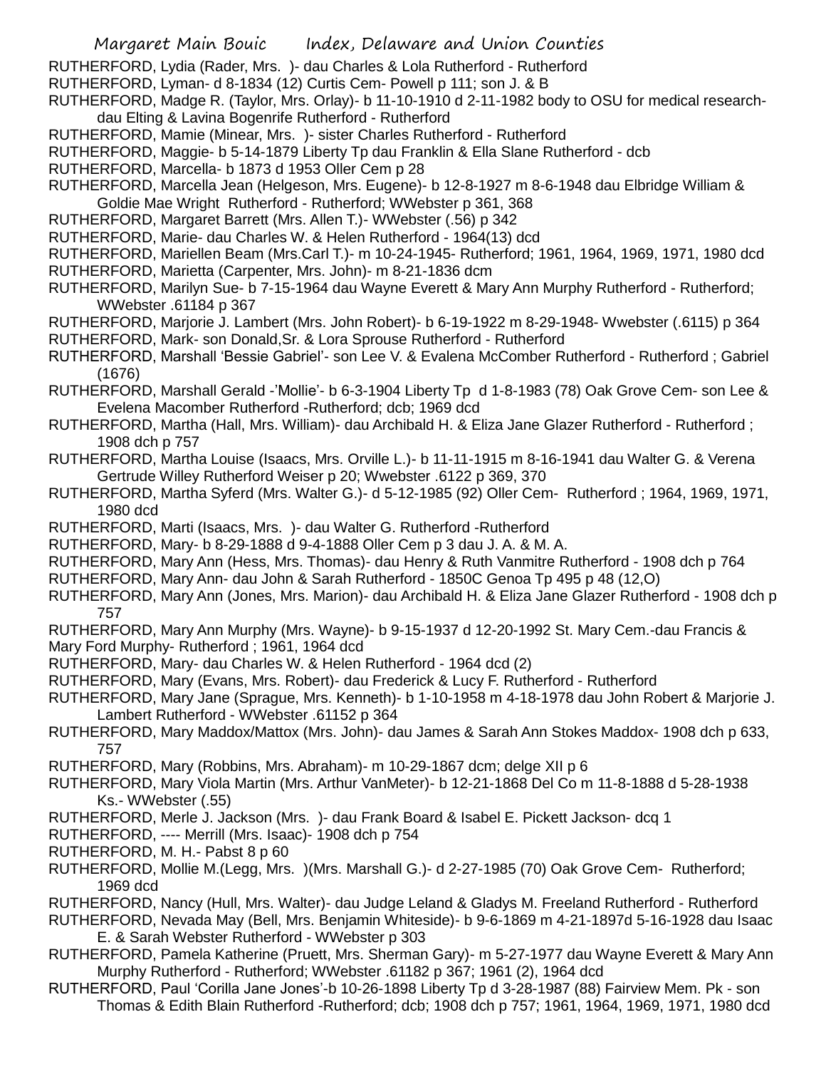RUTHERFORD, Lydia (Rader, Mrs. )- dau Charles & Lola Rutherford - Rutherford

RUTHERFORD, Lyman- d 8-1834 (12) Curtis Cem- Powell p 111; son J. & B

RUTHERFORD, Madge R. (Taylor, Mrs. Orlay)- b 11-10-1910 d 2-11-1982 body to OSU for medical research- dau Elting & Lavina Bogenrife Rutherford - Rutherford

RUTHERFORD, Mamie (Minear, Mrs. )- sister Charles Rutherford - Rutherford

RUTHERFORD, Maggie- b 5-14-1879 Liberty Tp dau Franklin & Ella Slane Rutherford - dcb

RUTHERFORD, Marcella- b 1873 d 1953 Oller Cem p 28

RUTHERFORD, Marcella Jean (Helgeson, Mrs. Eugene)- b 12-8-1927 m 8-6-1948 dau Elbridge William & Goldie Mae Wright Rutherford - Rutherford; WWebster p 361, 368

RUTHERFORD, Margaret Barrett (Mrs. Allen T.)- WWebster (.56) p 342

RUTHERFORD, Marie- dau Charles W. & Helen Rutherford - 1964(13) dcd

RUTHERFORD, Mariellen Beam (Mrs.Carl T.)- m 10-24-1945- Rutherford; 1961, 1964, 1969, 1971, 1980 dcd

RUTHERFORD, Marietta (Carpenter, Mrs. John)- m 8-21-1836 dcm

RUTHERFORD, Marilyn Sue- b 7-15-1964 dau Wayne Everett & Mary Ann Murphy Rutherford - Rutherford; WWebster .61184 p 367

RUTHERFORD, Marjorie J. Lambert (Mrs. John Robert)- b 6-19-1922 m 8-29-1948- Wwebster (.6115) p 364

RUTHERFORD, Mark- son Donald,Sr. & Lora Sprouse Rutherford - Rutherford

RUTHERFORD, Marshall 'Bessie Gabriel'- son Lee V. & Evalena McComber Rutherford - Rutherford ; Gabriel (1676)

RUTHERFORD, Marshall Gerald -'Mollie'- b 6-3-1904 Liberty Tp d 1-8-1983 (78) Oak Grove Cem- son Lee & Evelena Macomber Rutherford -Rutherford; dcb; 1969 dcd

RUTHERFORD, Martha (Hall, Mrs. William)- dau Archibald H. & Eliza Jane Glazer Rutherford - Rutherford ; 1908 dch p 757

RUTHERFORD, Martha Louise (Isaacs, Mrs. Orville L.)- b 11-11-1915 m 8-16-1941 dau Walter G. & Verena Gertrude Willey Rutherford Weiser p 20; Wwebster .6122 p 369, 370

RUTHERFORD, Martha Syferd (Mrs. Walter G.)- d 5-12-1985 (92) Oller Cem- Rutherford ; 1964, 1969, 1971, 1980 dcd

RUTHERFORD, Marti (Isaacs, Mrs. )- dau Walter G. Rutherford -Rutherford

RUTHERFORD, Mary- b 8-29-1888 d 9-4-1888 Oller Cem p 3 dau J. A. & M. A.

RUTHERFORD, Mary Ann (Hess, Mrs. Thomas)- dau Henry & Ruth Vanmitre Rutherford - 1908 dch p 764

RUTHERFORD, Mary Ann- dau John & Sarah Rutherford - 1850C Genoa Tp 495 p 48 (12,O)

RUTHERFORD, Mary Ann (Jones, Mrs. Marion)- dau Archibald H. & Eliza Jane Glazer Rutherford - 1908 dch p 757

RUTHERFORD, Mary Ann Murphy (Mrs. Wayne)- b 9-15-1937 d 12-20-1992 St. Mary Cem.-dau Francis & Mary Ford Murphy- Rutherford ; 1961, 1964 dcd

RUTHERFORD, Mary- dau Charles W. & Helen Rutherford - 1964 dcd (2)

RUTHERFORD, Mary (Evans, Mrs. Robert)- dau Frederick & Lucy F. Rutherford - Rutherford

RUTHERFORD, Mary Jane (Sprague, Mrs. Kenneth)- b 1-10-1958 m 4-18-1978 dau John Robert & Marjorie J. Lambert Rutherford - WWebster .61152 p 364

RUTHERFORD, Mary Maddox/Mattox (Mrs. John)- dau James & Sarah Ann Stokes Maddox- 1908 dch p 633, 757

RUTHERFORD, Mary (Robbins, Mrs. Abraham)- m 10-29-1867 dcm; delge XII p 6

RUTHERFORD, Mary Viola Martin (Mrs. Arthur VanMeter)- b 12-21-1868 Del Co m 11-8-1888 d 5-28-1938 Ks.- WWebster (.55)

RUTHERFORD, Merle J. Jackson (Mrs. )- dau Frank Board & Isabel E. Pickett Jackson- dcq 1

RUTHERFORD, ---- Merrill (Mrs. Isaac)- 1908 dch p 754

RUTHERFORD, M. H.- Pabst 8 p 60

RUTHERFORD, Mollie M.(Legg, Mrs. )(Mrs. Marshall G.)- d 2-27-1985 (70) Oak Grove Cem- Rutherford; 1969 dcd

RUTHERFORD, Nancy (Hull, Mrs. Walter)- dau Judge Leland & Gladys M. Freeland Rutherford - Rutherford

RUTHERFORD, Nevada May (Bell, Mrs. Benjamin Whiteside)- b 9-6-1869 m 4-21-1897d 5-16-1928 dau Isaac E. & Sarah Webster Rutherford - WWebster p 303

RUTHERFORD, Pamela Katherine (Pruett, Mrs. Sherman Gary)- m 5-27-1977 dau Wayne Everett & Mary Ann Murphy Rutherford - Rutherford; WWebster .61182 p 367; 1961 (2), 1964 dcd

RUTHERFORD, Paul 'Corilla Jane Jones'-b 10-26-1898 Liberty Tp d 3-28-1987 (88) Fairview Mem. Pk - son Thomas & Edith Blain Rutherford -Rutherford; dcb; 1908 dch p 757; 1961, 1964, 1969, 1971, 1980 dcd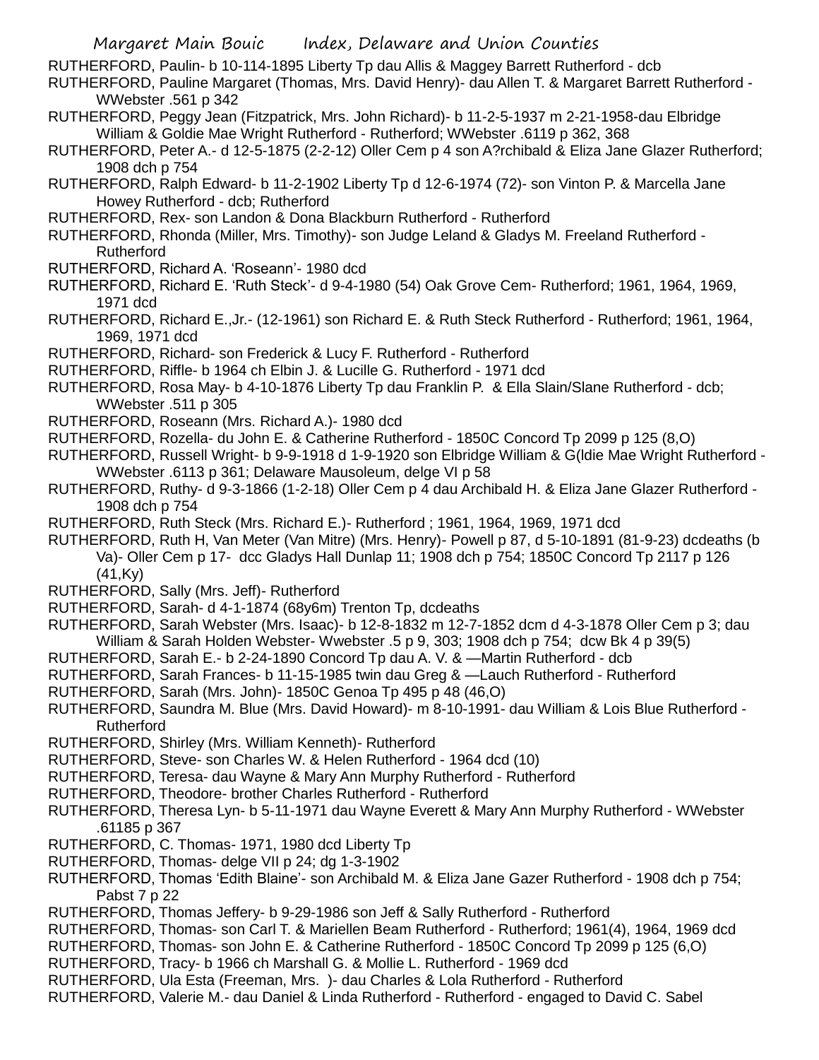RUTHERFORD, Paulin- b 10-114-1895 Liberty Tp dau Allis & Maggey Barrett Rutherford - dcb

RUTHERFORD, Pauline Margaret (Thomas, Mrs. David Henry)- dau Allen T. & Margaret Barrett Rutherford - WWebster .561 p 342

RUTHERFORD, Peggy Jean (Fitzpatrick, Mrs. John Richard)- b 11-2-5-1937 m 2-21-1958-dau Elbridge William & Goldie Mae Wright Rutherford - Rutherford; WWebster .6119 p 362, 368

RUTHERFORD, Peter A.- d 12-5-1875 (2-2-12) Oller Cem p 4 son A?rchibald & Eliza Jane Glazer Rutherford; 1908 dch p 754

RUTHERFORD, Ralph Edward- b 11-2-1902 Liberty Tp d 12-6-1974 (72)- son Vinton P. & Marcella Jane Howey Rutherford - dcb; Rutherford

RUTHERFORD, Rex- son Landon & Dona Blackburn Rutherford - Rutherford

RUTHERFORD, Rhonda (Miller, Mrs. Timothy)- son Judge Leland & Gladys M. Freeland Rutherford - Rutherford

RUTHERFORD, Richard A. 'Roseann'- 1980 dcd

RUTHERFORD, Richard E. 'Ruth Steck'- d 9-4-1980 (54) Oak Grove Cem- Rutherford; 1961, 1964, 1969, 1971 dcd

RUTHERFORD, Richard E.,Jr.- (12-1961) son Richard E. & Ruth Steck Rutherford - Rutherford; 1961, 1964, 1969, 1971 dcd

RUTHERFORD, Richard- son Frederick & Lucy F. Rutherford - Rutherford

RUTHERFORD, Riffle- b 1964 ch Elbin J. & Lucille G. Rutherford - 1971 dcd

RUTHERFORD, Rosa May- b 4-10-1876 Liberty Tp dau Franklin P. & Ella Slain/Slane Rutherford - dcb; WWebster .511 p 305

RUTHERFORD, Roseann (Mrs. Richard A.)- 1980 dcd

RUTHERFORD, Rozella- du John E. & Catherine Rutherford - 1850C Concord Tp 2099 p 125 (8,O)

RUTHERFORD, Russell Wright- b 9-9-1918 d 1-9-1920 son Elbridge William & G(ldie Mae Wright Rutherford - WWebster .6113 p 361; Delaware Mausoleum, delge VI p 58

RUTHERFORD, Ruthy- d 9-3-1866 (1-2-18) Oller Cem p 4 dau Archibald H. & Eliza Jane Glazer Rutherford - 1908 dch p 754

RUTHERFORD, Ruth Steck (Mrs. Richard E.)- Rutherford ; 1961, 1964, 1969, 1971 dcd

RUTHERFORD, Ruth H, Van Meter (Van Mitre) (Mrs. Henry)- Powell p 87, d 5-10-1891 (81-9-23) dcdeaths (b Va)- Oller Cem p 17- dcc Gladys Hall Dunlap 11; 1908 dch p 754; 1850C Concord Tp 2117 p 126 (41,Ky)

RUTHERFORD, Sally (Mrs. Jeff)- Rutherford

RUTHERFORD, Sarah- d 4-1-1874 (68y6m) Trenton Tp, dcdeaths

RUTHERFORD, Sarah Webster (Mrs. Isaac)- b 12-8-1832 m 12-7-1852 dcm d 4-3-1878 Oller Cem p 3; dau William & Sarah Holden Webster- Wwebster .5 p 9, 303; 1908 dch p 754; dcw Bk 4 p 39(5)

RUTHERFORD, Sarah E.- b 2-24-1890 Concord Tp dau A. V. & —Martin Rutherford - dcb

RUTHERFORD, Sarah Frances- b 11-15-1985 twin dau Greg & —Lauch Rutherford - Rutherford

RUTHERFORD, Sarah (Mrs. John)- 1850C Genoa Tp 495 p 48 (46,O)

RUTHERFORD, Saundra M. Blue (Mrs. David Howard)- m 8-10-1991- dau William & Lois Blue Rutherford - Rutherford

RUTHERFORD, Shirley (Mrs. William Kenneth)- Rutherford

RUTHERFORD, Steve- son Charles W. & Helen Rutherford - 1964 dcd (10)

RUTHERFORD, Teresa- dau Wayne & Mary Ann Murphy Rutherford - Rutherford

RUTHERFORD, Theodore- brother Charles Rutherford - Rutherford

RUTHERFORD, Theresa Lyn- b 5-11-1971 dau Wayne Everett & Mary Ann Murphy Rutherford - WWebster .61185 p 367

RUTHERFORD, C. Thomas- 1971, 1980 dcd Liberty Tp

RUTHERFORD, Thomas- delge VII p 24; dg 1-3-1902

RUTHERFORD, Thomas 'Edith Blaine'- son Archibald M. & Eliza Jane Gazer Rutherford - 1908 dch p 754; Pabst 7 p 22

RUTHERFORD, Thomas Jeffery- b 9-29-1986 son Jeff & Sally Rutherford - Rutherford

RUTHERFORD, Thomas- son Carl T. & Mariellen Beam Rutherford - Rutherford; 1961(4), 1964, 1969 dcd

RUTHERFORD, Thomas- son John E. & Catherine Rutherford - 1850C Concord Tp 2099 p 125 (6,O)

RUTHERFORD, Tracy- b 1966 ch Marshall G. & Mollie L. Rutherford - 1969 dcd

RUTHERFORD, Ula Esta (Freeman, Mrs. )- dau Charles & Lola Rutherford - Rutherford

RUTHERFORD, Valerie M.- dau Daniel & Linda Rutherford - Rutherford - engaged to David C. Sabel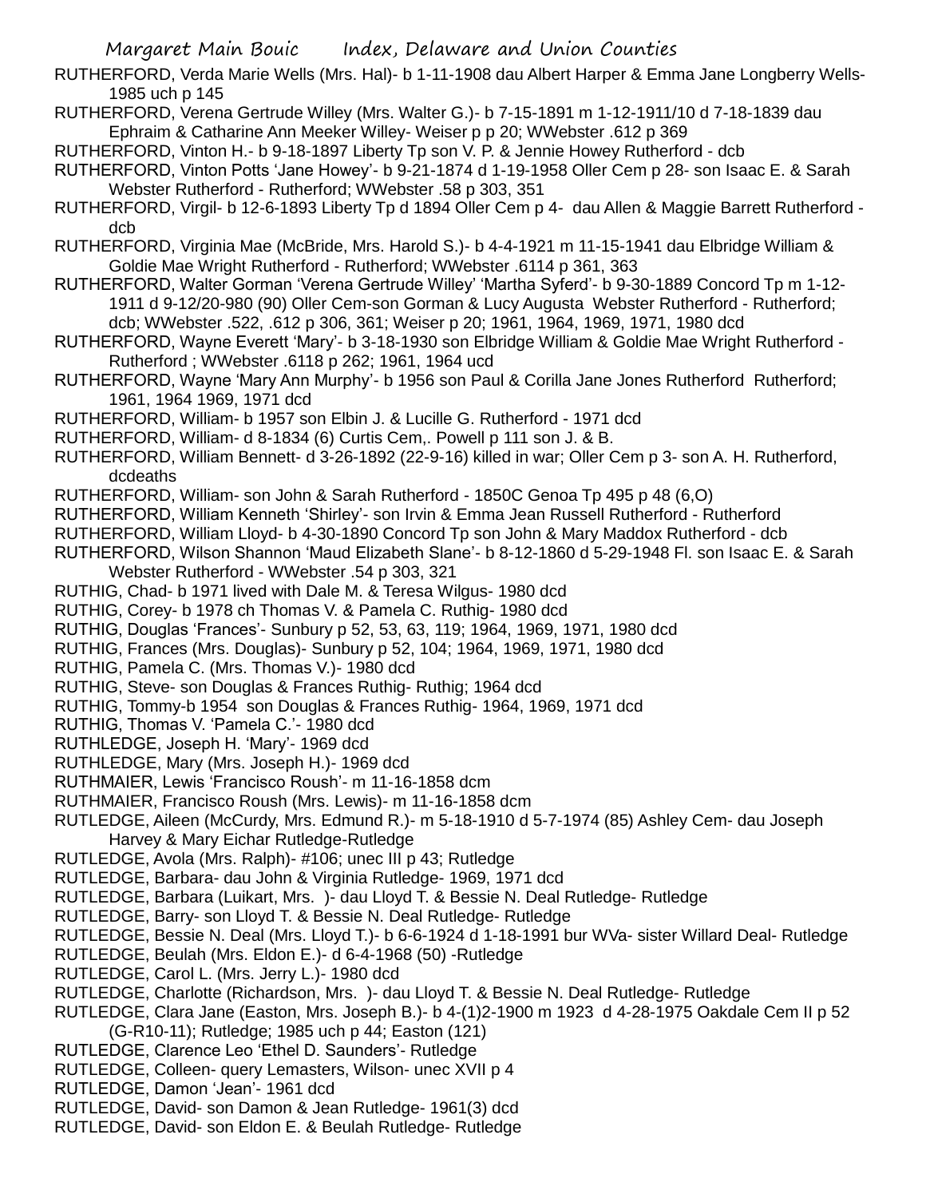RUTHERFORD, Verda Marie Wells (Mrs. Hal)- b 1-11-1908 dau Albert Harper & Emma Jane Longberry Wells- 1985 uch p 145

RUTHERFORD, Verena Gertrude Willey (Mrs. Walter G.)- b 7-15-1891 m 1-12-1911/10 d 7-18-1839 dau Ephraim & Catharine Ann Meeker Willey- Weiser p p 20; WWebster .612 p 369

RUTHERFORD, Vinton H.- b 9-18-1897 Liberty Tp son V. P. & Jennie Howey Rutherford - dcb

RUTHERFORD, Vinton Potts 'Jane Howey'- b 9-21-1874 d 1-19-1958 Oller Cem p 28- son Isaac E. & Sarah Webster Rutherford - Rutherford; WWebster .58 p 303, 351

RUTHERFORD, Virgil- b 12-6-1893 Liberty Tp d 1894 Oller Cem p 4- dau Allen & Maggie Barrett Rutherford - dcb

RUTHERFORD, Virginia Mae (McBride, Mrs. Harold S.)- b 4-4-1921 m 11-15-1941 dau Elbridge William & Goldie Mae Wright Rutherford - Rutherford; WWebster .6114 p 361, 363

RUTHERFORD, Walter Gorman 'Verena Gertrude Willey' 'Martha Syferd'- b 9-30-1889 Concord Tp m 1-12-1911 d 9-12/20-980 (90) Oller Cem-son Gorman & Lucy Augusta Webster Rutherford - Rutherford; dcb; WWebster .522, .612 p 306, 361; Weiser p 20; 1961, 1964, 1969, 1971, 1980 dcd

RUTHERFORD, Wayne Everett 'Mary'- b 3-18-1930 son Elbridge William & Goldie Mae Wright Rutherford - Rutherford ; WWebster .6118 p 262; 1961, 1964 ucd

RUTHERFORD, Wayne 'Mary Ann Murphy'- b 1956 son Paul & Corilla Jane Jones Rutherford Rutherford; 1961, 1964 1969, 1971 dcd

RUTHERFORD, William- b 1957 son Elbin J. & Lucille G. Rutherford - 1971 dcd

RUTHERFORD, William- d 8-1834 (6) Curtis Cem,. Powell p 111 son J. & B.

RUTHERFORD, William Bennett- d 3-26-1892 (22-9-16) killed in war; Oller Cem p 3- son A. H. Rutherford, dcdeaths

RUTHERFORD, William- son John & Sarah Rutherford - 1850C Genoa Tp 495 p 48 (6,O)

RUTHERFORD, William Kenneth 'Shirley'- son Irvin & Emma Jean Russell Rutherford - Rutherford

RUTHERFORD, William Lloyd- b 4-30-1890 Concord Tp son John & Mary Maddox Rutherford - dcb

RUTHERFORD, Wilson Shannon 'Maud Elizabeth Slane'- b 8-12-1860 d 5-29-1948 Fl. son Isaac E. & Sarah Webster Rutherford - WWebster .54 p 303, 321

RUTHIG, Chad- b 1971 lived with Dale M. & Teresa Wilgus- 1980 dcd

RUTHIG, Corey- b 1978 ch Thomas V. & Pamela C. Ruthig- 1980 dcd

RUTHIG, Douglas 'Frances'- Sunbury p 52, 53, 63, 119; 1964, 1969, 1971, 1980 dcd

RUTHIG, Frances (Mrs. Douglas)- Sunbury p 52, 104; 1964, 1969, 1971, 1980 dcd

RUTHIG, Pamela C. (Mrs. Thomas V.)- 1980 dcd

RUTHIG, Steve- son Douglas & Frances Ruthig- Ruthig; 1964 dcd

RUTHIG, Tommy-b 1954 son Douglas & Frances Ruthig- 1964, 1969, 1971 dcd

RUTHIG, Thomas V. 'Pamela C.'- 1980 dcd

RUTHLEDGE, Joseph H. 'Mary'- 1969 dcd

RUTHLEDGE, Mary (Mrs. Joseph H.)- 1969 dcd

RUTHMAIER, Lewis 'Francisco Roush'- m 11-16-1858 dcm

RUTHMAIER, Francisco Roush (Mrs. Lewis)- m 11-16-1858 dcm

RUTLEDGE, Aileen (McCurdy, Mrs. Edmund R.)- m 5-18-1910 d 5-7-1974 (85) Ashley Cem- dau Joseph Harvey & Mary Eichar Rutledge-Rutledge

RUTLEDGE, Avola (Mrs. Ralph)- #106; unec III p 43; Rutledge

RUTLEDGE, Barbara- dau John & Virginia Rutledge- 1969, 1971 dcd

RUTLEDGE, Barbara (Luikart, Mrs. )- dau Lloyd T. & Bessie N. Deal Rutledge- Rutledge

RUTLEDGE, Barry- son Lloyd T. & Bessie N. Deal Rutledge- Rutledge

RUTLEDGE, Bessie N. Deal (Mrs. Lloyd T.)- b 6-6-1924 d 1-18-1991 bur WVa- sister Willard Deal- Rutledge

RUTLEDGE, Beulah (Mrs. Eldon E.)- d 6-4-1968 (50) -Rutledge

RUTLEDGE, Carol L. (Mrs. Jerry L.)- 1980 dcd

RUTLEDGE, Charlotte (Richardson, Mrs. )- dau Lloyd T. & Bessie N. Deal Rutledge- Rutledge

RUTLEDGE, Clara Jane (Easton, Mrs. Joseph B.)- b 4-(1)2-1900 m 1923 d 4-28-1975 Oakdale Cem II p 52 (G-R10-11); Rutledge; 1985 uch p 44; Easton (121)

RUTLEDGE, Clarence Leo 'Ethel D. Saunders'- Rutledge

RUTLEDGE, Colleen- query Lemasters, Wilson- unec XVII p 4

RUTLEDGE, Damon 'Jean'- 1961 dcd

RUTLEDGE, David- son Damon & Jean Rutledge- 1961(3) dcd

RUTLEDGE, David- son Eldon E. & Beulah Rutledge- Rutledge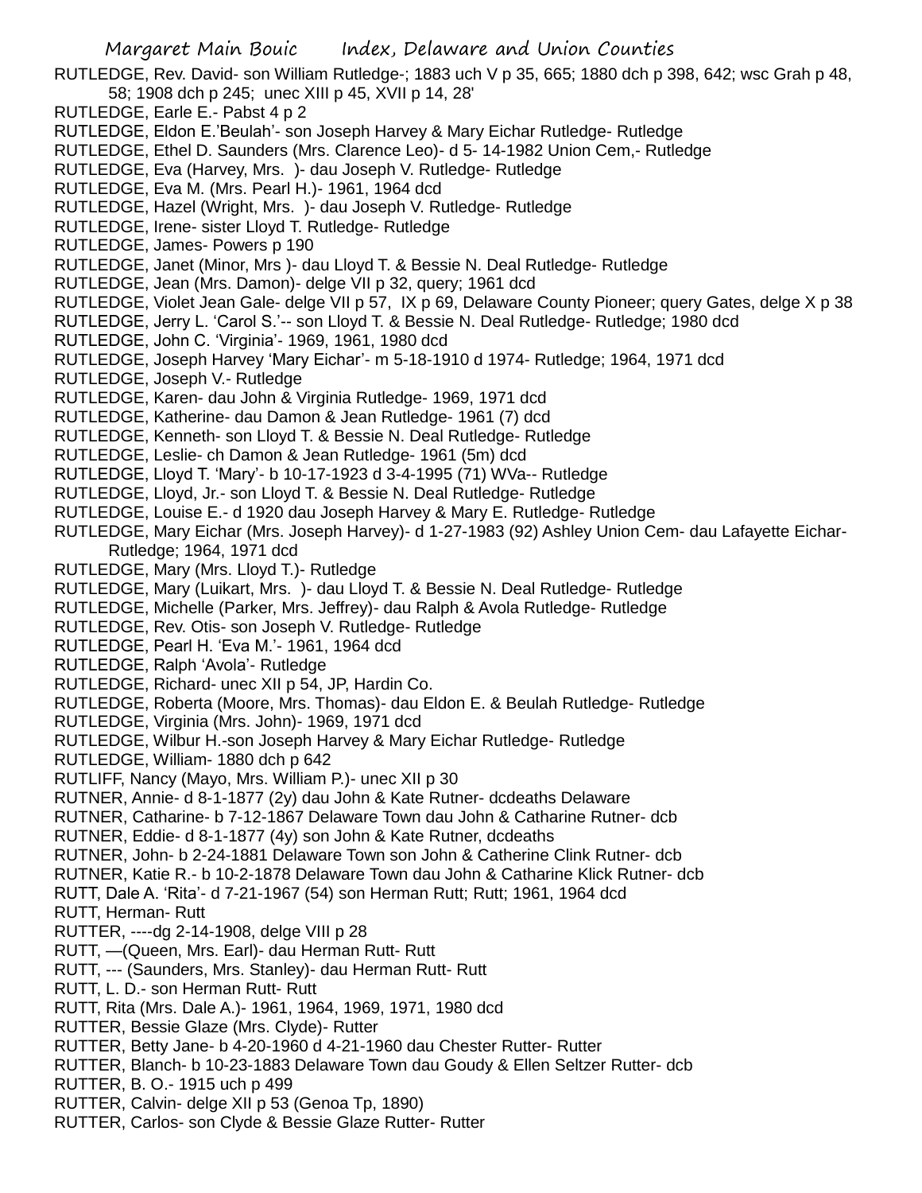RUTLEDGE, Rev. David- son William Rutledge-; 1883 uch V p 35, 665; 1880 dch p 398, 642; wsc Grah p 48, 58; 1908 dch p 245; unec XIII p 45, XVII p 14, 28'

RUTLEDGE, Earle E.- Pabst 4 p 2

RUTLEDGE, Eldon E.'Beulah'- son Joseph Harvey & Mary Eichar Rutledge- Rutledge

RUTLEDGE, Ethel D. Saunders (Mrs. Clarence Leo)- d 5- 14-1982 Union Cem,- Rutledge

RUTLEDGE, Eva (Harvey, Mrs. )- dau Joseph V. Rutledge- Rutledge

RUTLEDGE, Eva M. (Mrs. Pearl H.)- 1961, 1964 dcd

RUTLEDGE, Hazel (Wright, Mrs. )- dau Joseph V. Rutledge- Rutledge

RUTLEDGE, Irene- sister Lloyd T. Rutledge- Rutledge

RUTLEDGE, James- Powers p 190

RUTLEDGE, Janet (Minor, Mrs )- dau Lloyd T. & Bessie N. Deal Rutledge- Rutledge

RUTLEDGE, Jean (Mrs. Damon)- delge VII p 32, query; 1961 dcd

RUTLEDGE, Violet Jean Gale- delge VII p 57, IX p 69, Delaware County Pioneer; query Gates, delge X p 38

RUTLEDGE, Jerry L. 'Carol S.'-- son Lloyd T. & Bessie N. Deal Rutledge- Rutledge; 1980 dcd

RUTLEDGE, John C. 'Virginia'- 1969, 1961, 1980 dcd

RUTLEDGE, Joseph Harvey 'Mary Eichar'- m 5-18-1910 d 1974- Rutledge; 1964, 1971 dcd

RUTLEDGE, Joseph V.- Rutledge

RUTLEDGE, Karen- dau John & Virginia Rutledge- 1969, 1971 dcd

RUTLEDGE, Katherine- dau Damon & Jean Rutledge- 1961 (7) dcd

RUTLEDGE, Kenneth- son Lloyd T. & Bessie N. Deal Rutledge- Rutledge

RUTLEDGE, Leslie- ch Damon & Jean Rutledge- 1961 (5m) dcd

RUTLEDGE, Lloyd T. 'Mary'- b 10-17-1923 d 3-4-1995 (71) WVa-- Rutledge

RUTLEDGE, Lloyd, Jr.- son Lloyd T. & Bessie N. Deal Rutledge- Rutledge

RUTLEDGE, Louise E.- d 1920 dau Joseph Harvey & Mary E. Rutledge- Rutledge

RUTLEDGE, Mary Eichar (Mrs. Joseph Harvey)- d 1-27-1983 (92) Ashley Union Cem- dau Lafayette Eichar- Rutledge; 1964, 1971 dcd

RUTLEDGE, Mary (Mrs. Lloyd T.)- Rutledge

RUTLEDGE, Mary (Luikart, Mrs. )- dau Lloyd T. & Bessie N. Deal Rutledge- Rutledge

RUTLEDGE, Michelle (Parker, Mrs. Jeffrey)- dau Ralph & Avola Rutledge- Rutledge

RUTLEDGE, Rev. Otis- son Joseph V. Rutledge- Rutledge

RUTLEDGE, Pearl H. 'Eva M.'- 1961, 1964 dcd

RUTLEDGE, Ralph 'Avola'- Rutledge

RUTLEDGE, Richard- unec XII p 54, JP, Hardin Co.

RUTLEDGE, Roberta (Moore, Mrs. Thomas)- dau Eldon E. & Beulah Rutledge- Rutledge

RUTLEDGE, Virginia (Mrs. John)- 1969, 1971 dcd

RUTLEDGE, Wilbur H.-son Joseph Harvey & Mary Eichar Rutledge- Rutledge

RUTLEDGE, William- 1880 dch p 642

RUTLIFF, Nancy (Mayo, Mrs. William P.)- unec XII p 30

RUTNER, Annie- d 8-1-1877 (2y) dau John & Kate Rutner- dcdeaths Delaware

RUTNER, Catharine- b 7-12-1867 Delaware Town dau John & Catharine Rutner- dcb

RUTNER, Eddie- d 8-1-1877 (4y) son John & Kate Rutner, dcdeaths

RUTNER, John- b 2-24-1881 Delaware Town son John & Catherine Clink Rutner- dcb

RUTNER, Katie R.- b 10-2-1878 Delaware Town dau John & Catharine Klick Rutner- dcb

RUTT, Dale A. 'Rita'- d 7-21-1967 (54) son Herman Rutt; Rutt; 1961, 1964 dcd

RUTT, Herman- Rutt

RUTTER, ----dg 2-14-1908, delge VIII p 28

RUTT, —(Queen, Mrs. Earl)- dau Herman Rutt- Rutt

RUTT, --- (Saunders, Mrs. Stanley)- dau Herman Rutt- Rutt

RUTT, L. D.- son Herman Rutt- Rutt

RUTT, Rita (Mrs. Dale A.)- 1961, 1964, 1969, 1971, 1980 dcd

RUTTER, Bessie Glaze (Mrs. Clyde)- Rutter

RUTTER, Betty Jane- b 4-20-1960 d 4-21-1960 dau Chester Rutter- Rutter

RUTTER, Blanch- b 10-23-1883 Delaware Town dau Goudy & Ellen Seltzer Rutter- dcb

RUTTER, B. O.- 1915 uch p 499

RUTTER, Calvin- delge XII p 53 (Genoa Tp, 1890)

RUTTER, Carlos- son Clyde & Bessie Glaze Rutter- Rutter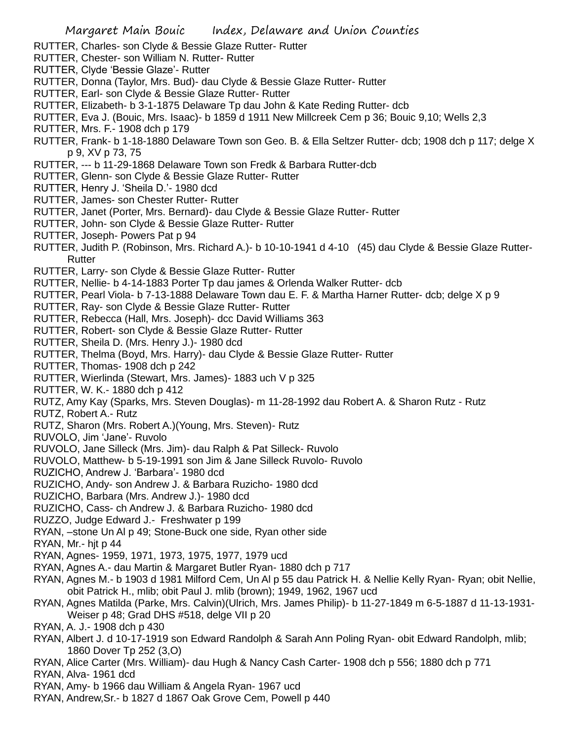RUTTER, Charles- son Clyde & Bessie Glaze Rutter- Rutter
RUTTER, Chester- son William N. Rutter- Rutter
RUTTER, Clyde 'Bessie Glaze'- Rutter
RUTTER, Donna (Taylor, Mrs. Bud)- dau Clyde & Bessie Glaze Rutter- Rutter
RUTTER, Earl- son Clyde & Bessie Glaze Rutter- Rutter
RUTTER, Elizabeth- b 3-1-1875 Delaware Tp dau John & Kate Reding Rutter- dcb
RUTTER, Eva J. (Bouic, Mrs. Isaac)- b 1859 d 1911 New Millcreek Cem p 36; Bouic 9,10; Wells 2,3
RUTTER, Mrs. F.- 1908 dch p 179
RUTTER, Frank- b 1-18-1880 Delaware Town son Geo. B. & Ella Seltzer Rutter- dcb; 1908 dch p 117; delge X p 9, XV p 73, 75
RUTTER, --- b 11-29-1868 Delaware Town son Fredk & Barbara Rutter-dcb
RUTTER, Glenn- son Clyde & Bessie Glaze Rutter- Rutter
RUTTER, Henry J. 'Sheila D.'- 1980 dcd
RUTTER, James- son Chester Rutter- Rutter
RUTTER, Janet (Porter, Mrs. Bernard)- dau Clyde & Bessie Glaze Rutter- Rutter
RUTTER, John- son Clyde & Bessie Glaze Rutter- Rutter
RUTTER, Joseph- Powers Pat p 94
RUTTER, Judith P. (Robinson, Mrs. Richard A.)- b 10-10-1941 d 4-10 (45) dau Clyde & Bessie Glaze Rutter- Rutter
RUTTER, Larry- son Clyde & Bessie Glaze Rutter- Rutter
RUTTER, Nellie- b 4-14-1883 Porter Tp dau james & Orlenda Walker Rutter- dcb
RUTTER, Pearl Viola- b 7-13-1888 Delaware Town dau E. F. & Martha Harner Rutter- dcb; delge X p 9
RUTTER, Ray- son Clyde & Bessie Glaze Rutter- Rutter
RUTTER, Rebecca (Hall, Mrs. Joseph)- dcc David Williams 363
RUTTER, Robert- son Clyde & Bessie Glaze Rutter- Rutter
RUTTER, Sheila D. (Mrs. Henry J.)- 1980 dcd
RUTTER, Thelma (Boyd, Mrs. Harry)- dau Clyde & Bessie Glaze Rutter- Rutter
RUTTER, Thomas- 1908 dch p 242
RUTTER, Wierlinda (Stewart, Mrs. James)- 1883 uch V p 325
RUTTER, W. K.- 1880 dch p 412
RUTZ, Amy Kay (Sparks, Mrs. Steven Douglas)- m 11-28-1992 dau Robert A. & Sharon Rutz - Rutz
RUTZ, Robert A.- Rutz
RUTZ, Sharon (Mrs. Robert A.)(Young, Mrs. Steven)- Rutz
RUVOLO, Jim 'Jane'- Ruvolo
RUVOLO, Jane Silleck (Mrs. Jim)- dau Ralph & Pat Silleck- Ruvolo
RUVOLO, Matthew- b 5-19-1991 son Jim & Jane Silleck Ruvolo- Ruvolo
RUZICHO, Andrew J. 'Barbara'- 1980 dcd
RUZICHO, Andy- son Andrew J. & Barbara Ruzicho- 1980 dcd
RUZICHO, Barbara (Mrs. Andrew J.)- 1980 dcd
RUZICHO, Cass- ch Andrew J. & Barbara Ruzicho- 1980 dcd
RUZZO, Judge Edward J.- Freshwater p 199
RYAN, –stone Un Al p 49; Stone-Buck one side, Ryan other side
RYAN, Mr.- hjt p 44
RYAN, Agnes- 1959, 1971, 1973, 1975, 1977, 1979 ucd
RYAN, Agnes A.- dau Martin & Margaret Butler Ryan- 1880 dch p 717
RYAN, Agnes M.- b 1903 d 1981 Milford Cem, Un Al p 55 dau Patrick H. & Nellie Kelly Ryan- Ryan; obit Nellie, obit Patrick H., mlib; obit Paul J. mlib (brown); 1949, 1962, 1967 ucd
RYAN, Agnes Matilda (Parke, Mrs. Calvin)(Ulrich, Mrs. James Philip)- b 11-27-1849 m 6-5-1887 d 11-13-1931- Weiser p 48; Grad DHS #518, delge VII p 20
RYAN, A. J.- 1908 dch p 430
RYAN, Albert J. d 10-17-1919 son Edward Randolph & Sarah Ann Poling Ryan- obit Edward Randolph, mlib; 1860 Dover Tp 252 (3,O)
RYAN, Alice Carter (Mrs. William)- dau Hugh & Nancy Cash Carter- 1908 dch p 556; 1880 dch p 771
RYAN, Alva- 1961 dcd
RYAN, Amy- b 1966 dau William & Angela Ryan- 1967 ucd
RYAN, Andrew,Sr.- b 1827 d 1867 Oak Grove Cem, Powell p 440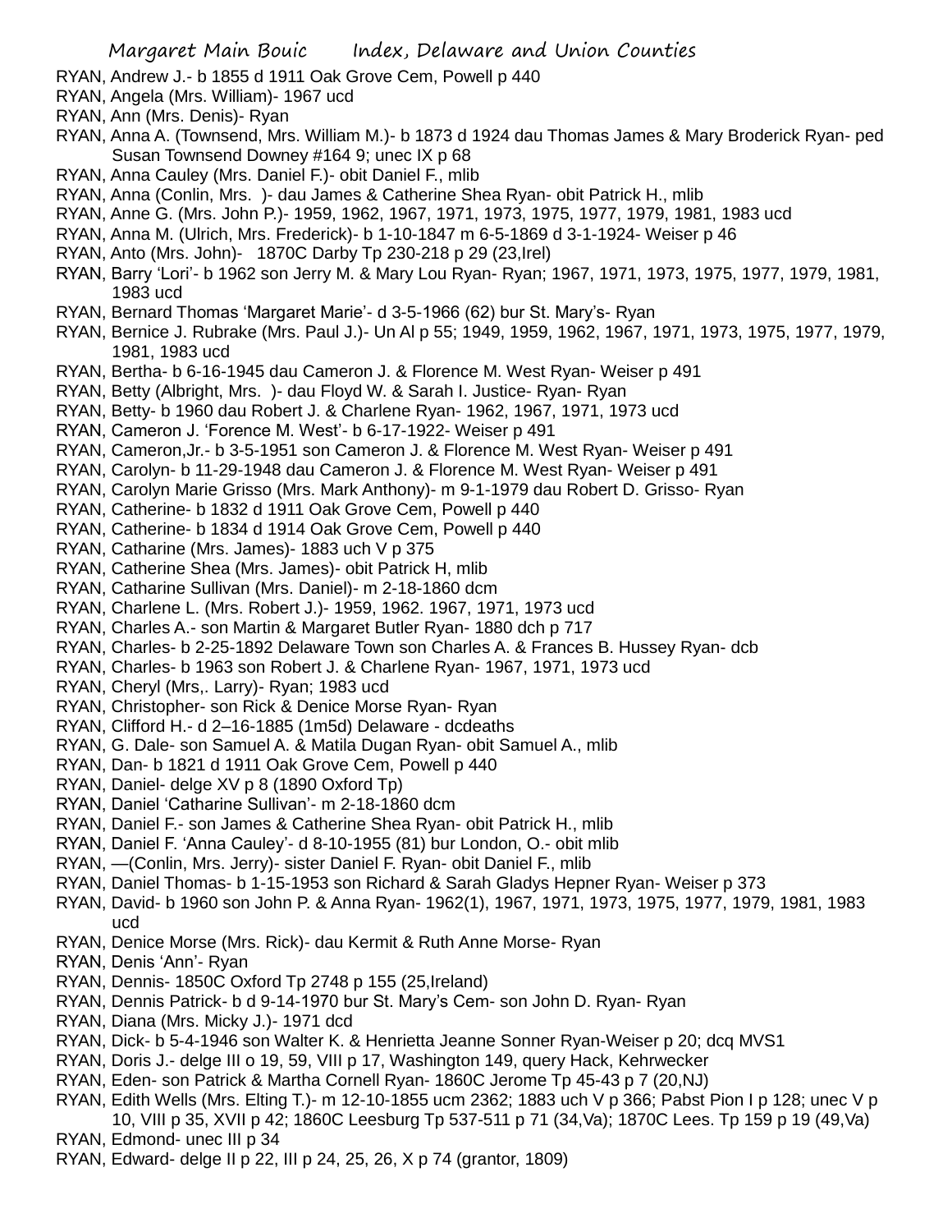RYAN, Andrew J.- b 1855 d 1911 Oak Grove Cem, Powell p 440
RYAN, Angela (Mrs. William)- 1967 ucd
RYAN, Ann (Mrs. Denis)- Ryan
RYAN, Anna A. (Townsend, Mrs. William M.)- b 1873 d 1924 dau Thomas James & Mary Broderick Ryan- ped Susan Townsend Downey #164 9; unec IX p 68
RYAN, Anna Cauley (Mrs. Daniel F.)- obit Daniel F., mlib
RYAN, Anna (Conlin, Mrs. )- dau James & Catherine Shea Ryan- obit Patrick H., mlib
RYAN, Anne G. (Mrs. John P.)- 1959, 1962, 1967, 1971, 1973, 1975, 1977, 1979, 1981, 1983 ucd
RYAN, Anna M. (Ulrich, Mrs. Frederick)- b 1-10-1847 m 6-5-1869 d 3-1-1924- Weiser p 46
RYAN, Anto (Mrs. John)- 1870C Darby Tp 230-218 p 29 (23,Irel)
RYAN, Barry 'Lori'- b 1962 son Jerry M. & Mary Lou Ryan- Ryan; 1967, 1971, 1973, 1975, 1977, 1979, 1981, 1983 ucd
RYAN, Bernard Thomas 'Margaret Marie'- d 3-5-1966 (62) bur St. Mary's- Ryan
RYAN, Bernice J. Rubrake (Mrs. Paul J.)- Un Al p 55; 1949, 1959, 1962, 1967, 1971, 1973, 1975, 1977, 1979, 1981, 1983 ucd
RYAN, Bertha- b 6-16-1945 dau Cameron J. & Florence M. West Ryan- Weiser p 491
RYAN, Betty (Albright, Mrs. )- dau Floyd W. & Sarah I. Justice- Ryan- Ryan
RYAN, Betty- b 1960 dau Robert J. & Charlene Ryan- 1962, 1967, 1971, 1973 ucd
RYAN, Cameron J. 'Forence M. West'- b 6-17-1922- Weiser p 491
RYAN, Cameron,Jr.- b 3-5-1951 son Cameron J. & Florence M. West Ryan- Weiser p 491
RYAN, Carolyn- b 11-29-1948 dau Cameron J. & Florence M. West Ryan- Weiser p 491
RYAN, Carolyn Marie Grisso (Mrs. Mark Anthony)- m 9-1-1979 dau Robert D. Grisso- Ryan
RYAN, Catherine- b 1832 d 1911 Oak Grove Cem, Powell p 440
RYAN, Catherine- b 1834 d 1914 Oak Grove Cem, Powell p 440
RYAN, Catharine (Mrs. James)- 1883 uch V p 375
RYAN, Catherine Shea (Mrs. James)- obit Patrick H, mlib
RYAN, Catharine Sullivan (Mrs. Daniel)- m 2-18-1860 dcm
RYAN, Charlene L. (Mrs. Robert J.)- 1959, 1962. 1967, 1971, 1973 ucd
RYAN, Charles A.- son Martin & Margaret Butler Ryan- 1880 dch p 717
RYAN, Charles- b 2-25-1892 Delaware Town son Charles A. & Frances B. Hussey Ryan- dcb
RYAN, Charles- b 1963 son Robert J. & Charlene Ryan- 1967, 1971, 1973 ucd
RYAN, Cheryl (Mrs,. Larry)- Ryan; 1983 ucd
RYAN, Christopher- son Rick & Denice Morse Ryan- Ryan
RYAN, Clifford H.- d 2–16-1885 (1m5d) Delaware - dcdeaths
RYAN, G. Dale- son Samuel A. & Matila Dugan Ryan- obit Samuel A., mlib
RYAN, Dan- b 1821 d 1911 Oak Grove Cem, Powell p 440
RYAN, Daniel- delge XV p 8 (1890 Oxford Tp)
RYAN, Daniel 'Catharine Sullivan'- m 2-18-1860 dcm
RYAN, Daniel F.- son James & Catherine Shea Ryan- obit Patrick H., mlib
RYAN, Daniel F. 'Anna Cauley'- d 8-10-1955 (81) bur London, O.- obit mlib
RYAN, —(Conlin, Mrs. Jerry)- sister Daniel F. Ryan- obit Daniel F., mlib
RYAN, Daniel Thomas- b 1-15-1953 son Richard & Sarah Gladys Hepner Ryan- Weiser p 373
RYAN, David- b 1960 son John P. & Anna Ryan- 1962(1), 1967, 1971, 1973, 1975, 1977, 1979, 1981, 1983 ucd
RYAN, Denice Morse (Mrs. Rick)- dau Kermit & Ruth Anne Morse- Ryan
RYAN, Denis 'Ann'- Ryan
RYAN, Dennis- 1850C Oxford Tp 2748 p 155 (25,Ireland)
RYAN, Dennis Patrick- b d 9-14-1970 bur St. Mary's Cem- son John D. Ryan- Ryan
RYAN, Diana (Mrs. Micky J.)- 1971 dcd
RYAN, Dick- b 5-4-1946 son Walter K. & Henrietta Jeanne Sonner Ryan-Weiser p 20; dcq MVS1
RYAN, Doris J.- delge III o 19, 59, VIII p 17, Washington 149, query Hack, Kehrwecker
RYAN, Eden- son Patrick & Martha Cornell Ryan- 1860C Jerome Tp 45-43 p 7 (20,NJ)
RYAN, Edith Wells (Mrs. Elting T.)- m 12-10-1855 ucm 2362; 1883 uch V p 366; Pabst Pion I p 128; unec V p 10, VIII p 35, XVII p 42; 1860C Leesburg Tp 537-511 p 71 (34,Va); 1870C Lees. Tp 159 p 19 (49,Va)
RYAN, Edmond- unec III p 34
RYAN, Edward- delge II p 22, III p 24, 25, 26, X p 74 (grantor, 1809)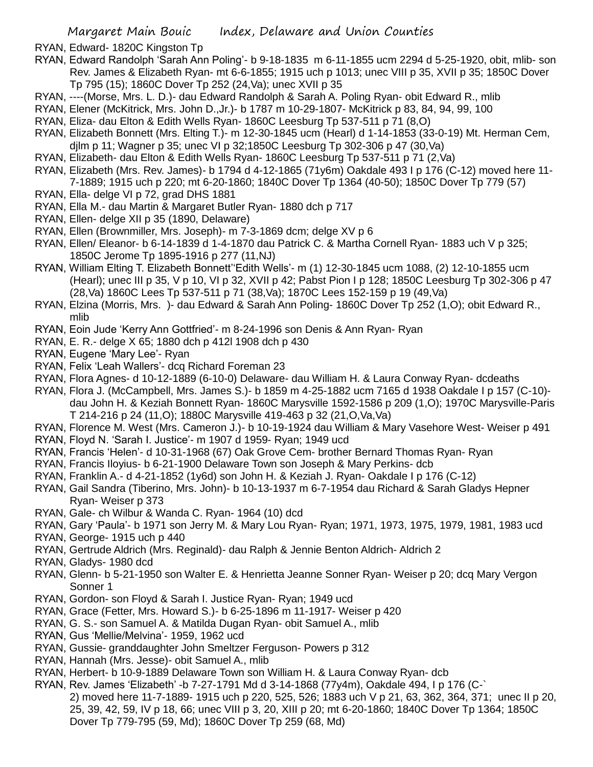RYAN, Edward- 1820C Kingston Tp

RYAN, Edward Randolph 'Sarah Ann Poling'- b 9-18-1835 m 6-11-1855 ucm 2294 d 5-25-1920, obit, mlib- son Rev. James & Elizabeth Ryan- mt 6-6-1855; 1915 uch p 1013; unec VIII p 35, XVII p 35; 1850C Dover Tp 795 (15); 1860C Dover Tp 252 (24,Va); unec XVII p 35

RYAN, ----(Morse, Mrs. L. D.)- dau Edward Randolph & Sarah A. Poling Ryan- obit Edward R., mlib

RYAN, Elener (McKitrick, Mrs. John D.,Jr.)- b 1787 m 10-29-1807- McKitrick p 83, 84, 94, 99, 100

RYAN, Eliza- dau Elton & Edith Wells Ryan- 1860C Leesburg Tp 537-511 p 71 (8,O)

RYAN, Elizabeth Bonnett (Mrs. Elting T.)- m 12-30-1845 ucm (Hearl) d 1-14-1853 (33-0-19) Mt. Herman Cem, djlm p 11; Wagner p 35; unec VI p 32;1850C Leesburg Tp 302-306 p 47 (30,Va)

RYAN, Elizabeth- dau Elton & Edith Wells Ryan- 1860C Leesburg Tp 537-511 p 71 (2,Va)

RYAN, Elizabeth (Mrs. Rev. James)- b 1794 d 4-12-1865 (71y6m) Oakdale 493 I p 176 (C-12) moved here 11-7-1889; 1915 uch p 220; mt 6-20-1860; 1840C Dover Tp 1364 (40-50); 1850C Dover Tp 779 (57)

RYAN, Ella- delge VI p 72, grad DHS 1881

RYAN, Ella M.- dau Martin & Margaret Butler Ryan- 1880 dch p 717

RYAN, Ellen- delge XII p 35 (1890, Delaware)

RYAN, Ellen (Brownmiller, Mrs. Joseph)- m 7-3-1869 dcm; delge XV p 6

RYAN, Ellen/ Eleanor- b 6-14-1839 d 1-4-1870 dau Patrick C. & Martha Cornell Ryan- 1883 uch V p 325; 1850C Jerome Tp 1895-1916 p 277 (11,NJ)

RYAN, William Elting T. Elizabeth Bonnett''Edith Wells'- m (1) 12-30-1845 ucm 1088, (2) 12-10-1855 ucm (Hearl); unec III p 35, V p 10, VI p 32, XVII p 42; Pabst Pion I p 128; 1850C Leesburg Tp 302-306 p 47 (28,Va) 1860C Lees Tp 537-511 p 71 (38,Va); 1870C Lees 152-159 p 19 (49,Va)

RYAN, Elzina (Morris, Mrs. )- dau Edward & Sarah Ann Poling- 1860C Dover Tp 252 (1,O); obit Edward R., mlib

RYAN, Eoin Jude 'Kerry Ann Gottfried'- m 8-24-1996 son Denis & Ann Ryan- Ryan

RYAN, E. R.- delge X 65; 1880 dch p 412l 1908 dch p 430

RYAN, Eugene 'Mary Lee'- Ryan

RYAN, Felix 'Leah Wallers'- dcq Richard Foreman 23

RYAN, Flora Agnes- d 10-12-1889 (6-10-0) Delaware- dau William H. & Laura Conway Ryan- dcdeaths

RYAN, Flora J. (McCampbell, Mrs. James S.)- b 1859 m 4-25-1882 ucm 7165 d 1938 Oakdale I p 157 (C-10)- dau John H. & Keziah Bonnett Ryan- 1860C Marysville 1592-1586 p 209 (1,O); 1970C Marysville-Paris T 214-216 p 24 (11,O); 1880C Marysville 419-463 p 32 (21,O,Va,Va)

RYAN, Florence M. West (Mrs. Cameron J.)- b 10-19-1924 dau William & Mary Vasehore West- Weiser p 491

RYAN, Floyd N. 'Sarah I. Justice'- m 1907 d 1959- Ryan; 1949 ucd

RYAN, Francis 'Helen'- d 10-31-1968 (67) Oak Grove Cem- brother Bernard Thomas Ryan- Ryan

RYAN, Francis Iloyius- b 6-21-1900 Delaware Town son Joseph & Mary Perkins- dcb

RYAN, Franklin A.- d 4-21-1852 (1y6d) son John H. & Keziah J. Ryan- Oakdale I p 176 (C-12)

RYAN, Gail Sandra (Tiberino, Mrs. John)- b 10-13-1937 m 6-7-1954 dau Richard & Sarah Gladys Hepner Ryan- Weiser p 373

RYAN, Gale- ch Wilbur & Wanda C. Ryan- 1964 (10) dcd

RYAN, Gary 'Paula'- b 1971 son Jerry M. & Mary Lou Ryan- Ryan; 1971, 1973, 1975, 1979, 1981, 1983 ucd

RYAN, George- 1915 uch p 440

RYAN, Gertrude Aldrich (Mrs. Reginald)- dau Ralph & Jennie Benton Aldrich- Aldrich 2

RYAN, Gladys- 1980 dcd

RYAN, Glenn- b 5-21-1950 son Walter E. & Henrietta Jeanne Sonner Ryan- Weiser p 20; dcq Mary Vergon Sonner 1

RYAN, Gordon- son Floyd & Sarah I. Justice Ryan- Ryan; 1949 ucd

RYAN, Grace (Fetter, Mrs. Howard S.)- b 6-25-1896 m 11-1917- Weiser p 420

RYAN, G. S.- son Samuel A. & Matilda Dugan Ryan- obit Samuel A., mlib

RYAN, Gus 'Mellie/Melvina'- 1959, 1962 ucd

RYAN, Gussie- granddaughter John Smeltzer Ferguson- Powers p 312

RYAN, Hannah (Mrs. Jesse)- obit Samuel A., mlib

RYAN, Herbert- b 10-9-1889 Delaware Town son William H. & Laura Conway Ryan- dcb

RYAN, Rev. James 'Elizabeth' -b 7-27-1791 Md d 3-14-1868 (77y4m), Oakdale 494, I p 176 (C-` 2) moved here 11-7-1889- 1915 uch p 220, 525, 526; 1883 uch V p 21, 63, 362, 364, 371; unec II p 20, 25, 39, 42, 59, IV p 18, 66; unec VIII p 3, 20, XIII p 20; mt 6-20-1860; 1840C Dover Tp 1364; 1850C Dover Tp 779-795 (59, Md); 1860C Dover Tp 259 (68, Md)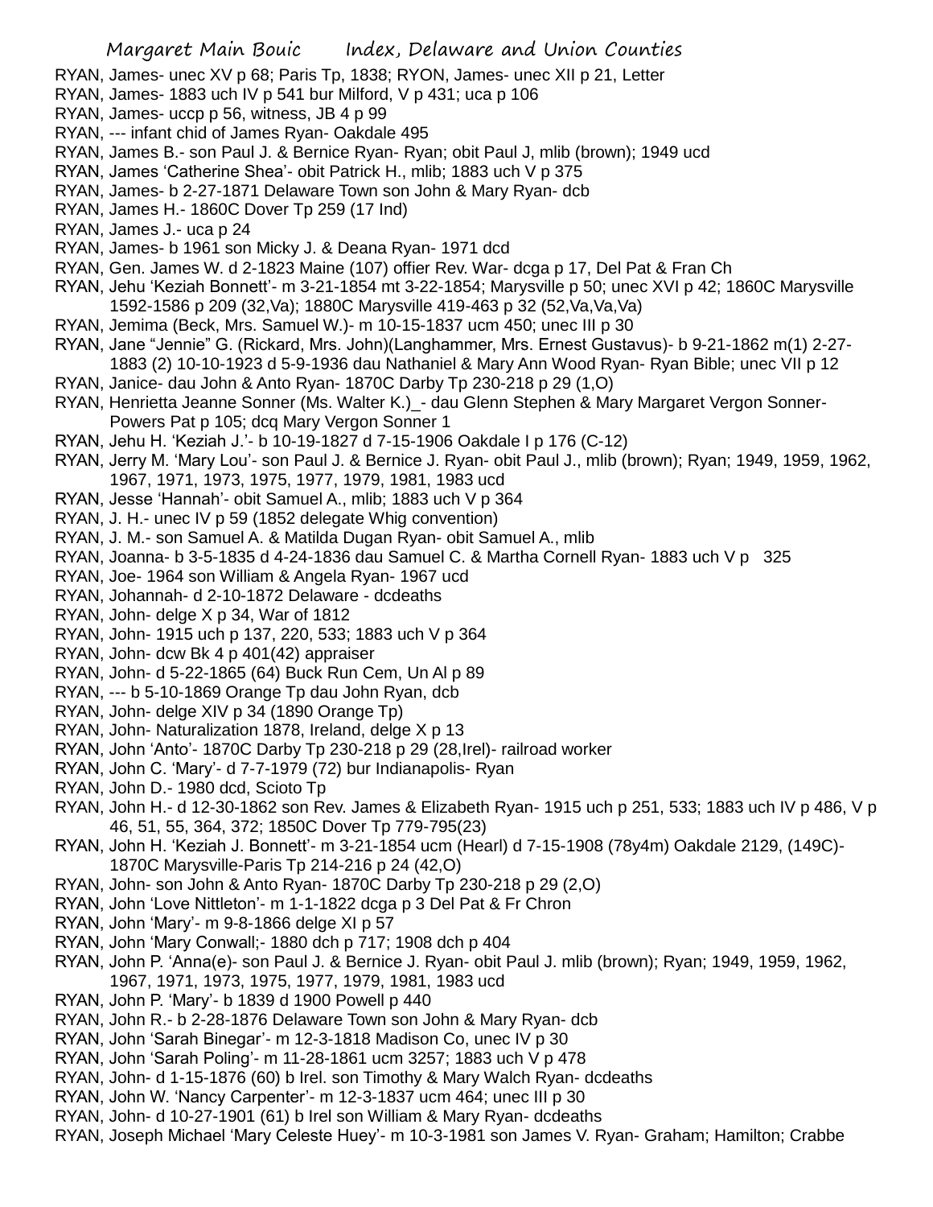RYAN, James- unec XV p 68; Paris Tp, 1838; RYON, James- unec XII p 21, Letter
RYAN, James- 1883 uch IV p 541 bur Milford, V p 431; uca p 106
RYAN, James- uccp p 56, witness, JB 4 p 99
RYAN, --- infant chid of James Ryan- Oakdale 495
RYAN, James B.- son Paul J. & Bernice Ryan- Ryan; obit Paul J, mlib (brown); 1949 ucd
RYAN, James 'Catherine Shea'- obit Patrick H., mlib; 1883 uch V p 375
RYAN, James- b 2-27-1871 Delaware Town son John & Mary Ryan- dcb
RYAN, James H.- 1860C Dover Tp 259 (17 Ind)
RYAN, James J.- uca p 24
RYAN, James- b 1961 son Micky J. & Deana Ryan- 1971 dcd
RYAN, Gen. James W. d 2-1823 Maine (107) offier Rev. War- dcga p 17, Del Pat & Fran Ch
RYAN, Jehu 'Keziah Bonnett'- m 3-21-1854 mt 3-22-1854; Marysville p 50; unec XVI p 42; 1860C Marysville 1592-1586 p 209 (32,Va); 1880C Marysville 419-463 p 32 (52,Va,Va,Va)
RYAN, Jemima (Beck, Mrs. Samuel W.)- m 10-15-1837 ucm 450; unec III p 30
RYAN, Jane "Jennie" G. (Rickard, Mrs. John)(Langhammer, Mrs. Ernest Gustavus)- b 9-21-1862 m(1) 2-27-1883 (2) 10-10-1923 d 5-9-1936 dau Nathaniel & Mary Ann Wood Ryan- Ryan Bible; unec VII p 12
RYAN, Janice- dau John & Anto Ryan- 1870C Darby Tp 230-218 p 29 (1,O)
RYAN, Henrietta Jeanne Sonner (Ms. Walter K.)_- dau Glenn Stephen & Mary Margaret Vergon Sonner- Powers Pat p 105; dcq Mary Vergon Sonner 1
RYAN, Jehu H. 'Keziah J.'- b 10-19-1827 d 7-15-1906 Oakdale I p 176 (C-12)
RYAN, Jerry M. 'Mary Lou'- son Paul J. & Bernice J. Ryan- obit Paul J., mlib (brown); Ryan; 1949, 1959, 1962, 1967, 1971, 1973, 1975, 1977, 1979, 1981, 1983 ucd
RYAN, Jesse 'Hannah'- obit Samuel A., mlib; 1883 uch V p 364
RYAN, J. H.- unec IV p 59 (1852 delegate Whig convention)
RYAN, J. M.- son Samuel A. & Matilda Dugan Ryan- obit Samuel A., mlib
RYAN, Joanna- b 3-5-1835 d 4-24-1836 dau Samuel C. & Martha Cornell Ryan- 1883 uch V p 325
RYAN, Joe- 1964 son William & Angela Ryan- 1967 ucd
RYAN, Johannah- d 2-10-1872 Delaware - dcdeaths
RYAN, John- delge X p 34, War of 1812
RYAN, John- 1915 uch p 137, 220, 533; 1883 uch V p 364
RYAN, John- dcw Bk 4 p 401(42) appraiser
RYAN, John- d 5-22-1865 (64) Buck Run Cem, Un Al p 89
RYAN, --- b 5-10-1869 Orange Tp dau John Ryan, dcb
RYAN, John- delge XIV p 34 (1890 Orange Tp)
RYAN, John- Naturalization 1878, Ireland, delge X p 13
RYAN, John 'Anto'- 1870C Darby Tp 230-218 p 29 (28,Irel)- railroad worker
RYAN, John C. 'Mary'- d 7-7-1979 (72) bur Indianapolis- Ryan
RYAN, John D.- 1980 dcd, Scioto Tp
RYAN, John H.- d 12-30-1862 son Rev. James & Elizabeth Ryan- 1915 uch p 251, 533; 1883 uch IV p 486, V p 46, 51, 55, 364, 372; 1850C Dover Tp 779-795(23)
RYAN, John H. 'Keziah J. Bonnett'- m 3-21-1854 ucm (Hearl) d 7-15-1908 (78y4m) Oakdale 2129, (149C)- 1870C Marysville-Paris Tp 214-216 p 24 (42,O)
RYAN, John- son John & Anto Ryan- 1870C Darby Tp 230-218 p 29 (2,O)
RYAN, John 'Love Nittleton'- m 1-1-1822 dcga p 3 Del Pat & Fr Chron
RYAN, John 'Mary'- m 9-8-1866 delge XI p 57
RYAN, John 'Mary Conwall;- 1880 dch p 717; 1908 dch p 404
RYAN, John P. 'Anna(e)- son Paul J. & Bernice J. Ryan- obit Paul J. mlib (brown); Ryan; 1949, 1959, 1962, 1967, 1971, 1973, 1975, 1977, 1979, 1981, 1983 ucd
RYAN, John P. 'Mary'- b 1839 d 1900 Powell p 440
RYAN, John R.- b 2-28-1876 Delaware Town son John & Mary Ryan- dcb
RYAN, John 'Sarah Binegar'- m 12-3-1818 Madison Co, unec IV p 30
RYAN, John 'Sarah Poling'- m 11-28-1861 ucm 3257; 1883 uch V p 478
RYAN, John- d 1-15-1876 (60) b Irel. son Timothy & Mary Walch Ryan- dcdeaths
RYAN, John W. 'Nancy Carpenter'- m 12-3-1837 ucm 464; unec III p 30
RYAN, John- d 10-27-1901 (61) b Irel son William & Mary Ryan- dcdeaths
RYAN, Joseph Michael 'Mary Celeste Huey'- m 10-3-1981 son James V. Ryan- Graham; Hamilton; Crabbe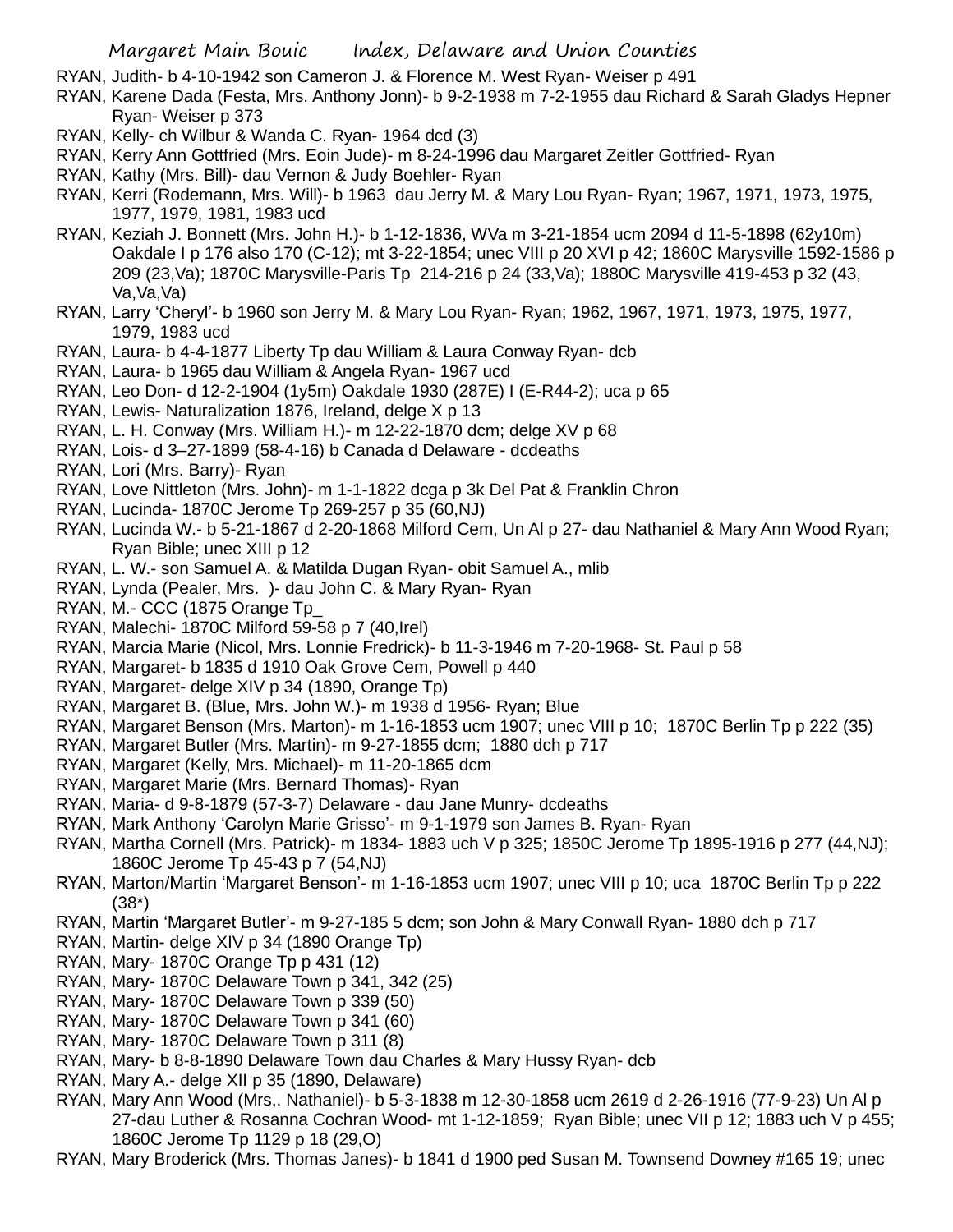RYAN, Judith- b 4-10-1942 son Cameron J. & Florence M. West Ryan- Weiser p 491

RYAN, Karene Dada (Festa, Mrs. Anthony Jonn)- b 9-2-1938 m 7-2-1955 dau Richard & Sarah Gladys Hepner Ryan- Weiser p 373

RYAN, Kelly- ch Wilbur & Wanda C. Ryan- 1964 dcd (3)

RYAN, Kerry Ann Gottfried (Mrs. Eoin Jude)- m 8-24-1996 dau Margaret Zeitler Gottfried- Ryan

RYAN, Kathy (Mrs. Bill)- dau Vernon & Judy Boehler- Ryan

RYAN, Kerri (Rodemann, Mrs. Will)- b 1963 dau Jerry M. & Mary Lou Ryan- Ryan; 1967, 1971, 1973, 1975, 1977, 1979, 1981, 1983 ucd

RYAN, Keziah J. Bonnett (Mrs. John H.)- b 1-12-1836, WVa m 3-21-1854 ucm 2094 d 11-5-1898 (62y10m) Oakdale I p 176 also 170 (C-12); mt 3-22-1854; unec VIII p 20 XVI p 42; 1860C Marysville 1592-1586 p 209 (23,Va); 1870C Marysville-Paris Tp 214-216 p 24 (33,Va); 1880C Marysville 419-453 p 32 (43, Va,Va,Va)

RYAN, Larry 'Cheryl'- b 1960 son Jerry M. & Mary Lou Ryan- Ryan; 1962, 1967, 1971, 1973, 1975, 1977, 1979, 1983 ucd

RYAN, Laura- b 4-4-1877 Liberty Tp dau William & Laura Conway Ryan- dcb

RYAN, Laura- b 1965 dau William & Angela Ryan- 1967 ucd

RYAN, Leo Don- d 12-2-1904 (1y5m) Oakdale 1930 (287E) I (E-R44-2); uca p 65

RYAN, Lewis- Naturalization 1876, Ireland, delge X p 13

RYAN, L. H. Conway (Mrs. William H.)- m 12-22-1870 dcm; delge XV p 68

RYAN, Lois- d 3–27-1899 (58-4-16) b Canada d Delaware - dcdeaths

RYAN, Lori (Mrs. Barry)- Ryan

RYAN, Love Nittleton (Mrs. John)- m 1-1-1822 dcga p 3k Del Pat & Franklin Chron

RYAN, Lucinda- 1870C Jerome Tp 269-257 p 35 (60,NJ)

RYAN, Lucinda W.- b 5-21-1867 d 2-20-1868 Milford Cem, Un Al p 27- dau Nathaniel & Mary Ann Wood Ryan; Ryan Bible; unec XIII p 12

RYAN, L. W.- son Samuel A. & Matilda Dugan Ryan- obit Samuel A., mlib

RYAN, Lynda (Pealer, Mrs. )- dau John C. & Mary Ryan- Ryan

RYAN, M.- CCC (1875 Orange Tp_

RYAN, Malechi- 1870C Milford 59-58 p 7 (40,Irel)

RYAN, Marcia Marie (Nicol, Mrs. Lonnie Fredrick)- b 11-3-1946 m 7-20-1968- St. Paul p 58

RYAN, Margaret- b 1835 d 1910 Oak Grove Cem, Powell p 440

RYAN, Margaret- delge XIV p 34 (1890, Orange Tp)

RYAN, Margaret B. (Blue, Mrs. John W.)- m 1938 d 1956- Ryan; Blue

RYAN, Margaret Benson (Mrs. Marton)- m 1-16-1853 ucm 1907; unec VIII p 10; 1870C Berlin Tp p 222 (35)

RYAN, Margaret Butler (Mrs. Martin)- m 9-27-1855 dcm; 1880 dch p 717

RYAN, Margaret (Kelly, Mrs. Michael)- m 11-20-1865 dcm

RYAN, Margaret Marie (Mrs. Bernard Thomas)- Ryan

RYAN, Maria- d 9-8-1879 (57-3-7) Delaware - dau Jane Munry- dcdeaths

RYAN, Mark Anthony 'Carolyn Marie Grisso'- m 9-1-1979 son James B. Ryan- Ryan

RYAN, Martha Cornell (Mrs. Patrick)- m 1834- 1883 uch V p 325; 1850C Jerome Tp 1895-1916 p 277 (44,NJ); 1860C Jerome Tp 45-43 p 7 (54,NJ)

RYAN, Marton/Martin 'Margaret Benson'- m 1-16-1853 ucm 1907; unec VIII p 10; uca 1870C Berlin Tp p 222 (38*)

RYAN, Martin 'Margaret Butler'- m 9-27-185 5 dcm; son John & Mary Conwall Ryan- 1880 dch p 717

RYAN, Martin- delge XIV p 34 (1890 Orange Tp)

RYAN, Mary- 1870C Orange Tp p 431 (12)

RYAN, Mary- 1870C Delaware Town p 341, 342 (25)

RYAN, Mary- 1870C Delaware Town p 339 (50)

RYAN, Mary- 1870C Delaware Town p 341 (60)

RYAN, Mary- 1870C Delaware Town p 311 (8)

RYAN, Mary- b 8-8-1890 Delaware Town dau Charles & Mary Hussy Ryan- dcb

RYAN, Mary A.- delge XII p 35 (1890, Delaware)

RYAN, Mary Ann Wood (Mrs,. Nathaniel)- b 5-3-1838 m 12-30-1858 ucm 2619 d 2-26-1916 (77-9-23) Un Al p 27-dau Luther & Rosanna Cochran Wood- mt 1-12-1859; Ryan Bible; unec VII p 12; 1883 uch V p 455; 1860C Jerome Tp 1129 p 18 (29,O)

RYAN, Mary Broderick (Mrs. Thomas Janes)- b 1841 d 1900 ped Susan M. Townsend Downey #165 19; unec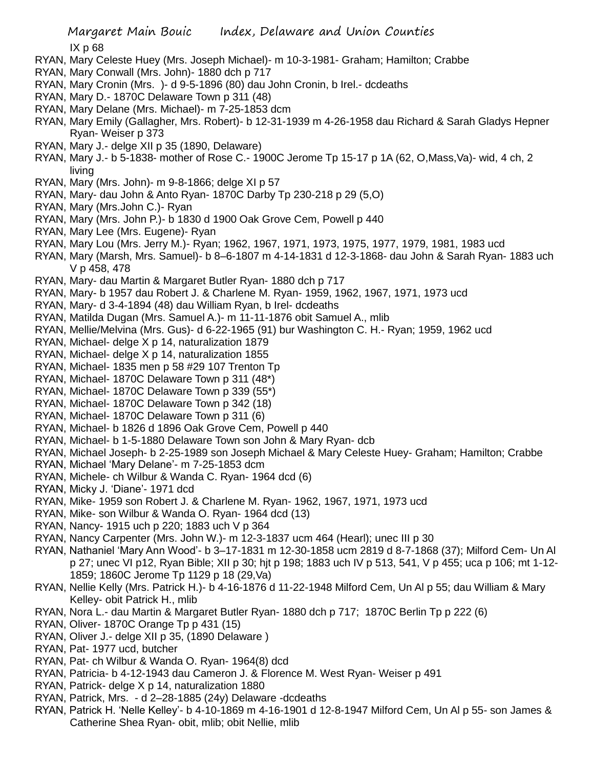IX p 68

RYAN, Mary Celeste Huey (Mrs. Joseph Michael)- m 10-3-1981- Graham; Hamilton; Crabbe
RYAN, Mary Conwall (Mrs. John)- 1880 dch p 717
RYAN, Mary Cronin (Mrs. )- d 9-5-1896 (80) dau John Cronin, b Irel.- dcdeaths
RYAN, Mary D.- 1870C Delaware Town p 311 (48)
RYAN, Mary Delane (Mrs. Michael)- m 7-25-1853 dcm
RYAN, Mary Emily (Gallagher, Mrs. Robert)- b 12-31-1939 m 4-26-1958 dau Richard & Sarah Gladys Hepner Ryan- Weiser p 373
RYAN, Mary J.- delge XII p 35 (1890, Delaware)
RYAN, Mary J.- b 5-1838- mother of Rose C.- 1900C Jerome Tp 15-17 p 1A (62, O,Mass,Va)- wid, 4 ch, 2 living
RYAN, Mary (Mrs. John)- m 9-8-1866; delge XI p 57
RYAN, Mary- dau John & Anto Ryan- 1870C Darby Tp 230-218 p 29 (5,O)
RYAN, Mary (Mrs.John C.)- Ryan
RYAN, Mary (Mrs. John P.)- b 1830 d 1900 Oak Grove Cem, Powell p 440
RYAN, Mary Lee (Mrs. Eugene)- Ryan
RYAN, Mary Lou (Mrs. Jerry M.)- Ryan; 1962, 1967, 1971, 1973, 1975, 1977, 1979, 1981, 1983 ucd
RYAN, Mary (Marsh, Mrs. Samuel)- b 8–6-1807 m 4-14-1831 d 12-3-1868- dau John & Sarah Ryan- 1883 uch V p 458, 478
RYAN, Mary- dau Martin & Margaret Butler Ryan- 1880 dch p 717
RYAN, Mary- b 1957 dau Robert J. & Charlene M. Ryan- 1959, 1962, 1967, 1971, 1973 ucd
RYAN, Mary- d 3-4-1894 (48) dau William Ryan, b Irel- dcdeaths
RYAN, Matilda Dugan (Mrs. Samuel A.)- m 11-11-1876 obit Samuel A., mlib
RYAN, Mellie/Melvina (Mrs. Gus)- d 6-22-1965 (91) bur Washington C. H.- Ryan; 1959, 1962 ucd
RYAN, Michael- delge X p 14, naturalization 1879
RYAN, Michael- delge X p 14, naturalization 1855
RYAN, Michael- 1835 men p 58 #29 107 Trenton Tp
RYAN, Michael- 1870C Delaware Town p 311 (48*)
RYAN, Michael- 1870C Delaware Town p 339 (55*)
RYAN, Michael- 1870C Delaware Town p 342 (18)
RYAN, Michael- 1870C Delaware Town p 311 (6)
RYAN, Michael- b 1826 d 1896 Oak Grove Cem, Powell p 440
RYAN, Michael- b 1-5-1880 Delaware Town son John & Mary Ryan- dcb
RYAN, Michael Joseph- b 2-25-1989 son Joseph Michael & Mary Celeste Huey- Graham; Hamilton; Crabbe
RYAN, Michael 'Mary Delane'- m 7-25-1853 dcm
RYAN, Michele- ch Wilbur & Wanda C. Ryan- 1964 dcd (6)
RYAN, Micky J. 'Diane'- 1971 dcd
RYAN, Mike- 1959 son Robert J. & Charlene M. Ryan- 1962, 1967, 1971, 1973 ucd
RYAN, Mike- son Wilbur & Wanda O. Ryan- 1964 dcd (13)
RYAN, Nancy- 1915 uch p 220; 1883 uch V p 364
RYAN, Nancy Carpenter (Mrs. John W.)- m 12-3-1837 ucm 464 (Hearl); unec III p 30
RYAN, Nathaniel 'Mary Ann Wood'- b 3–17-1831 m 12-30-1858 ucm 2819 d 8-7-1868 (37); Milford Cem- Un Al p 27; unec VI p12, Ryan Bible; XII p 30; hjt p 198; 1883 uch IV p 513, 541, V p 455; uca p 106; mt 1-12-1859; 1860C Jerome Tp 1129 p 18 (29,Va)
RYAN, Nellie Kelly (Mrs. Patrick H.)- b 4-16-1876 d 11-22-1948 Milford Cem, Un Al p 55; dau William & Mary Kelley- obit Patrick H., mlib
RYAN, Nora L.- dau Martin & Margaret Butler Ryan- 1880 dch p 717; 1870C Berlin Tp p 222 (6)
RYAN, Oliver- 1870C Orange Tp p 431 (15)
RYAN, Oliver J.- delge XII p 35, (1890 Delaware )
RYAN, Pat- 1977 ucd, butcher
RYAN, Pat- ch Wilbur & Wanda O. Ryan- 1964(8) dcd
RYAN, Patricia- b 4-12-1943 dau Cameron J. & Florence M. West Ryan- Weiser p 491
RYAN, Patrick- delge X p 14, naturalization 1880
RYAN, Patrick, Mrs. - d 2–28-1885 (24y) Delaware -dcdeaths
RYAN, Patrick H. 'Nelle Kelley'- b 4-10-1869 m 4-16-1901 d 12-8-1947 Milford Cem, Un Al p 55- son James & Catherine Shea Ryan- obit, mlib; obit Nellie, mlib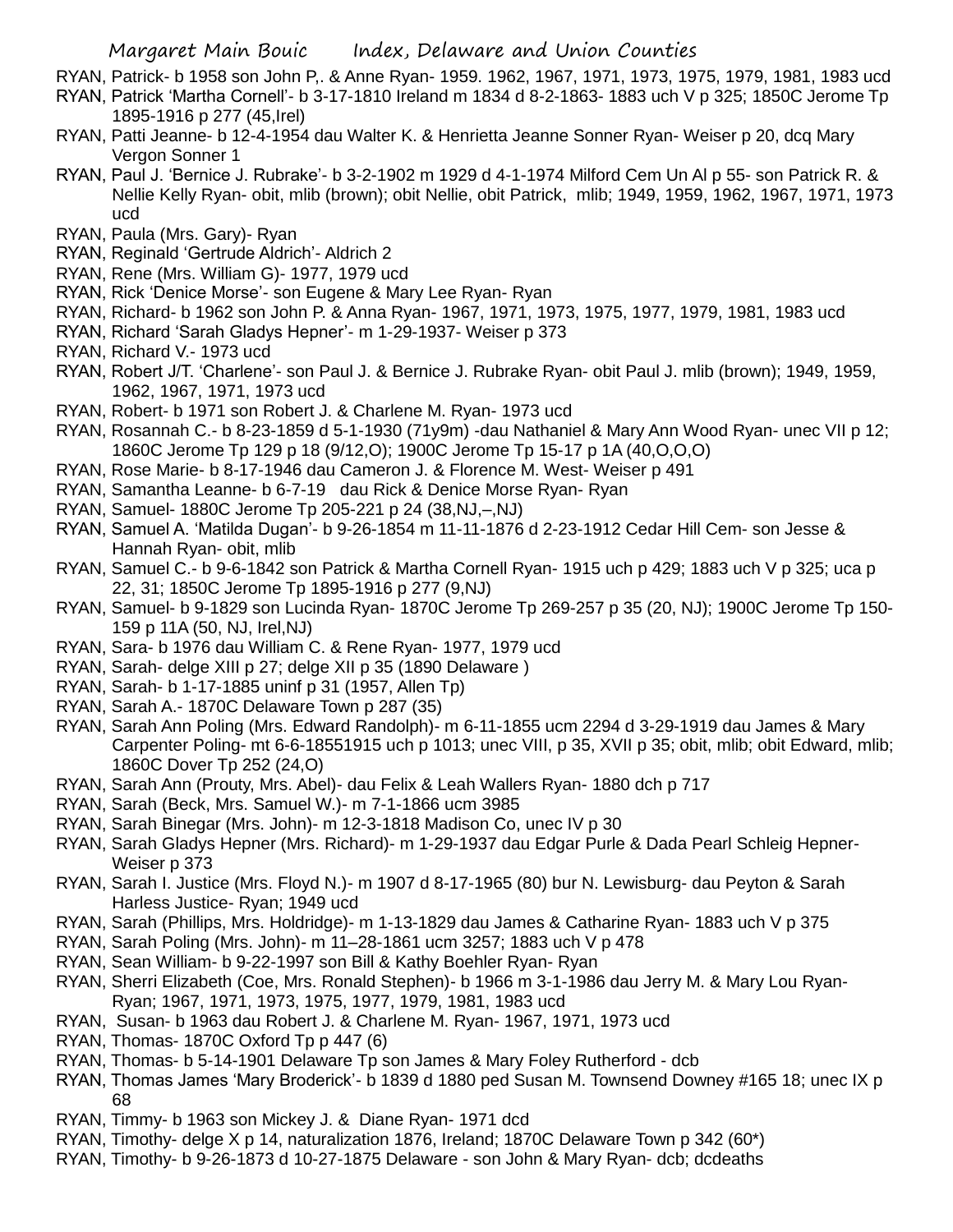RYAN, Patrick- b 1958 son John P,. & Anne Ryan- 1959. 1962, 1967, 1971, 1973, 1975, 1979, 1981, 1983 ucd

RYAN, Patrick 'Martha Cornell'- b 3-17-1810 Ireland m 1834 d 8-2-1863- 1883 uch V p 325; 1850C Jerome Tp 1895-1916 p 277 (45,Irel)

RYAN, Patti Jeanne- b 12-4-1954 dau Walter K. & Henrietta Jeanne Sonner Ryan- Weiser p 20, dcq Mary Vergon Sonner 1

RYAN, Paul J. 'Bernice J. Rubrake'- b 3-2-1902 m 1929 d 4-1-1974 Milford Cem Un Al p 55- son Patrick R. & Nellie Kelly Ryan- obit, mlib (brown); obit Nellie, obit Patrick, mlib; 1949, 1959, 1962, 1967, 1971, 1973 ucd

RYAN, Paula (Mrs. Gary)- Ryan

RYAN, Reginald 'Gertrude Aldrich'- Aldrich 2

RYAN, Rene (Mrs. William G)- 1977, 1979 ucd

RYAN, Rick 'Denice Morse'- son Eugene & Mary Lee Ryan- Ryan

RYAN, Richard- b 1962 son John P. & Anna Ryan- 1967, 1971, 1973, 1975, 1977, 1979, 1981, 1983 ucd

RYAN, Richard 'Sarah Gladys Hepner'- m 1-29-1937- Weiser p 373

RYAN, Richard V.- 1973 ucd

RYAN, Robert J/T. 'Charlene'- son Paul J. & Bernice J. Rubrake Ryan- obit Paul J. mlib (brown); 1949, 1959, 1962, 1967, 1971, 1973 ucd

RYAN, Robert- b 1971 son Robert J. & Charlene M. Ryan- 1973 ucd

RYAN, Rosannah C.- b 8-23-1859 d 5-1-1930 (71y9m) -dau Nathaniel & Mary Ann Wood Ryan- unec VII p 12; 1860C Jerome Tp 129 p 18 (9/12,O); 1900C Jerome Tp 15-17 p 1A (40,O,O,O)

RYAN, Rose Marie- b 8-17-1946 dau Cameron J. & Florence M. West- Weiser p 491

RYAN, Samantha Leanne- b 6-7-19   dau Rick & Denice Morse Ryan- Ryan

RYAN, Samuel- 1880C Jerome Tp 205-221 p 24 (38,NJ,–,NJ)

RYAN, Samuel A. 'Matilda Dugan'- b 9-26-1854 m 11-11-1876 d 2-23-1912 Cedar Hill Cem- son Jesse & Hannah Ryan- obit, mlib

RYAN, Samuel C.- b 9-6-1842 son Patrick & Martha Cornell Ryan- 1915 uch p 429; 1883 uch V p 325; uca p 22, 31; 1850C Jerome Tp 1895-1916 p 277 (9,NJ)

RYAN, Samuel- b 9-1829 son Lucinda Ryan- 1870C Jerome Tp 269-257 p 35 (20, NJ); 1900C Jerome Tp 150-159 p 11A (50, NJ, Irel,NJ)

RYAN, Sara- b 1976 dau William C. & Rene Ryan- 1977, 1979 ucd

RYAN, Sarah- delge XIII p 27; delge XII p 35 (1890 Delaware )

RYAN, Sarah- b 1-17-1885 uninf p 31 (1957, Allen Tp)

RYAN, Sarah A.- 1870C Delaware Town p 287 (35)

RYAN, Sarah Ann Poling (Mrs. Edward Randolph)- m 6-11-1855 ucm 2294 d 3-29-1919 dau James & Mary Carpenter Poling- mt 6-6-18551915 uch p 1013; unec VIII, p 35, XVII p 35; obit, mlib; obit Edward, mlib; 1860C Dover Tp 252 (24,O)

RYAN, Sarah Ann (Prouty, Mrs. Abel)- dau Felix & Leah Wallers Ryan- 1880 dch p 717

RYAN, Sarah (Beck, Mrs. Samuel W.)- m 7-1-1866 ucm 3985

RYAN, Sarah Binegar (Mrs. John)- m 12-3-1818 Madison Co, unec IV p 30

RYAN, Sarah Gladys Hepner (Mrs. Richard)- m 1-29-1937 dau Edgar Purle & Dada Pearl Schleig Hepner- Weiser p 373

RYAN, Sarah I. Justice (Mrs. Floyd N.)- m 1907 d 8-17-1965 (80) bur N. Lewisburg- dau Peyton & Sarah Harless Justice- Ryan; 1949 ucd

RYAN, Sarah (Phillips, Mrs. Holdridge)- m 1-13-1829 dau James & Catharine Ryan- 1883 uch V p 375

RYAN, Sarah Poling (Mrs. John)- m 11–28-1861 ucm 3257; 1883 uch V p 478

RYAN, Sean William- b 9-22-1997 son Bill & Kathy Boehler Ryan- Ryan

RYAN, Sherri Elizabeth (Coe, Mrs. Ronald Stephen)- b 1966 m 3-1-1986 dau Jerry M. & Mary Lou Ryan- Ryan; 1967, 1971, 1973, 1975, 1977, 1979, 1981, 1983 ucd

RYAN,  Susan- b 1963 dau Robert J. & Charlene M. Ryan- 1967, 1971, 1973 ucd

RYAN, Thomas- 1870C Oxford Tp p 447 (6)

RYAN, Thomas- b 5-14-1901 Delaware Tp son James & Mary Foley Rutherford - dcb

RYAN, Thomas James 'Mary Broderick'- b 1839 d 1880 ped Susan M. Townsend Downey #165 18; unec IX p 68

RYAN, Timmy- b 1963 son Mickey J. &  Diane Ryan- 1971 dcd

RYAN, Timothy- delge X p 14, naturalization 1876, Ireland; 1870C Delaware Town p 342 (60*)

RYAN, Timothy- b 9-26-1873 d 10-27-1875 Delaware - son John & Mary Ryan- dcb; dcdeaths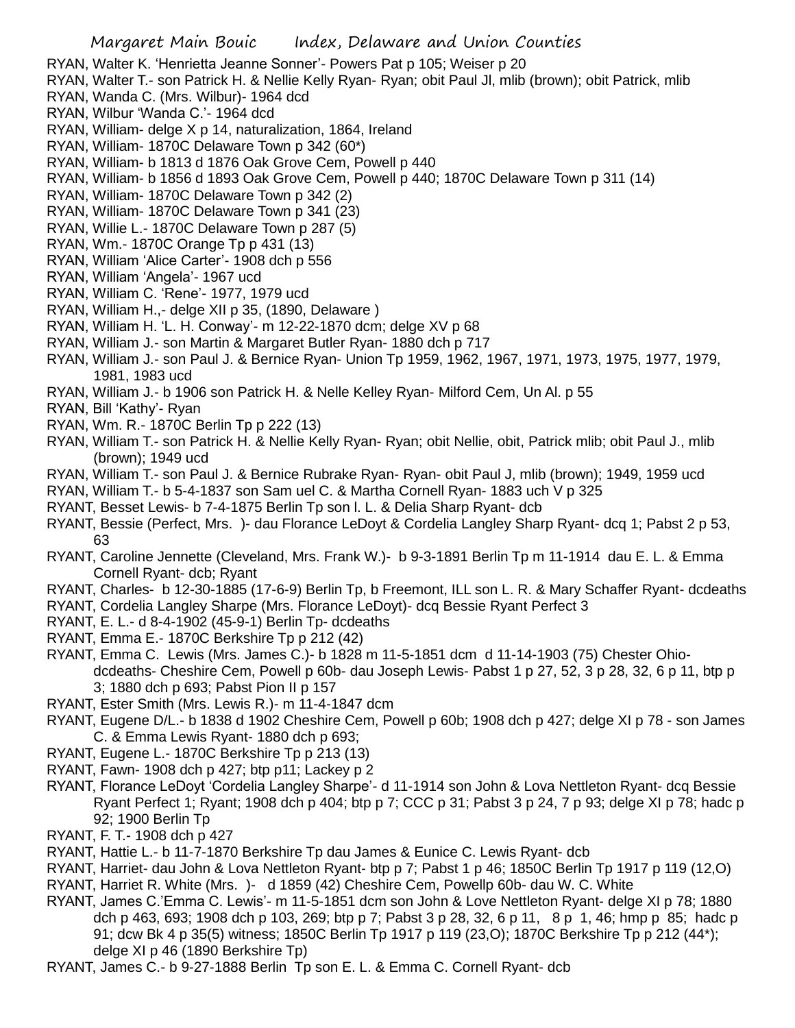RYAN, Walter K. 'Henrietta Jeanne Sonner'- Powers Pat p 105; Weiser p 20

RYAN, Walter T.- son Patrick H. & Nellie Kelly Ryan- Ryan; obit Paul Jl, mlib (brown); obit Patrick, mlib

RYAN, Wanda C. (Mrs. Wilbur)- 1964 dcd

RYAN, Wilbur 'Wanda C.'- 1964 dcd

RYAN, William- delge X p 14, naturalization, 1864, Ireland

RYAN, William- 1870C Delaware Town p 342 (60*)

RYAN, William- b 1813 d 1876 Oak Grove Cem, Powell p 440

RYAN, William- b 1856 d 1893 Oak Grove Cem, Powell p 440; 1870C Delaware Town p 311 (14)

RYAN, William- 1870C Delaware Town p 342 (2)

RYAN, William- 1870C Delaware Town p 341 (23)

RYAN, Willie L.- 1870C Delaware Town p 287 (5)

RYAN, Wm.- 1870C Orange Tp p 431 (13)

RYAN, William 'Alice Carter'- 1908 dch p 556

RYAN, William 'Angela'- 1967 ucd

RYAN, William C. 'Rene'- 1977, 1979 ucd

RYAN, William H.,- delge XII p 35, (1890, Delaware )

RYAN, William H. 'L. H. Conway'- m 12-22-1870 dcm; delge XV p 68

RYAN, William J.- son Martin & Margaret Butler Ryan- 1880 dch p 717

RYAN, William J.- son Paul J. & Bernice Ryan- Union Tp 1959, 1962, 1967, 1971, 1973, 1975, 1977, 1979, 1981, 1983 ucd

RYAN, William J.- b 1906 son Patrick H. & Nelle Kelley Ryan- Milford Cem, Un Al. p 55

RYAN, Bill 'Kathy'- Ryan

RYAN, Wm. R.- 1870C Berlin Tp p 222 (13)

RYAN, William T.- son Patrick H. & Nellie Kelly Ryan- Ryan; obit Nellie, obit, Patrick mlib; obit Paul J., mlib (brown); 1949 ucd

RYAN, William T.- son Paul J. & Bernice Rubrake Ryan- Ryan- obit Paul J, mlib (brown); 1949, 1959 ucd

RYAN, William T.- b 5-4-1837 son Sam uel C. & Martha Cornell Ryan- 1883 uch V p 325

RYANT, Besset Lewis- b 7-4-1875 Berlin Tp son l. L. & Delia Sharp Ryant- dcb

RYANT, Bessie (Perfect, Mrs. )- dau Florance LeDoyt & Cordelia Langley Sharp Ryant- dcq 1; Pabst 2 p 53, 63

RYANT, Caroline Jennette (Cleveland, Mrs. Frank W.)- b 9-3-1891 Berlin Tp m 11-1914 dau E. L. & Emma Cornell Ryant- dcb; Ryant

RYANT, Charles- b 12-30-1885 (17-6-9) Berlin Tp, b Freemont, ILL son L. R. & Mary Schaffer Ryant- dcdeaths

RYANT, Cordelia Langley Sharpe (Mrs. Florance LeDoyt)- dcq Bessie Ryant Perfect 3

RYANT, E. L.- d 8-4-1902 (45-9-1) Berlin Tp- dcdeaths

RYANT, Emma E.- 1870C Berkshire Tp p 212 (42)

RYANT, Emma C. Lewis (Mrs. James C.)- b 1828 m 11-5-1851 dcm d 11-14-1903 (75) Chester Ohio- dcdeaths- Cheshire Cem, Powell p 60b- dau Joseph Lewis- Pabst 1 p 27, 52, 3 p 28, 32, 6 p 11, btp p 3; 1880 dch p 693; Pabst Pion II p 157

RYANT, Ester Smith (Mrs. Lewis R.)- m 11-4-1847 dcm

RYANT, Eugene D/L.- b 1838 d 1902 Cheshire Cem, Powell p 60b; 1908 dch p 427; delge XI p 78 - son James C. & Emma Lewis Ryant- 1880 dch p 693;

RYANT, Eugene L.- 1870C Berkshire Tp p 213 (13)

RYANT, Fawn- 1908 dch p 427; btp p11; Lackey p 2

RYANT, Florance LeDoyt 'Cordelia Langley Sharpe'- d 11-1914 son John & Lova Nettleton Ryant- dcq Bessie Ryant Perfect 1; Ryant; 1908 dch p 404; btp p 7; CCC p 31; Pabst 3 p 24, 7 p 93; delge XI p 78; hadc p 92; 1900 Berlin Tp

RYANT, F. T.- 1908 dch p 427

RYANT, Hattie L.- b 11-7-1870 Berkshire Tp dau James & Eunice C. Lewis Ryant- dcb

RYANT, Harriet- dau John & Lova Nettleton Ryant- btp p 7; Pabst 1 p 46; 1850C Berlin Tp 1917 p 119 (12,O)

RYANT, Harriet R. White (Mrs. )- d 1859 (42) Cheshire Cem, Powellp 60b- dau W. C. White

RYANT, James C.'Emma C. Lewis'- m 11-5-1851 dcm son John & Love Nettleton Ryant- delge XI p 78; 1880 dch p 463, 693; 1908 dch p 103, 269; btp p 7; Pabst 3 p 28, 32, 6 p 11, 8 p 1, 46; hmp p 85; hadc p 91; dcw Bk 4 p 35(5) witness; 1850C Berlin Tp 1917 p 119 (23,O); 1870C Berkshire Tp p 212 (44*); delge XI p 46 (1890 Berkshire Tp)

RYANT, James C.- b 9-27-1888 Berlin Tp son E. L. & Emma C. Cornell Ryant- dcb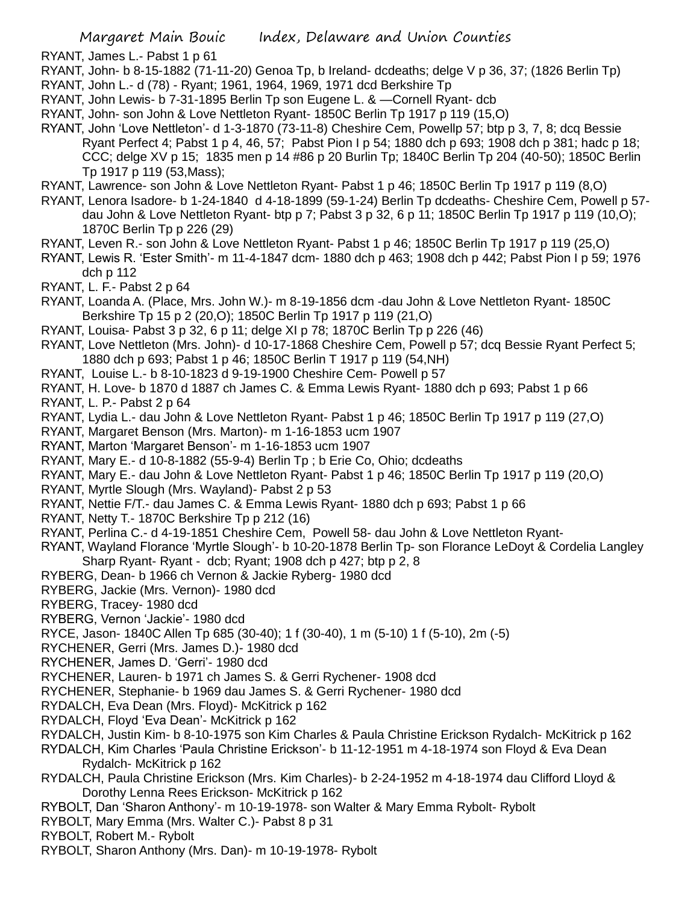RYANT, James L.- Pabst 1 p 61

RYANT, John- b 8-15-1882 (71-11-20) Genoa Tp, b Ireland- dcdeaths; delge V p 36, 37; (1826 Berlin Tp)

RYANT, John L.- d (78) - Ryant; 1961, 1964, 1969, 1971 dcd Berkshire Tp

RYANT, John Lewis- b 7-31-1895 Berlin Tp son Eugene L. & —Cornell Ryant- dcb

RYANT, John- son John & Love Nettleton Ryant- 1850C Berlin Tp 1917 p 119 (15,O)

RYANT, John 'Love Nettleton'- d 1-3-1870 (73-11-8) Cheshire Cem, Powellp 57; btp p 3, 7, 8; dcq Bessie Ryant Perfect 4; Pabst 1 p 4, 46, 57; Pabst Pion I p 54; 1880 dch p 693; 1908 dch p 381; hadc p 18; CCC; delge XV p 15; 1835 men p 14 #86 p 20 Burlin Tp; 1840C Berlin Tp 204 (40-50); 1850C Berlin Tp 1917 p 119 (53,Mass);

RYANT, Lawrence- son John & Love Nettleton Ryant- Pabst 1 p 46; 1850C Berlin Tp 1917 p 119 (8,O)

RYANT, Lenora Isadore- b 1-24-1840 d 4-18-1899 (59-1-24) Berlin Tp dcdeaths- Cheshire Cem, Powell p 57- dau John & Love Nettleton Ryant- btp p 7; Pabst 3 p 32, 6 p 11; 1850C Berlin Tp 1917 p 119 (10,O); 1870C Berlin Tp p 226 (29)

RYANT, Leven R.- son John & Love Nettleton Ryant- Pabst 1 p 46; 1850C Berlin Tp 1917 p 119 (25,O)

RYANT, Lewis R. 'Ester Smith'- m 11-4-1847 dcm- 1880 dch p 463; 1908 dch p 442; Pabst Pion I p 59; 1976 dch p 112

RYANT, L. F.- Pabst 2 p 64

RYANT, Loanda A. (Place, Mrs. John W.)- m 8-19-1856 dcm -dau John & Love Nettleton Ryant- 1850C Berkshire Tp 15 p 2 (20,O); 1850C Berlin Tp 1917 p 119 (21,O)

RYANT, Louisa- Pabst 3 p 32, 6 p 11; delge XI p 78; 1870C Berlin Tp p 226 (46)

RYANT, Love Nettleton (Mrs. John)- d 10-17-1868 Cheshire Cem, Powell p 57; dcq Bessie Ryant Perfect 5; 1880 dch p 693; Pabst 1 p 46; 1850C Berlin T 1917 p 119 (54,NH)

RYANT, Louise L.- b 8-10-1823 d 9-19-1900 Cheshire Cem- Powell p 57

RYANT, H. Love- b 1870 d 1887 ch James C. & Emma Lewis Ryant- 1880 dch p 693; Pabst 1 p 66

RYANT, L. P.- Pabst 2 p 64

RYANT, Lydia L.- dau John & Love Nettleton Ryant- Pabst 1 p 46; 1850C Berlin Tp 1917 p 119 (27,O)

RYANT, Margaret Benson (Mrs. Marton)- m 1-16-1853 ucm 1907

RYANT, Marton 'Margaret Benson'- m 1-16-1853 ucm 1907

RYANT, Mary E.- d 10-8-1882 (55-9-4) Berlin Tp ; b Erie Co, Ohio; dcdeaths

RYANT, Mary E.- dau John & Love Nettleton Ryant- Pabst 1 p 46; 1850C Berlin Tp 1917 p 119 (20,O)

RYANT, Myrtle Slough (Mrs. Wayland)- Pabst 2 p 53

RYANT, Nettie F/T.- dau James C. & Emma Lewis Ryant- 1880 dch p 693; Pabst 1 p 66

RYANT, Netty T.- 1870C Berkshire Tp p 212 (16)

RYANT, Perlina C.- d 4-19-1851 Cheshire Cem, Powell 58- dau John & Love Nettleton Ryant-

RYANT, Wayland Florance 'Myrtle Slough'- b 10-20-1878 Berlin Tp- son Florance LeDoyt & Cordelia Langley Sharp Ryant- Ryant - dcb; Ryant; 1908 dch p 427; btp p 2, 8

RYBERG, Dean- b 1966 ch Vernon & Jackie Ryberg- 1980 dcd

RYBERG, Jackie (Mrs. Vernon)- 1980 dcd

RYBERG, Tracey- 1980 dcd

RYBERG, Vernon 'Jackie'- 1980 dcd

RYCE, Jason- 1840C Allen Tp 685 (30-40); 1 f (30-40), 1 m (5-10) 1 f (5-10), 2m (-5)

RYCHENER, Gerri (Mrs. James D.)- 1980 dcd

RYCHENER, James D. 'Gerri'- 1980 dcd

RYCHENER, Lauren- b 1971 ch James S. & Gerri Rychener- 1908 dcd

RYCHENER, Stephanie- b 1969 dau James S. & Gerri Rychener- 1980 dcd

RYDALCH, Eva Dean (Mrs. Floyd)- McKitrick p 162

RYDALCH, Floyd 'Eva Dean'- McKitrick p 162

RYDALCH, Justin Kim- b 8-10-1975 son Kim Charles & Paula Christine Erickson Rydalch- McKitrick p 162

RYDALCH, Kim Charles 'Paula Christine Erickson'- b 11-12-1951 m 4-18-1974 son Floyd & Eva Dean Rydalch- McKitrick p 162

RYDALCH, Paula Christine Erickson (Mrs. Kim Charles)- b 2-24-1952 m 4-18-1974 dau Clifford Lloyd & Dorothy Lenna Rees Erickson- McKitrick p 162

RYBOLT, Dan 'Sharon Anthony'- m 10-19-1978- son Walter & Mary Emma Rybolt- Rybolt

RYBOLT, Mary Emma (Mrs. Walter C.)- Pabst 8 p 31

RYBOLT, Robert M.- Rybolt

RYBOLT, Sharon Anthony (Mrs. Dan)- m 10-19-1978- Rybolt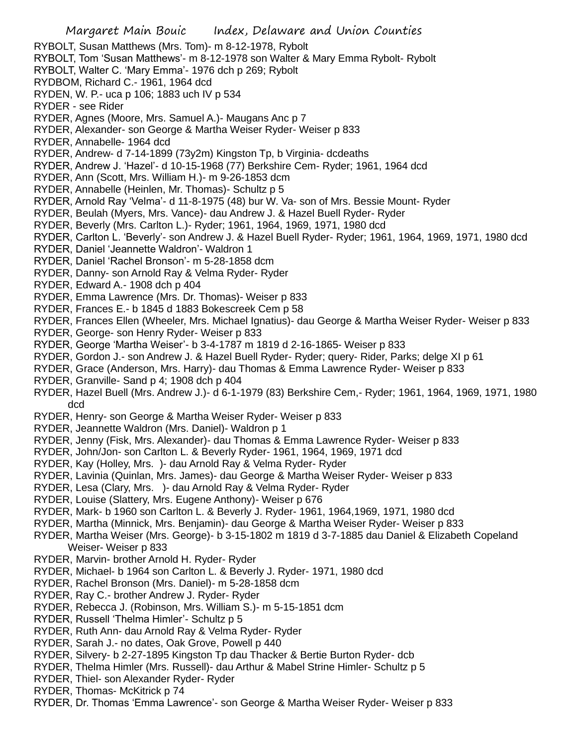RYBOLT, Susan Matthews (Mrs. Tom)- m 8-12-1978, Rybolt
RYBOLT, Tom 'Susan Matthews'- m 8-12-1978 son Walter & Mary Emma Rybolt- Rybolt
RYBOLT, Walter C. 'Mary Emma'- 1976 dch p 269; Rybolt
RYDBOM, Richard C.- 1961, 1964 dcd
RYDEN, W. P.- uca p 106; 1883 uch IV p 534
RYDER - see Rider
RYDER, Agnes (Moore, Mrs. Samuel A.)- Maugans Anc p 7
RYDER, Alexander- son George & Martha Weiser Ryder- Weiser p 833
RYDER, Annabelle- 1964 dcd
RYDER, Andrew- d 7-14-1899 (73y2m) Kingston Tp, b Virginia- dcdeaths
RYDER, Andrew J. 'Hazel'- d 10-15-1968 (77) Berkshire Cem- Ryder; 1961, 1964 dcd
RYDER, Ann (Scott, Mrs. William H.)- m 9-26-1853 dcm
RYDER, Annabelle (Heinlen, Mr. Thomas)- Schultz p 5
RYDER, Arnold Ray 'Velma'- d 11-8-1975 (48) bur W. Va- son of Mrs. Bessie Mount- Ryder
RYDER, Beulah (Myers, Mrs. Vance)- dau Andrew J. & Hazel Buell Ryder- Ryder
RYDER, Beverly (Mrs. Carlton L.)- Ryder; 1961, 1964, 1969, 1971, 1980 dcd
RYDER, Carlton L. 'Beverly'- son Andrew J. & Hazel Buell Ryder- Ryder; 1961, 1964, 1969, 1971, 1980 dcd
RYDER, Daniel 'Jeannette Waldron'- Waldron 1
RYDER, Daniel 'Rachel Bronson'- m 5-28-1858 dcm
RYDER, Danny- son Arnold Ray & Velma Ryder- Ryder
RYDER, Edward A.- 1908 dch p 404
RYDER, Emma Lawrence (Mrs. Dr. Thomas)- Weiser p 833
RYDER, Frances E.- b 1845 d 1883 Bokescreek Cem p 58
RYDER, Frances Ellen (Wheeler, Mrs. Michael Ignatius)- dau George & Martha Weiser Ryder- Weiser p 833
RYDER, George- son Henry Ryder- Weiser p 833
RYDER, George 'Martha Weiser'- b 3-4-1787 m 1819 d 2-16-1865- Weiser p 833
RYDER, Gordon J.- son Andrew J. & Hazel Buell Ryder- Ryder; query- Rider, Parks; delge XI p 61
RYDER, Grace (Anderson, Mrs. Harry)- dau Thomas & Emma Lawrence Ryder- Weiser p 833
RYDER, Granville- Sand p 4; 1908 dch p 404
RYDER, Hazel Buell (Mrs. Andrew J.)- d 6-1-1979 (83) Berkshire Cem,- Ryder; 1961, 1964, 1969, 1971, 1980 dcd
RYDER, Henry- son George & Martha Weiser Ryder- Weiser p 833
RYDER, Jeannette Waldron (Mrs. Daniel)- Waldron p 1
RYDER, Jenny (Fisk, Mrs. Alexander)- dau Thomas & Emma Lawrence Ryder- Weiser p 833
RYDER, John/Jon- son Carlton L. & Beverly Ryder- 1961, 1964, 1969, 1971 dcd
RYDER, Kay (Holley, Mrs. )- dau Arnold Ray & Velma Ryder- Ryder
RYDER, Lavinia (Quinlan, Mrs. James)- dau George & Martha Weiser Ryder- Weiser p 833
RYDER, Lesa (Clary, Mrs. )- dau Arnold Ray & Velma Ryder- Ryder
RYDER, Louise (Slattery, Mrs. Eugene Anthony)- Weiser p 676
RYDER, Mark- b 1960 son Carlton L. & Beverly J. Ryder- 1961, 1964,1969, 1971, 1980 dcd
RYDER, Martha (Minnick, Mrs. Benjamin)- dau George & Martha Weiser Ryder- Weiser p 833
RYDER, Martha Weiser (Mrs. George)- b 3-15-1802 m 1819 d 3-7-1885 dau Daniel & Elizabeth Copeland Weiser- Weiser p 833
RYDER, Marvin- brother Arnold H. Ryder- Ryder
RYDER, Michael- b 1964 son Carlton L. & Beverly J. Ryder- 1971, 1980 dcd
RYDER, Rachel Bronson (Mrs. Daniel)- m 5-28-1858 dcm
RYDER, Ray C.- brother Andrew J. Ryder- Ryder
RYDER, Rebecca J. (Robinson, Mrs. William S.)- m 5-15-1851 dcm
RYDER, Russell 'Thelma Himler'- Schultz p 5
RYDER, Ruth Ann- dau Arnold Ray & Velma Ryder- Ryder
RYDER, Sarah J.- no dates, Oak Grove, Powell p 440
RYDER, Silvery- b 2-27-1895 Kingston Tp dau Thacker & Bertie Burton Ryder- dcb
RYDER, Thelma Himler (Mrs. Russell)- dau Arthur & Mabel Strine Himler- Schultz p 5
RYDER, Thiel- son Alexander Ryder- Ryder
RYDER, Thomas- McKitrick p 74
RYDER, Dr. Thomas 'Emma Lawrence'- son George & Martha Weiser Ryder- Weiser p 833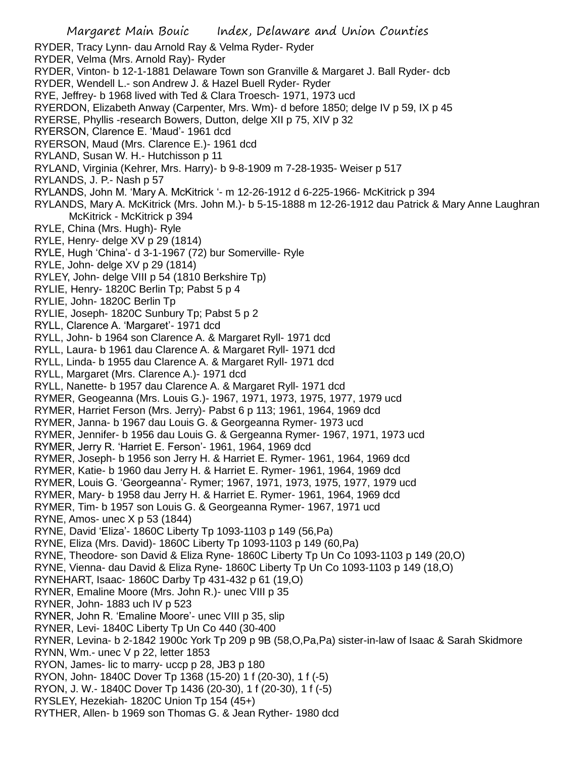RYDER, Tracy Lynn- dau Arnold Ray & Velma Ryder- Ryder
RYDER, Velma (Mrs. Arnold Ray)- Ryder
RYDER, Vinton- b 12-1-1881 Delaware Town son Granville & Margaret J. Ball Ryder- dcb
RYDER, Wendell L.- son Andrew J. & Hazel Buell Ryder- Ryder
RYE, Jeffrey- b 1968 lived with Ted & Clara Troesch- 1971, 1973 ucd
RYERDON, Elizabeth Anway (Carpenter, Mrs. Wm)- d before 1850; delge IV p 59, IX p 45
RYERSE, Phyllis -research Bowers, Dutton, delge XII p 75, XIV p 32
RYERSON, Clarence E. 'Maud'- 1961 dcd
RYERSON, Maud (Mrs. Clarence E.)- 1961 dcd
RYLAND, Susan W. H.- Hutchisson p 11
RYLAND, Virginia (Kehrer, Mrs. Harry)- b 9-8-1909 m 7-28-1935- Weiser p 517
RYLANDS, J. P.- Nash p 57
RYLANDS, John M. 'Mary A. McKitrick '- m 12-26-1912 d 6-225-1966- McKitrick p 394
RYLANDS, Mary A. McKitrick (Mrs. John M.)- b 5-15-1888 m 12-26-1912 dau Patrick & Mary Anne Laughran McKitrick - McKitrick p 394
RYLE, China (Mrs. Hugh)- Ryle
RYLE, Henry- delge XV p 29 (1814)
RYLE, Hugh 'China'- d 3-1-1967 (72) bur Somerville- Ryle
RYLE, John- delge XV p 29 (1814)
RYLEY, John- delge VIII p 54 (1810 Berkshire Tp)
RYLIE, Henry- 1820C Berlin Tp; Pabst 5 p 4
RYLIE, John- 1820C Berlin Tp
RYLIE, Joseph- 1820C Sunbury Tp; Pabst 5 p 2
RYLL, Clarence A. 'Margaret'- 1971 dcd
RYLL, John- b 1964 son Clarence A. & Margaret Ryll- 1971 dcd
RYLL, Laura- b 1961 dau Clarence A. & Margaret Ryll- 1971 dcd
RYLL, Linda- b 1955 dau Clarence A. & Margaret Ryll- 1971 dcd
RYLL, Margaret (Mrs. Clarence A.)- 1971 dcd
RYLL, Nanette- b 1957 dau Clarence A. & Margaret Ryll- 1971 dcd
RYMER, Geogeanna (Mrs. Louis G.)- 1967, 1971, 1973, 1975, 1977, 1979 ucd
RYMER, Harriet Ferson (Mrs. Jerry)- Pabst 6 p 113; 1961, 1964, 1969 dcd
RYMER, Janna- b 1967 dau Louis G. & Georgeanna Rymer- 1973 ucd
RYMER, Jennifer- b 1956 dau Louis G. & Gergeanna Rymer- 1967, 1971, 1973 ucd
RYMER, Jerry R. 'Harriet E. Ferson'- 1961, 1964, 1969 dcd
RYMER, Joseph- b 1956 son Jerry H. & Harriet E. Rymer- 1961, 1964, 1969 dcd
RYMER, Katie- b 1960 dau Jerry H. & Harriet E. Rymer- 1961, 1964, 1969 dcd
RYMER, Louis G. 'Georgeanna'- Rymer; 1967, 1971, 1973, 1975, 1977, 1979 ucd
RYMER, Mary- b 1958 dau Jerry H. & Harriet E. Rymer- 1961, 1964, 1969 dcd
RYMER, Tim- b 1957 son Louis G. & Georgeanna Rymer- 1967, 1971 ucd
RYNE, Amos- unec X p 53 (1844)
RYNE, David 'Eliza'- 1860C Liberty Tp 1093-1103 p 149 (56,Pa)
RYNE, Eliza (Mrs. David)- 1860C Liberty Tp 1093-1103 p 149 (60,Pa)
RYNE, Theodore- son David & Eliza Ryne- 1860C Liberty Tp Un Co 1093-1103 p 149 (20,O)
RYNE, Vienna- dau David & Eliza Ryne- 1860C Liberty Tp Un Co 1093-1103 p 149 (18,O)
RYNEHART, Isaac- 1860C Darby Tp 431-432 p 61 (19,O)
RYNER, Emaline Moore (Mrs. John R.)- unec VIII p 35
RYNER, John- 1883 uch IV p 523
RYNER, John R. 'Emaline Moore'- unec VIII p 35, slip
RYNER, Levi- 1840C Liberty Tp Un Co 440 (30-400
RYNER, Levina- b 2-1842 1900c York Tp 209 p 9B (58,O,Pa,Pa) sister-in-law of Isaac & Sarah Skidmore
RYNN, Wm.- unec V p 22, letter 1853
RYON, James- lic to marry- uccp p 28, JB3 p 180
RYON, John- 1840C Dover Tp 1368 (15-20) 1 f (20-30), 1 f (-5)
RYON, J. W.- 1840C Dover Tp 1436 (20-30), 1 f (20-30), 1 f (-5)
RYSLEY, Hezekiah- 1820C Union Tp 154 (45+)
RYTHER, Allen- b 1969 son Thomas G. & Jean Ryther- 1980 dcd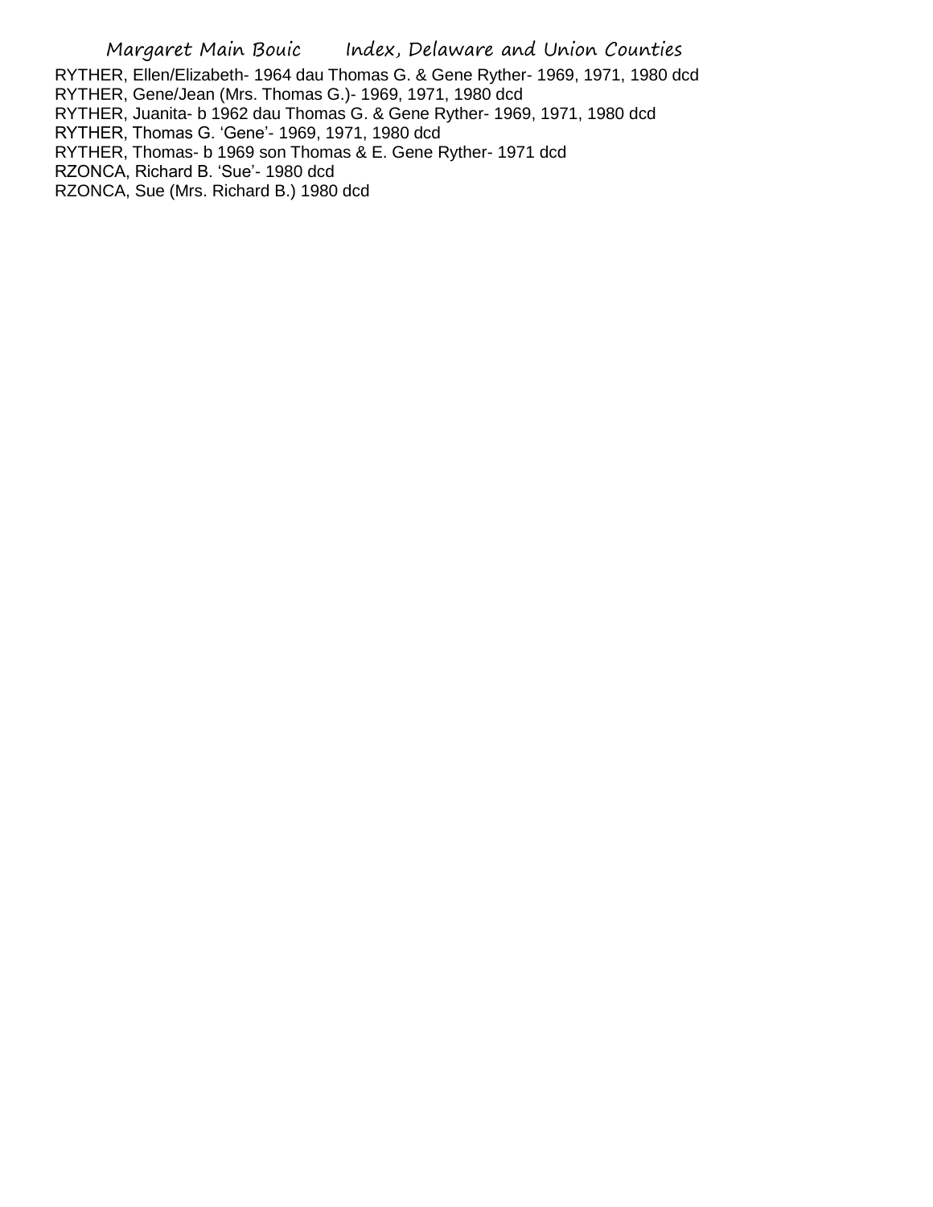RYTHER, Ellen/Elizabeth- 1964 dau Thomas G. & Gene Ryther- 1969, 1971, 1980 dcd
RYTHER, Gene/Jean (Mrs. Thomas G.)- 1969, 1971, 1980 dcd
RYTHER, Juanita- b 1962 dau Thomas G. & Gene Ryther- 1969, 1971, 1980 dcd
RYTHER, Thomas G. 'Gene'- 1969, 1971, 1980 dcd
RYTHER, Thomas- b 1969 son Thomas & E. Gene Ryther- 1971 dcd
RZONCA, Richard B. 'Sue'- 1980 dcd
RZONCA, Sue (Mrs. Richard B.) 1980 dcd